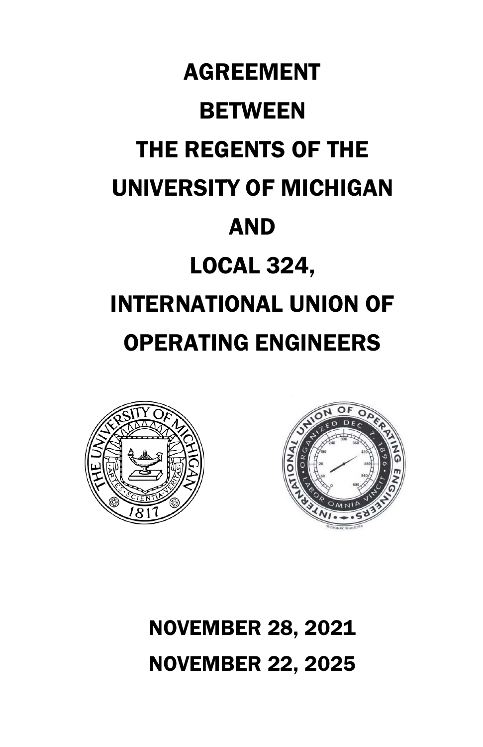# AGREEMENT

# BETWEEN

# THE REGENTS OF THE UNIVERSITY OF MICHIGAN

# AND

# LOCAL 324, INTERNATIONAL UNION OF OPERATING ENGINEERS

## NOVEMBER 28, 2021

## NOVEMBER 22, 2025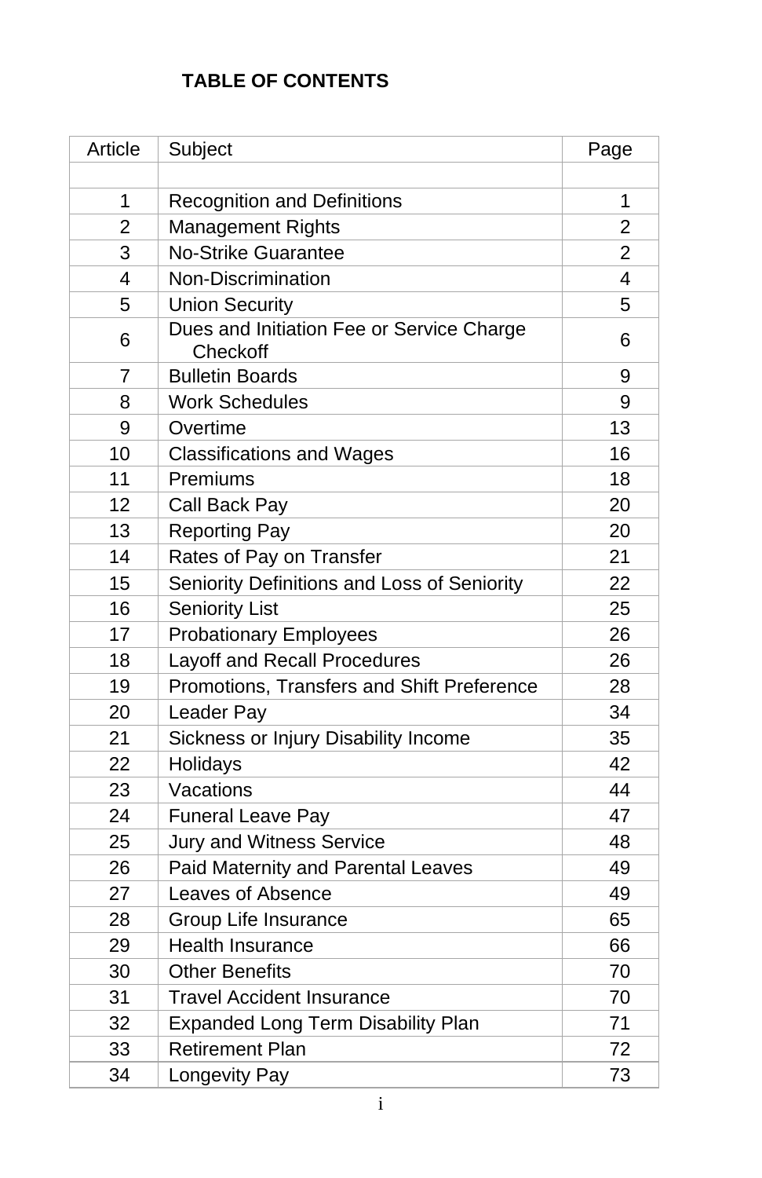## TABLE OF CONTENTS

| Article | Subject | Page |
|---|---|---|
| | | |
| 1 | Recognition and Definitions | 1 |
| 2 | Management Rights | 2 |
| 3 | No-Strike Guarantee | 2 |
| 4 | Non-Discrimination | 4 |
| 5 | Union Security | 5 |
| 6 | Dues and Initiation Fee or Service Charge Checkoff | 6 |
| 7 | Bulletin Boards | 9 |
| 8 | Work Schedules | 9 |
| 9 | Overtime | 13 |
| 10 | Classifications and Wages | 16 |
| 11 | Premiums | 18 |
| 12 | Call Back Pay | 20 |
| 13 | Reporting Pay | 20 |
| 14 | Rates of Pay on Transfer | 21 |
| 15 | Seniority Definitions and Loss of Seniority | 22 |
| 16 | Seniority List | 25 |
| 17 | Probationary Employees | 26 |
| 18 | Layoff and Recall Procedures | 26 |
| 19 | Promotions, Transfers and Shift Preference | 28 |
| 20 | Leader Pay | 34 |
| 21 | Sickness or Injury Disability Income | 35 |
| 22 | Holidays | 42 |
| 23 | Vacations | 44 |
| 24 | Funeral Leave Pay | 47 |
| 25 | Jury and Witness Service | 48 |
| 26 | Paid Maternity and Parental Leaves | 49 |
| 27 | Leaves of Absence | 49 |
| 28 | Group Life Insurance | 65 |
| 29 | Health Insurance | 66 |
| 30 | Other Benefits | 70 |
| 31 | Travel Accident Insurance | 70 |
| 32 | Expanded Long Term Disability Plan | 71 |
| 33 | Retirement Plan | 72 |
| 34 | Longevity Pay | 73 |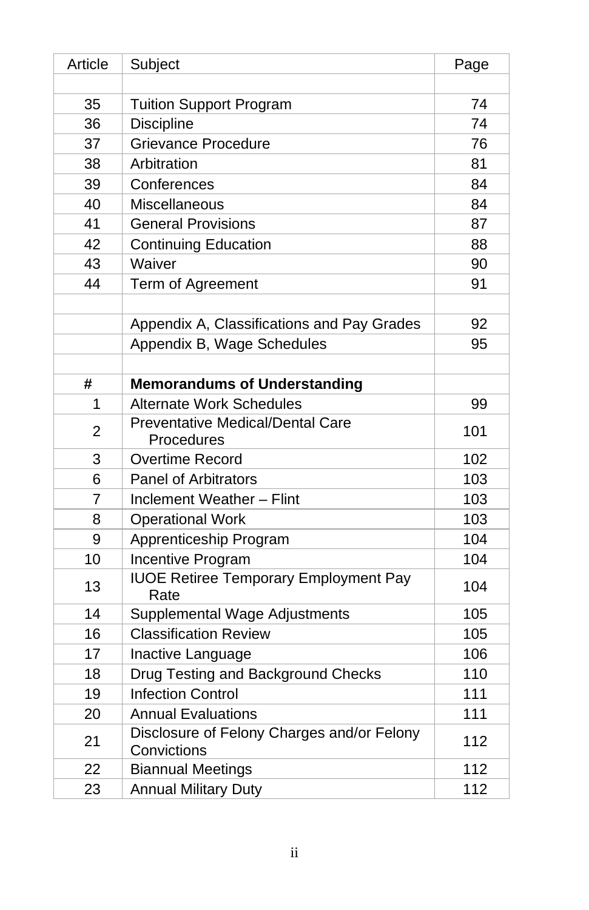| Article | Subject | Page |
|---|---|---|
| | | |
| 35 | Tuition Support Program | 74 |
| 36 | Discipline | 74 |
| 37 | Grievance Procedure | 76 |
| 38 | Arbitration | 81 |
| 39 | Conferences | 84 |
| 40 | Miscellaneous | 84 |
| 41 | General Provisions | 87 |
| 42 | Continuing Education | 88 |
| 43 | Waiver | 90 |
| 44 | Term of Agreement | 91 |
| | | |
| | Appendix A, Classifications and Pay Grades | 92 |
| | Appendix B, Wage Schedules | 95 |
| | | |
| # | **Memorandums of Understanding** | |
| 1 | Alternate Work Schedules | 99 |
| 2 | Preventative Medical/Dental Care Procedures | 101 |
| 3 | Overtime Record | 102 |
| 6 | Panel of Arbitrators | 103 |
| 7 | Inclement Weather – Flint | 103 |
| 8 | Operational Work | 103 |
| 9 | Apprenticeship Program | 104 |
| 10 | Incentive Program | 104 |
| 13 | IUOE Retiree Temporary Employment Pay Rate | 104 |
| 14 | Supplemental Wage Adjustments | 105 |
| 16 | Classification Review | 105 |
| 17 | Inactive Language | 106 |
| 18 | Drug Testing and Background Checks | 110 |
| 19 | Infection Control | 111 |
| 20 | Annual Evaluations | 111 |
| 21 | Disclosure of Felony Charges and/or Felony Convictions | 112 |
| 22 | Biannual Meetings | 112 |
| 23 | Annual Military Duty | 112 |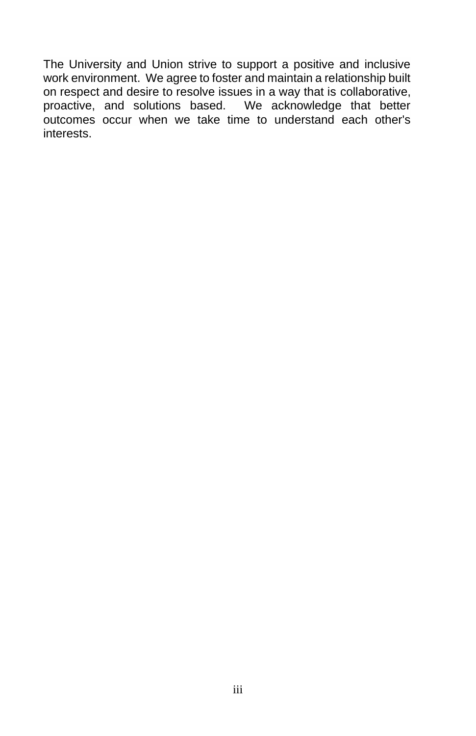The University and Union strive to support a positive and inclusive work environment. We agree to foster and maintain a relationship built on respect and desire to resolve issues in a way that is collaborative, proactive, and solutions based. We acknowledge that better outcomes occur when we take time to understand each other's interests.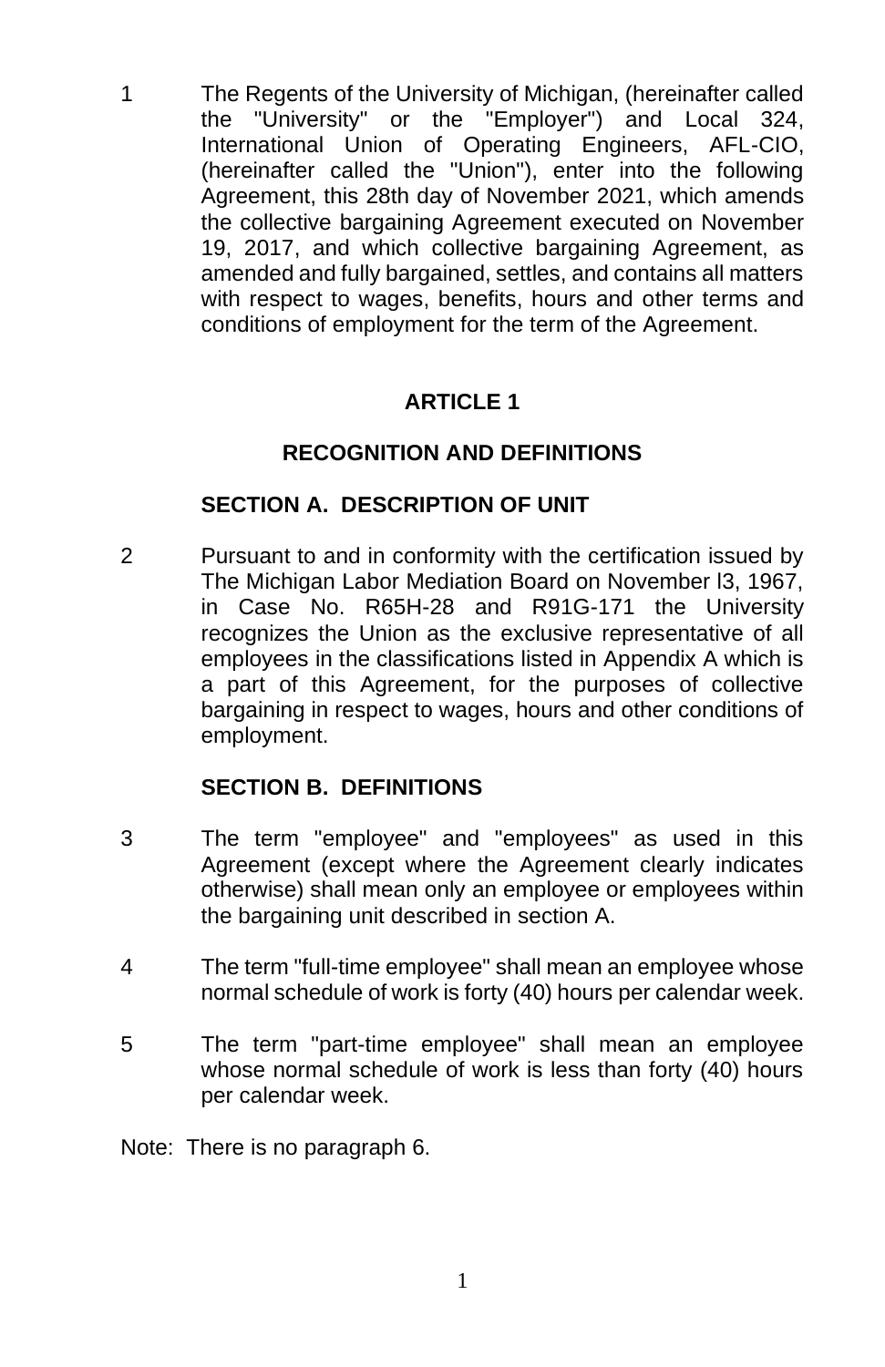1 The Regents of the University of Michigan, (hereinafter called the "University" or the "Employer") and Local 324, International Union of Operating Engineers, AFL-CIO, (hereinafter called the "Union"), enter into the following Agreement, this 28th day of November 2021, which amends the collective bargaining Agreement executed on November 19, 2017, and which collective bargaining Agreement, as amended and fully bargained, settles, and contains all matters with respect to wages, benefits, hours and other terms and conditions of employment for the term of the Agreement.

# ARTICLE 1

# RECOGNITION AND DEFINITIONS

## SECTION A. DESCRIPTION OF UNIT

2 Pursuant to and in conformity with the certification issued by The Michigan Labor Mediation Board on November l3, 1967, in Case No. R65H-28 and R91G-171 the University recognizes the Union as the exclusive representative of all employees in the classifications listed in Appendix A which is a part of this Agreement, for the purposes of collective bargaining in respect to wages, hours and other conditions of employment.

## SECTION B. DEFINITIONS

3 The term "employee" and "employees" as used in this Agreement (except where the Agreement clearly indicates otherwise) shall mean only an employee or employees within the bargaining unit described in section A.

4 The term "full-time employee" shall mean an employee whose normal schedule of work is forty (40) hours per calendar week.

5 The term "part-time employee" shall mean an employee whose normal schedule of work is less than forty (40) hours per calendar week.

Note: There is no paragraph 6.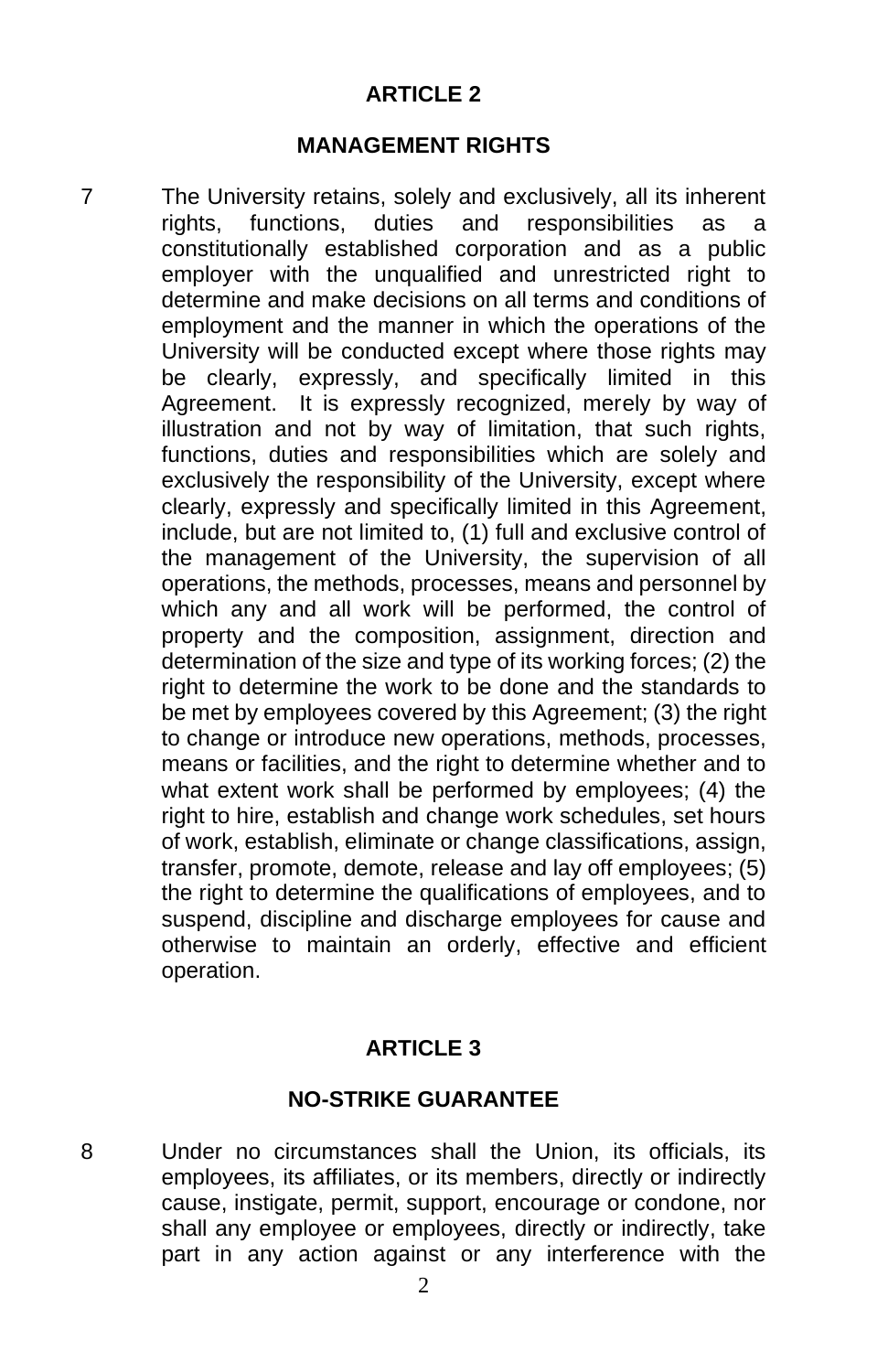## ARTICLE 2

### MANAGEMENT RIGHTS

7 The University retains, solely and exclusively, all its inherent rights, functions, duties and responsibilities as a constitutionally established corporation and as a public employer with the unqualified and unrestricted right to determine and make decisions on all terms and conditions of employment and the manner in which the operations of the University will be conducted except where those rights may be clearly, expressly, and specifically limited in this Agreement. It is expressly recognized, merely by way of illustration and not by way of limitation, that such rights, functions, duties and responsibilities which are solely and exclusively the responsibility of the University, except where clearly, expressly and specifically limited in this Agreement, include, but are not limited to, (1) full and exclusive control of the management of the University, the supervision of all operations, the methods, processes, means and personnel by which any and all work will be performed, the control of property and the composition, assignment, direction and determination of the size and type of its working forces; (2) the right to determine the work to be done and the standards to be met by employees covered by this Agreement; (3) the right to change or introduce new operations, methods, processes, means or facilities, and the right to determine whether and to what extent work shall be performed by employees; (4) the right to hire, establish and change work schedules, set hours of work, establish, eliminate or change classifications, assign, transfer, promote, demote, release and lay off employees; (5) the right to determine the qualifications of employees, and to suspend, discipline and discharge employees for cause and otherwise to maintain an orderly, effective and efficient operation.

## ARTICLE 3

### NO-STRIKE GUARANTEE

8 Under no circumstances shall the Union, its officials, its employees, its affiliates, or its members, directly or indirectly cause, instigate, permit, support, encourage or condone, nor shall any employee or employees, directly or indirectly, take part in any action against or any interference with the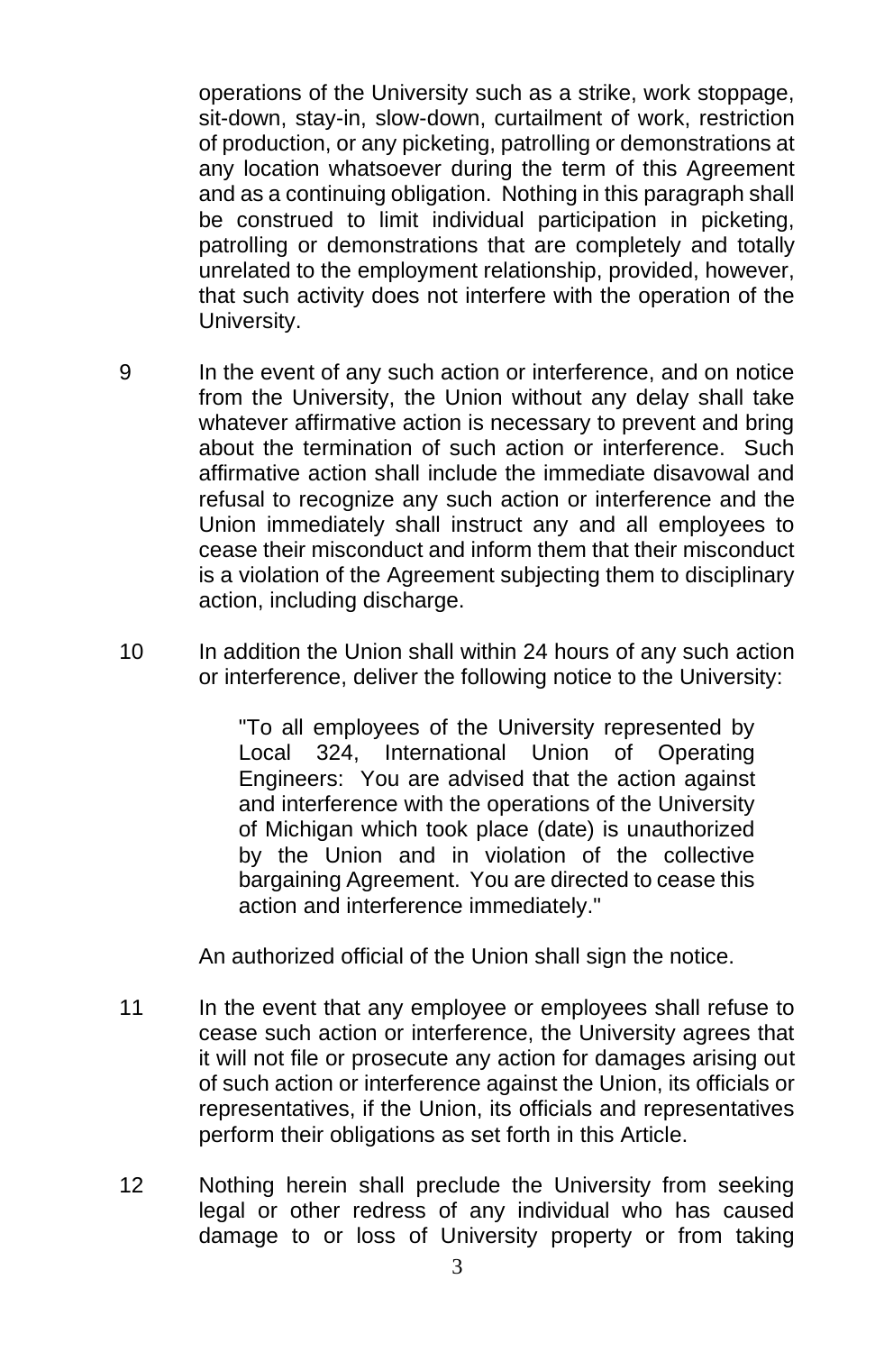operations of the University such as a strike, work stoppage, sit-down, stay-in, slow-down, curtailment of work, restriction of production, or any picketing, patrolling or demonstrations at any location whatsoever during the term of this Agreement and as a continuing obligation. Nothing in this paragraph shall be construed to limit individual participation in picketing, patrolling or demonstrations that are completely and totally unrelated to the employment relationship, provided, however, that such activity does not interfere with the operation of the University.

9 In the event of any such action or interference, and on notice from the University, the Union without any delay shall take whatever affirmative action is necessary to prevent and bring about the termination of such action or interference. Such affirmative action shall include the immediate disavowal and refusal to recognize any such action or interference and the Union immediately shall instruct any and all employees to cease their misconduct and inform them that their misconduct is a violation of the Agreement subjecting them to disciplinary action, including discharge.

10 In addition the Union shall within 24 hours of any such action or interference, deliver the following notice to the University:

> "To all employees of the University represented by Local 324, International Union of Operating Engineers: You are advised that the action against and interference with the operations of the University of Michigan which took place (date) is unauthorized by the Union and in violation of the collective bargaining Agreement. You are directed to cease this action and interference immediately."

An authorized official of the Union shall sign the notice.

11 In the event that any employee or employees shall refuse to cease such action or interference, the University agrees that it will not file or prosecute any action for damages arising out of such action or interference against the Union, its officials or representatives, if the Union, its officials and representatives perform their obligations as set forth in this Article.

12 Nothing herein shall preclude the University from seeking legal or other redress of any individual who has caused damage to or loss of University property or from taking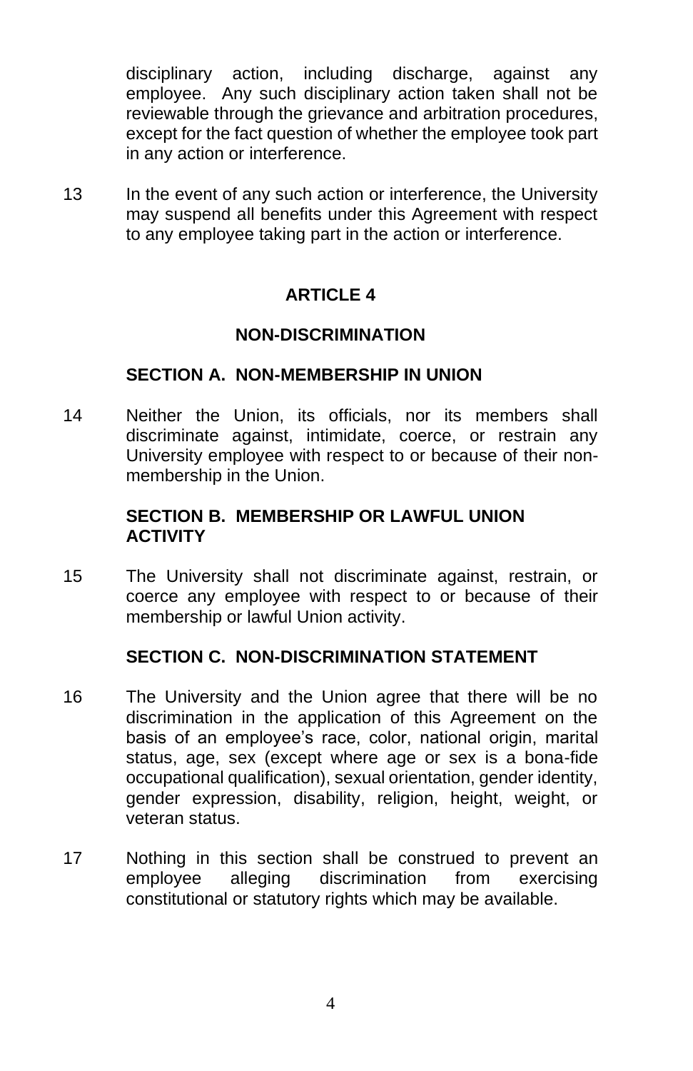disciplinary action, including discharge, against any employee. Any such disciplinary action taken shall not be reviewable through the grievance and arbitration procedures, except for the fact question of whether the employee took part in any action or interference.

13 In the event of any such action or interference, the University may suspend all benefits under this Agreement with respect to any employee taking part in the action or interference.

## ARTICLE 4

## NON-DISCRIMINATION

### SECTION A. NON-MEMBERSHIP IN UNION

14 Neither the Union, its officials, nor its members shall discriminate against, intimidate, coerce, or restrain any University employee with respect to or because of their non-membership in the Union.

### SECTION B. MEMBERSHIP OR LAWFUL UNION ACTIVITY

15 The University shall not discriminate against, restrain, or coerce any employee with respect to or because of their membership or lawful Union activity.

### SECTION C. NON-DISCRIMINATION STATEMENT

16 The University and the Union agree that there will be no discrimination in the application of this Agreement on the basis of an employee's race, color, national origin, marital status, age, sex (except where age or sex is a bona-fide occupational qualification), sexual orientation, gender identity, gender expression, disability, religion, height, weight, or veteran status.

17 Nothing in this section shall be construed to prevent an employee alleging discrimination from exercising constitutional or statutory rights which may be available.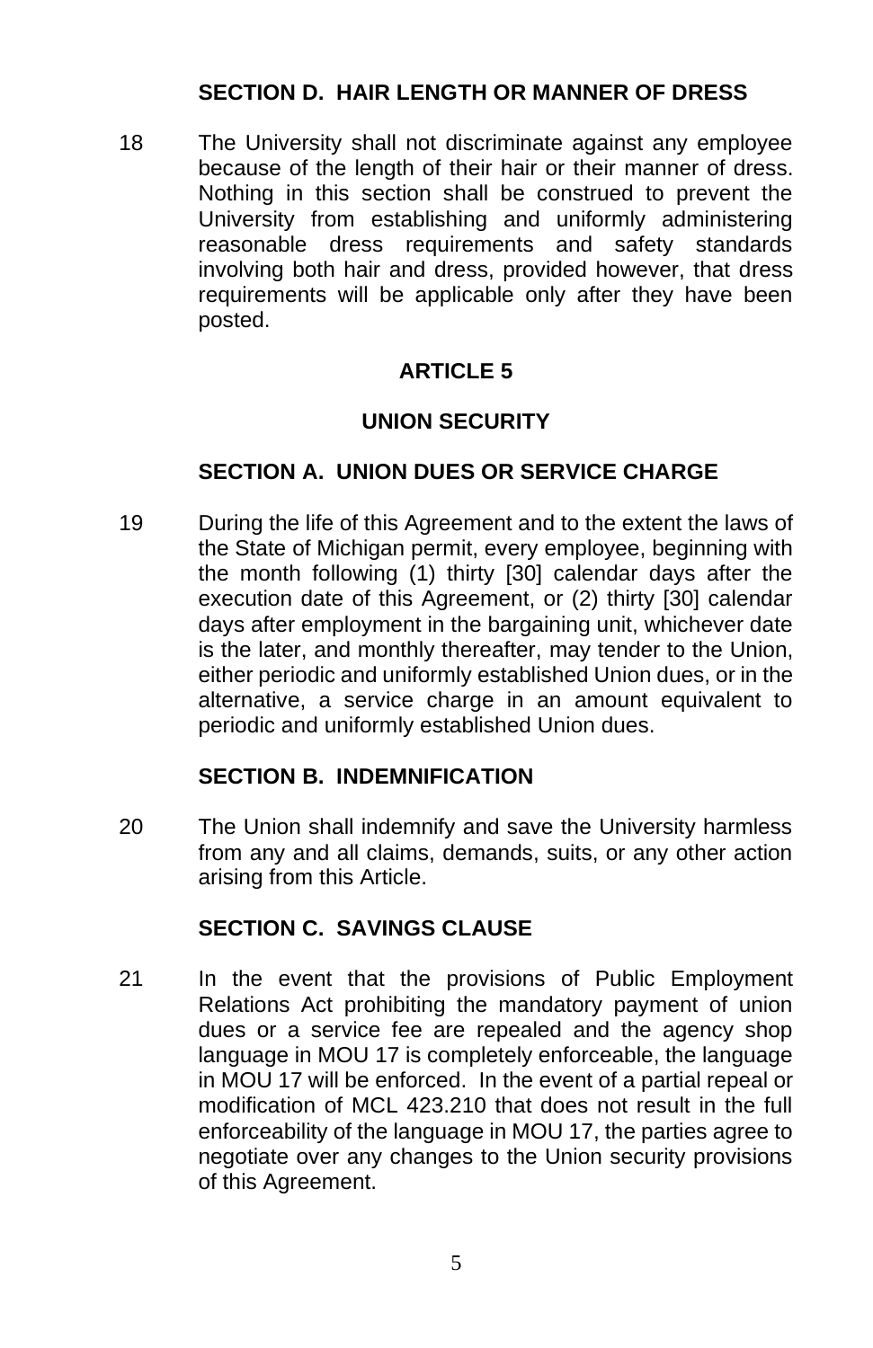### SECTION D. HAIR LENGTH OR MANNER OF DRESS

18 The University shall not discriminate against any employee because of the length of their hair or their manner of dress. Nothing in this section shall be construed to prevent the University from establishing and uniformly administering reasonable dress requirements and safety standards involving both hair and dress, provided however, that dress requirements will be applicable only after they have been posted.

# ARTICLE 5

## UNION SECURITY

### SECTION A. UNION DUES OR SERVICE CHARGE

19 During the life of this Agreement and to the extent the laws of the State of Michigan permit, every employee, beginning with the month following (1) thirty [30] calendar days after the execution date of this Agreement, or (2) thirty [30] calendar days after employment in the bargaining unit, whichever date is the later, and monthly thereafter, may tender to the Union, either periodic and uniformly established Union dues, or in the alternative, a service charge in an amount equivalent to periodic and uniformly established Union dues.

### SECTION B. INDEMNIFICATION

20 The Union shall indemnify and save the University harmless from any and all claims, demands, suits, or any other action arising from this Article.

### SECTION C. SAVINGS CLAUSE

21 In the event that the provisions of Public Employment Relations Act prohibiting the mandatory payment of union dues or a service fee are repealed and the agency shop language in MOU 17 is completely enforceable, the language in MOU 17 will be enforced. In the event of a partial repeal or modification of MCL 423.210 that does not result in the full enforceability of the language in MOU 17, the parties agree to negotiate over any changes to the Union security provisions of this Agreement.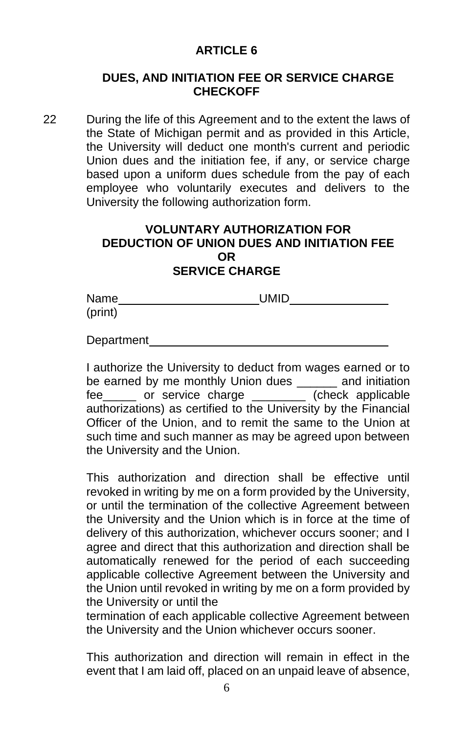# ARTICLE 6

## DUES, AND INITIATION FEE OR SERVICE CHARGE CHECKOFF

22 During the life of this Agreement and to the extent the laws of the State of Michigan permit and as provided in this Article, the University will deduct one month's current and periodic Union dues and the initiation fee, if any, or service charge based upon a uniform dues schedule from the pay of each employee who voluntarily executes and delivers to the University the following authorization form.

### VOLUNTARY AUTHORIZATION FOR DEDUCTION OF UNION DUES AND INITIATION FEE OR SERVICE CHARGE

Name ____________________ UMID ______________
(print)

Department ____________________________________

I authorize the University to deduct from wages earned or to be earned by me monthly Union dues ______ and initiation fee_____ or service charge ________ (check applicable authorizations) as certified to the University by the Financial Officer of the Union, and to remit the same to the Union at such time and such manner as may be agreed upon between the University and the Union.

This authorization and direction shall be effective until revoked in writing by me on a form provided by the University, or until the termination of the collective Agreement between the University and the Union which is in force at the time of delivery of this authorization, whichever occurs sooner; and I agree and direct that this authorization and direction shall be automatically renewed for the period of each succeeding applicable collective Agreement between the University and the Union until revoked in writing by me on a form provided by the University or until the termination of each applicable collective Agreement between the University and the Union whichever occurs sooner.

This authorization and direction will remain in effect in the event that I am laid off, placed on an unpaid leave of absence,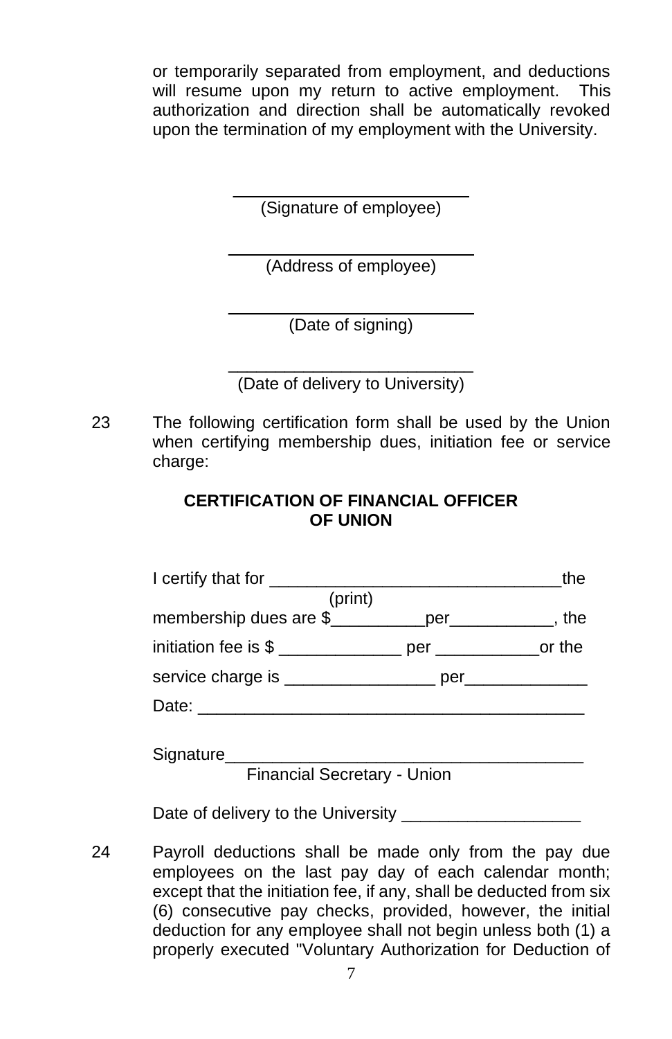or temporarily separated from employment, and deductions will resume upon my return to active employment. This authorization and direction shall be automatically revoked upon the termination of my employment with the University.

\_\_\_\_\_\_\_\_\_\_\_\_\_\_\_\_\_\_\_\_\_\_\_\_\_\_
(Signature of employee)

\_\_\_\_\_\_\_\_\_\_\_\_\_\_\_\_\_\_\_\_\_\_\_\_\_\_
(Address of employee)

\_\_\_\_\_\_\_\_\_\_\_\_\_\_\_\_\_\_\_\_\_\_\_\_\_\_
(Date of signing)

\_\_\_\_\_\_\_\_\_\_\_\_\_\_\_\_\_\_\_\_\_\_\_\_\_\_
(Date of delivery to University)

23 The following certification form shall be used by the Union when certifying membership dues, initiation fee or service charge:

**CERTIFICATION OF FINANCIAL OFFICER OF UNION**

I certify that for \_\_\_\_\_\_\_\_\_\_\_\_\_\_\_\_\_\_\_\_\_\_\_\_\_\_\_\_\_\_\_\_the
(print)
membership dues are $\_\_\_\_\_\_\_\_\_\_per\_\_\_\_\_\_\_\_\_\_\_, the initiation fee is $ \_\_\_\_\_\_\_\_\_\_\_\_\_ per \_\_\_\_\_\_\_\_\_\_\_or the service charge is \_\_\_\_\_\_\_\_\_\_\_\_\_\_\_\_ per\_\_\_\_\_\_\_\_\_\_\_\_\_

Date: \_\_\_\_\_\_\_\_\_\_\_\_\_\_\_\_\_\_\_\_\_\_\_\_\_\_\_\_\_\_\_\_\_\_\_\_\_\_\_\_\_

Signature\_\_\_\_\_\_\_\_\_\_\_\_\_\_\_\_\_\_\_\_\_\_\_\_\_\_\_\_\_\_\_\_\_\_\_\_\_\_\_
Financial Secretary - Union

Date of delivery to the University \_\_\_\_\_\_\_\_\_\_\_\_\_\_\_\_\_\_\_

24 Payroll deductions shall be made only from the pay due employees on the last pay day of each calendar month; except that the initiation fee, if any, shall be deducted from six (6) consecutive pay checks, provided, however, the initial deduction for any employee shall not begin unless both (1) a properly executed "Voluntary Authorization for Deduction of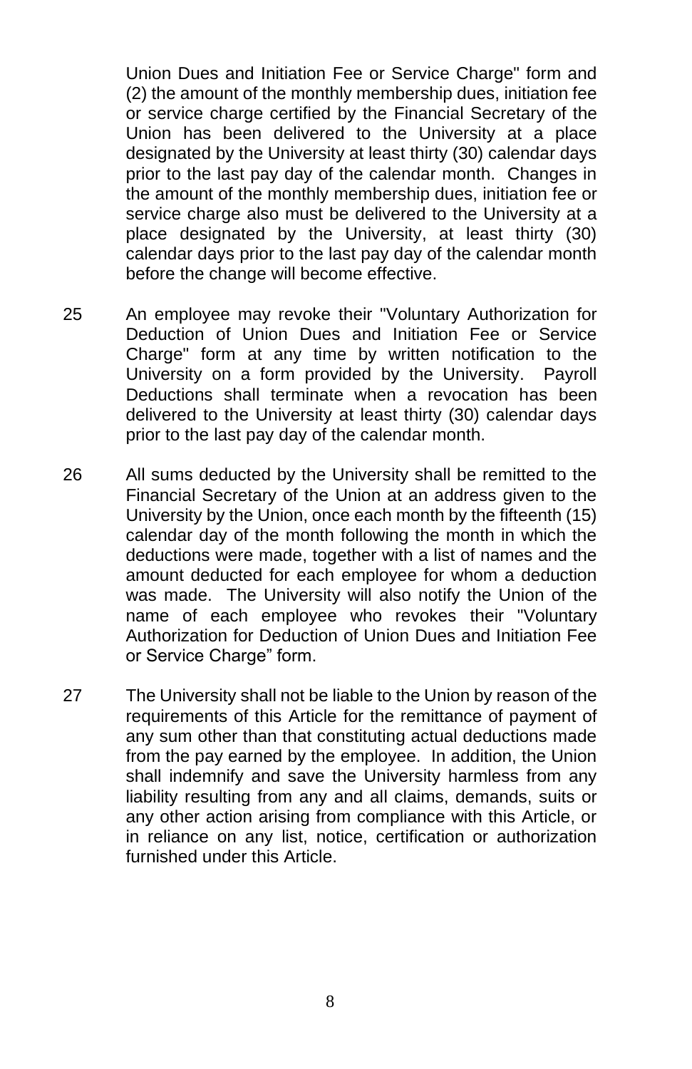Union Dues and Initiation Fee or Service Charge" form and (2) the amount of the monthly membership dues, initiation fee or service charge certified by the Financial Secretary of the Union has been delivered to the University at a place designated by the University at least thirty (30) calendar days prior to the last pay day of the calendar month. Changes in the amount of the monthly membership dues, initiation fee or service charge also must be delivered to the University at a place designated by the University, at least thirty (30) calendar days prior to the last pay day of the calendar month before the change will become effective.

25 An employee may revoke their "Voluntary Authorization for Deduction of Union Dues and Initiation Fee or Service Charge" form at any time by written notification to the University on a form provided by the University. Payroll Deductions shall terminate when a revocation has been delivered to the University at least thirty (30) calendar days prior to the last pay day of the calendar month.

26 All sums deducted by the University shall be remitted to the Financial Secretary of the Union at an address given to the University by the Union, once each month by the fifteenth (15) calendar day of the month following the month in which the deductions were made, together with a list of names and the amount deducted for each employee for whom a deduction was made. The University will also notify the Union of the name of each employee who revokes their "Voluntary Authorization for Deduction of Union Dues and Initiation Fee or Service Charge" form.

27 The University shall not be liable to the Union by reason of the requirements of this Article for the remittance of payment of any sum other than that constituting actual deductions made from the pay earned by the employee. In addition, the Union shall indemnify and save the University harmless from any liability resulting from any and all claims, demands, suits or any other action arising from compliance with this Article, or in reliance on any list, notice, certification or authorization furnished under this Article.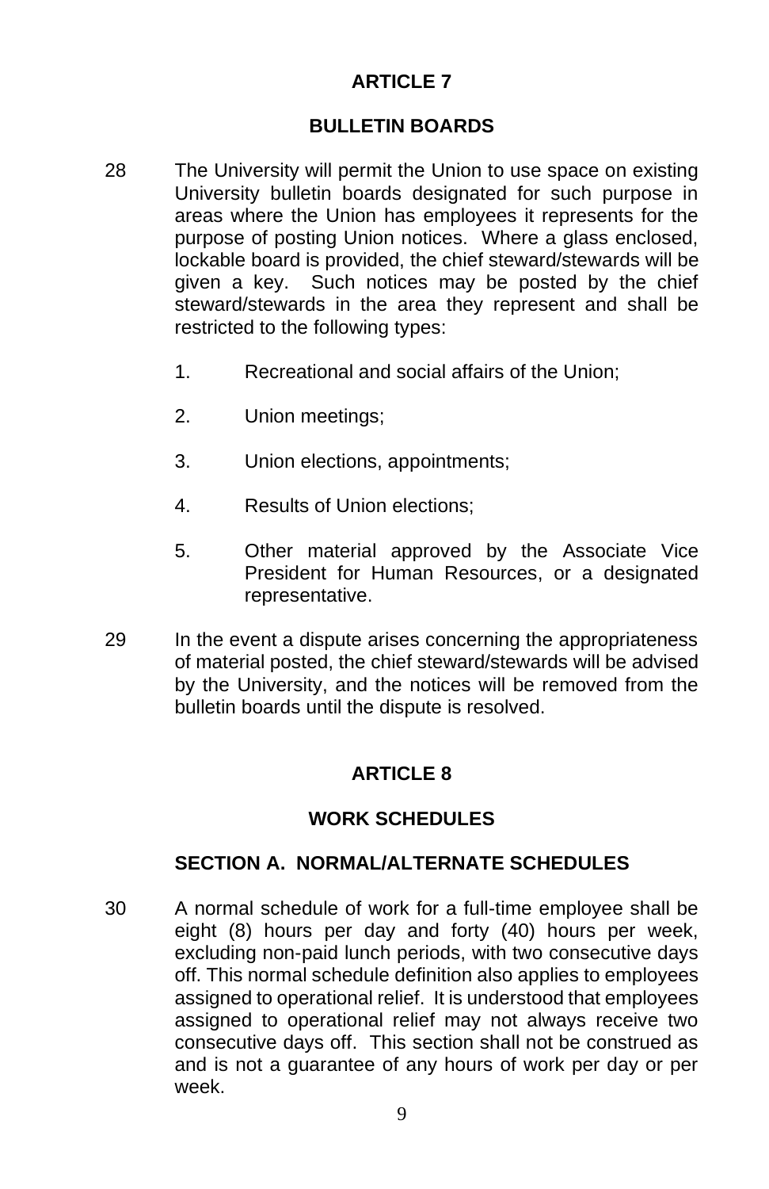## ARTICLE 7

## BULLETIN BOARDS

28 The University will permit the Union to use space on existing University bulletin boards designated for such purpose in areas where the Union has employees it represents for the purpose of posting Union notices. Where a glass enclosed, lockable board is provided, the chief steward/stewards will be given a key. Such notices may be posted by the chief steward/stewards in the area they represent and shall be restricted to the following types:

1. Recreational and social affairs of the Union;
2. Union meetings;
3. Union elections, appointments;
4. Results of Union elections;
5. Other material approved by the Associate Vice President for Human Resources, or a designated representative.

29 In the event a dispute arises concerning the appropriateness of material posted, the chief steward/stewards will be advised by the University, and the notices will be removed from the bulletin boards until the dispute is resolved.

## ARTICLE 8

## WORK SCHEDULES

### SECTION A. NORMAL/ALTERNATE SCHEDULES

30 A normal schedule of work for a full-time employee shall be eight (8) hours per day and forty (40) hours per week, excluding non-paid lunch periods, with two consecutive days off. This normal schedule definition also applies to employees assigned to operational relief. It is understood that employees assigned to operational relief may not always receive two consecutive days off. This section shall not be construed as and is not a guarantee of any hours of work per day or per week.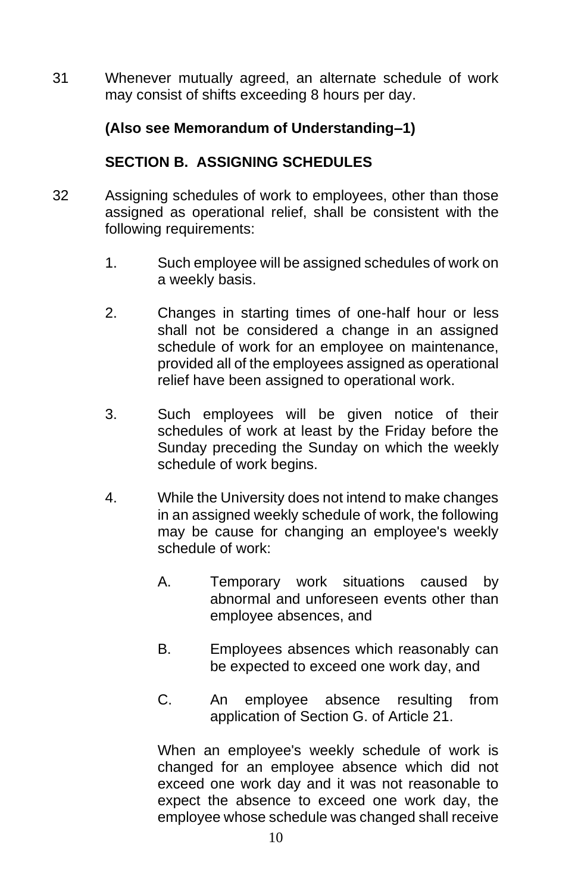31 Whenever mutually agreed, an alternate schedule of work may consist of shifts exceeding 8 hours per day.

**(Also see Memorandum of Understanding–1)**

### SECTION B. ASSIGNING SCHEDULES

32 Assigning schedules of work to employees, other than those assigned as operational relief, shall be consistent with the following requirements:

1. Such employee will be assigned schedules of work on a weekly basis.

2. Changes in starting times of one-half hour or less shall not be considered a change in an assigned schedule of work for an employee on maintenance, provided all of the employees assigned as operational relief have been assigned to operational work.

3. Such employees will be given notice of their schedules of work at least by the Friday before the Sunday preceding the Sunday on which the weekly schedule of work begins.

4. While the University does not intend to make changes in an assigned weekly schedule of work, the following may be cause for changing an employee's weekly schedule of work:

   A. Temporary work situations caused by abnormal and unforeseen events other than employee absences, and

   B. Employees absences which reasonably can be expected to exceed one work day, and

   C. An employee absence resulting from application of Section G. of Article 21.

   When an employee's weekly schedule of work is changed for an employee absence which did not exceed one work day and it was not reasonable to expect the absence to exceed one work day, the employee whose schedule was changed shall receive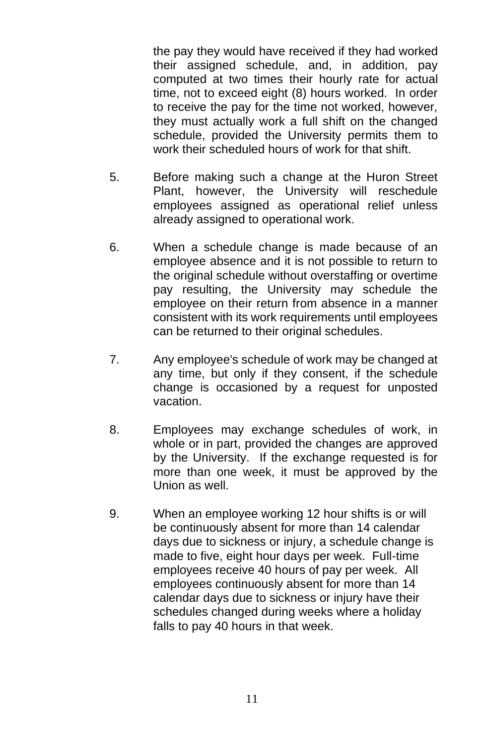the pay they would have received if they had worked their assigned schedule, and, in addition, pay computed at two times their hourly rate for actual time, not to exceed eight (8) hours worked. In order to receive the pay for the time not worked, however, they must actually work a full shift on the changed schedule, provided the University permits them to work their scheduled hours of work for that shift.

5. Before making such a change at the Huron Street Plant, however, the University will reschedule employees assigned as operational relief unless already assigned to operational work.

6. When a schedule change is made because of an employee absence and it is not possible to return to the original schedule without overstaffing or overtime pay resulting, the University may schedule the employee on their return from absence in a manner consistent with its work requirements until employees can be returned to their original schedules.

7. Any employee's schedule of work may be changed at any time, but only if they consent, if the schedule change is occasioned by a request for unposted vacation.

8. Employees may exchange schedules of work, in whole or in part, provided the changes are approved by the University. If the exchange requested is for more than one week, it must be approved by the Union as well.

9. When an employee working 12 hour shifts is or will be continuously absent for more than 14 calendar days due to sickness or injury, a schedule change is made to five, eight hour days per week. Full-time employees receive 40 hours of pay per week. All employees continuously absent for more than 14 calendar days due to sickness or injury have their schedules changed during weeks where a holiday falls to pay 40 hours in that week.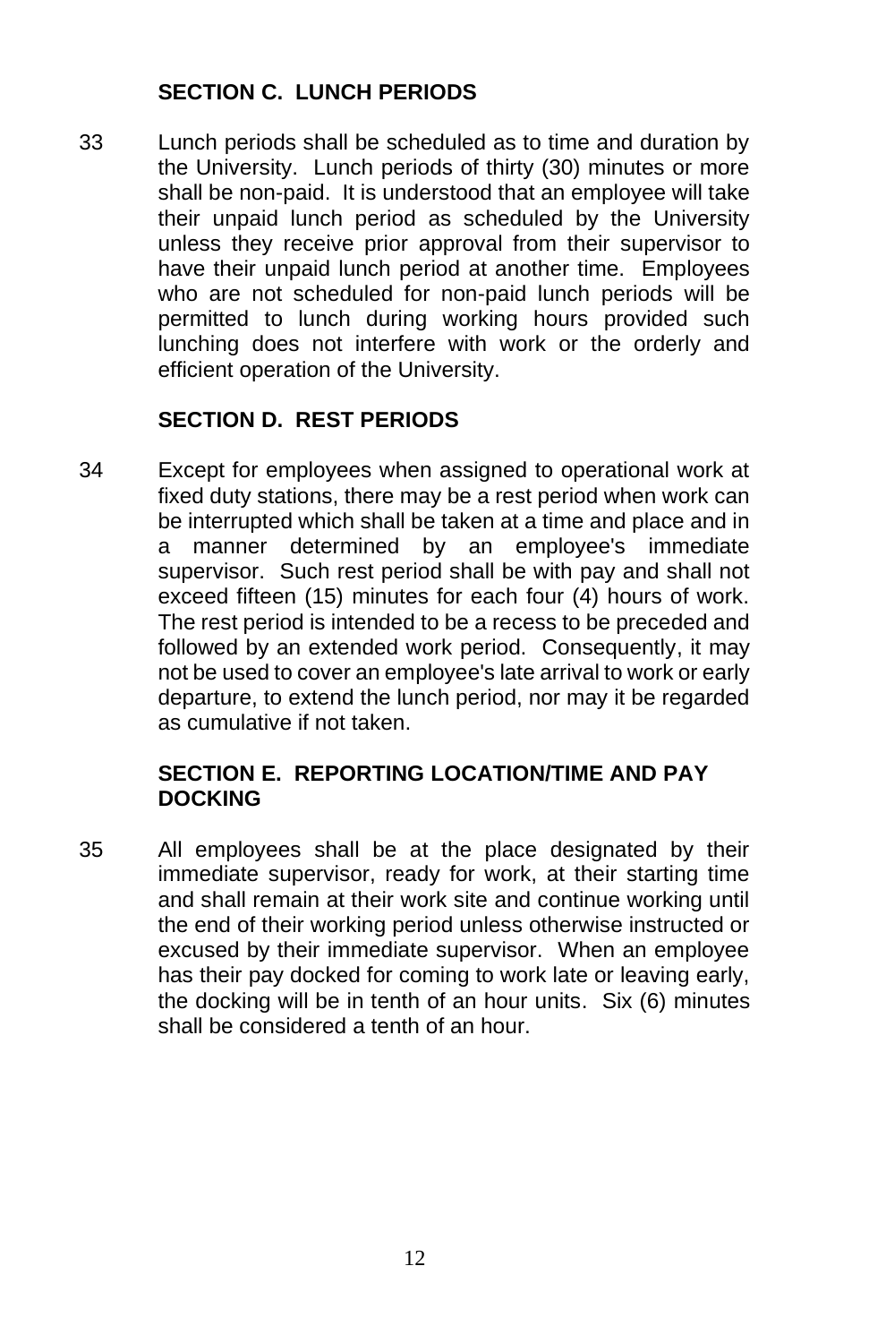## SECTION C. LUNCH PERIODS

33 Lunch periods shall be scheduled as to time and duration by the University. Lunch periods of thirty (30) minutes or more shall be non-paid. It is understood that an employee will take their unpaid lunch period as scheduled by the University unless they receive prior approval from their supervisor to have their unpaid lunch period at another time. Employees who are not scheduled for non-paid lunch periods will be permitted to lunch during working hours provided such lunching does not interfere with work or the orderly and efficient operation of the University.

## SECTION D. REST PERIODS

34 Except for employees when assigned to operational work at fixed duty stations, there may be a rest period when work can be interrupted which shall be taken at a time and place and in a manner determined by an employee's immediate supervisor. Such rest period shall be with pay and shall not exceed fifteen (15) minutes for each four (4) hours of work. The rest period is intended to be a recess to be preceded and followed by an extended work period. Consequently, it may not be used to cover an employee's late arrival to work or early departure, to extend the lunch period, nor may it be regarded as cumulative if not taken.

## SECTION E. REPORTING LOCATION/TIME AND PAY DOCKING

35 All employees shall be at the place designated by their immediate supervisor, ready for work, at their starting time and shall remain at their work site and continue working until the end of their working period unless otherwise instructed or excused by their immediate supervisor. When an employee has their pay docked for coming to work late or leaving early, the docking will be in tenth of an hour units. Six (6) minutes shall be considered a tenth of an hour.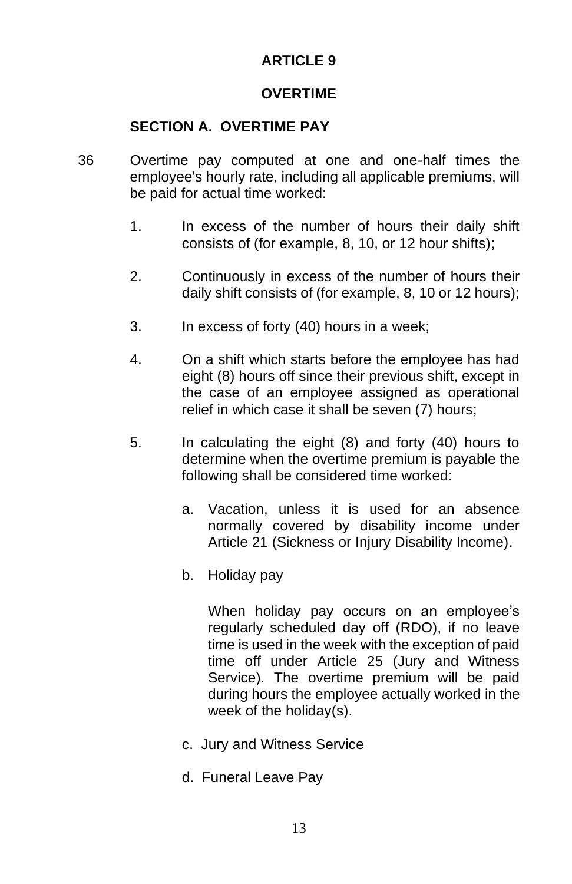# ARTICLE 9

# OVERTIME

## SECTION A. OVERTIME PAY

36 Overtime pay computed at one and one-half times the employee's hourly rate, including all applicable premiums, will be paid for actual time worked:

1. In excess of the number of hours their daily shift consists of (for example, 8, 10, or 12 hour shifts);

2. Continuously in excess of the number of hours their daily shift consists of (for example, 8, 10 or 12 hours);

3. In excess of forty (40) hours in a week;

4. On a shift which starts before the employee has had eight (8) hours off since their previous shift, except in the case of an employee assigned as operational relief in which case it shall be seven (7) hours;

5. In calculating the eight (8) and forty (40) hours to determine when the overtime premium is payable the following shall be considered time worked:

   a. Vacation, unless it is used for an absence normally covered by disability income under Article 21 (Sickness or Injury Disability Income).

   b. Holiday pay

      When holiday pay occurs on an employee's regularly scheduled day off (RDO), if no leave time is used in the week with the exception of paid time off under Article 25 (Jury and Witness Service). The overtime premium will be paid during hours the employee actually worked in the week of the holiday(s).

   c. Jury and Witness Service

   d. Funeral Leave Pay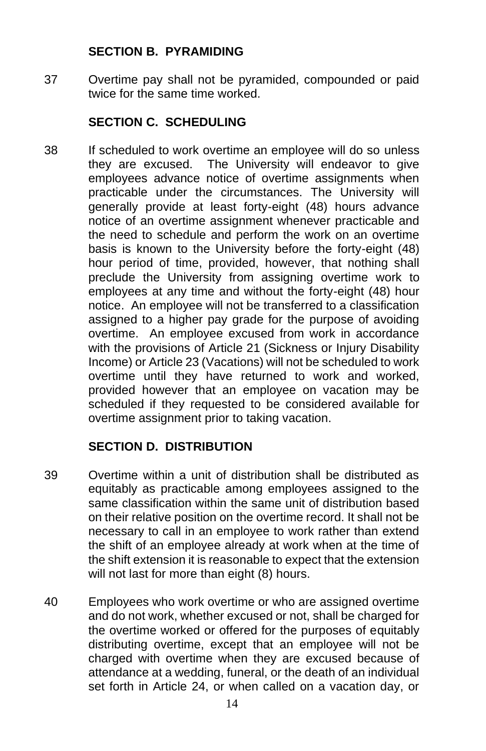### SECTION B. PYRAMIDING

37 Overtime pay shall not be pyramided, compounded or paid twice for the same time worked.

### SECTION C. SCHEDULING

38 If scheduled to work overtime an employee will do so unless they are excused. The University will endeavor to give employees advance notice of overtime assignments when practicable under the circumstances. The University will generally provide at least forty-eight (48) hours advance notice of an overtime assignment whenever practicable and the need to schedule and perform the work on an overtime basis is known to the University before the forty-eight (48) hour period of time, provided, however, that nothing shall preclude the University from assigning overtime work to employees at any time and without the forty-eight (48) hour notice. An employee will not be transferred to a classification assigned to a higher pay grade for the purpose of avoiding overtime. An employee excused from work in accordance with the provisions of Article 21 (Sickness or Injury Disability Income) or Article 23 (Vacations) will not be scheduled to work overtime until they have returned to work and worked, provided however that an employee on vacation may be scheduled if they requested to be considered available for overtime assignment prior to taking vacation.

### SECTION D. DISTRIBUTION

39 Overtime within a unit of distribution shall be distributed as equitably as practicable among employees assigned to the same classification within the same unit of distribution based on their relative position on the overtime record. It shall not be necessary to call in an employee to work rather than extend the shift of an employee already at work when at the time of the shift extension it is reasonable to expect that the extension will not last for more than eight (8) hours.

40 Employees who work overtime or who are assigned overtime and do not work, whether excused or not, shall be charged for the overtime worked or offered for the purposes of equitably distributing overtime, except that an employee will not be charged with overtime when they are excused because of attendance at a wedding, funeral, or the death of an individual set forth in Article 24, or when called on a vacation day, or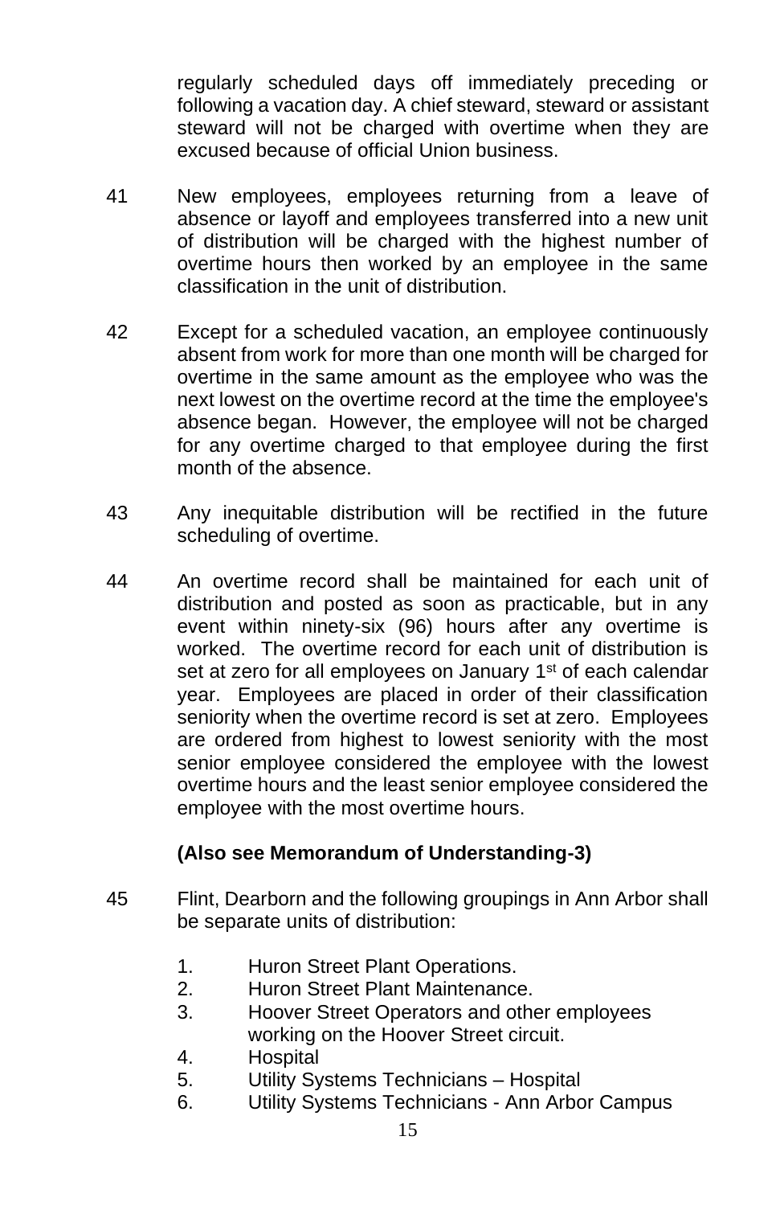regularly scheduled days off immediately preceding or following a vacation day. A chief steward, steward or assistant steward will not be charged with overtime when they are excused because of official Union business.

41 New employees, employees returning from a leave of absence or layoff and employees transferred into a new unit of distribution will be charged with the highest number of overtime hours then worked by an employee in the same classification in the unit of distribution.

42 Except for a scheduled vacation, an employee continuously absent from work for more than one month will be charged for overtime in the same amount as the employee who was the next lowest on the overtime record at the time the employee's absence began. However, the employee will not be charged for any overtime charged to that employee during the first month of the absence.

43 Any inequitable distribution will be rectified in the future scheduling of overtime.

44 An overtime record shall be maintained for each unit of distribution and posted as soon as practicable, but in any event within ninety-six (96) hours after any overtime is worked. The overtime record for each unit of distribution is set at zero for all employees on January 1st of each calendar year. Employees are placed in order of their classification seniority when the overtime record is set at zero. Employees are ordered from highest to lowest seniority with the most senior employee considered the employee with the lowest overtime hours and the least senior employee considered the employee with the most overtime hours.

**(Also see Memorandum of Understanding-3)**

45 Flint, Dearborn and the following groupings in Ann Arbor shall be separate units of distribution:

1. Huron Street Plant Operations.
2. Huron Street Plant Maintenance.
3. Hoover Street Operators and other employees working on the Hoover Street circuit.
4. Hospital
5. Utility Systems Technicians – Hospital
6. Utility Systems Technicians - Ann Arbor Campus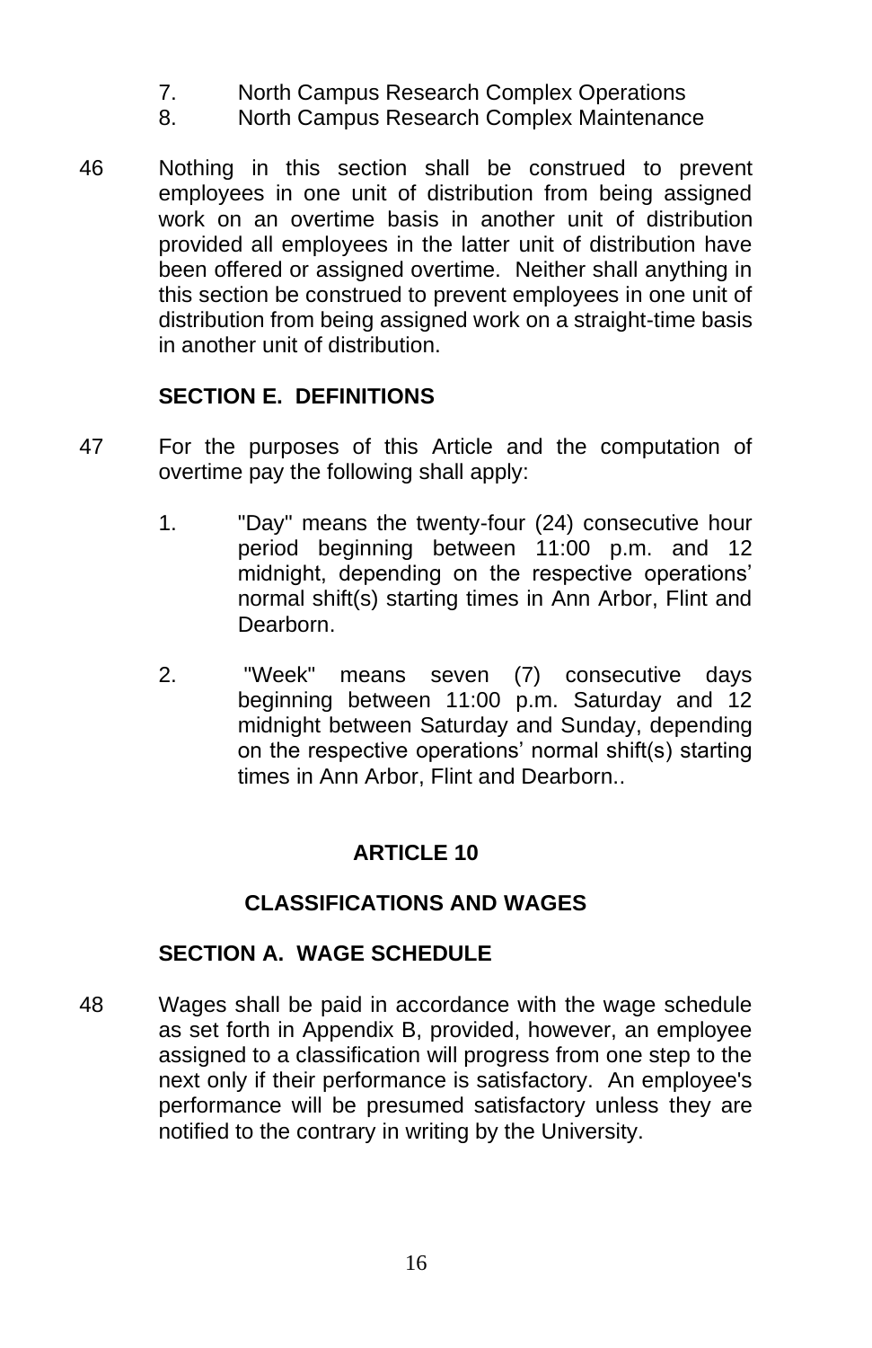7. North Campus Research Complex Operations
8. North Campus Research Complex Maintenance

46 Nothing in this section shall be construed to prevent employees in one unit of distribution from being assigned work on an overtime basis in another unit of distribution provided all employees in the latter unit of distribution have been offered or assigned overtime. Neither shall anything in this section be construed to prevent employees in one unit of distribution from being assigned work on a straight-time basis in another unit of distribution.

### SECTION E. DEFINITIONS

47 For the purposes of this Article and the computation of overtime pay the following shall apply:

1. "Day" means the twenty-four (24) consecutive hour period beginning between 11:00 p.m. and 12 midnight, depending on the respective operations' normal shift(s) starting times in Ann Arbor, Flint and Dearborn.

2. "Week" means seven (7) consecutive days beginning between 11:00 p.m. Saturday and 12 midnight between Saturday and Sunday, depending on the respective operations' normal shift(s) starting times in Ann Arbor, Flint and Dearborn..

## ARTICLE 10

## CLASSIFICATIONS AND WAGES

### SECTION A. WAGE SCHEDULE

48 Wages shall be paid in accordance with the wage schedule as set forth in Appendix B, provided, however, an employee assigned to a classification will progress from one step to the next only if their performance is satisfactory. An employee's performance will be presumed satisfactory unless they are notified to the contrary in writing by the University.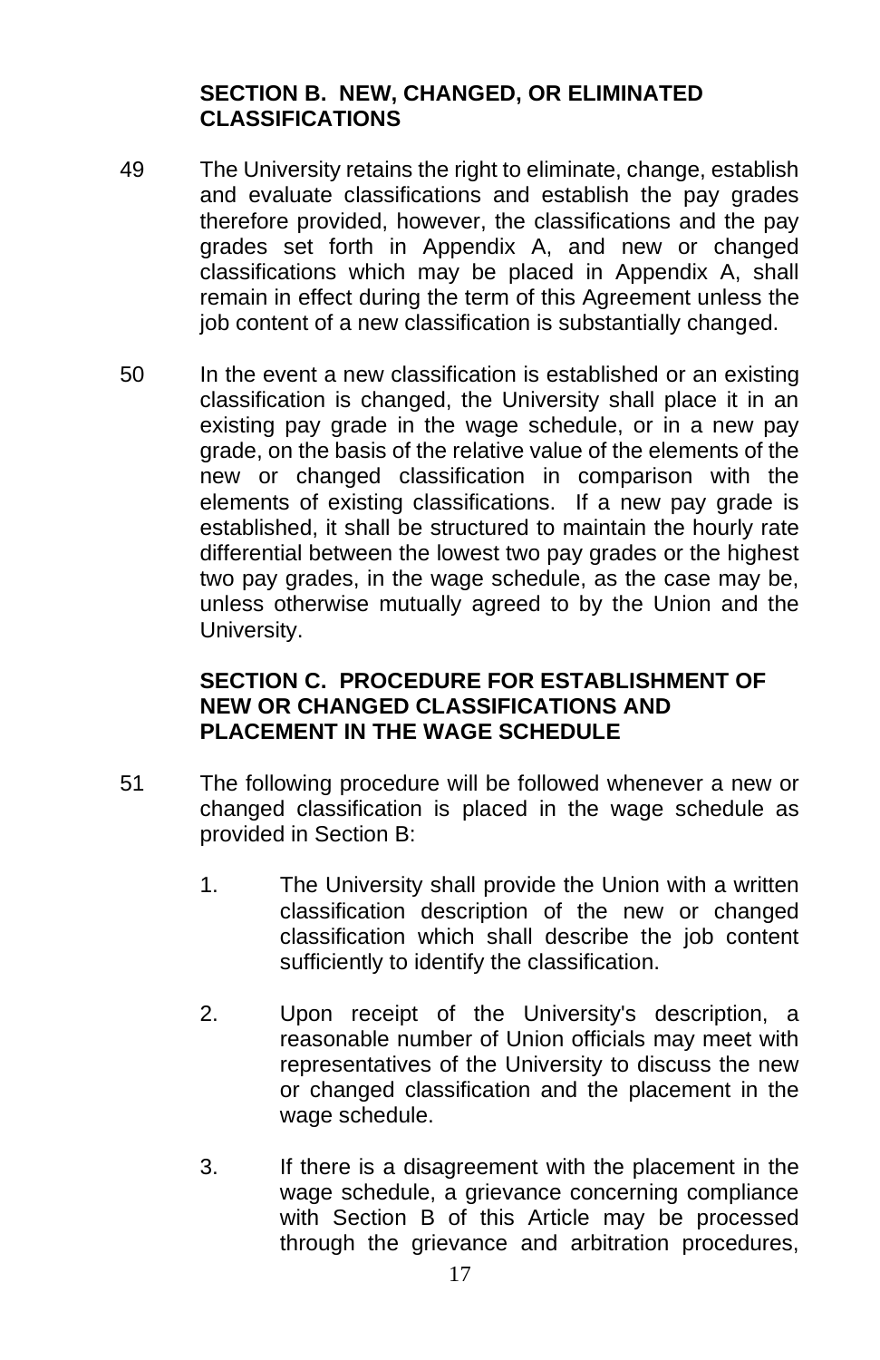### SECTION B. NEW, CHANGED, OR ELIMINATED CLASSIFICATIONS

49 The University retains the right to eliminate, change, establish and evaluate classifications and establish the pay grades therefore provided, however, the classifications and the pay grades set forth in Appendix A, and new or changed classifications which may be placed in Appendix A, shall remain in effect during the term of this Agreement unless the job content of a new classification is substantially changed.

50 In the event a new classification is established or an existing classification is changed, the University shall place it in an existing pay grade in the wage schedule, or in a new pay grade, on the basis of the relative value of the elements of the new or changed classification in comparison with the elements of existing classifications. If a new pay grade is established, it shall be structured to maintain the hourly rate differential between the lowest two pay grades or the highest two pay grades, in the wage schedule, as the case may be, unless otherwise mutually agreed to by the Union and the University.

### SECTION C. PROCEDURE FOR ESTABLISHMENT OF NEW OR CHANGED CLASSIFICATIONS AND PLACEMENT IN THE WAGE SCHEDULE

51 The following procedure will be followed whenever a new or changed classification is placed in the wage schedule as provided in Section B:

1. The University shall provide the Union with a written classification description of the new or changed classification which shall describe the job content sufficiently to identify the classification.

2. Upon receipt of the University's description, a reasonable number of Union officials may meet with representatives of the University to discuss the new or changed classification and the placement in the wage schedule.

3. If there is a disagreement with the placement in the wage schedule, a grievance concerning compliance with Section B of this Article may be processed through the grievance and arbitration procedures,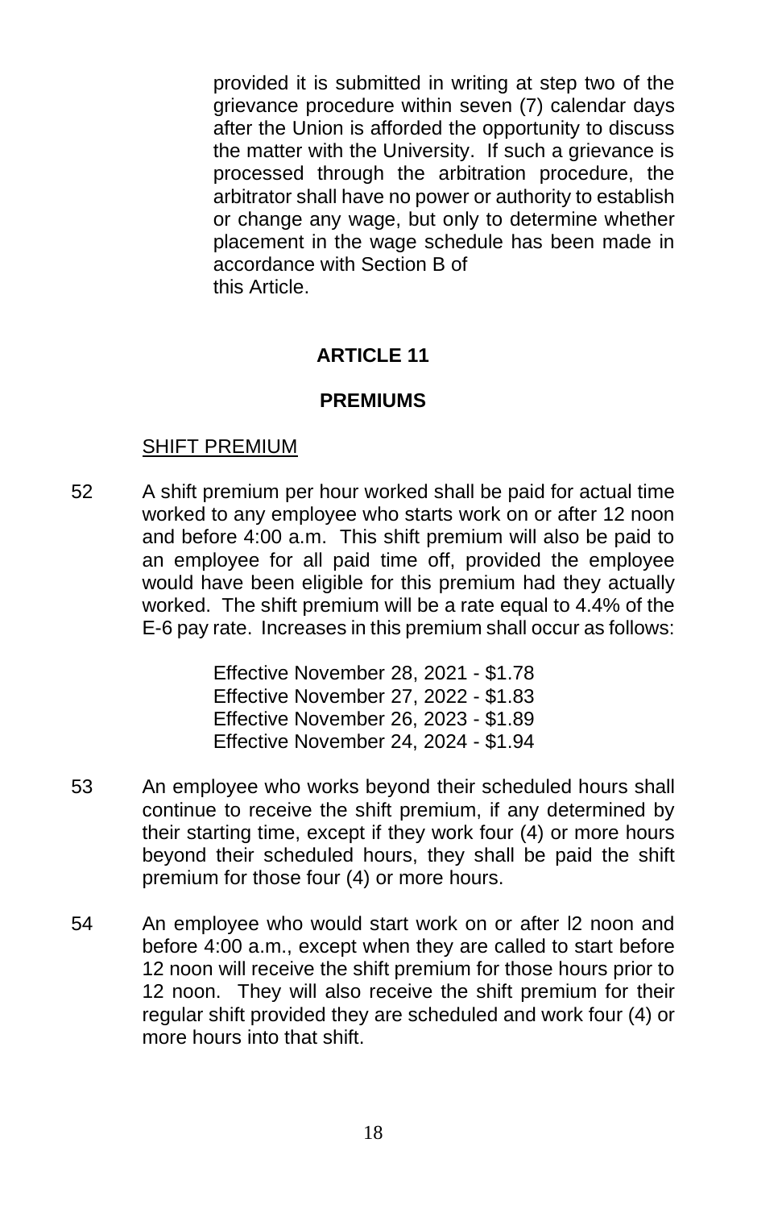provided it is submitted in writing at step two of the grievance procedure within seven (7) calendar days after the Union is afforded the opportunity to discuss the matter with the University. If such a grievance is processed through the arbitration procedure, the arbitrator shall have no power or authority to establish or change any wage, but only to determine whether placement in the wage schedule has been made in accordance with Section B of this Article.

## ARTICLE 11

## PREMIUMS

<u>SHIFT PREMIUM</u>

52 A shift premium per hour worked shall be paid for actual time worked to any employee who starts work on or after 12 noon and before 4:00 a.m. This shift premium will also be paid to an employee for all paid time off, provided the employee would have been eligible for this premium had they actually worked. The shift premium will be a rate equal to 4.4% of the E-6 pay rate. Increases in this premium shall occur as follows:

Effective November 28, 2021 - $1.78
Effective November 27, 2022 - $1.83
Effective November 26, 2023 - $1.89
Effective November 24, 2024 - $1.94

53 An employee who works beyond their scheduled hours shall continue to receive the shift premium, if any determined by their starting time, except if they work four (4) or more hours beyond their scheduled hours, they shall be paid the shift premium for those four (4) or more hours.

54 An employee who would start work on or after l2 noon and before 4:00 a.m., except when they are called to start before 12 noon will receive the shift premium for those hours prior to 12 noon. They will also receive the shift premium for their regular shift provided they are scheduled and work four (4) or more hours into that shift.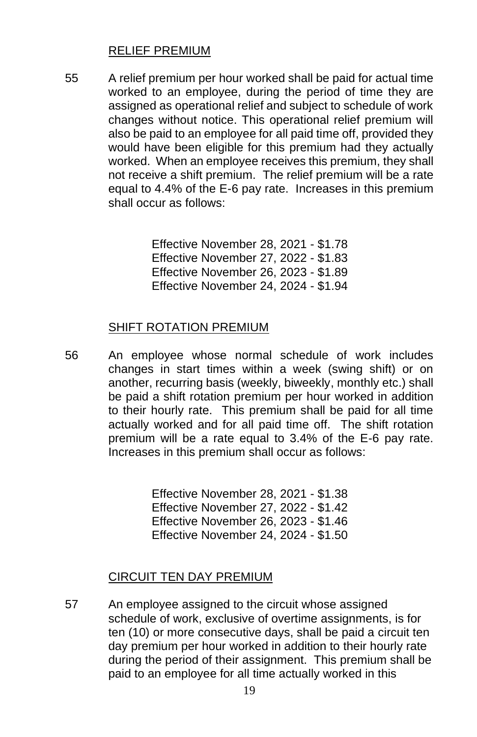## RELIEF PREMIUM

55 A relief premium per hour worked shall be paid for actual time worked to an employee, during the period of time they are assigned as operational relief and subject to schedule of work changes without notice. This operational relief premium will also be paid to an employee for all paid time off, provided they would have been eligible for this premium had they actually worked. When an employee receives this premium, they shall not receive a shift premium. The relief premium will be a rate equal to 4.4% of the E-6 pay rate. Increases in this premium shall occur as follows:

Effective November 28, 2021 - $1.78
Effective November 27, 2022 - $1.83
Effective November 26, 2023 - $1.89
Effective November 24, 2024 - $1.94

## SHIFT ROTATION PREMIUM

56 An employee whose normal schedule of work includes changes in start times within a week (swing shift) or on another, recurring basis (weekly, biweekly, monthly etc.) shall be paid a shift rotation premium per hour worked in addition to their hourly rate. This premium shall be paid for all time actually worked and for all paid time off. The shift rotation premium will be a rate equal to 3.4% of the E-6 pay rate. Increases in this premium shall occur as follows:

Effective November 28, 2021 - $1.38
Effective November 27, 2022 - $1.42
Effective November 26, 2023 - $1.46
Effective November 24, 2024 - $1.50

## CIRCUIT TEN DAY PREMIUM

57 An employee assigned to the circuit whose assigned schedule of work, exclusive of overtime assignments, is for ten (10) or more consecutive days, shall be paid a circuit ten day premium per hour worked in addition to their hourly rate during the period of their assignment. This premium shall be paid to an employee for all time actually worked in this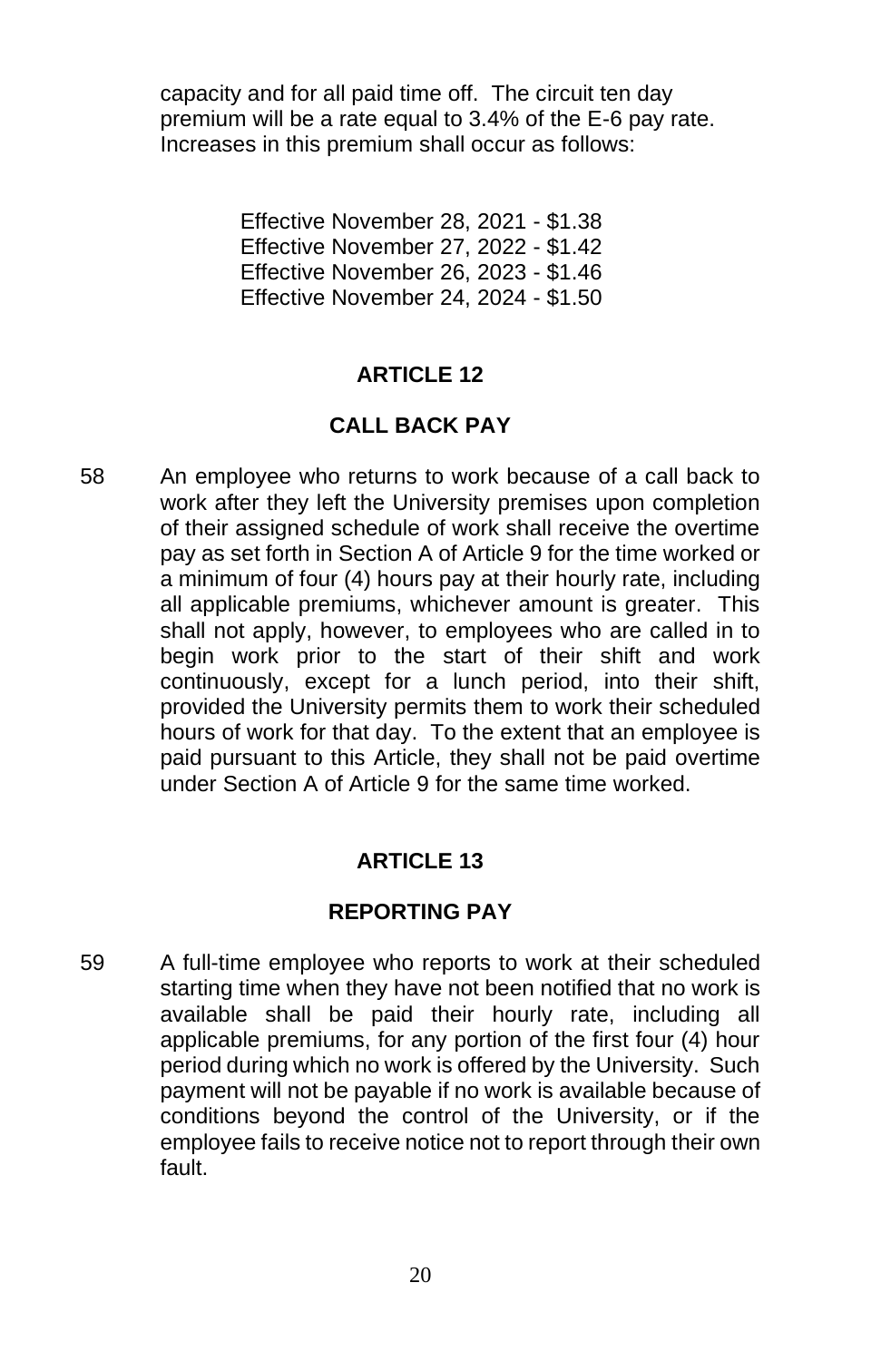capacity and for all paid time off. The circuit ten day premium will be a rate equal to 3.4% of the E-6 pay rate. Increases in this premium shall occur as follows:

Effective November 28, 2021 - $1.38
Effective November 27, 2022 - $1.42
Effective November 26, 2023 - $1.46
Effective November 24, 2024 - $1.50

## ARTICLE 12

## CALL BACK PAY

58 An employee who returns to work because of a call back to work after they left the University premises upon completion of their assigned schedule of work shall receive the overtime pay as set forth in Section A of Article 9 for the time worked or a minimum of four (4) hours pay at their hourly rate, including all applicable premiums, whichever amount is greater. This shall not apply, however, to employees who are called in to begin work prior to the start of their shift and work continuously, except for a lunch period, into their shift, provided the University permits them to work their scheduled hours of work for that day. To the extent that an employee is paid pursuant to this Article, they shall not be paid overtime under Section A of Article 9 for the same time worked.

## ARTICLE 13

## REPORTING PAY

59 A full-time employee who reports to work at their scheduled starting time when they have not been notified that no work is available shall be paid their hourly rate, including all applicable premiums, for any portion of the first four (4) hour period during which no work is offered by the University. Such payment will not be payable if no work is available because of conditions beyond the control of the University, or if the employee fails to receive notice not to report through their own fault.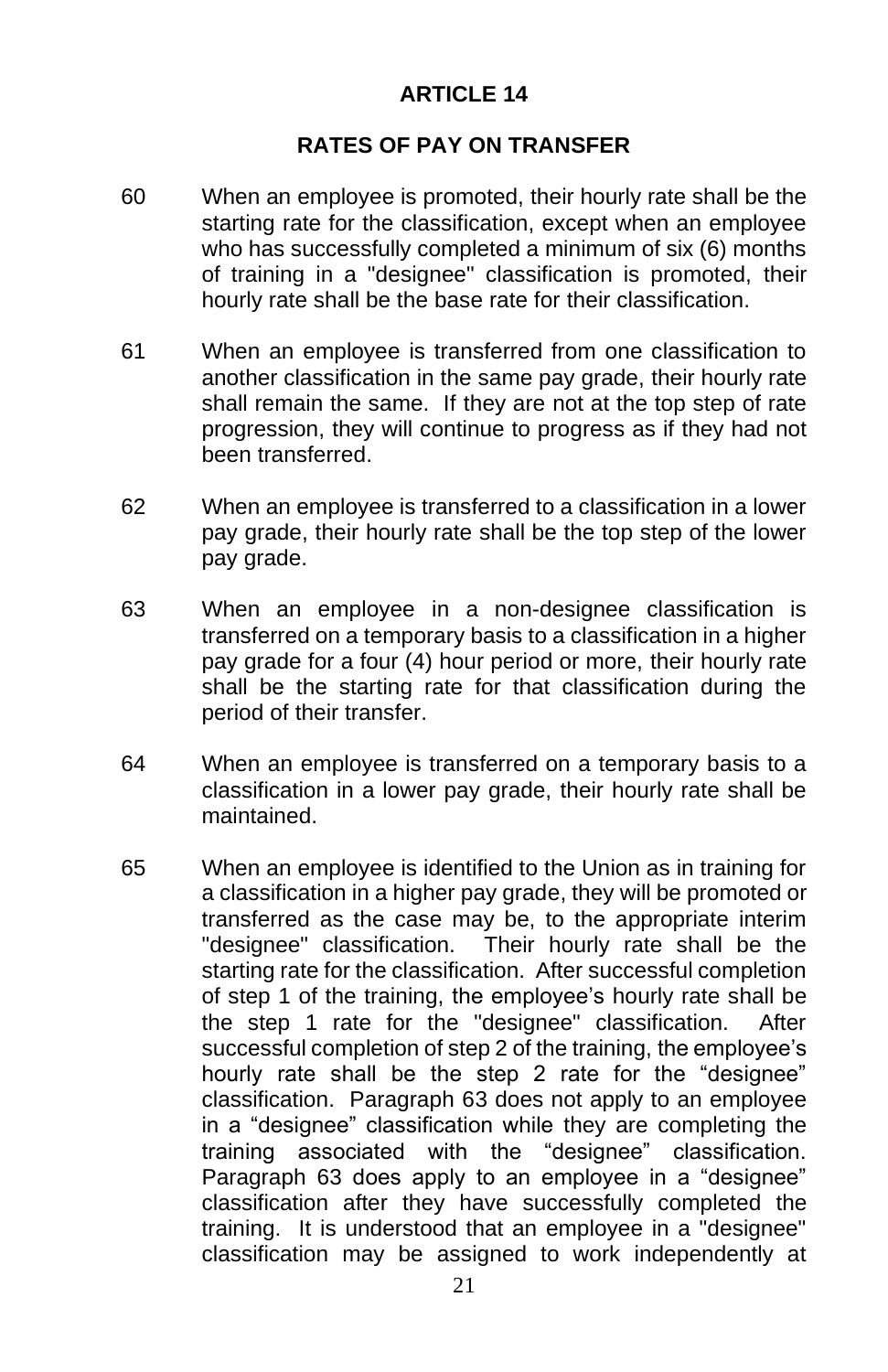# ARTICLE 14

## RATES OF PAY ON TRANSFER

60 When an employee is promoted, their hourly rate shall be the starting rate for the classification, except when an employee who has successfully completed a minimum of six (6) months of training in a "designee" classification is promoted, their hourly rate shall be the base rate for their classification.

61 When an employee is transferred from one classification to another classification in the same pay grade, their hourly rate shall remain the same. If they are not at the top step of rate progression, they will continue to progress as if they had not been transferred.

62 When an employee is transferred to a classification in a lower pay grade, their hourly rate shall be the top step of the lower pay grade.

63 When an employee in a non-designee classification is transferred on a temporary basis to a classification in a higher pay grade for a four (4) hour period or more, their hourly rate shall be the starting rate for that classification during the period of their transfer.

64 When an employee is transferred on a temporary basis to a classification in a lower pay grade, their hourly rate shall be maintained.

65 When an employee is identified to the Union as in training for a classification in a higher pay grade, they will be promoted or transferred as the case may be, to the appropriate interim "designee" classification. Their hourly rate shall be the starting rate for the classification. After successful completion of step 1 of the training, the employee's hourly rate shall be the step 1 rate for the "designee" classification. After successful completion of step 2 of the training, the employee's hourly rate shall be the step 2 rate for the "designee" classification. Paragraph 63 does not apply to an employee in a "designee" classification while they are completing the training associated with the "designee" classification. Paragraph 63 does apply to an employee in a "designee" classification after they have successfully completed the training. It is understood that an employee in a "designee" classification may be assigned to work independently at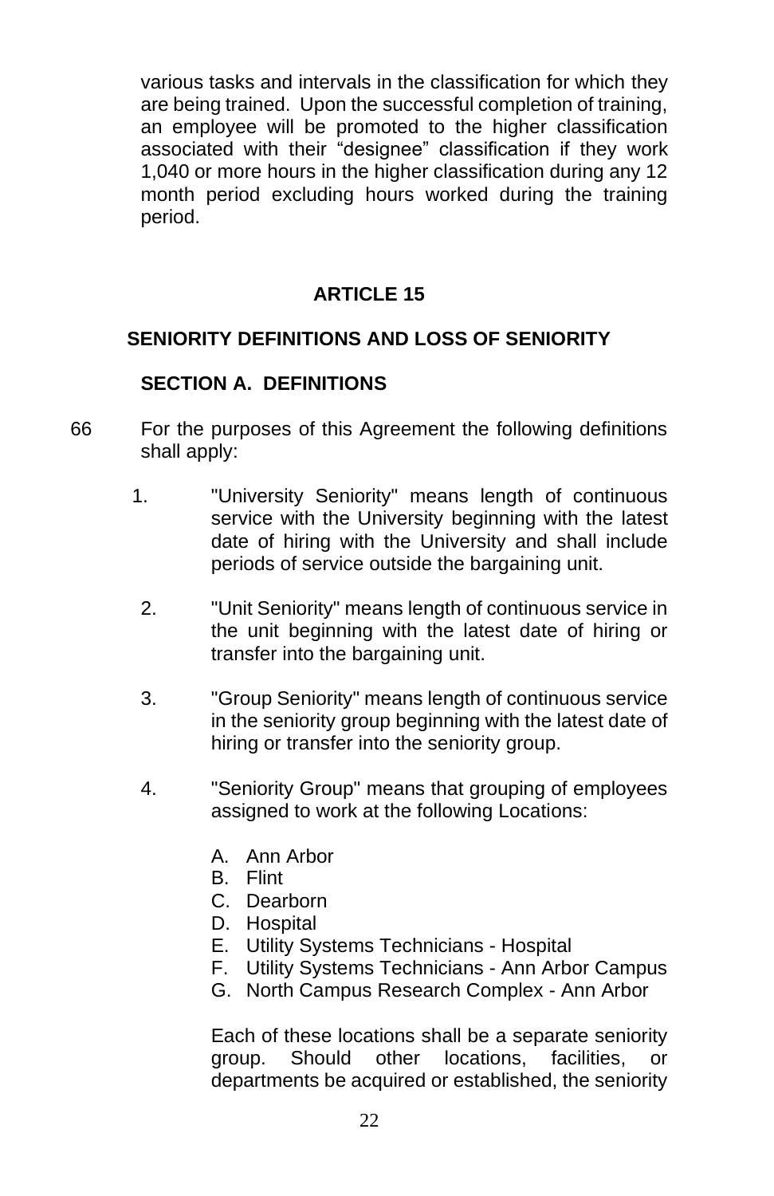various tasks and intervals in the classification for which they are being trained. Upon the successful completion of training, an employee will be promoted to the higher classification associated with their "designee" classification if they work 1,040 or more hours in the higher classification during any 12 month period excluding hours worked during the training period.

## ARTICLE 15

## SENIORITY DEFINITIONS AND LOSS OF SENIORITY

### SECTION A. DEFINITIONS

66 For the purposes of this Agreement the following definitions shall apply:

1. "University Seniority" means length of continuous service with the University beginning with the latest date of hiring with the University and shall include periods of service outside the bargaining unit.

2. "Unit Seniority" means length of continuous service in the unit beginning with the latest date of hiring or transfer into the bargaining unit.

3. "Group Seniority" means length of continuous service in the seniority group beginning with the latest date of hiring or transfer into the seniority group.

4. "Seniority Group" means that grouping of employees assigned to work at the following Locations:

   A. Ann Arbor
   B. Flint
   C. Dearborn
   D. Hospital
   E. Utility Systems Technicians - Hospital
   F. Utility Systems Technicians - Ann Arbor Campus
   G. North Campus Research Complex - Ann Arbor

   Each of these locations shall be a separate seniority group. Should other locations, facilities, or departments be acquired or established, the seniority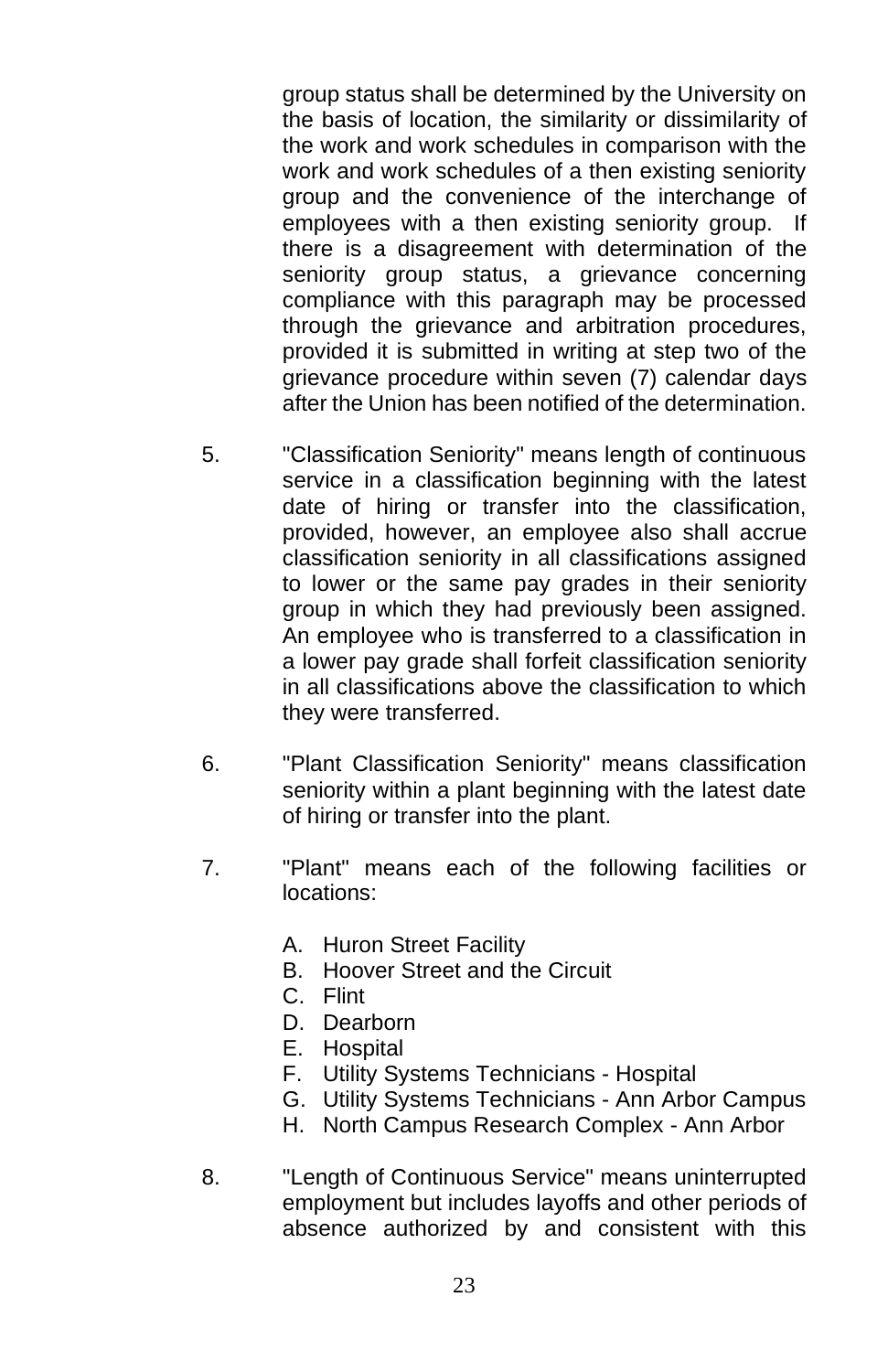group status shall be determined by the University on the basis of location, the similarity or dissimilarity of the work and work schedules in comparison with the work and work schedules of a then existing seniority group and the convenience of the interchange of employees with a then existing seniority group. If there is a disagreement with determination of the seniority group status, a grievance concerning compliance with this paragraph may be processed through the grievance and arbitration procedures, provided it is submitted in writing at step two of the grievance procedure within seven (7) calendar days after the Union has been notified of the determination.

5. "Classification Seniority" means length of continuous service in a classification beginning with the latest date of hiring or transfer into the classification, provided, however, an employee also shall accrue classification seniority in all classifications assigned to lower or the same pay grades in their seniority group in which they had previously been assigned. An employee who is transferred to a classification in a lower pay grade shall forfeit classification seniority in all classifications above the classification to which they were transferred.

6. "Plant Classification Seniority" means classification seniority within a plant beginning with the latest date of hiring or transfer into the plant.

7. "Plant" means each of the following facilities or locations:

   A. Huron Street Facility
   B. Hoover Street and the Circuit
   C. Flint
   D. Dearborn
   E. Hospital
   F. Utility Systems Technicians - Hospital
   G. Utility Systems Technicians - Ann Arbor Campus
   H. North Campus Research Complex - Ann Arbor

8. "Length of Continuous Service" means uninterrupted employment but includes layoffs and other periods of absence authorized by and consistent with this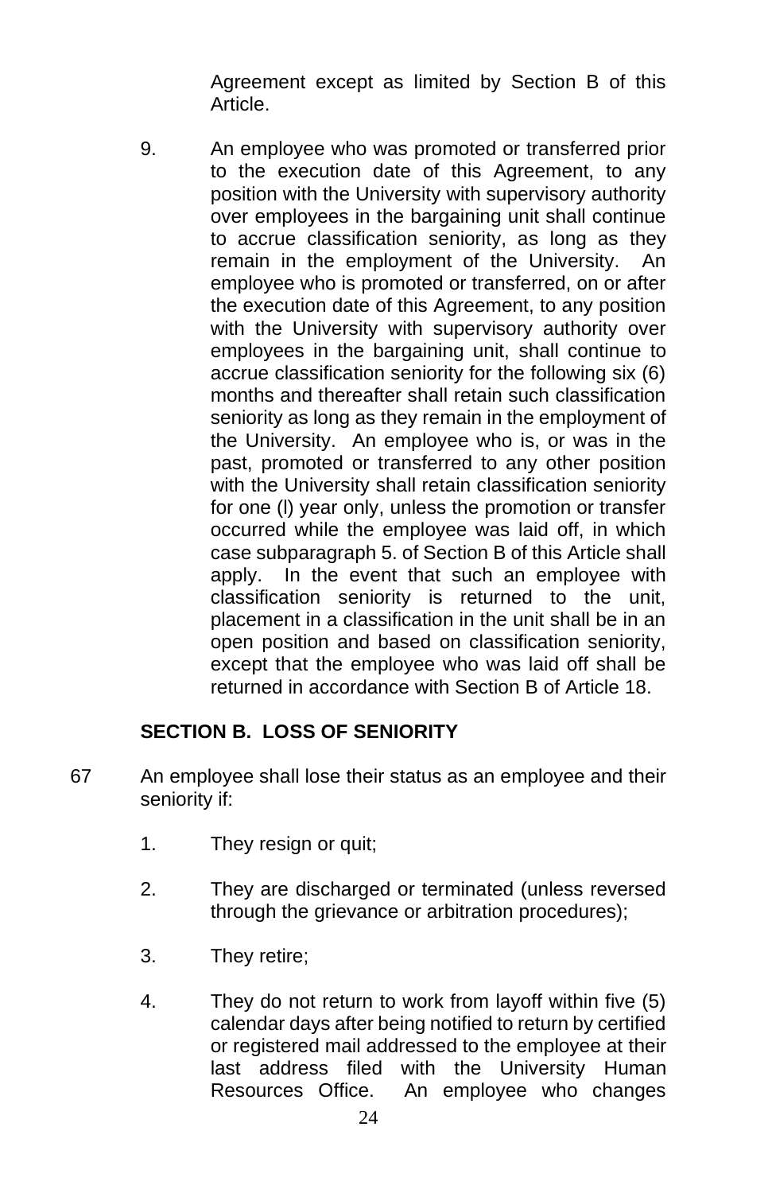Agreement except as limited by Section B of this Article.

9. An employee who was promoted or transferred prior to the execution date of this Agreement, to any position with the University with supervisory authority over employees in the bargaining unit shall continue to accrue classification seniority, as long as they remain in the employment of the University. An employee who is promoted or transferred, on or after the execution date of this Agreement, to any position with the University with supervisory authority over employees in the bargaining unit, shall continue to accrue classification seniority for the following six (6) months and thereafter shall retain such classification seniority as long as they remain in the employment of the University. An employee who is, or was in the past, promoted or transferred to any other position with the University shall retain classification seniority for one (l) year only, unless the promotion or transfer occurred while the employee was laid off, in which case subparagraph 5. of Section B of this Article shall apply. In the event that such an employee with classification seniority is returned to the unit, placement in a classification in the unit shall be in an open position and based on classification seniority, except that the employee who was laid off shall be returned in accordance with Section B of Article 18.

## SECTION B. LOSS OF SENIORITY

67 An employee shall lose their status as an employee and their seniority if:

1. They resign or quit;
2. They are discharged or terminated (unless reversed through the grievance or arbitration procedures);
3. They retire;
4. They do not return to work from layoff within five (5) calendar days after being notified to return by certified or registered mail addressed to the employee at their last address filed with the University Human Resources Office. An employee who changes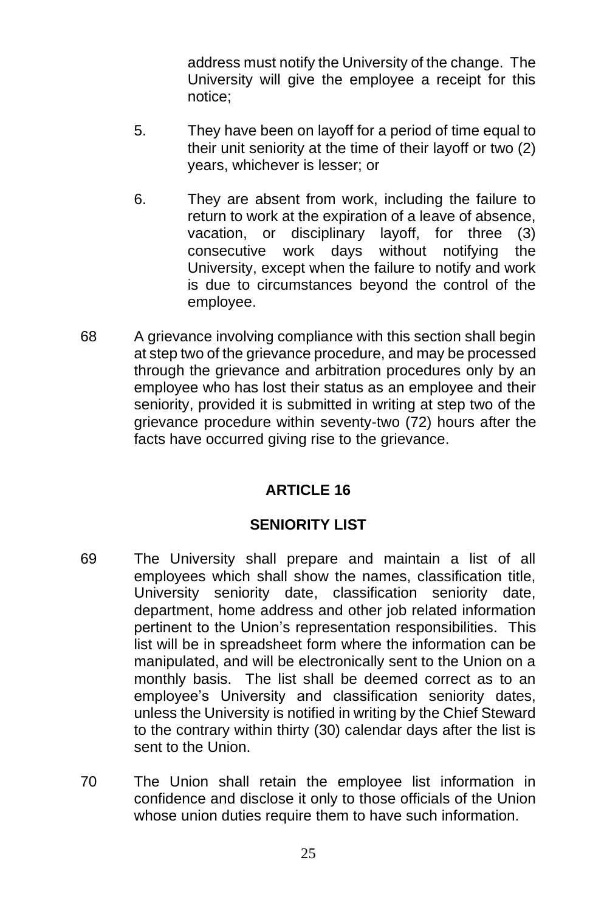address must notify the University of the change. The University will give the employee a receipt for this notice;

5. They have been on layoff for a period of time equal to their unit seniority at the time of their layoff or two (2) years, whichever is lesser; or

6. They are absent from work, including the failure to return to work at the expiration of a leave of absence, vacation, or disciplinary layoff, for three (3) consecutive work days without notifying the University, except when the failure to notify and work is due to circumstances beyond the control of the employee.

68 A grievance involving compliance with this section shall begin at step two of the grievance procedure, and may be processed through the grievance and arbitration procedures only by an employee who has lost their status as an employee and their seniority, provided it is submitted in writing at step two of the grievance procedure within seventy-two (72) hours after the facts have occurred giving rise to the grievance.

## ARTICLE 16

## SENIORITY LIST

69 The University shall prepare and maintain a list of all employees which shall show the names, classification title, University seniority date, classification seniority date, department, home address and other job related information pertinent to the Union's representation responsibilities. This list will be in spreadsheet form where the information can be manipulated, and will be electronically sent to the Union on a monthly basis. The list shall be deemed correct as to an employee's University and classification seniority dates, unless the University is notified in writing by the Chief Steward to the contrary within thirty (30) calendar days after the list is sent to the Union.

70 The Union shall retain the employee list information in confidence and disclose it only to those officials of the Union whose union duties require them to have such information.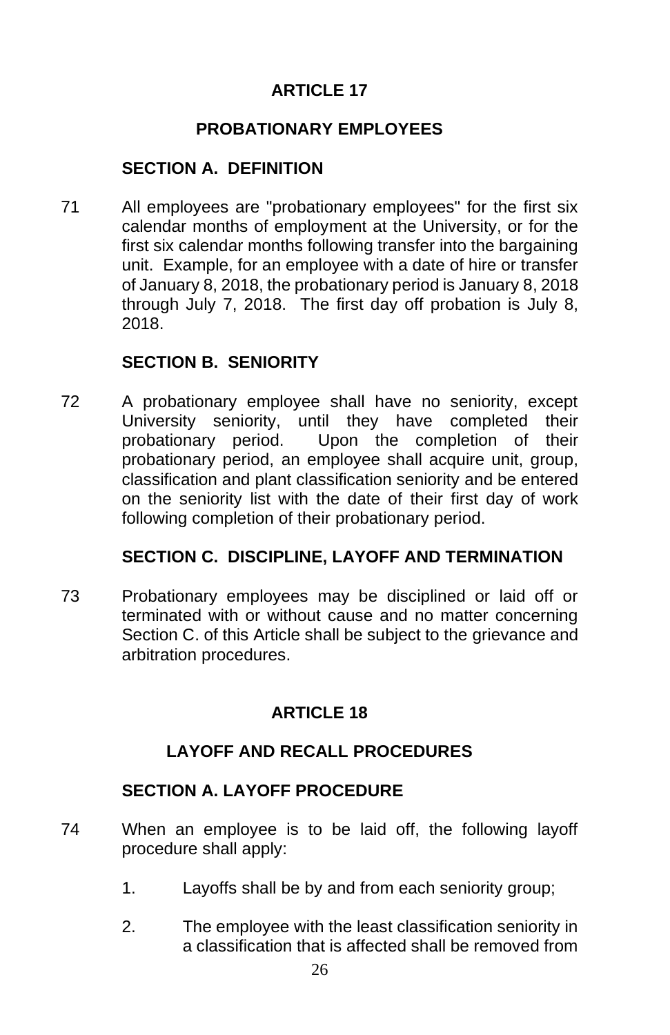# ARTICLE 17

## PROBATIONARY EMPLOYEES

### SECTION A. DEFINITION

71 All employees are "probationary employees" for the first six calendar months of employment at the University, or for the first six calendar months following transfer into the bargaining unit. Example, for an employee with a date of hire or transfer of January 8, 2018, the probationary period is January 8, 2018 through July 7, 2018. The first day off probation is July 8, 2018.

### SECTION B. SENIORITY

72 A probationary employee shall have no seniority, except University seniority, until they have completed their probationary period. Upon the completion of their probationary period, an employee shall acquire unit, group, classification and plant classification seniority and be entered on the seniority list with the date of their first day of work following completion of their probationary period.

### SECTION C. DISCIPLINE, LAYOFF AND TERMINATION

73 Probationary employees may be disciplined or laid off or terminated with or without cause and no matter concerning Section C. of this Article shall be subject to the grievance and arbitration procedures.

# ARTICLE 18

## LAYOFF AND RECALL PROCEDURES

### SECTION A. LAYOFF PROCEDURE

74 When an employee is to be laid off, the following layoff procedure shall apply:

1. Layoffs shall be by and from each seniority group;

2. The employee with the least classification seniority in a classification that is affected shall be removed from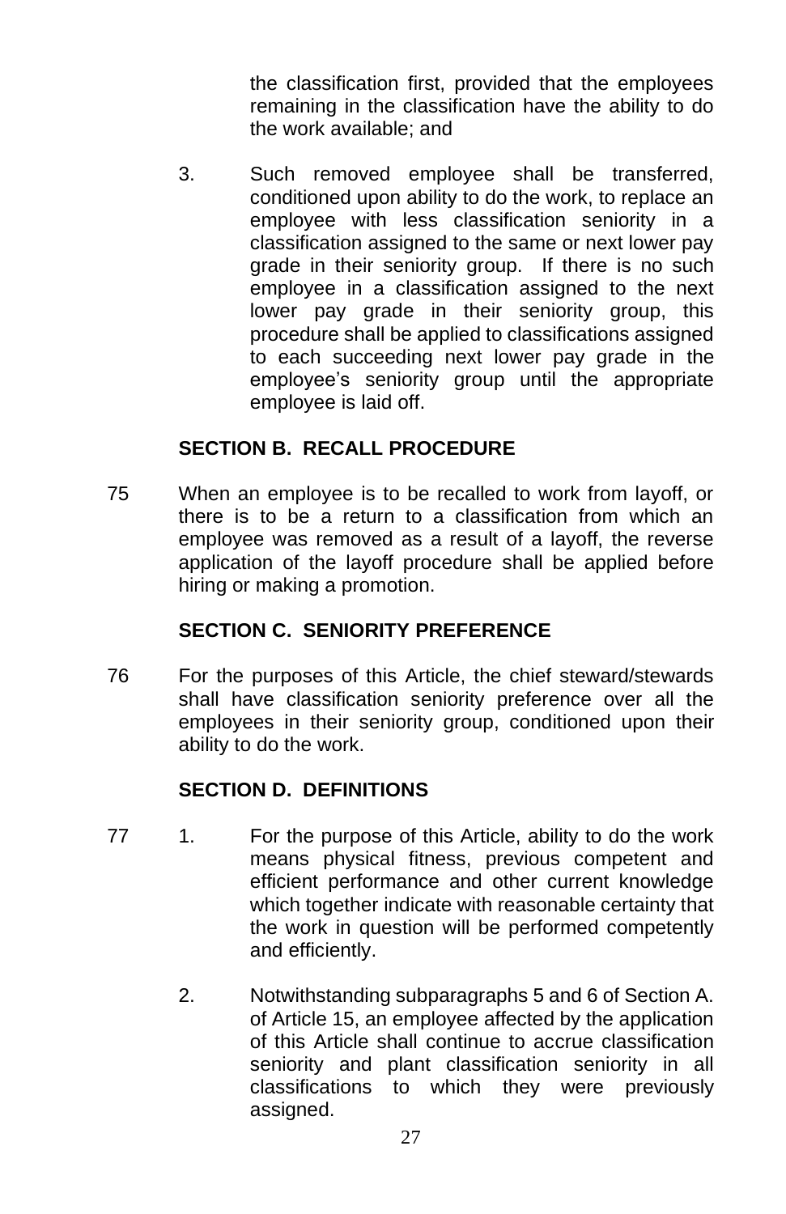the classification first, provided that the employees remaining in the classification have the ability to do the work available; and

3. Such removed employee shall be transferred, conditioned upon ability to do the work, to replace an employee with less classification seniority in a classification assigned to the same or next lower pay grade in their seniority group. If there is no such employee in a classification assigned to the next lower pay grade in their seniority group, this procedure shall be applied to classifications assigned to each succeeding next lower pay grade in the employee's seniority group until the appropriate employee is laid off.

## SECTION B. RECALL PROCEDURE

75 When an employee is to be recalled to work from layoff, or there is to be a return to a classification from which an employee was removed as a result of a layoff, the reverse application of the layoff procedure shall be applied before hiring or making a promotion.

## SECTION C. SENIORITY PREFERENCE

76 For the purposes of this Article, the chief steward/stewards shall have classification seniority preference over all the employees in their seniority group, conditioned upon their ability to do the work.

## SECTION D. DEFINITIONS

77 1. For the purpose of this Article, ability to do the work means physical fitness, previous competent and efficient performance and other current knowledge which together indicate with reasonable certainty that the work in question will be performed competently and efficiently.

2. Notwithstanding subparagraphs 5 and 6 of Section A. of Article 15, an employee affected by the application of this Article shall continue to accrue classification seniority and plant classification seniority in all classifications to which they were previously assigned.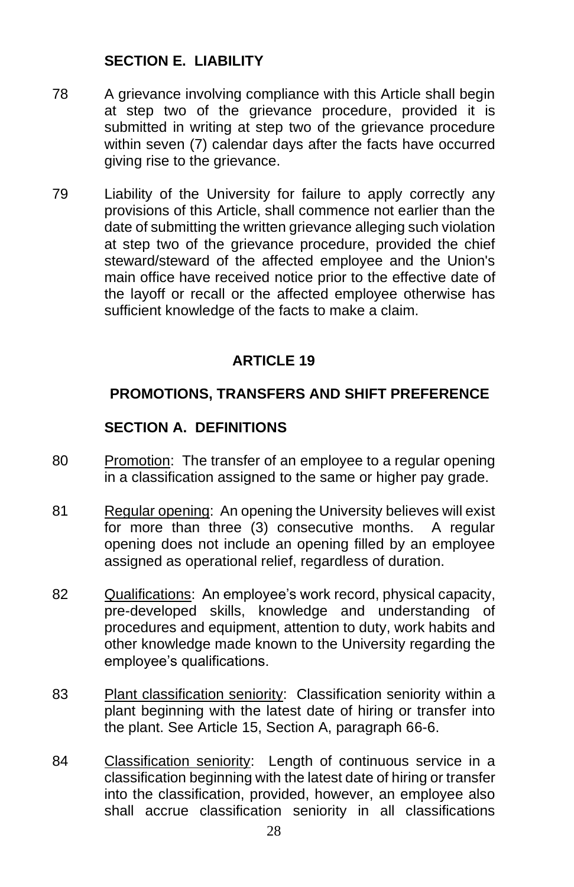### SECTION E. LIABILITY

78 A grievance involving compliance with this Article shall begin at step two of the grievance procedure, provided it is submitted in writing at step two of the grievance procedure within seven (7) calendar days after the facts have occurred giving rise to the grievance.

79 Liability of the University for failure to apply correctly any provisions of this Article, shall commence not earlier than the date of submitting the written grievance alleging such violation at step two of the grievance procedure, provided the chief steward/steward of the affected employee and the Union's main office have received notice prior to the effective date of the layoff or recall or the affected employee otherwise has sufficient knowledge of the facts to make a claim.

## ARTICLE 19

## PROMOTIONS, TRANSFERS AND SHIFT PREFERENCE

### SECTION A. DEFINITIONS

80 Promotion: The transfer of an employee to a regular opening in a classification assigned to the same or higher pay grade.

81 Regular opening: An opening the University believes will exist for more than three (3) consecutive months. A regular opening does not include an opening filled by an employee assigned as operational relief, regardless of duration.

82 Qualifications: An employee's work record, physical capacity, pre-developed skills, knowledge and understanding of procedures and equipment, attention to duty, work habits and other knowledge made known to the University regarding the employee's qualifications.

83 Plant classification seniority: Classification seniority within a plant beginning with the latest date of hiring or transfer into the plant. See Article 15, Section A, paragraph 66-6.

84 Classification seniority: Length of continuous service in a classification beginning with the latest date of hiring or transfer into the classification, provided, however, an employee also shall accrue classification seniority in all classifications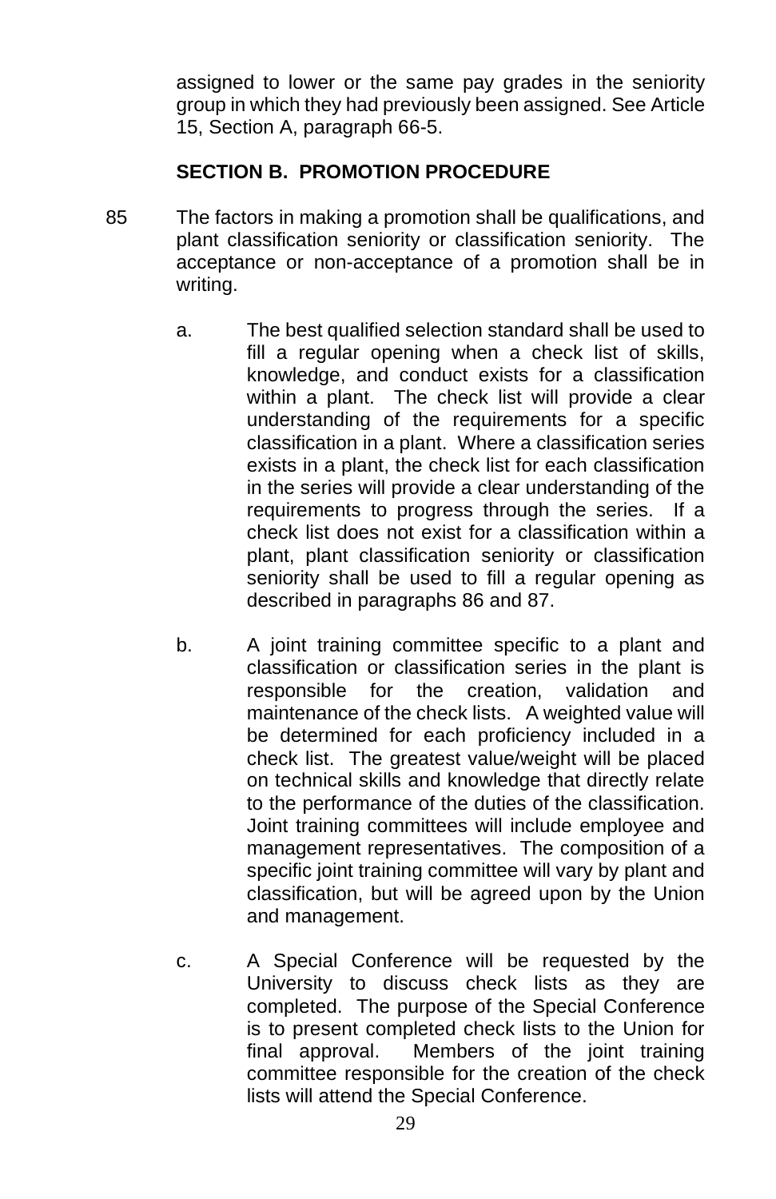assigned to lower or the same pay grades in the seniority group in which they had previously been assigned. See Article 15, Section A, paragraph 66-5.

## SECTION B. PROMOTION PROCEDURE

85 The factors in making a promotion shall be qualifications, and plant classification seniority or classification seniority. The acceptance or non-acceptance of a promotion shall be in writing.

a. The best qualified selection standard shall be used to fill a regular opening when a check list of skills, knowledge, and conduct exists for a classification within a plant. The check list will provide a clear understanding of the requirements for a specific classification in a plant. Where a classification series exists in a plant, the check list for each classification in the series will provide a clear understanding of the requirements to progress through the series. If a check list does not exist for a classification within a plant, plant classification seniority or classification seniority shall be used to fill a regular opening as described in paragraphs 86 and 87.

b. A joint training committee specific to a plant and classification or classification series in the plant is responsible for the creation, validation and maintenance of the check lists. A weighted value will be determined for each proficiency included in a check list. The greatest value/weight will be placed on technical skills and knowledge that directly relate to the performance of the duties of the classification. Joint training committees will include employee and management representatives. The composition of a specific joint training committee will vary by plant and classification, but will be agreed upon by the Union and management.

c. A Special Conference will be requested by the University to discuss check lists as they are completed. The purpose of the Special Conference is to present completed check lists to the Union for final approval. Members of the joint training committee responsible for the creation of the check lists will attend the Special Conference.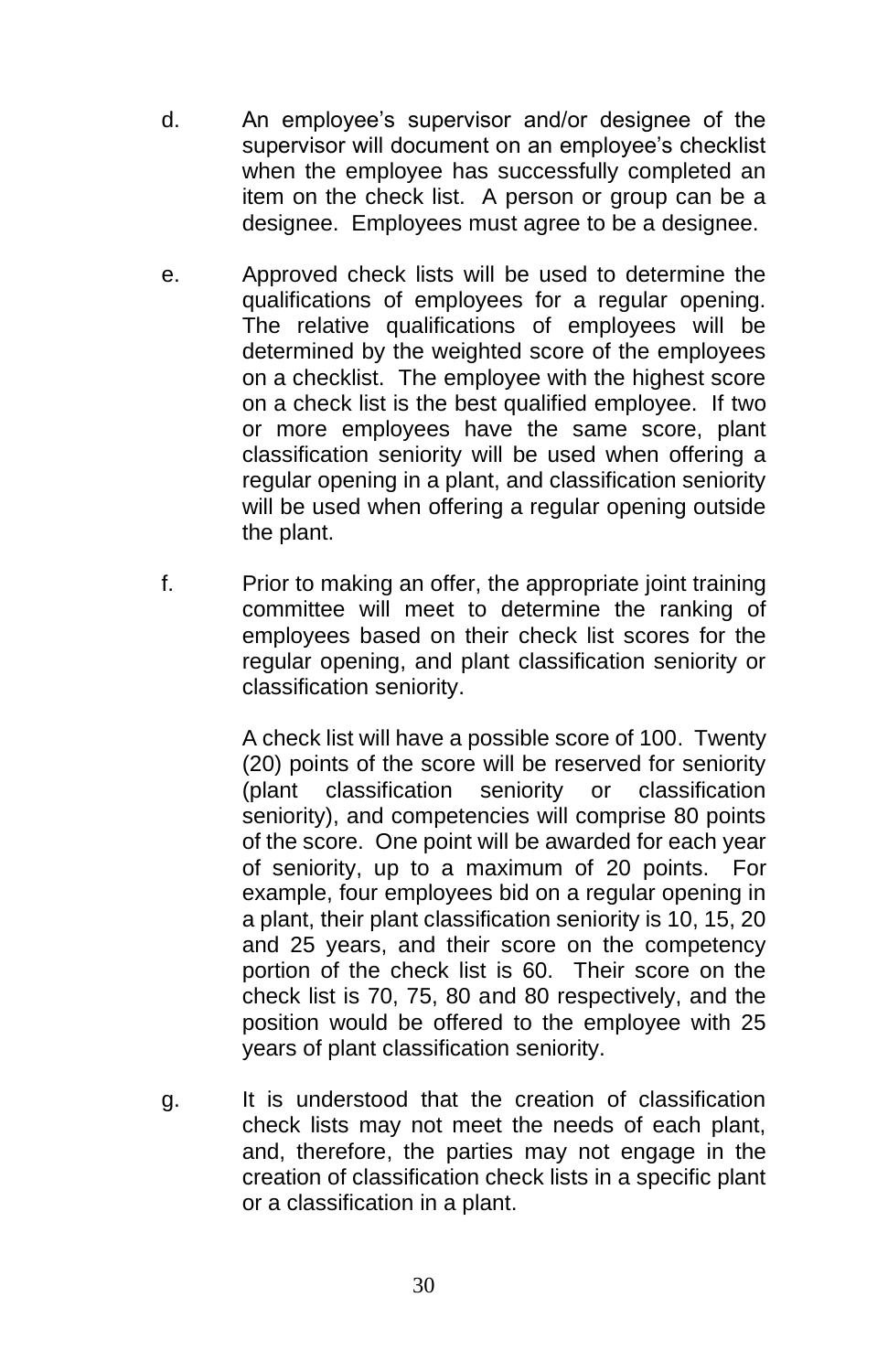d. An employee's supervisor and/or designee of the supervisor will document on an employee's checklist when the employee has successfully completed an item on the check list. A person or group can be a designee. Employees must agree to be a designee.

e. Approved check lists will be used to determine the qualifications of employees for a regular opening. The relative qualifications of employees will be determined by the weighted score of the employees on a checklist. The employee with the highest score on a check list is the best qualified employee. If two or more employees have the same score, plant classification seniority will be used when offering a regular opening in a plant, and classification seniority will be used when offering a regular opening outside the plant.

f. Prior to making an offer, the appropriate joint training committee will meet to determine the ranking of employees based on their check list scores for the regular opening, and plant classification seniority or classification seniority.

   A check list will have a possible score of 100. Twenty (20) points of the score will be reserved for seniority (plant classification seniority or classification seniority), and competencies will comprise 80 points of the score. One point will be awarded for each year of seniority, up to a maximum of 20 points. For example, four employees bid on a regular opening in a plant, their plant classification seniority is 10, 15, 20 and 25 years, and their score on the competency portion of the check list is 60. Their score on the check list is 70, 75, 80 and 80 respectively, and the position would be offered to the employee with 25 years of plant classification seniority.

g. It is understood that the creation of classification check lists may not meet the needs of each plant, and, therefore, the parties may not engage in the creation of classification check lists in a specific plant or a classification in a plant.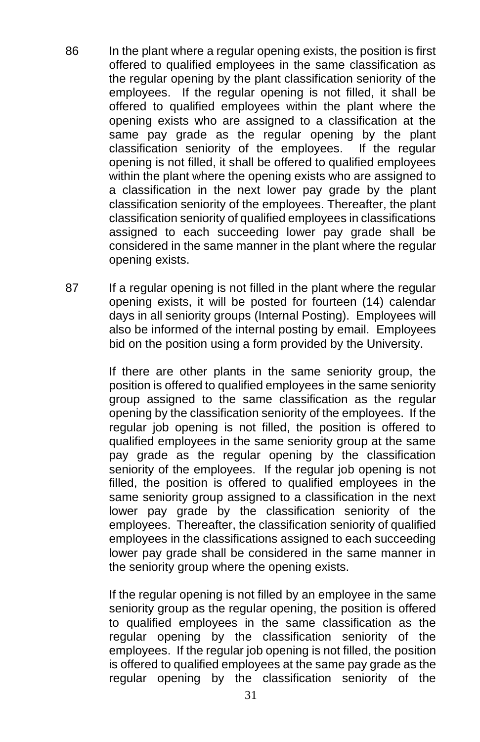86 In the plant where a regular opening exists, the position is first offered to qualified employees in the same classification as the regular opening by the plant classification seniority of the employees. If the regular opening is not filled, it shall be offered to qualified employees within the plant where the opening exists who are assigned to a classification at the same pay grade as the regular opening by the plant classification seniority of the employees. If the regular opening is not filled, it shall be offered to qualified employees within the plant where the opening exists who are assigned to a classification in the next lower pay grade by the plant classification seniority of the employees. Thereafter, the plant classification seniority of qualified employees in classifications assigned to each succeeding lower pay grade shall be considered in the same manner in the plant where the regular opening exists.

87 If a regular opening is not filled in the plant where the regular opening exists, it will be posted for fourteen (14) calendar days in all seniority groups (Internal Posting). Employees will also be informed of the internal posting by email. Employees bid on the position using a form provided by the University.

If there are other plants in the same seniority group, the position is offered to qualified employees in the same seniority group assigned to the same classification as the regular opening by the classification seniority of the employees. If the regular job opening is not filled, the position is offered to qualified employees in the same seniority group at the same pay grade as the regular opening by the classification seniority of the employees. If the regular job opening is not filled, the position is offered to qualified employees in the same seniority group assigned to a classification in the next lower pay grade by the classification seniority of the employees. Thereafter, the classification seniority of qualified employees in the classifications assigned to each succeeding lower pay grade shall be considered in the same manner in the seniority group where the opening exists.

If the regular opening is not filled by an employee in the same seniority group as the regular opening, the position is offered to qualified employees in the same classification as the regular opening by the classification seniority of the employees. If the regular job opening is not filled, the position is offered to qualified employees at the same pay grade as the regular opening by the classification seniority of the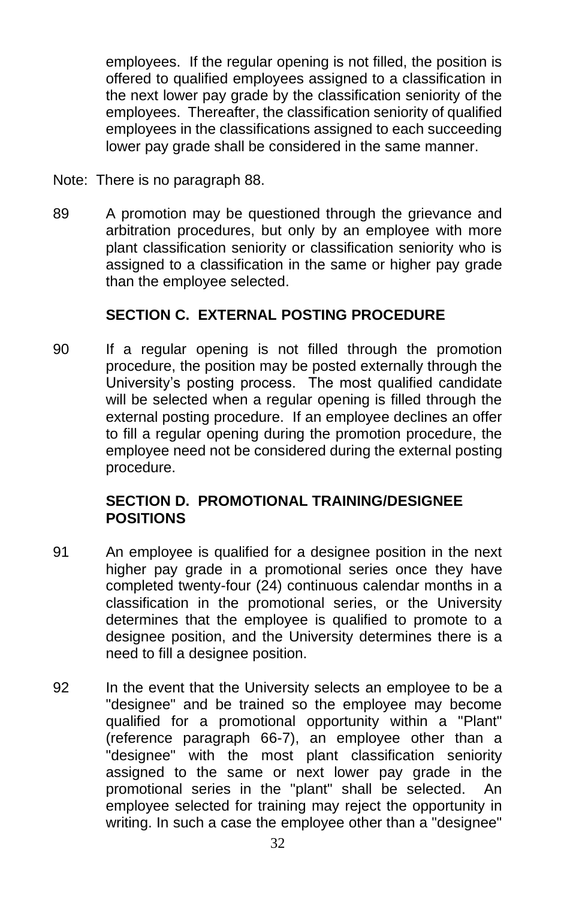employees. If the regular opening is not filled, the position is offered to qualified employees assigned to a classification in the next lower pay grade by the classification seniority of the employees. Thereafter, the classification seniority of qualified employees in the classifications assigned to each succeeding lower pay grade shall be considered in the same manner.

Note: There is no paragraph 88.

89 A promotion may be questioned through the grievance and arbitration procedures, but only by an employee with more plant classification seniority or classification seniority who is assigned to a classification in the same or higher pay grade than the employee selected.

### SECTION C. EXTERNAL POSTING PROCEDURE

90 If a regular opening is not filled through the promotion procedure, the position may be posted externally through the University's posting process. The most qualified candidate will be selected when a regular opening is filled through the external posting procedure. If an employee declines an offer to fill a regular opening during the promotion procedure, the employee need not be considered during the external posting procedure.

### SECTION D. PROMOTIONAL TRAINING/DESIGNEE POSITIONS

91 An employee is qualified for a designee position in the next higher pay grade in a promotional series once they have completed twenty-four (24) continuous calendar months in a classification in the promotional series, or the University determines that the employee is qualified to promote to a designee position, and the University determines there is a need to fill a designee position.

92 In the event that the University selects an employee to be a "designee" and be trained so the employee may become qualified for a promotional opportunity within a "Plant" (reference paragraph 66-7), an employee other than a "designee" with the most plant classification seniority assigned to the same or next lower pay grade in the promotional series in the "plant" shall be selected. An employee selected for training may reject the opportunity in writing. In such a case the employee other than a "designee"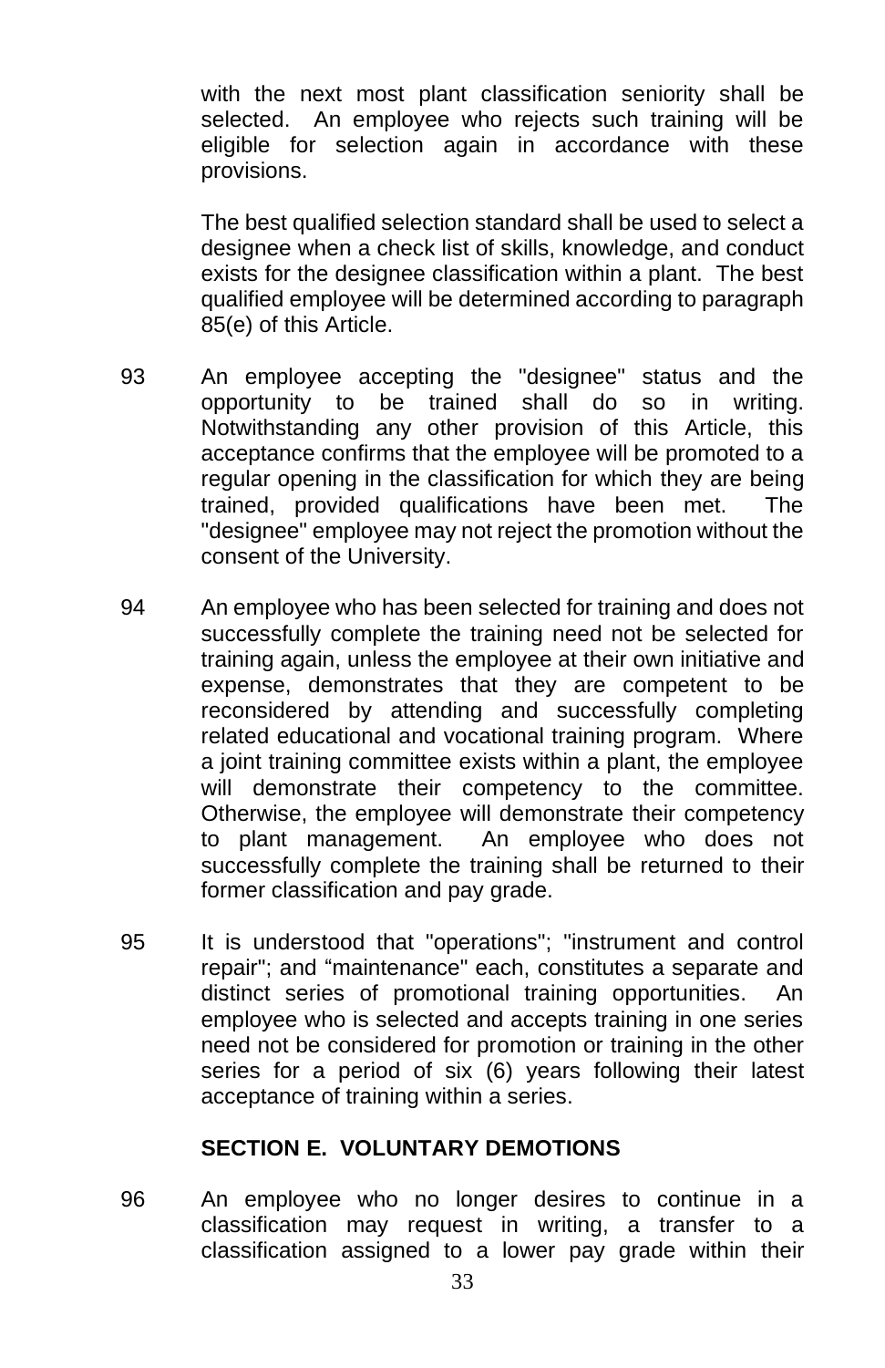with the next most plant classification seniority shall be selected. An employee who rejects such training will be eligible for selection again in accordance with these provisions.

The best qualified selection standard shall be used to select a designee when a check list of skills, knowledge, and conduct exists for the designee classification within a plant. The best qualified employee will be determined according to paragraph 85(e) of this Article.

93 An employee accepting the "designee" status and the opportunity to be trained shall do so in writing. Notwithstanding any other provision of this Article, this acceptance confirms that the employee will be promoted to a regular opening in the classification for which they are being trained, provided qualifications have been met. The "designee" employee may not reject the promotion without the consent of the University.

94 An employee who has been selected for training and does not successfully complete the training need not be selected for training again, unless the employee at their own initiative and expense, demonstrates that they are competent to be reconsidered by attending and successfully completing related educational and vocational training program. Where a joint training committee exists within a plant, the employee will demonstrate their competency to the committee. Otherwise, the employee will demonstrate their competency to plant management. An employee who does not successfully complete the training shall be returned to their former classification and pay grade.

95 It is understood that "operations"; "instrument and control repair"; and “maintenance" each, constitutes a separate and distinct series of promotional training opportunities. An employee who is selected and accepts training in one series need not be considered for promotion or training in the other series for a period of six (6) years following their latest acceptance of training within a series.

## SECTION E. VOLUNTARY DEMOTIONS

96 An employee who no longer desires to continue in a classification may request in writing, a transfer to a classification assigned to a lower pay grade within their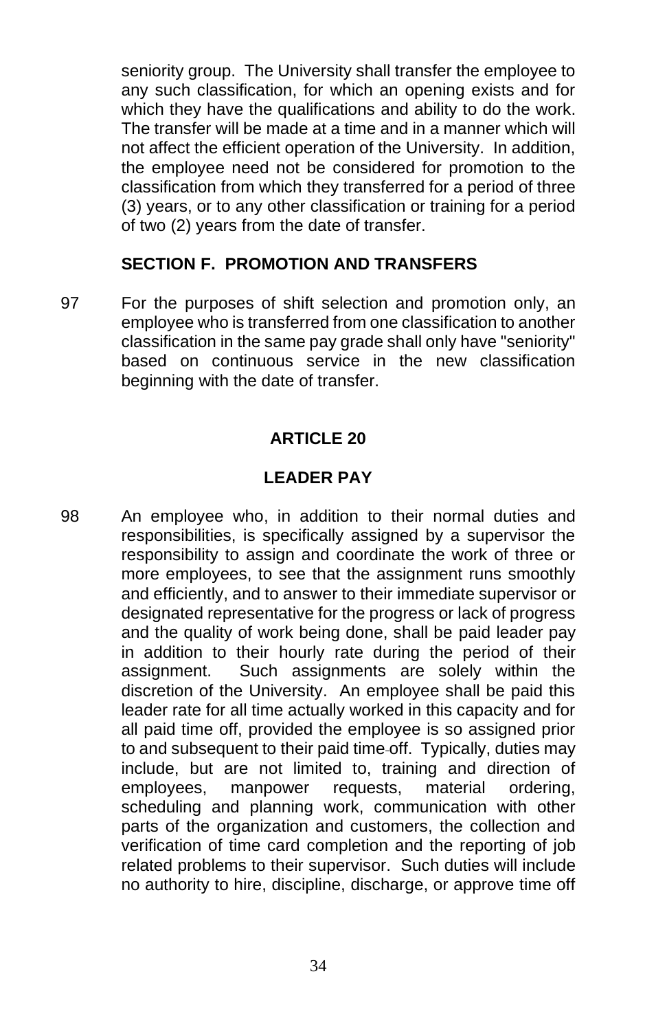seniority group. The University shall transfer the employee to any such classification, for which an opening exists and for which they have the qualifications and ability to do the work. The transfer will be made at a time and in a manner which will not affect the efficient operation of the University. In addition, the employee need not be considered for promotion to the classification from which they transferred for a period of three (3) years, or to any other classification or training for a period of two (2) years from the date of transfer.

### SECTION F. PROMOTION AND TRANSFERS

97 For the purposes of shift selection and promotion only, an employee who is transferred from one classification to another classification in the same pay grade shall only have "seniority" based on continuous service in the new classification beginning with the date of transfer.

## ARTICLE 20

## LEADER PAY

98 An employee who, in addition to their normal duties and responsibilities, is specifically assigned by a supervisor the responsibility to assign and coordinate the work of three or more employees, to see that the assignment runs smoothly and efficiently, and to answer to their immediate supervisor or designated representative for the progress or lack of progress and the quality of work being done, shall be paid leader pay in addition to their hourly rate during the period of their assignment. Such assignments are solely within the discretion of the University. An employee shall be paid this leader rate for all time actually worked in this capacity and for all paid time off, provided the employee is so assigned prior to and subsequent to their paid time-off. Typically, duties may include, but are not limited to, training and direction of employees, manpower requests, material ordering, scheduling and planning work, communication with other parts of the organization and customers, the collection and verification of time card completion and the reporting of job related problems to their supervisor. Such duties will include no authority to hire, discipline, discharge, or approve time off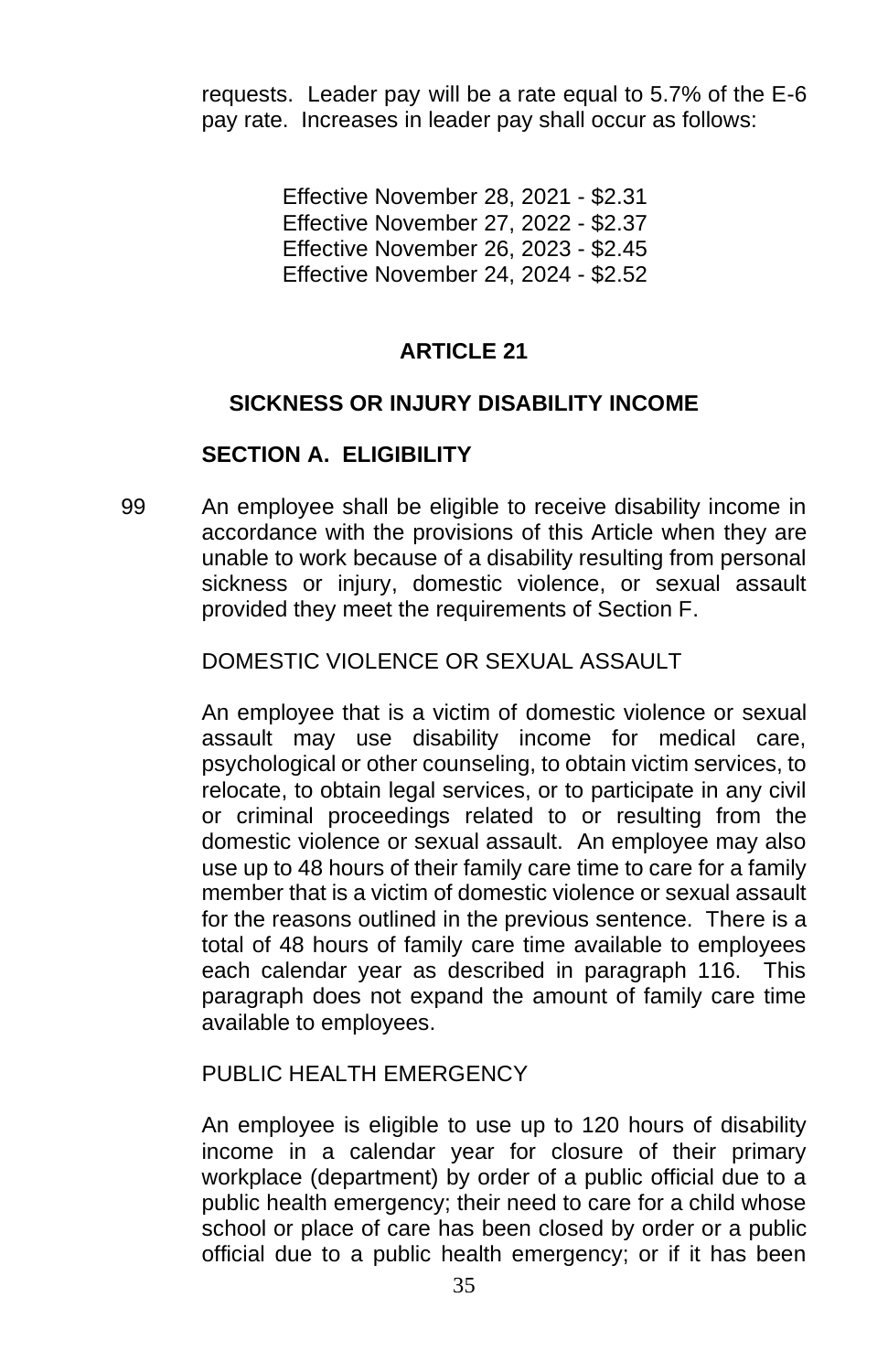requests. Leader pay will be a rate equal to 5.7% of the E-6 pay rate. Increases in leader pay shall occur as follows:

Effective November 28, 2021 - $2.31
Effective November 27, 2022 - $2.37
Effective November 26, 2023 - $2.45
Effective November 24, 2024 - $2.52

## ARTICLE 21

## SICKNESS OR INJURY DISABILITY INCOME

### SECTION A. ELIGIBILITY

99 An employee shall be eligible to receive disability income in accordance with the provisions of this Article when they are unable to work because of a disability resulting from personal sickness or injury, domestic violence, or sexual assault provided they meet the requirements of Section F.

DOMESTIC VIOLENCE OR SEXUAL ASSAULT

An employee that is a victim of domestic violence or sexual assault may use disability income for medical care, psychological or other counseling, to obtain victim services, to relocate, to obtain legal services, or to participate in any civil or criminal proceedings related to or resulting from the domestic violence or sexual assault. An employee may also use up to 48 hours of their family care time to care for a family member that is a victim of domestic violence or sexual assault for the reasons outlined in the previous sentence. There is a total of 48 hours of family care time available to employees each calendar year as described in paragraph 116. This paragraph does not expand the amount of family care time available to employees.

PUBLIC HEALTH EMERGENCY

An employee is eligible to use up to 120 hours of disability income in a calendar year for closure of their primary workplace (department) by order of a public official due to a public health emergency; their need to care for a child whose school or place of care has been closed by order or a public official due to a public health emergency; or if it has been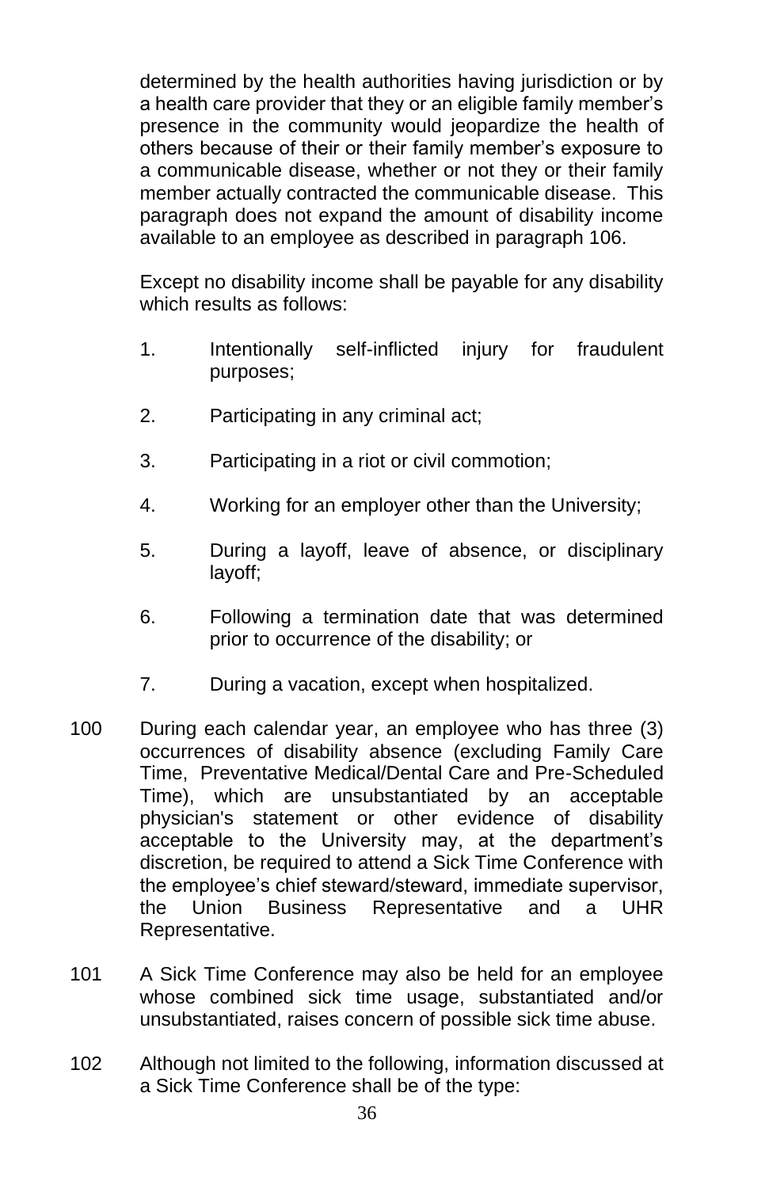determined by the health authorities having jurisdiction or by a health care provider that they or an eligible family member's presence in the community would jeopardize the health of others because of their or their family member's exposure to a communicable disease, whether or not they or their family member actually contracted the communicable disease. This paragraph does not expand the amount of disability income available to an employee as described in paragraph 106.

Except no disability income shall be payable for any disability which results as follows:

1. Intentionally self-inflicted injury for fraudulent purposes;
2. Participating in any criminal act;
3. Participating in a riot or civil commotion;
4. Working for an employer other than the University;
5. During a layoff, leave of absence, or disciplinary layoff;
6. Following a termination date that was determined prior to occurrence of the disability; or
7. During a vacation, except when hospitalized.

100 During each calendar year, an employee who has three (3) occurrences of disability absence (excluding Family Care Time, Preventative Medical/Dental Care and Pre-Scheduled Time), which are unsubstantiated by an acceptable physician's statement or other evidence of disability acceptable to the University may, at the department's discretion, be required to attend a Sick Time Conference with the employee's chief steward/steward, immediate supervisor, the Union Business Representative and a UHR Representative.

101 A Sick Time Conference may also be held for an employee whose combined sick time usage, substantiated and/or unsubstantiated, raises concern of possible sick time abuse.

102 Although not limited to the following, information discussed at a Sick Time Conference shall be of the type: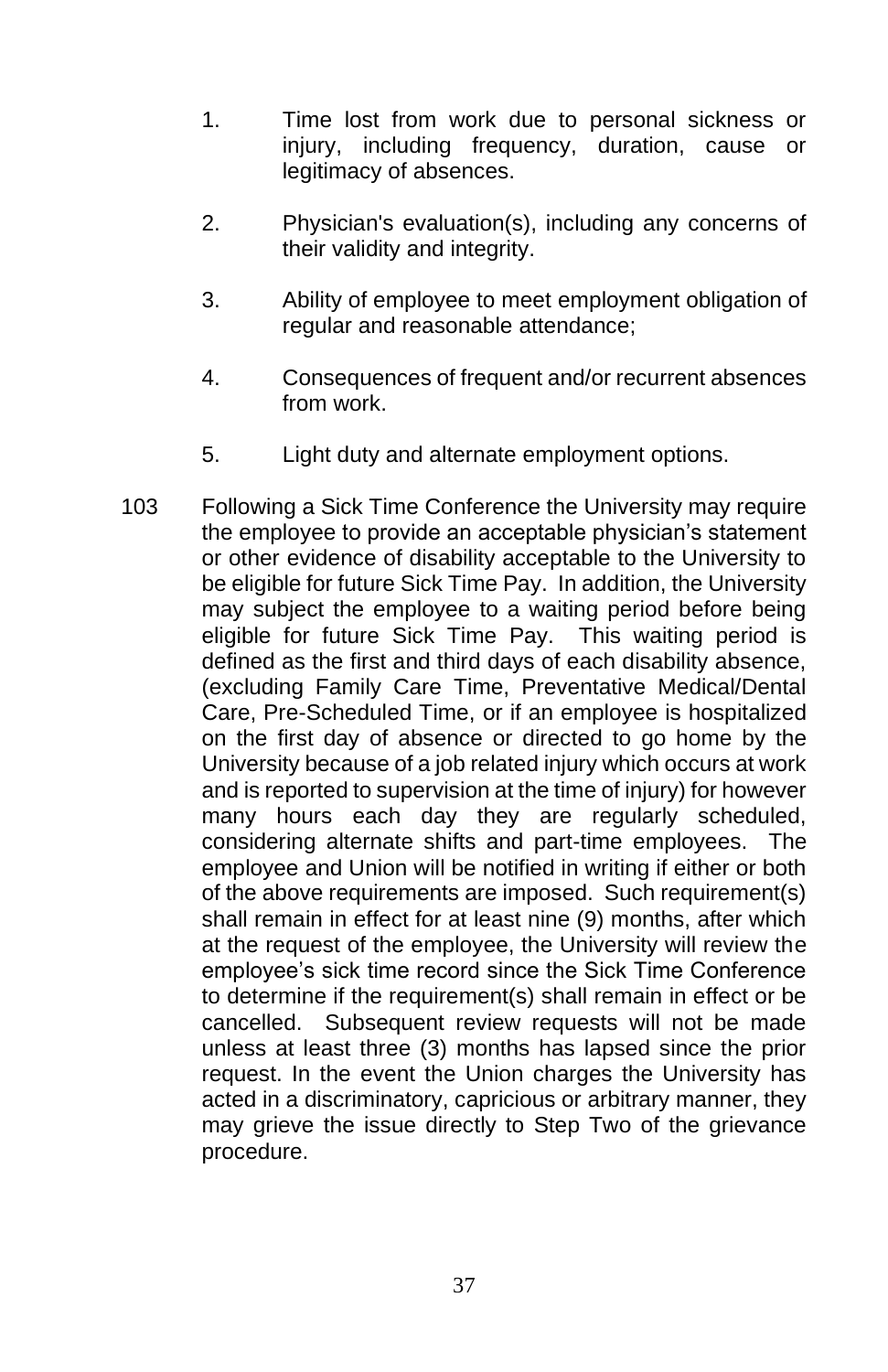1. Time lost from work due to personal sickness or injury, including frequency, duration, cause or legitimacy of absences.

2. Physician's evaluation(s), including any concerns of their validity and integrity.

3. Ability of employee to meet employment obligation of regular and reasonable attendance;

4. Consequences of frequent and/or recurrent absences from work.

5. Light duty and alternate employment options.

103 Following a Sick Time Conference the University may require the employee to provide an acceptable physician's statement or other evidence of disability acceptable to the University to be eligible for future Sick Time Pay. In addition, the University may subject the employee to a waiting period before being eligible for future Sick Time Pay. This waiting period is defined as the first and third days of each disability absence, (excluding Family Care Time, Preventative Medical/Dental Care, Pre-Scheduled Time, or if an employee is hospitalized on the first day of absence or directed to go home by the University because of a job related injury which occurs at work and is reported to supervision at the time of injury) for however many hours each day they are regularly scheduled, considering alternate shifts and part-time employees. The employee and Union will be notified in writing if either or both of the above requirements are imposed. Such requirement(s) shall remain in effect for at least nine (9) months, after which at the request of the employee, the University will review the employee's sick time record since the Sick Time Conference to determine if the requirement(s) shall remain in effect or be cancelled. Subsequent review requests will not be made unless at least three (3) months has lapsed since the prior request. In the event the Union charges the University has acted in a discriminatory, capricious or arbitrary manner, they may grieve the issue directly to Step Two of the grievance procedure.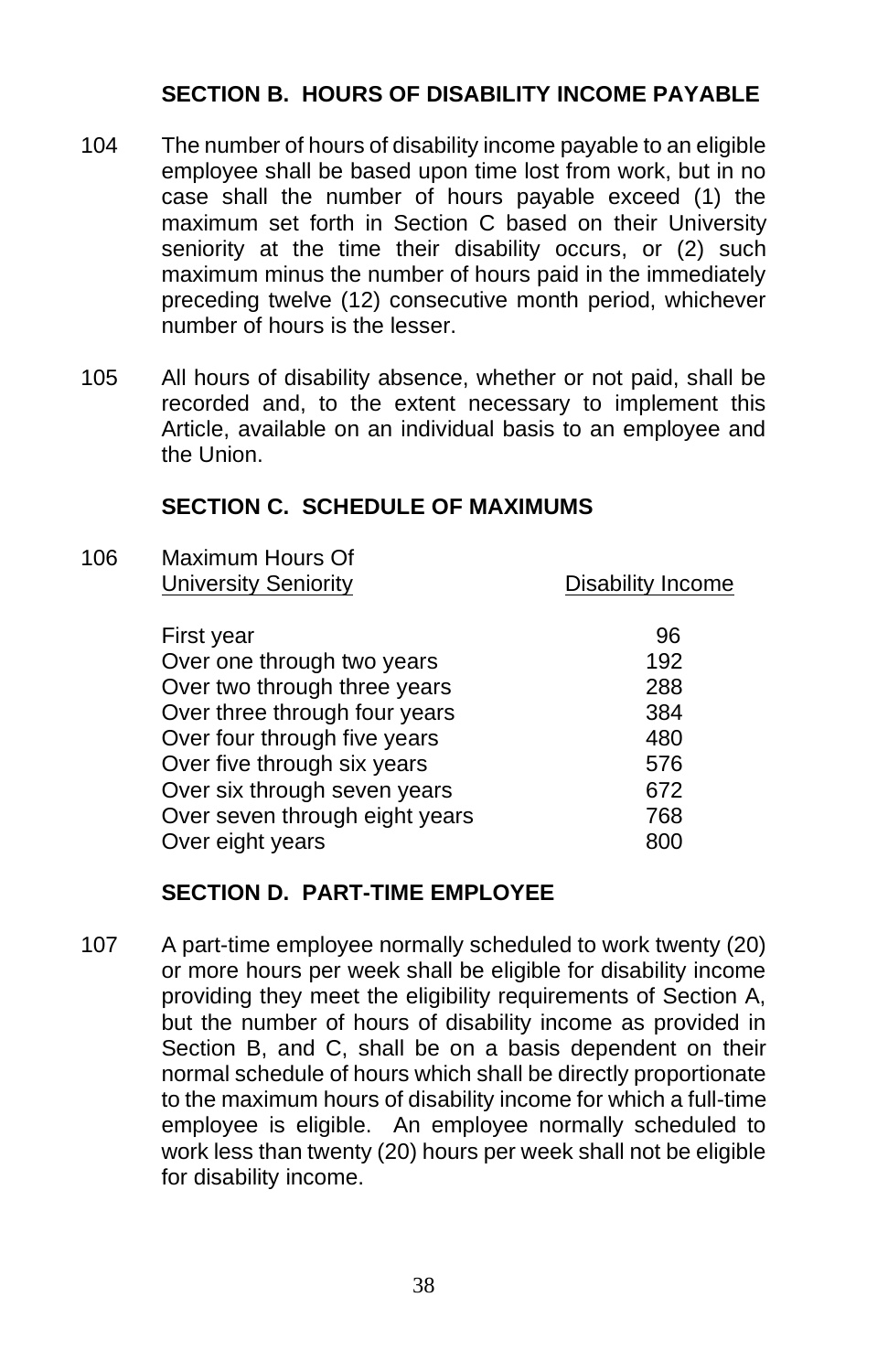## SECTION B. HOURS OF DISABILITY INCOME PAYABLE

104 The number of hours of disability income payable to an eligible employee shall be based upon time lost from work, but in no case shall the number of hours payable exceed (1) the maximum set forth in Section C based on their University seniority at the time their disability occurs, or (2) such maximum minus the number of hours paid in the immediately preceding twelve (12) consecutive month period, whichever number of hours is the lesser.

105 All hours of disability absence, whether or not paid, shall be recorded and, to the extent necessary to implement this Article, available on an individual basis to an employee and the Union.

## SECTION C. SCHEDULE OF MAXIMUMS

106

| University Seniority | Maximum Hours Of Disability Income |
|---|---|
| First year | 96 |
| Over one through two years | 192 |
| Over two through three years | 288 |
| Over three through four years | 384 |
| Over four through five years | 480 |
| Over five through six years | 576 |
| Over six through seven years | 672 |
| Over seven through eight years | 768 |
| Over eight years | 800 |

## SECTION D. PART-TIME EMPLOYEE

107 A part-time employee normally scheduled to work twenty (20) or more hours per week shall be eligible for disability income providing they meet the eligibility requirements of Section A, but the number of hours of disability income as provided in Section B, and C, shall be on a basis dependent on their normal schedule of hours which shall be directly proportionate to the maximum hours of disability income for which a full-time employee is eligible. An employee normally scheduled to work less than twenty (20) hours per week shall not be eligible for disability income.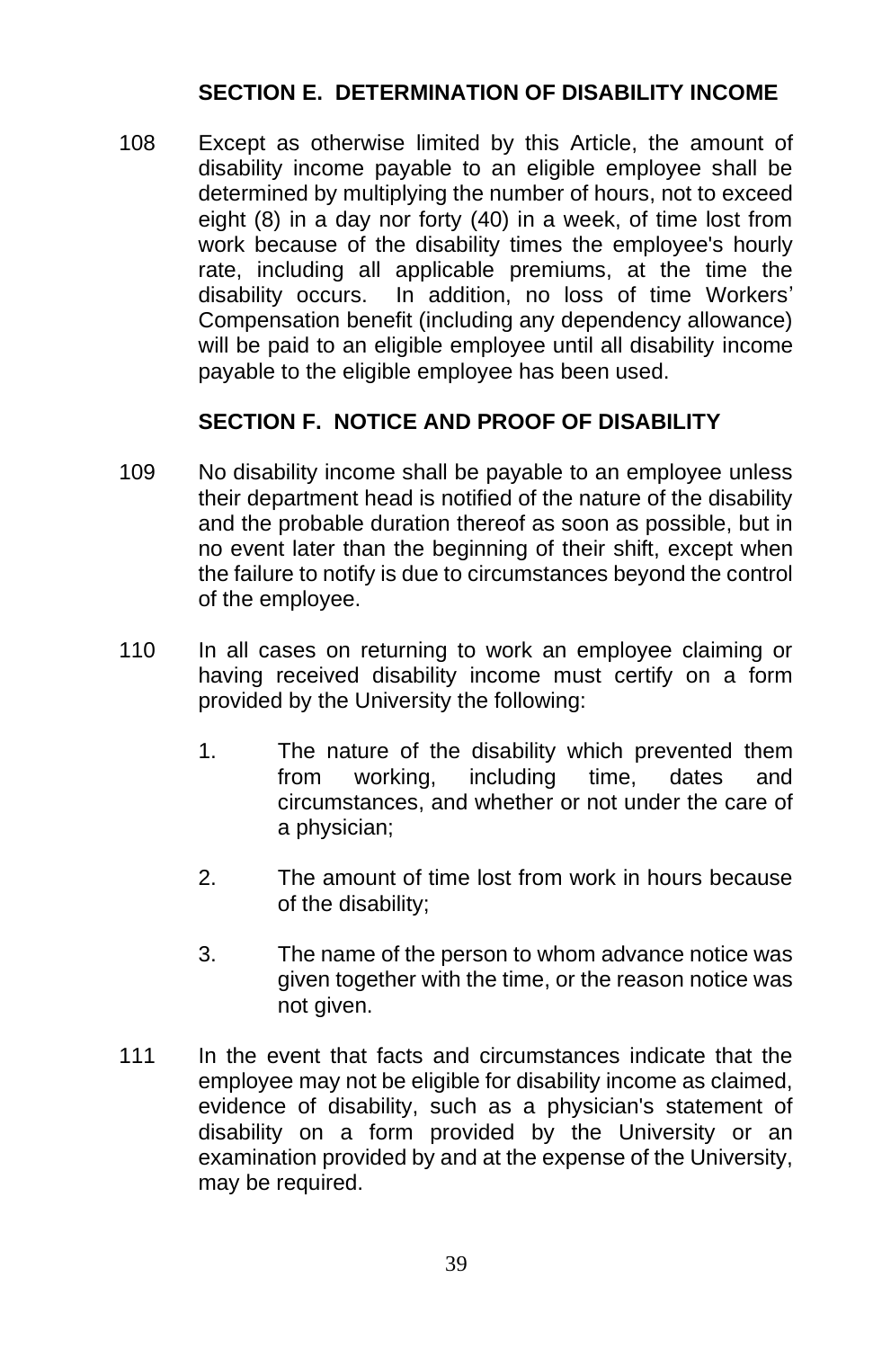## SECTION E. DETERMINATION OF DISABILITY INCOME

108 Except as otherwise limited by this Article, the amount of disability income payable to an eligible employee shall be determined by multiplying the number of hours, not to exceed eight (8) in a day nor forty (40) in a week, of time lost from work because of the disability times the employee's hourly rate, including all applicable premiums, at the time the disability occurs. In addition, no loss of time Workers' Compensation benefit (including any dependency allowance) will be paid to an eligible employee until all disability income payable to the eligible employee has been used.

## SECTION F. NOTICE AND PROOF OF DISABILITY

109 No disability income shall be payable to an employee unless their department head is notified of the nature of the disability and the probable duration thereof as soon as possible, but in no event later than the beginning of their shift, except when the failure to notify is due to circumstances beyond the control of the employee.

110 In all cases on returning to work an employee claiming or having received disability income must certify on a form provided by the University the following:

1. The nature of the disability which prevented them from working, including time, dates and circumstances, and whether or not under the care of a physician;

2. The amount of time lost from work in hours because of the disability;

3. The name of the person to whom advance notice was given together with the time, or the reason notice was not given.

111 In the event that facts and circumstances indicate that the employee may not be eligible for disability income as claimed, evidence of disability, such as a physician's statement of disability on a form provided by the University or an examination provided by and at the expense of the University, may be required.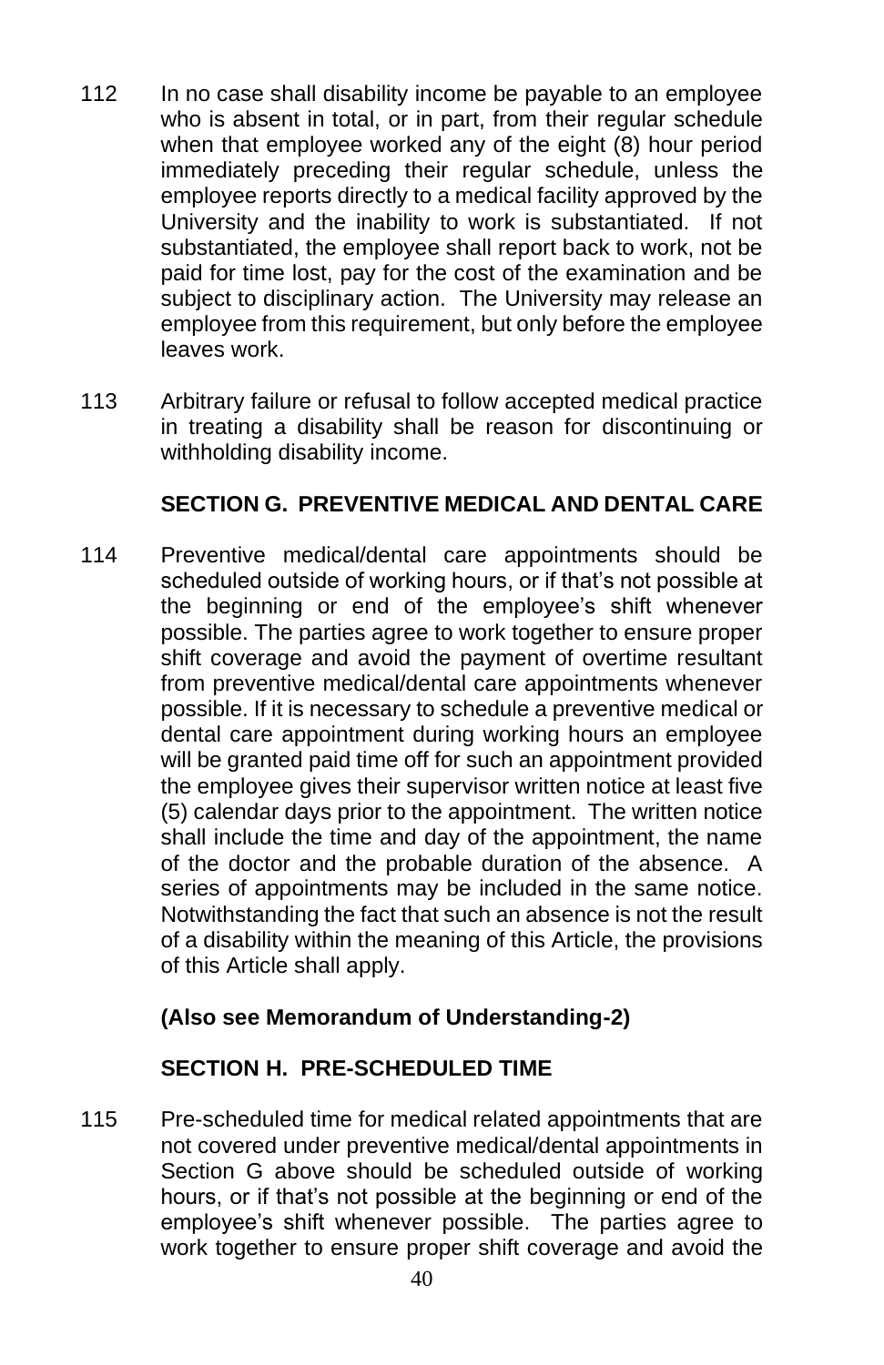112 In no case shall disability income be payable to an employee who is absent in total, or in part, from their regular schedule when that employee worked any of the eight (8) hour period immediately preceding their regular schedule, unless the employee reports directly to a medical facility approved by the University and the inability to work is substantiated. If not substantiated, the employee shall report back to work, not be paid for time lost, pay for the cost of the examination and be subject to disciplinary action. The University may release an employee from this requirement, but only before the employee leaves work.

113 Arbitrary failure or refusal to follow accepted medical practice in treating a disability shall be reason for discontinuing or withholding disability income.

## SECTION G. PREVENTIVE MEDICAL AND DENTAL CARE

114 Preventive medical/dental care appointments should be scheduled outside of working hours, or if that's not possible at the beginning or end of the employee's shift whenever possible. The parties agree to work together to ensure proper shift coverage and avoid the payment of overtime resultant from preventive medical/dental care appointments whenever possible. If it is necessary to schedule a preventive medical or dental care appointment during working hours an employee will be granted paid time off for such an appointment provided the employee gives their supervisor written notice at least five (5) calendar days prior to the appointment. The written notice shall include the time and day of the appointment, the name of the doctor and the probable duration of the absence. A series of appointments may be included in the same notice. Notwithstanding the fact that such an absence is not the result of a disability within the meaning of this Article, the provisions of this Article shall apply.

**(Also see Memorandum of Understanding-2)**

## SECTION H. PRE-SCHEDULED TIME

115 Pre-scheduled time for medical related appointments that are not covered under preventive medical/dental appointments in Section G above should be scheduled outside of working hours, or if that's not possible at the beginning or end of the employee's shift whenever possible. The parties agree to work together to ensure proper shift coverage and avoid the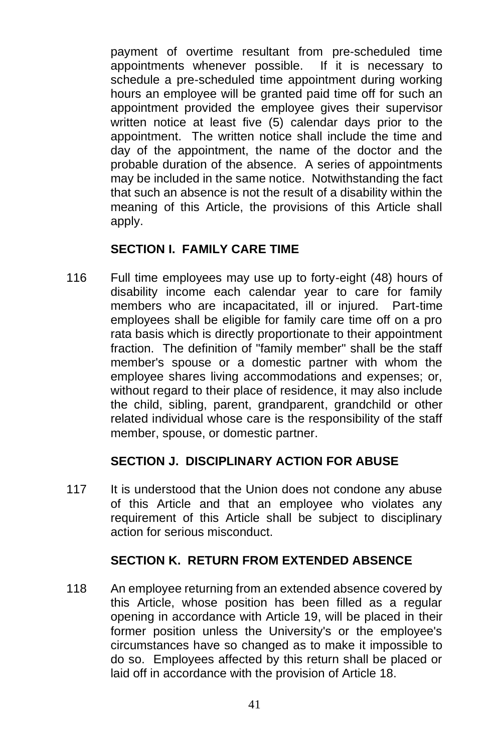payment of overtime resultant from pre-scheduled time appointments whenever possible. If it is necessary to schedule a pre-scheduled time appointment during working hours an employee will be granted paid time off for such an appointment provided the employee gives their supervisor written notice at least five (5) calendar days prior to the appointment. The written notice shall include the time and day of the appointment, the name of the doctor and the probable duration of the absence. A series of appointments may be included in the same notice. Notwithstanding the fact that such an absence is not the result of a disability within the meaning of this Article, the provisions of this Article shall apply.

## SECTION I. FAMILY CARE TIME

116 Full time employees may use up to forty-eight (48) hours of disability income each calendar year to care for family members who are incapacitated, ill or injured. Part-time employees shall be eligible for family care time off on a pro rata basis which is directly proportionate to their appointment fraction. The definition of "family member" shall be the staff member's spouse or a domestic partner with whom the employee shares living accommodations and expenses; or, without regard to their place of residence, it may also include the child, sibling, parent, grandparent, grandchild or other related individual whose care is the responsibility of the staff member, spouse, or domestic partner.

## SECTION J. DISCIPLINARY ACTION FOR ABUSE

117 It is understood that the Union does not condone any abuse of this Article and that an employee who violates any requirement of this Article shall be subject to disciplinary action for serious misconduct.

## SECTION K. RETURN FROM EXTENDED ABSENCE

118 An employee returning from an extended absence covered by this Article, whose position has been filled as a regular opening in accordance with Article 19, will be placed in their former position unless the University's or the employee's circumstances have so changed as to make it impossible to do so. Employees affected by this return shall be placed or laid off in accordance with the provision of Article 18.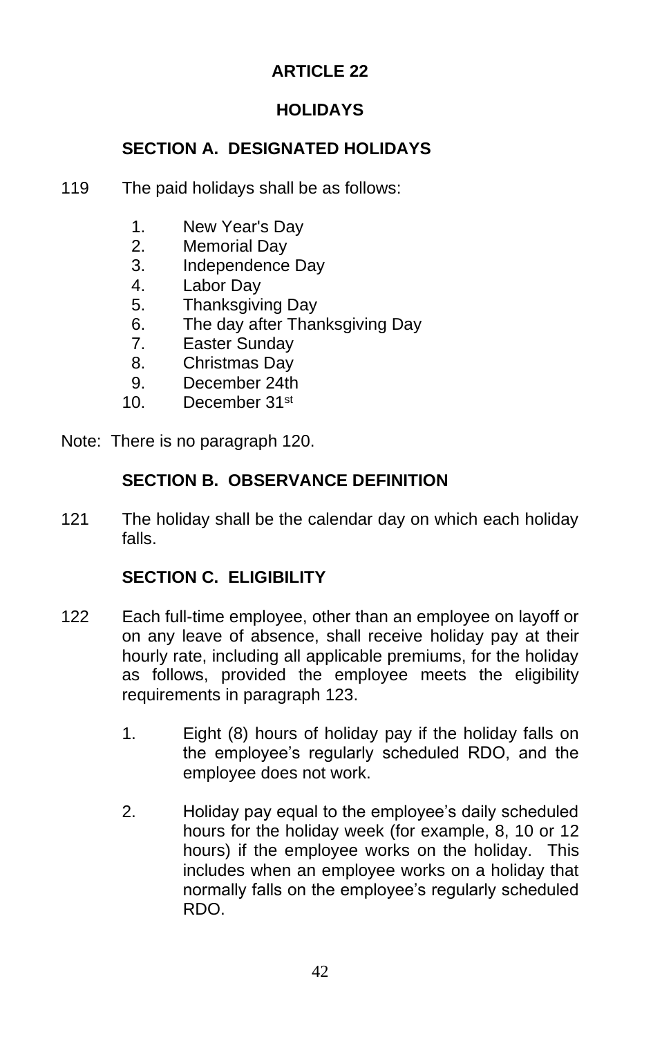# ARTICLE 22

## HOLIDAYS

### SECTION A. DESIGNATED HOLIDAYS

119 The paid holidays shall be as follows:

1. New Year's Day
2. Memorial Day
3. Independence Day
4. Labor Day
5. Thanksgiving Day
6. The day after Thanksgiving Day
7. Easter Sunday
8. Christmas Day
9. December 24th
10. December 31st

Note: There is no paragraph 120.

### SECTION B. OBSERVANCE DEFINITION

121 The holiday shall be the calendar day on which each holiday falls.

### SECTION C. ELIGIBILITY

122 Each full-time employee, other than an employee on layoff or on any leave of absence, shall receive holiday pay at their hourly rate, including all applicable premiums, for the holiday as follows, provided the employee meets the eligibility requirements in paragraph 123.

1. Eight (8) hours of holiday pay if the holiday falls on the employee's regularly scheduled RDO, and the employee does not work.

2. Holiday pay equal to the employee's daily scheduled hours for the holiday week (for example, 8, 10 or 12 hours) if the employee works on the holiday. This includes when an employee works on a holiday that normally falls on the employee's regularly scheduled RDO.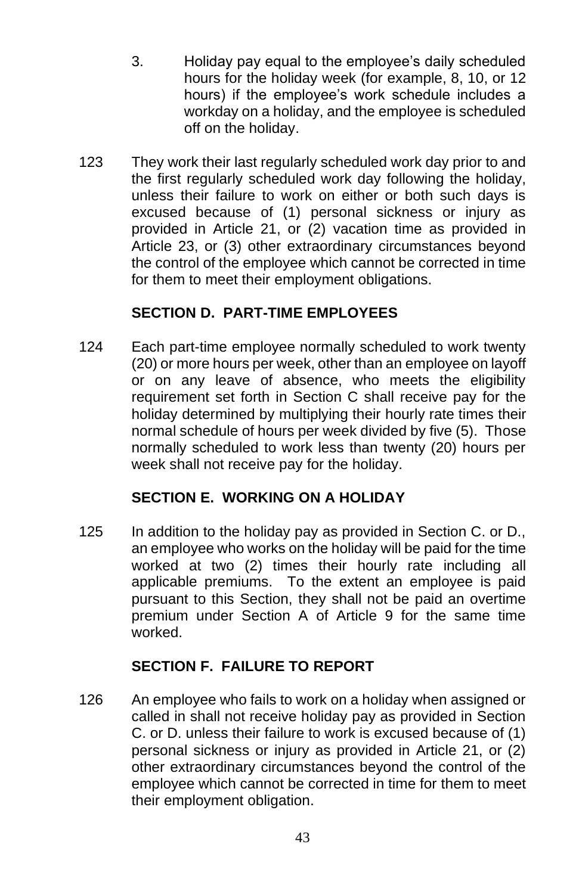3. Holiday pay equal to the employee's daily scheduled hours for the holiday week (for example, 8, 10, or 12 hours) if the employee's work schedule includes a workday on a holiday, and the employee is scheduled off on the holiday.

123 They work their last regularly scheduled work day prior to and the first regularly scheduled work day following the holiday, unless their failure to work on either or both such days is excused because of (1) personal sickness or injury as provided in Article 21, or (2) vacation time as provided in Article 23, or (3) other extraordinary circumstances beyond the control of the employee which cannot be corrected in time for them to meet their employment obligations.

## SECTION D. PART-TIME EMPLOYEES

124 Each part-time employee normally scheduled to work twenty (20) or more hours per week, other than an employee on layoff or on any leave of absence, who meets the eligibility requirement set forth in Section C shall receive pay for the holiday determined by multiplying their hourly rate times their normal schedule of hours per week divided by five (5). Those normally scheduled to work less than twenty (20) hours per week shall not receive pay for the holiday.

## SECTION E. WORKING ON A HOLIDAY

125 In addition to the holiday pay as provided in Section C. or D., an employee who works on the holiday will be paid for the time worked at two (2) times their hourly rate including all applicable premiums. To the extent an employee is paid pursuant to this Section, they shall not be paid an overtime premium under Section A of Article 9 for the same time worked.

## SECTION F. FAILURE TO REPORT

126 An employee who fails to work on a holiday when assigned or called in shall not receive holiday pay as provided in Section C. or D. unless their failure to work is excused because of (1) personal sickness or injury as provided in Article 21, or (2) other extraordinary circumstances beyond the control of the employee which cannot be corrected in time for them to meet their employment obligation.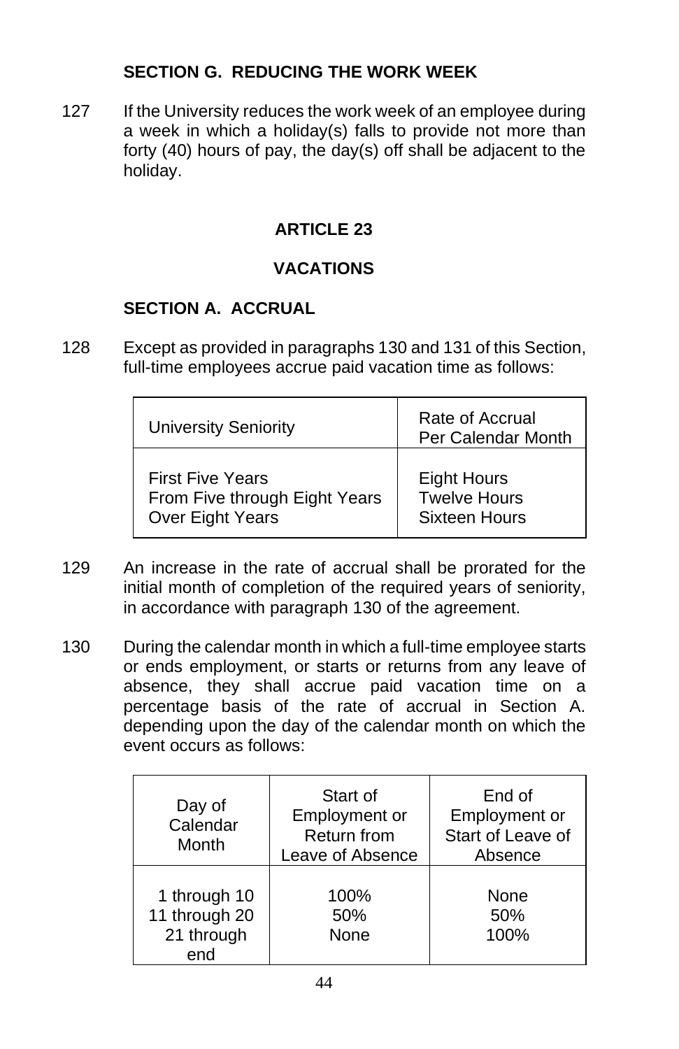### SECTION G. REDUCING THE WORK WEEK

127 If the University reduces the work week of an employee during a week in which a holiday(s) falls to provide not more than forty (40) hours of pay, the day(s) off shall be adjacent to the holiday.

## ARTICLE 23

## VACATIONS

### SECTION A. ACCRUAL

128 Except as provided in paragraphs 130 and 131 of this Section, full-time employees accrue paid vacation time as follows:

| University Seniority | Rate of Accrual Per Calendar Month |
|---|---|
| First Five Years | Eight Hours |
| From Five through Eight Years | Twelve Hours |
| Over Eight Years | Sixteen Hours |

129 An increase in the rate of accrual shall be prorated for the initial month of completion of the required years of seniority, in accordance with paragraph 130 of the agreement.

130 During the calendar month in which a full-time employee starts or ends employment, or starts or returns from any leave of absence, they shall accrue paid vacation time on a percentage basis of the rate of accrual in Section A. depending upon the day of the calendar month on which the event occurs as follows:

| Day of Calendar Month | Start of Employment or Return from Leave of Absence | End of Employment or Start of Leave of Absence |
|---|---|---|
| 1 through 10 | 100% | None |
| 11 through 20 | 50% | 50% |
| 21 through end | None | 100% |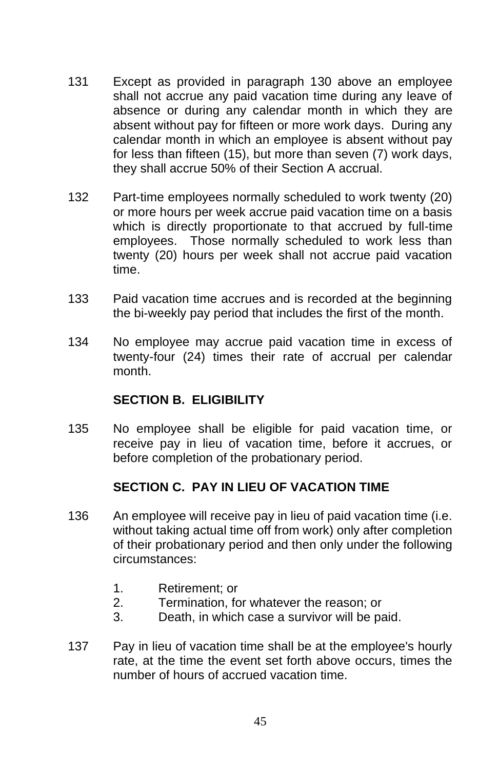131 Except as provided in paragraph 130 above an employee shall not accrue any paid vacation time during any leave of absence or during any calendar month in which they are absent without pay for fifteen or more work days. During any calendar month in which an employee is absent without pay for less than fifteen (15), but more than seven (7) work days, they shall accrue 50% of their Section A accrual.

132 Part-time employees normally scheduled to work twenty (20) or more hours per week accrue paid vacation time on a basis which is directly proportionate to that accrued by full-time employees. Those normally scheduled to work less than twenty (20) hours per week shall not accrue paid vacation time.

133 Paid vacation time accrues and is recorded at the beginning the bi-weekly pay period that includes the first of the month.

134 No employee may accrue paid vacation time in excess of twenty-four (24) times their rate of accrual per calendar month.

## SECTION B. ELIGIBILITY

135 No employee shall be eligible for paid vacation time, or receive pay in lieu of vacation time, before it accrues, or before completion of the probationary period.

## SECTION C. PAY IN LIEU OF VACATION TIME

136 An employee will receive pay in lieu of paid vacation time (i.e. without taking actual time off from work) only after completion of their probationary period and then only under the following circumstances:

1. Retirement; or
2. Termination, for whatever the reason; or
3. Death, in which case a survivor will be paid.

137 Pay in lieu of vacation time shall be at the employee's hourly rate, at the time the event set forth above occurs, times the number of hours of accrued vacation time.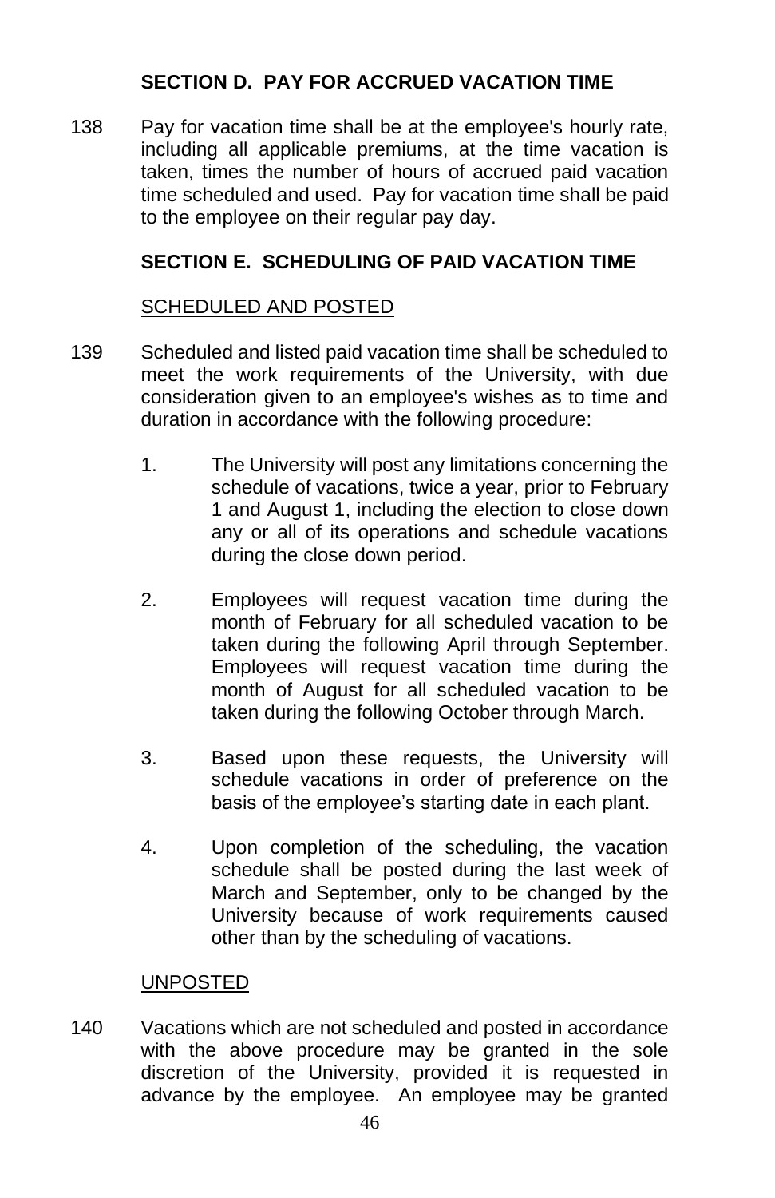## SECTION D. PAY FOR ACCRUED VACATION TIME

138 Pay for vacation time shall be at the employee's hourly rate, including all applicable premiums, at the time vacation is taken, times the number of hours of accrued paid vacation time scheduled and used. Pay for vacation time shall be paid to the employee on their regular pay day.

## SECTION E. SCHEDULING OF PAID VACATION TIME

SCHEDULED AND POSTED

139 Scheduled and listed paid vacation time shall be scheduled to meet the work requirements of the University, with due consideration given to an employee's wishes as to time and duration in accordance with the following procedure:

1. The University will post any limitations concerning the schedule of vacations, twice a year, prior to February 1 and August 1, including the election to close down any or all of its operations and schedule vacations during the close down period.

2. Employees will request vacation time during the month of February for all scheduled vacation to be taken during the following April through September. Employees will request vacation time during the month of August for all scheduled vacation to be taken during the following October through March.

3. Based upon these requests, the University will schedule vacations in order of preference on the basis of the employee's starting date in each plant.

4. Upon completion of the scheduling, the vacation schedule shall be posted during the last week of March and September, only to be changed by the University because of work requirements caused other than by the scheduling of vacations.

UNPOSTED

140 Vacations which are not scheduled and posted in accordance with the above procedure may be granted in the sole discretion of the University, provided it is requested in advance by the employee. An employee may be granted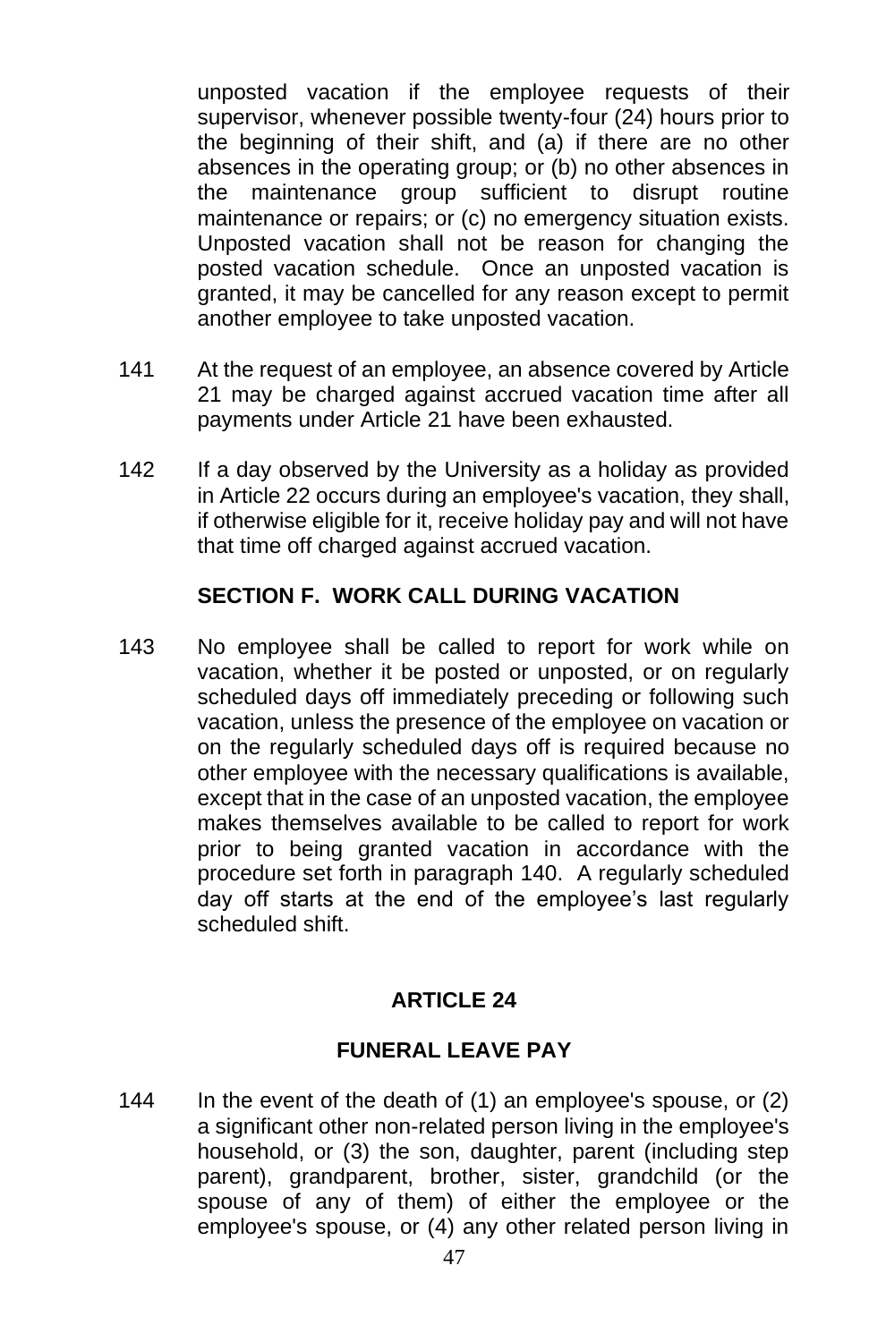unposted vacation if the employee requests of their supervisor, whenever possible twenty-four (24) hours prior to the beginning of their shift, and (a) if there are no other absences in the operating group; or (b) no other absences in the maintenance group sufficient to disrupt routine maintenance or repairs; or (c) no emergency situation exists. Unposted vacation shall not be reason for changing the posted vacation schedule. Once an unposted vacation is granted, it may be cancelled for any reason except to permit another employee to take unposted vacation.

141 At the request of an employee, an absence covered by Article 21 may be charged against accrued vacation time after all payments under Article 21 have been exhausted.

142 If a day observed by the University as a holiday as provided in Article 22 occurs during an employee's vacation, they shall, if otherwise eligible for it, receive holiday pay and will not have that time off charged against accrued vacation.

### SECTION F. WORK CALL DURING VACATION

143 No employee shall be called to report for work while on vacation, whether it be posted or unposted, or on regularly scheduled days off immediately preceding or following such vacation, unless the presence of the employee on vacation or on the regularly scheduled days off is required because no other employee with the necessary qualifications is available, except that in the case of an unposted vacation, the employee makes themselves available to be called to report for work prior to being granted vacation in accordance with the procedure set forth in paragraph 140. A regularly scheduled day off starts at the end of the employee’s last regularly scheduled shift.

## ARTICLE 24

## FUNERAL LEAVE PAY

144 In the event of the death of (1) an employee's spouse, or (2) a significant other non-related person living in the employee's household, or (3) the son, daughter, parent (including step parent), grandparent, brother, sister, grandchild (or the spouse of any of them) of either the employee or the employee's spouse, or (4) any other related person living in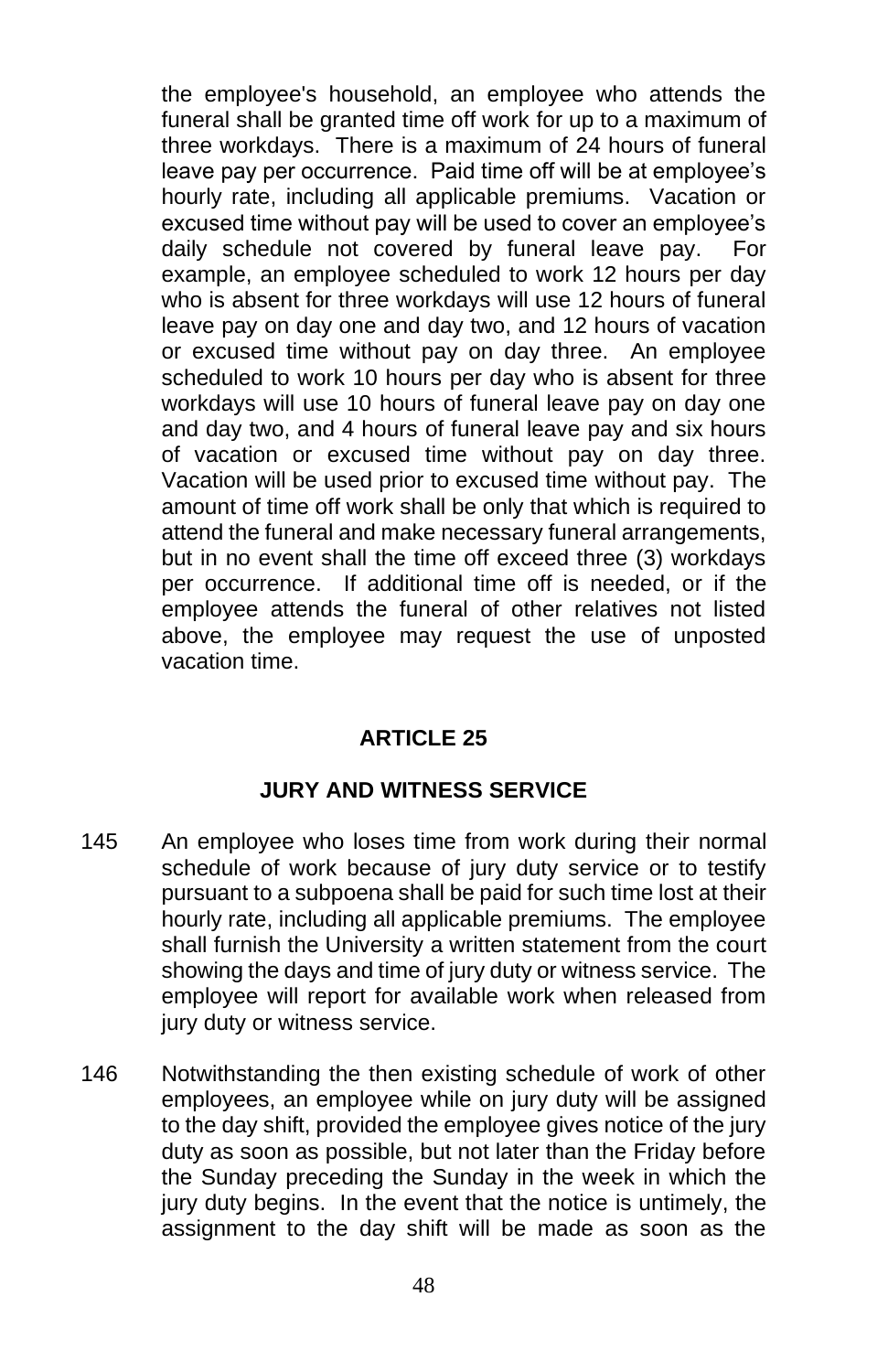the employee's household, an employee who attends the funeral shall be granted time off work for up to a maximum of three workdays. There is a maximum of 24 hours of funeral leave pay per occurrence. Paid time off will be at employee's hourly rate, including all applicable premiums. Vacation or excused time without pay will be used to cover an employee's daily schedule not covered by funeral leave pay. For example, an employee scheduled to work 12 hours per day who is absent for three workdays will use 12 hours of funeral leave pay on day one and day two, and 12 hours of vacation or excused time without pay on day three. An employee scheduled to work 10 hours per day who is absent for three workdays will use 10 hours of funeral leave pay on day one and day two, and 4 hours of funeral leave pay and six hours of vacation or excused time without pay on day three. Vacation will be used prior to excused time without pay. The amount of time off work shall be only that which is required to attend the funeral and make necessary funeral arrangements, but in no event shall the time off exceed three (3) workdays per occurrence. If additional time off is needed, or if the employee attends the funeral of other relatives not listed above, the employee may request the use of unposted vacation time.

## ARTICLE 25

## JURY AND WITNESS SERVICE

145 An employee who loses time from work during their normal schedule of work because of jury duty service or to testify pursuant to a subpoena shall be paid for such time lost at their hourly rate, including all applicable premiums. The employee shall furnish the University a written statement from the court showing the days and time of jury duty or witness service. The employee will report for available work when released from jury duty or witness service.

146 Notwithstanding the then existing schedule of work of other employees, an employee while on jury duty will be assigned to the day shift, provided the employee gives notice of the jury duty as soon as possible, but not later than the Friday before the Sunday preceding the Sunday in the week in which the jury duty begins. In the event that the notice is untimely, the assignment to the day shift will be made as soon as the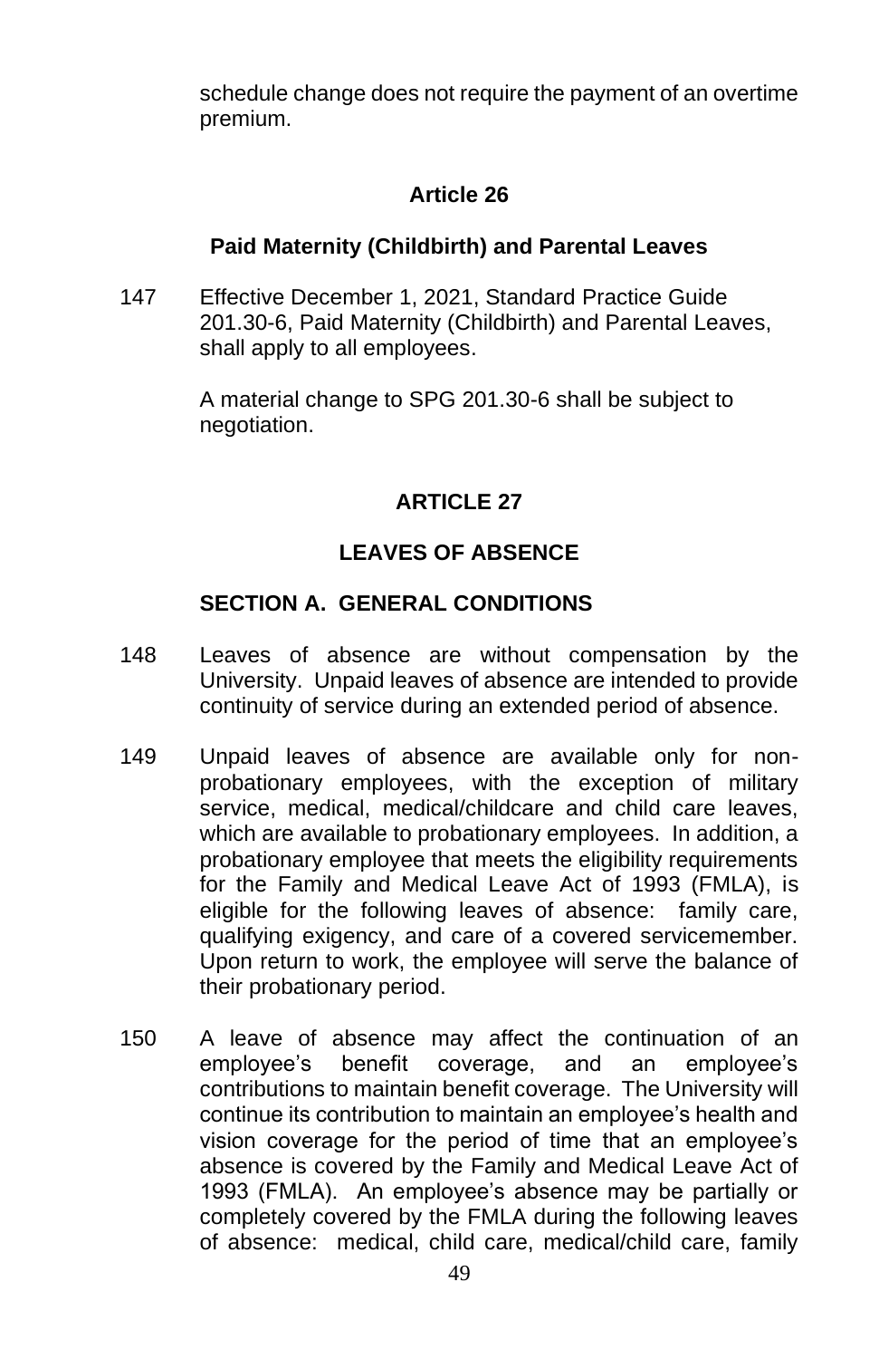schedule change does not require the payment of an overtime premium.

## Article 26

### Paid Maternity (Childbirth) and Parental Leaves

147 Effective December 1, 2021, Standard Practice Guide 201.30-6, Paid Maternity (Childbirth) and Parental Leaves, shall apply to all employees.

A material change to SPG 201.30-6 shall be subject to negotiation.

## ARTICLE 27

### LEAVES OF ABSENCE

### SECTION A. GENERAL CONDITIONS

148 Leaves of absence are without compensation by the University. Unpaid leaves of absence are intended to provide continuity of service during an extended period of absence.

149 Unpaid leaves of absence are available only for non-probationary employees, with the exception of military service, medical, medical/childcare and child care leaves, which are available to probationary employees. In addition, a probationary employee that meets the eligibility requirements for the Family and Medical Leave Act of 1993 (FMLA), is eligible for the following leaves of absence: family care, qualifying exigency, and care of a covered servicemember. Upon return to work, the employee will serve the balance of their probationary period.

150 A leave of absence may affect the continuation of an employee's benefit coverage, and an employee's contributions to maintain benefit coverage. The University will continue its contribution to maintain an employee's health and vision coverage for the period of time that an employee's absence is covered by the Family and Medical Leave Act of 1993 (FMLA). An employee's absence may be partially or completely covered by the FMLA during the following leaves of absence: medical, child care, medical/child care, family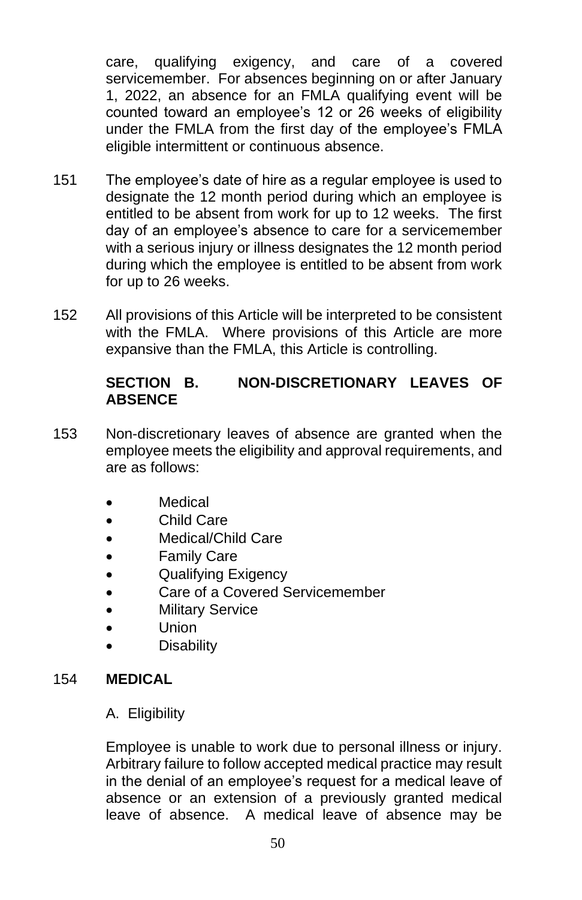care, qualifying exigency, and care of a covered servicemember. For absences beginning on or after January 1, 2022, an absence for an FMLA qualifying event will be counted toward an employee's 12 or 26 weeks of eligibility under the FMLA from the first day of the employee's FMLA eligible intermittent or continuous absence.

151 The employee's date of hire as a regular employee is used to designate the 12 month period during which an employee is entitled to be absent from work for up to 12 weeks. The first day of an employee's absence to care for a servicemember with a serious injury or illness designates the 12 month period during which the employee is entitled to be absent from work for up to 26 weeks.

152 All provisions of this Article will be interpreted to be consistent with the FMLA. Where provisions of this Article are more expansive than the FMLA, this Article is controlling.

## SECTION B. NON-DISCRETIONARY LEAVES OF ABSENCE

153 Non-discretionary leaves of absence are granted when the employee meets the eligibility and approval requirements, and are as follows:

- Medical
- Child Care
- Medical/Child Care
- Family Care
- Qualifying Exigency
- Care of a Covered Servicemember
- Military Service
- Union
- Disability

154 **MEDICAL**

A. Eligibility

Employee is unable to work due to personal illness or injury. Arbitrary failure to follow accepted medical practice may result in the denial of an employee's request for a medical leave of absence or an extension of a previously granted medical leave of absence. A medical leave of absence may be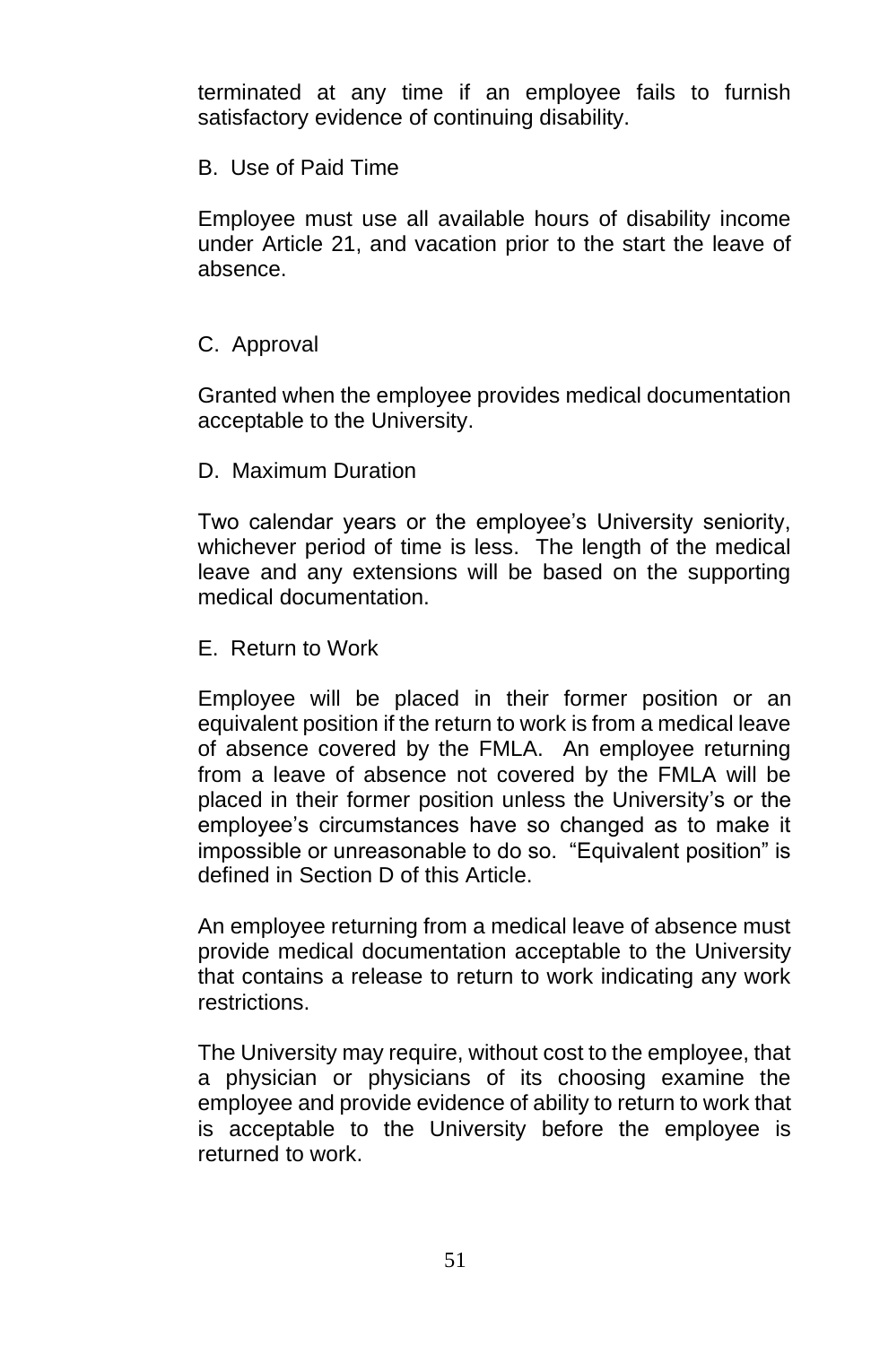terminated at any time if an employee fails to furnish satisfactory evidence of continuing disability.

B. Use of Paid Time

Employee must use all available hours of disability income under Article 21, and vacation prior to the start the leave of absence.

C. Approval

Granted when the employee provides medical documentation acceptable to the University.

D. Maximum Duration

Two calendar years or the employee's University seniority, whichever period of time is less. The length of the medical leave and any extensions will be based on the supporting medical documentation.

E. Return to Work

Employee will be placed in their former position or an equivalent position if the return to work is from a medical leave of absence covered by the FMLA. An employee returning from a leave of absence not covered by the FMLA will be placed in their former position unless the University's or the employee's circumstances have so changed as to make it impossible or unreasonable to do so. "Equivalent position" is defined in Section D of this Article.

An employee returning from a medical leave of absence must provide medical documentation acceptable to the University that contains a release to return to work indicating any work restrictions.

The University may require, without cost to the employee, that a physician or physicians of its choosing examine the employee and provide evidence of ability to return to work that is acceptable to the University before the employee is returned to work.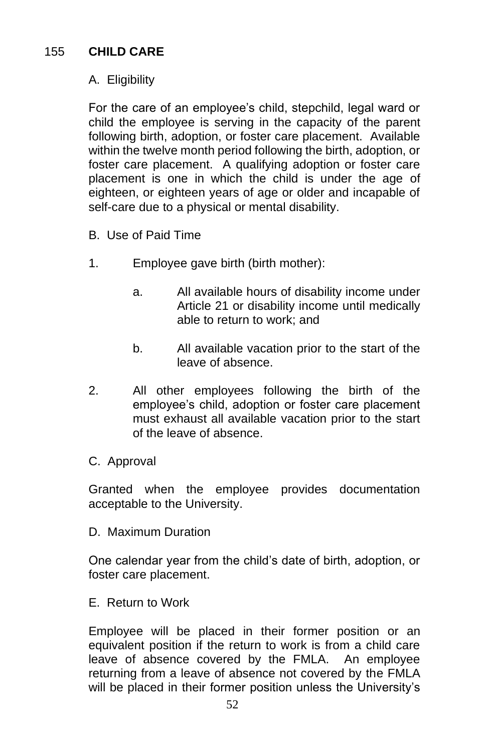## 155 CHILD CARE

A. Eligibility

For the care of an employee's child, stepchild, legal ward or child the employee is serving in the capacity of the parent following birth, adoption, or foster care placement. Available within the twelve month period following the birth, adoption, or foster care placement. A qualifying adoption or foster care placement is one in which the child is under the age of eighteen, or eighteen years of age or older and incapable of self-care due to a physical or mental disability.

B. Use of Paid Time

1. Employee gave birth (birth mother):

   a. All available hours of disability income under Article 21 or disability income until medically able to return to work; and

   b. All available vacation prior to the start of the leave of absence.

2. All other employees following the birth of the employee's child, adoption or foster care placement must exhaust all available vacation prior to the start of the leave of absence.

C. Approval

Granted when the employee provides documentation acceptable to the University.

D. Maximum Duration

One calendar year from the child's date of birth, adoption, or foster care placement.

E. Return to Work

Employee will be placed in their former position or an equivalent position if the return to work is from a child care leave of absence covered by the FMLA. An employee returning from a leave of absence not covered by the FMLA will be placed in their former position unless the University's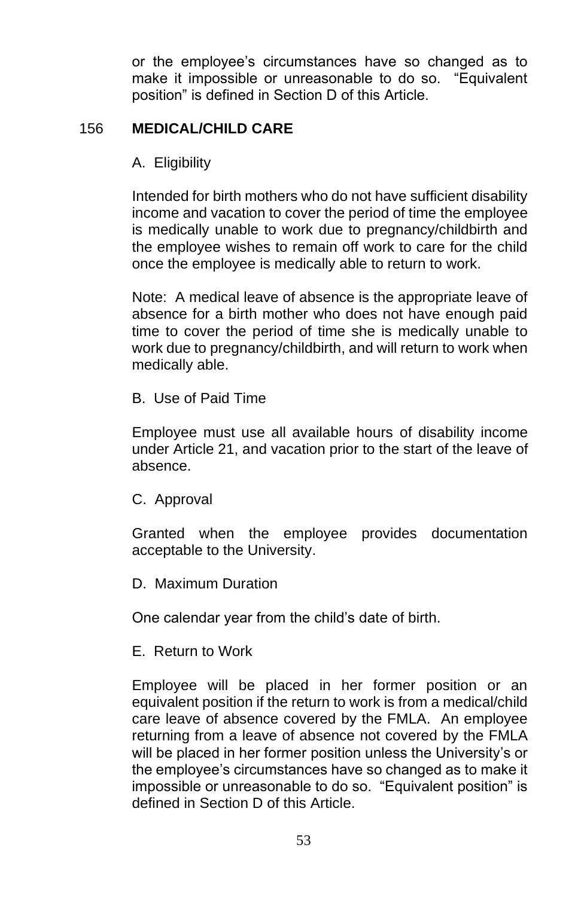or the employee's circumstances have so changed as to make it impossible or unreasonable to do so. "Equivalent position" is defined in Section D of this Article.

## 156 MEDICAL/CHILD CARE

A. Eligibility

Intended for birth mothers who do not have sufficient disability income and vacation to cover the period of time the employee is medically unable to work due to pregnancy/childbirth and the employee wishes to remain off work to care for the child once the employee is medically able to return to work.

Note: A medical leave of absence is the appropriate leave of absence for a birth mother who does not have enough paid time to cover the period of time she is medically unable to work due to pregnancy/childbirth, and will return to work when medically able.

B. Use of Paid Time

Employee must use all available hours of disability income under Article 21, and vacation prior to the start of the leave of absence.

C. Approval

Granted when the employee provides documentation acceptable to the University.

D. Maximum Duration

One calendar year from the child's date of birth.

E. Return to Work

Employee will be placed in her former position or an equivalent position if the return to work is from a medical/child care leave of absence covered by the FMLA. An employee returning from a leave of absence not covered by the FMLA will be placed in her former position unless the University's or the employee's circumstances have so changed as to make it impossible or unreasonable to do so. "Equivalent position" is defined in Section D of this Article.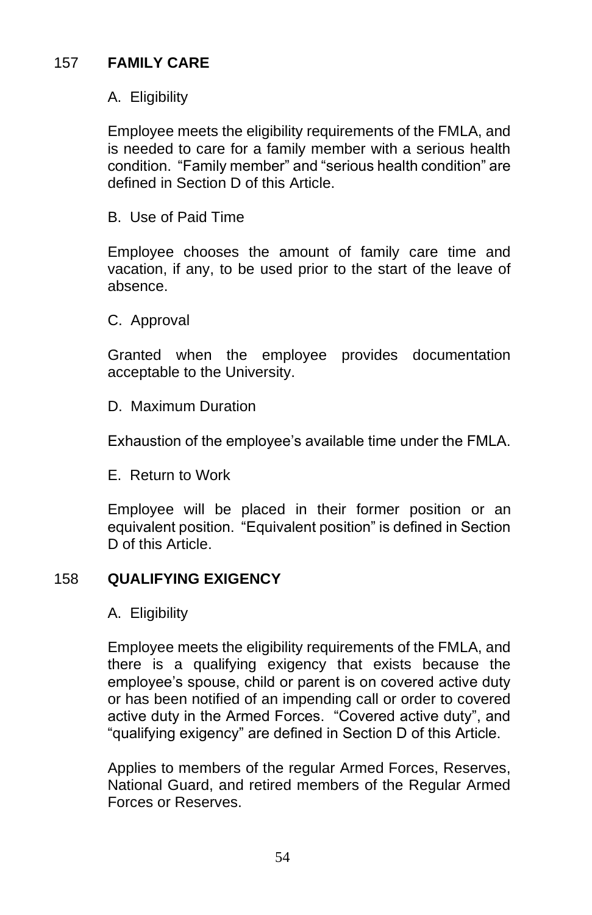## 157 FAMILY CARE

A. Eligibility

Employee meets the eligibility requirements of the FMLA, and is needed to care for a family member with a serious health condition. "Family member" and "serious health condition" are defined in Section D of this Article.

B. Use of Paid Time

Employee chooses the amount of family care time and vacation, if any, to be used prior to the start of the leave of absence.

C. Approval

Granted when the employee provides documentation acceptable to the University.

D. Maximum Duration

Exhaustion of the employee's available time under the FMLA.

E. Return to Work

Employee will be placed in their former position or an equivalent position. "Equivalent position" is defined in Section D of this Article.

## 158 QUALIFYING EXIGENCY

A. Eligibility

Employee meets the eligibility requirements of the FMLA, and there is a qualifying exigency that exists because the employee's spouse, child or parent is on covered active duty or has been notified of an impending call or order to covered active duty in the Armed Forces. "Covered active duty", and "qualifying exigency" are defined in Section D of this Article.

Applies to members of the regular Armed Forces, Reserves, National Guard, and retired members of the Regular Armed Forces or Reserves.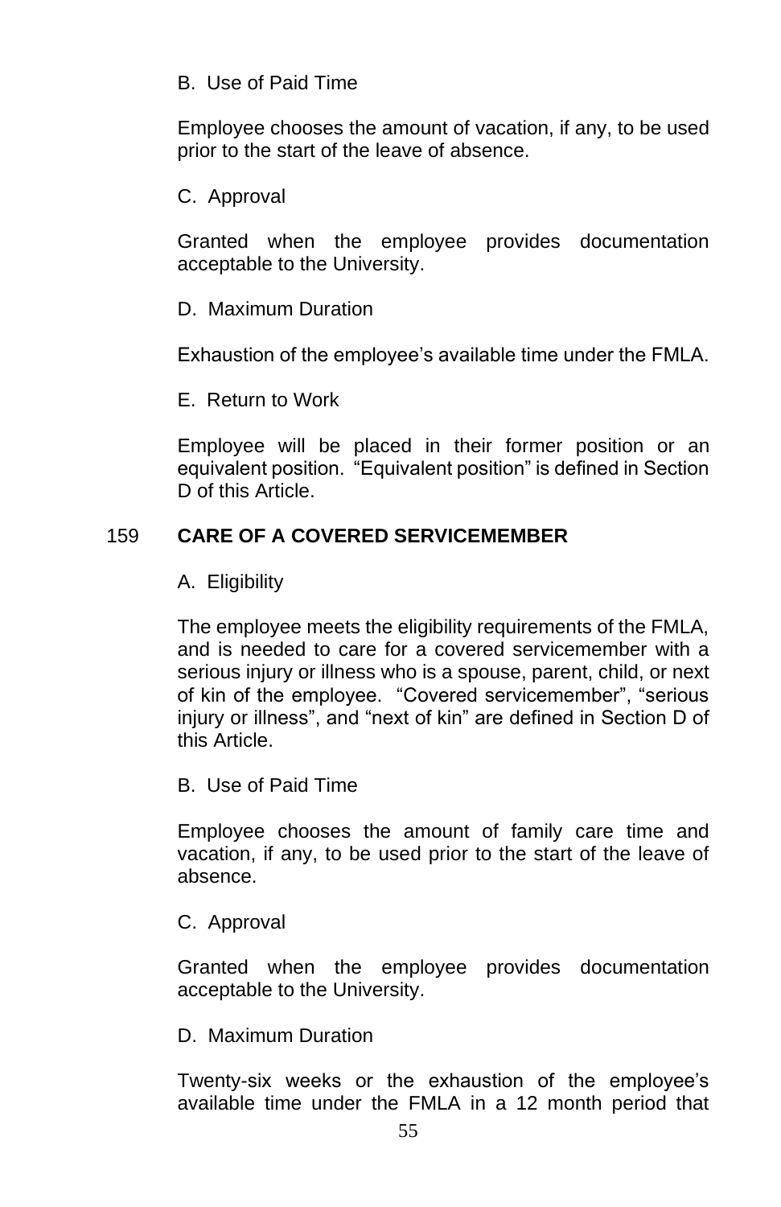B. Use of Paid Time

Employee chooses the amount of vacation, if any, to be used prior to the start of the leave of absence.

C. Approval

Granted when the employee provides documentation acceptable to the University.

D. Maximum Duration

Exhaustion of the employee's available time under the FMLA.

E. Return to Work

Employee will be placed in their former position or an equivalent position. "Equivalent position" is defined in Section D of this Article.

### 159 CARE OF A COVERED SERVICEMEMBER

A. Eligibility

The employee meets the eligibility requirements of the FMLA, and is needed to care for a covered servicemember with a serious injury or illness who is a spouse, parent, child, or next of kin of the employee. "Covered servicemember", "serious injury or illness", and "next of kin" are defined in Section D of this Article.

B. Use of Paid Time

Employee chooses the amount of family care time and vacation, if any, to be used prior to the start of the leave of absence.

C. Approval

Granted when the employee provides documentation acceptable to the University.

D. Maximum Duration

Twenty-six weeks or the exhaustion of the employee's available time under the FMLA in a 12 month period that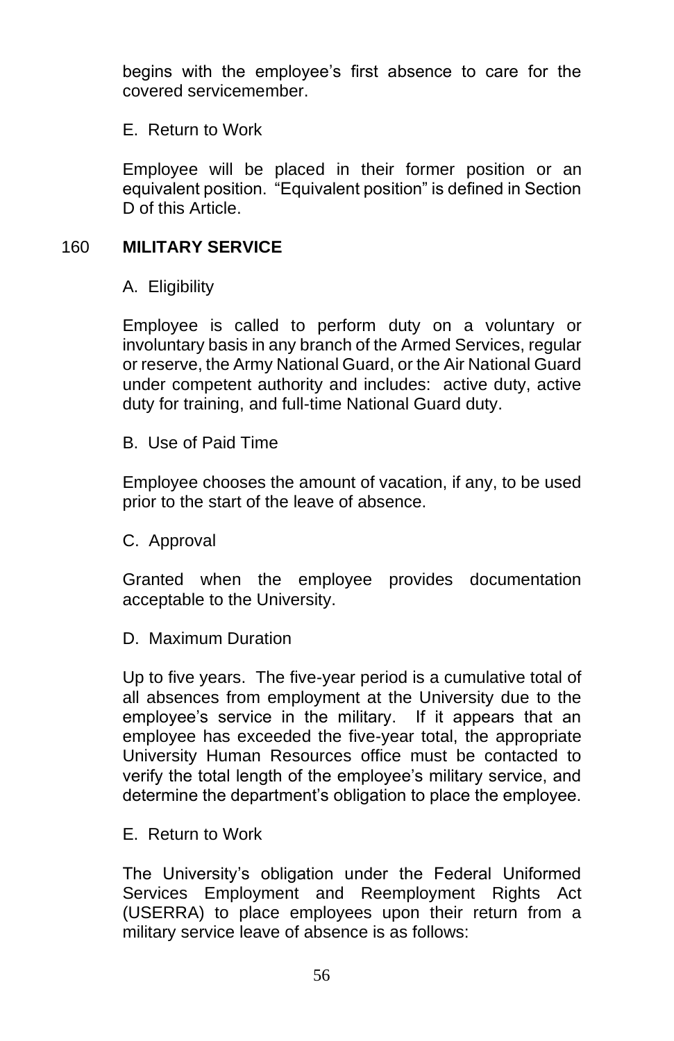begins with the employee's first absence to care for the covered servicemember.

E. Return to Work

Employee will be placed in their former position or an equivalent position. "Equivalent position" is defined in Section D of this Article.

## 160 MILITARY SERVICE

A. Eligibility

Employee is called to perform duty on a voluntary or involuntary basis in any branch of the Armed Services, regular or reserve, the Army National Guard, or the Air National Guard under competent authority and includes: active duty, active duty for training, and full-time National Guard duty.

B. Use of Paid Time

Employee chooses the amount of vacation, if any, to be used prior to the start of the leave of absence.

C. Approval

Granted when the employee provides documentation acceptable to the University.

D. Maximum Duration

Up to five years. The five-year period is a cumulative total of all absences from employment at the University due to the employee's service in the military. If it appears that an employee has exceeded the five-year total, the appropriate University Human Resources office must be contacted to verify the total length of the employee's military service, and determine the department's obligation to place the employee.

E. Return to Work

The University's obligation under the Federal Uniformed Services Employment and Reemployment Rights Act (USERRA) to place employees upon their return from a military service leave of absence is as follows: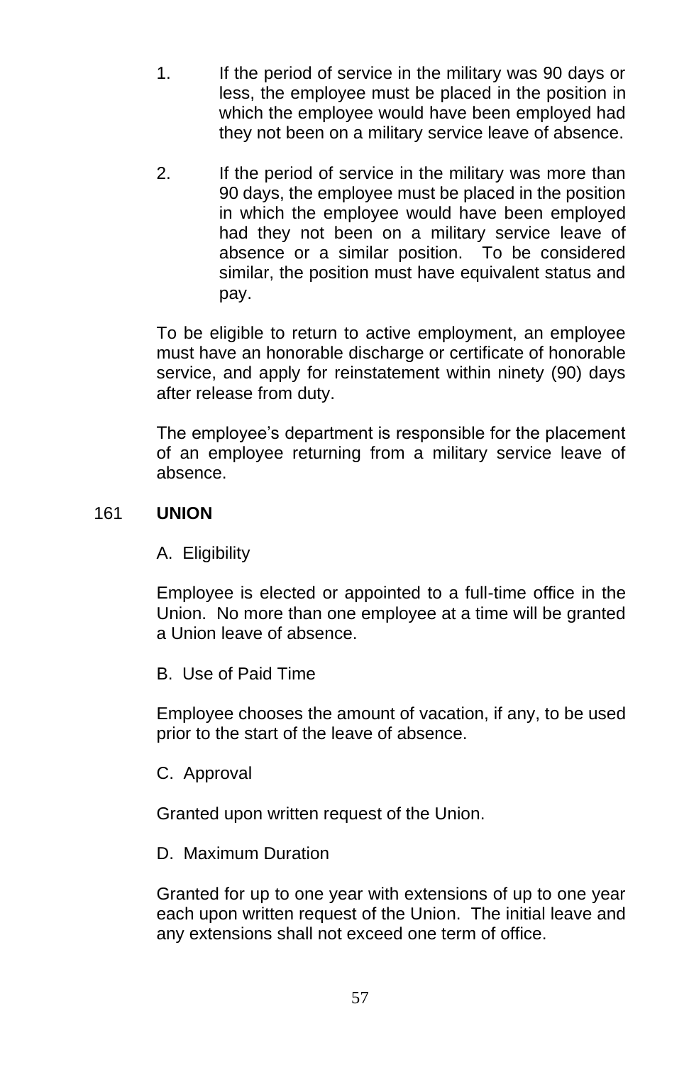1. If the period of service in the military was 90 days or less, the employee must be placed in the position in which the employee would have been employed had they not been on a military service leave of absence.

2. If the period of service in the military was more than 90 days, the employee must be placed in the position in which the employee would have been employed had they not been on a military service leave of absence or a similar position. To be considered similar, the position must have equivalent status and pay.

To be eligible to return to active employment, an employee must have an honorable discharge or certificate of honorable service, and apply for reinstatement within ninety (90) days after release from duty.

The employee's department is responsible for the placement of an employee returning from a military service leave of absence.

## 161 UNION

A. Eligibility

Employee is elected or appointed to a full-time office in the Union. No more than one employee at a time will be granted a Union leave of absence.

B. Use of Paid Time

Employee chooses the amount of vacation, if any, to be used prior to the start of the leave of absence.

C. Approval

Granted upon written request of the Union.

D. Maximum Duration

Granted for up to one year with extensions of up to one year each upon written request of the Union. The initial leave and any extensions shall not exceed one term of office.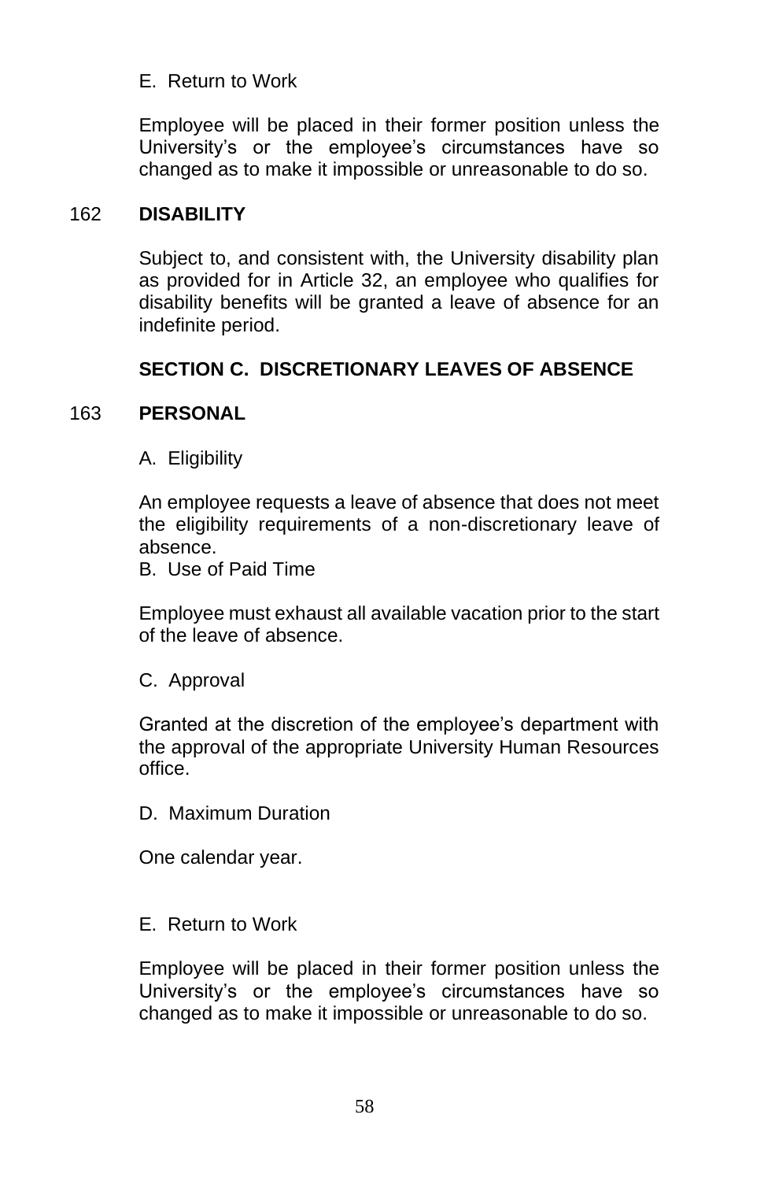E. Return to Work

Employee will be placed in their former position unless the University's or the employee's circumstances have so changed as to make it impossible or unreasonable to do so.

162 **DISABILITY**

Subject to, and consistent with, the University disability plan as provided for in Article 32, an employee who qualifies for disability benefits will be granted a leave of absence for an indefinite period.

**SECTION C. DISCRETIONARY LEAVES OF ABSENCE**

163 **PERSONAL**

A. Eligibility

An employee requests a leave of absence that does not meet the eligibility requirements of a non-discretionary leave of absence.

B. Use of Paid Time

Employee must exhaust all available vacation prior to the start of the leave of absence.

C. Approval

Granted at the discretion of the employee's department with the approval of the appropriate University Human Resources office.

D. Maximum Duration

One calendar year.

E. Return to Work

Employee will be placed in their former position unless the University's or the employee's circumstances have so changed as to make it impossible or unreasonable to do so.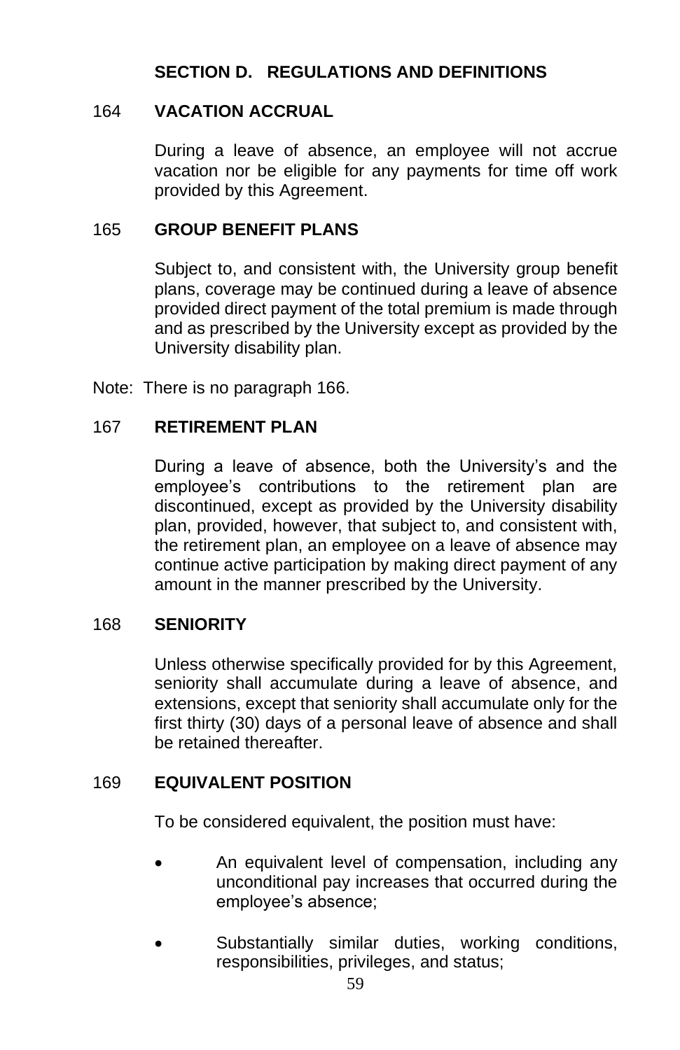## SECTION D. REGULATIONS AND DEFINITIONS

### 164 VACATION ACCRUAL

During a leave of absence, an employee will not accrue vacation nor be eligible for any payments for time off work provided by this Agreement.

### 165 GROUP BENEFIT PLANS

Subject to, and consistent with, the University group benefit plans, coverage may be continued during a leave of absence provided direct payment of the total premium is made through and as prescribed by the University except as provided by the University disability plan.

Note: There is no paragraph 166.

### 167 RETIREMENT PLAN

During a leave of absence, both the University's and the employee's contributions to the retirement plan are discontinued, except as provided by the University disability plan, provided, however, that subject to, and consistent with, the retirement plan, an employee on a leave of absence may continue active participation by making direct payment of any amount in the manner prescribed by the University.

### 168 SENIORITY

Unless otherwise specifically provided for by this Agreement, seniority shall accumulate during a leave of absence, and extensions, except that seniority shall accumulate only for the first thirty (30) days of a personal leave of absence and shall be retained thereafter.

### 169 EQUIVALENT POSITION

To be considered equivalent, the position must have:

- An equivalent level of compensation, including any unconditional pay increases that occurred during the employee's absence;
- Substantially similar duties, working conditions, responsibilities, privileges, and status;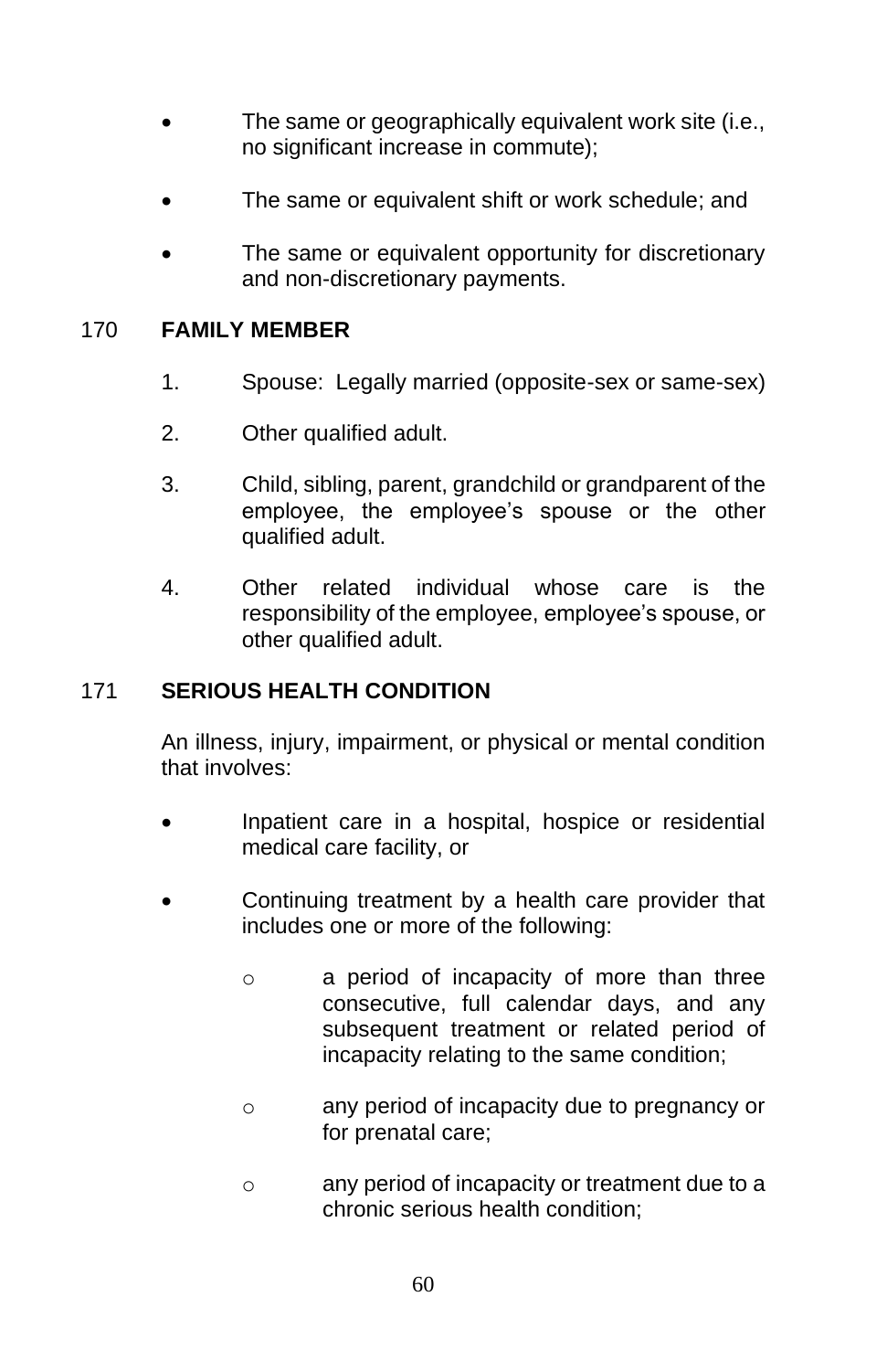- The same or geographically equivalent work site (i.e., no significant increase in commute);
- The same or equivalent shift or work schedule; and
- The same or equivalent opportunity for discretionary and non-discretionary payments.

## 170 FAMILY MEMBER

1. Spouse: Legally married (opposite-sex or same-sex)
2. Other qualified adult.
3. Child, sibling, parent, grandchild or grandparent of the employee, the employee's spouse or the other qualified adult.
4. Other related individual whose care is the responsibility of the employee, employee's spouse, or other qualified adult.

## 171 SERIOUS HEALTH CONDITION

An illness, injury, impairment, or physical or mental condition that involves:

- Inpatient care in a hospital, hospice or residential medical care facility, or
- Continuing treatment by a health care provider that includes one or more of the following:
    - a period of incapacity of more than three consecutive, full calendar days, and any subsequent treatment or related period of incapacity relating to the same condition;
    - any period of incapacity due to pregnancy or for prenatal care;
    - any period of incapacity or treatment due to a chronic serious health condition;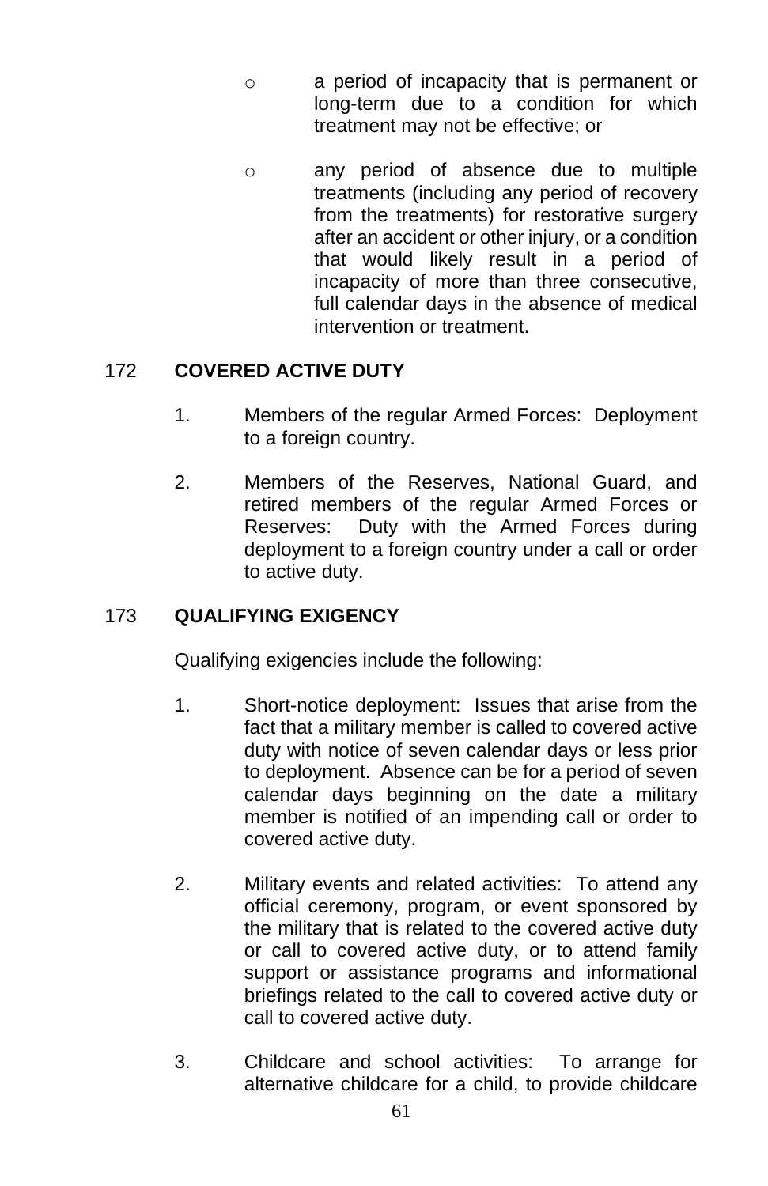- a period of incapacity that is permanent or long-term due to a condition for which treatment may not be effective; or

- any period of absence due to multiple treatments (including any period of recovery from the treatments) for restorative surgery after an accident or other injury, or a condition that would likely result in a period of incapacity of more than three consecutive, full calendar days in the absence of medical intervention or treatment.

## 172 COVERED ACTIVE DUTY

1. Members of the regular Armed Forces: Deployment to a foreign country.

2. Members of the Reserves, National Guard, and retired members of the regular Armed Forces or Reserves: Duty with the Armed Forces during deployment to a foreign country under a call or order to active duty.

## 173 QUALIFYING EXIGENCY

Qualifying exigencies include the following:

1. Short-notice deployment: Issues that arise from the fact that a military member is called to covered active duty with notice of seven calendar days or less prior to deployment. Absence can be for a period of seven calendar days beginning on the date a military member is notified of an impending call or order to covered active duty.

2. Military events and related activities: To attend any official ceremony, program, or event sponsored by the military that is related to the covered active duty or call to covered active duty, or to attend family support or assistance programs and informational briefings related to the call to covered active duty or call to covered active duty.

3. Childcare and school activities: To arrange for alternative childcare for a child, to provide childcare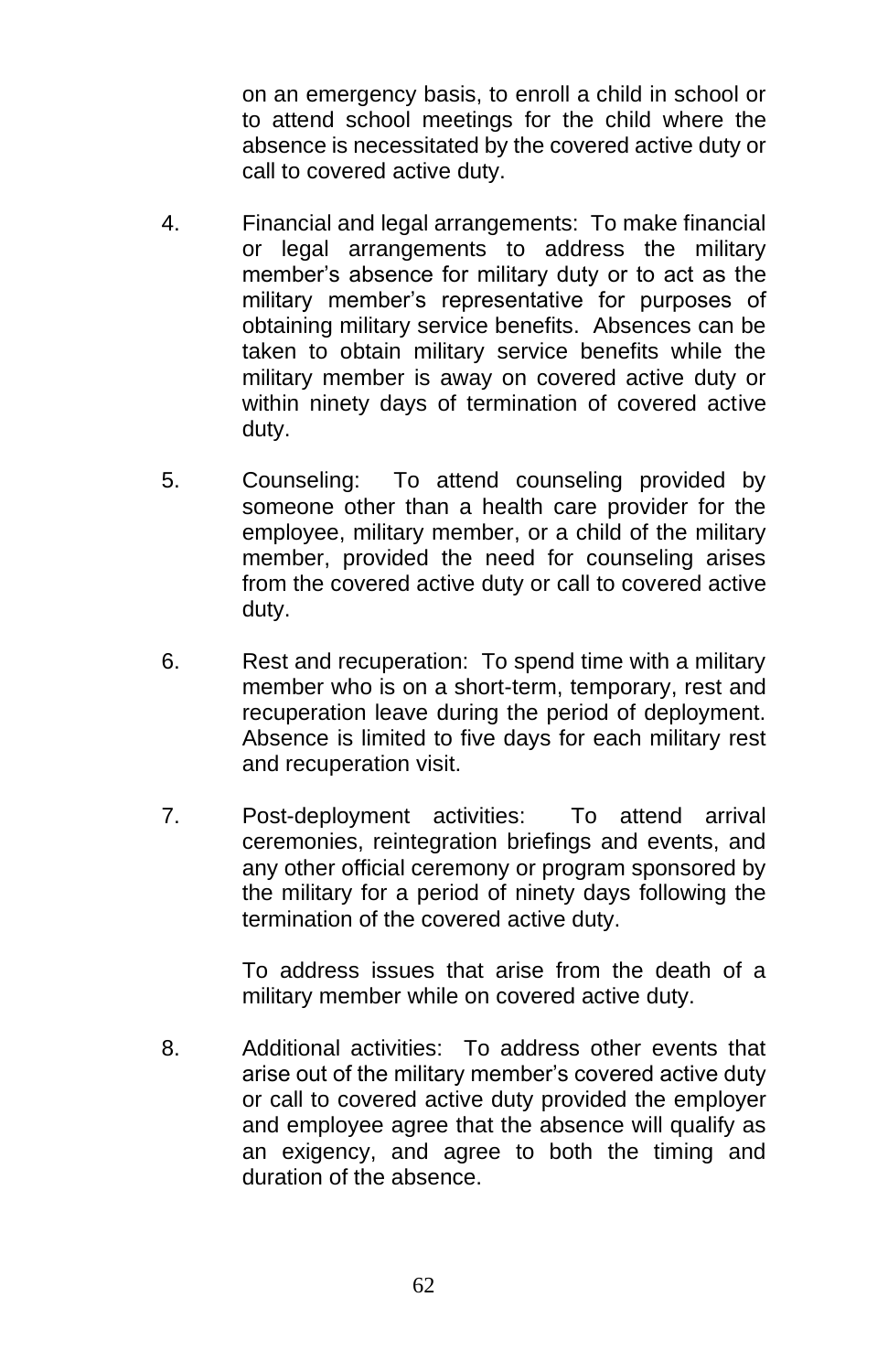on an emergency basis, to enroll a child in school or to attend school meetings for the child where the absence is necessitated by the covered active duty or call to covered active duty.

4. Financial and legal arrangements: To make financial or legal arrangements to address the military member's absence for military duty or to act as the military member's representative for purposes of obtaining military service benefits. Absences can be taken to obtain military service benefits while the military member is away on covered active duty or within ninety days of termination of covered active duty.

5. Counseling: To attend counseling provided by someone other than a health care provider for the employee, military member, or a child of the military member, provided the need for counseling arises from the covered active duty or call to covered active duty.

6. Rest and recuperation: To spend time with a military member who is on a short-term, temporary, rest and recuperation leave during the period of deployment. Absence is limited to five days for each military rest and recuperation visit.

7. Post-deployment activities: To attend arrival ceremonies, reintegration briefings and events, and any other official ceremony or program sponsored by the military for a period of ninety days following the termination of the covered active duty.

   To address issues that arise from the death of a military member while on covered active duty.

8. Additional activities: To address other events that arise out of the military member's covered active duty or call to covered active duty provided the employer and employee agree that the absence will qualify as an exigency, and agree to both the timing and duration of the absence.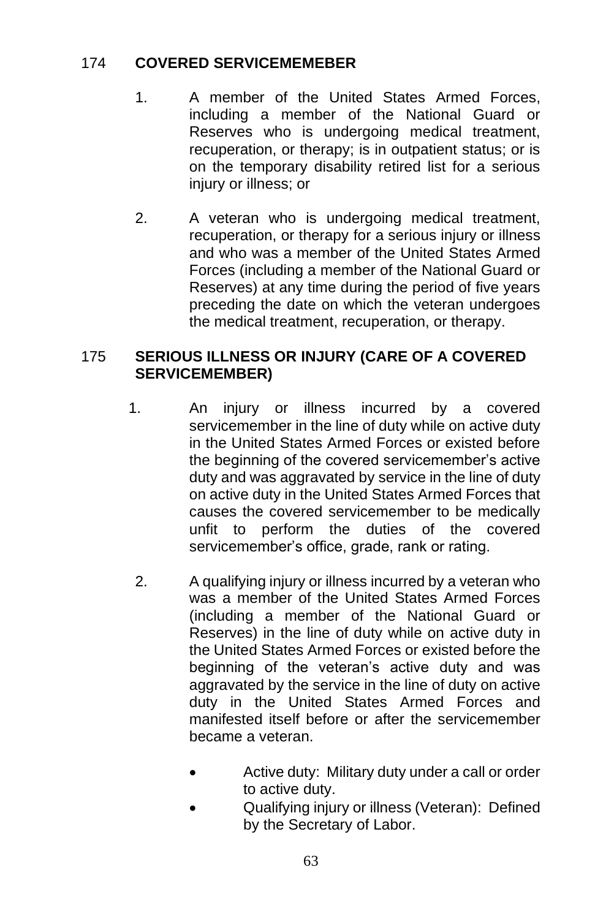## 174 COVERED SERVICEMEMEBER

1. A member of the United States Armed Forces, including a member of the National Guard or Reserves who is undergoing medical treatment, recuperation, or therapy; is in outpatient status; or is on the temporary disability retired list for a serious injury or illness; or

2. A veteran who is undergoing medical treatment, recuperation, or therapy for a serious injury or illness and who was a member of the United States Armed Forces (including a member of the National Guard or Reserves) at any time during the period of five years preceding the date on which the veteran undergoes the medical treatment, recuperation, or therapy.

## 175 SERIOUS ILLNESS OR INJURY (CARE OF A COVERED SERVICEMEMBER)

1. An injury or illness incurred by a covered servicemember in the line of duty while on active duty in the United States Armed Forces or existed before the beginning of the covered servicemember's active duty and was aggravated by service in the line of duty on active duty in the United States Armed Forces that causes the covered servicemember to be medically unfit to perform the duties of the covered servicemember's office, grade, rank or rating.

2. A qualifying injury or illness incurred by a veteran who was a member of the United States Armed Forces (including a member of the National Guard or Reserves) in the line of duty while on active duty in the United States Armed Forces or existed before the beginning of the veteran's active duty and was aggravated by the service in the line of duty on active duty in the United States Armed Forces and manifested itself before or after the servicemember became a veteran.

   - Active duty: Military duty under a call or order to active duty.
   - Qualifying injury or illness (Veteran): Defined by the Secretary of Labor.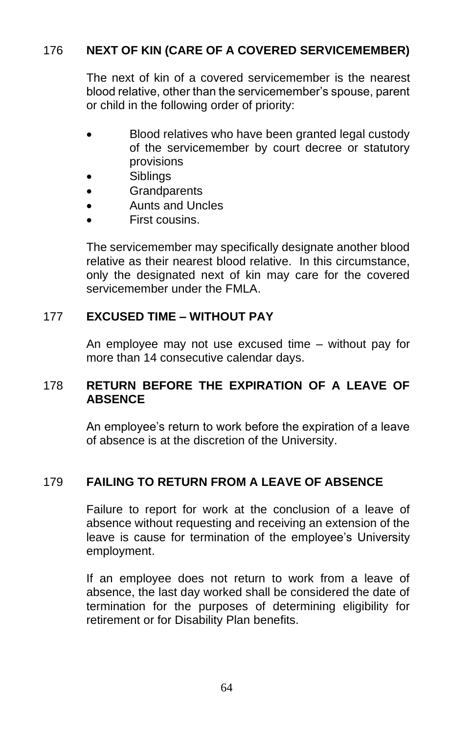## 176 NEXT OF KIN (CARE OF A COVERED SERVICEMEMBER)

The next of kin of a covered servicemember is the nearest blood relative, other than the servicemember's spouse, parent or child in the following order of priority:

- Blood relatives who have been granted legal custody of the servicemember by court decree or statutory provisions
- Siblings
- Grandparents
- Aunts and Uncles
- First cousins.

The servicemember may specifically designate another blood relative as their nearest blood relative. In this circumstance, only the designated next of kin may care for the covered servicemember under the FMLA.

## 177 EXCUSED TIME – WITHOUT PAY

An employee may not use excused time – without pay for more than 14 consecutive calendar days.

## 178 RETURN BEFORE THE EXPIRATION OF A LEAVE OF ABSENCE

An employee's return to work before the expiration of a leave of absence is at the discretion of the University.

## 179 FAILING TO RETURN FROM A LEAVE OF ABSENCE

Failure to report for work at the conclusion of a leave of absence without requesting and receiving an extension of the leave is cause for termination of the employee's University employment.

If an employee does not return to work from a leave of absence, the last day worked shall be considered the date of termination for the purposes of determining eligibility for retirement or for Disability Plan benefits.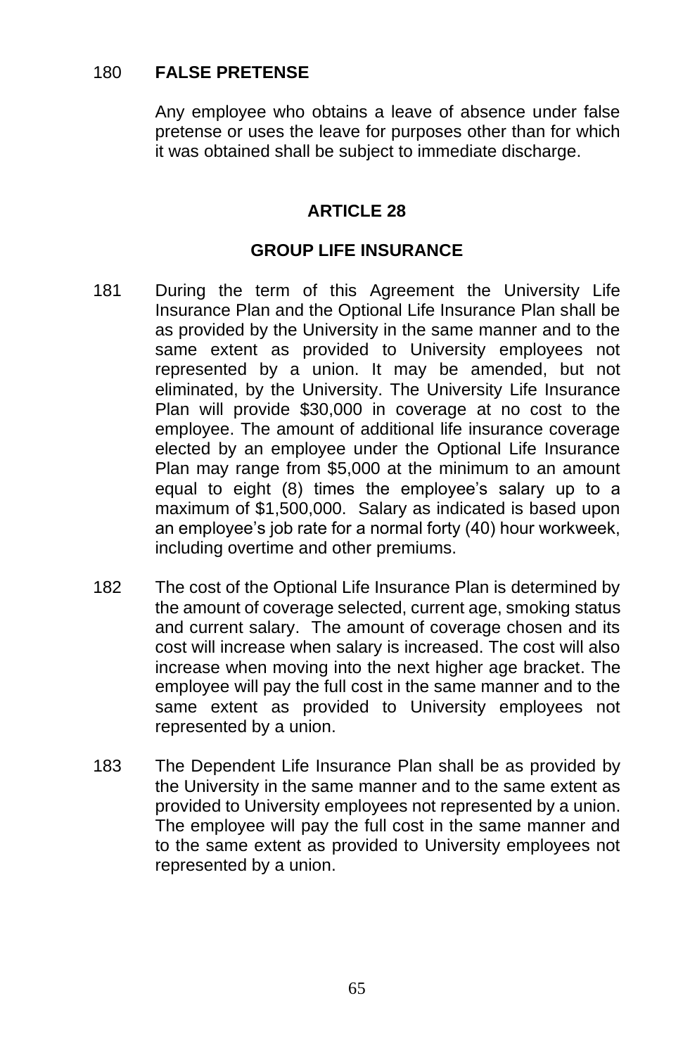180 **FALSE PRETENSE**

Any employee who obtains a leave of absence under false pretense or uses the leave for purposes other than for which it was obtained shall be subject to immediate discharge.

## ARTICLE 28

## GROUP LIFE INSURANCE

181 During the term of this Agreement the University Life Insurance Plan and the Optional Life Insurance Plan shall be as provided by the University in the same manner and to the same extent as provided to University employees not represented by a union. It may be amended, but not eliminated, by the University. The University Life Insurance Plan will provide $30,000 in coverage at no cost to the employee. The amount of additional life insurance coverage elected by an employee under the Optional Life Insurance Plan may range from $5,000 at the minimum to an amount equal to eight (8) times the employee's salary up to a maximum of $1,500,000. Salary as indicated is based upon an employee's job rate for a normal forty (40) hour workweek, including overtime and other premiums.

182 The cost of the Optional Life Insurance Plan is determined by the amount of coverage selected, current age, smoking status and current salary. The amount of coverage chosen and its cost will increase when salary is increased. The cost will also increase when moving into the next higher age bracket. The employee will pay the full cost in the same manner and to the same extent as provided to University employees not represented by a union.

183 The Dependent Life Insurance Plan shall be as provided by the University in the same manner and to the same extent as provided to University employees not represented by a union. The employee will pay the full cost in the same manner and to the same extent as provided to University employees not represented by a union.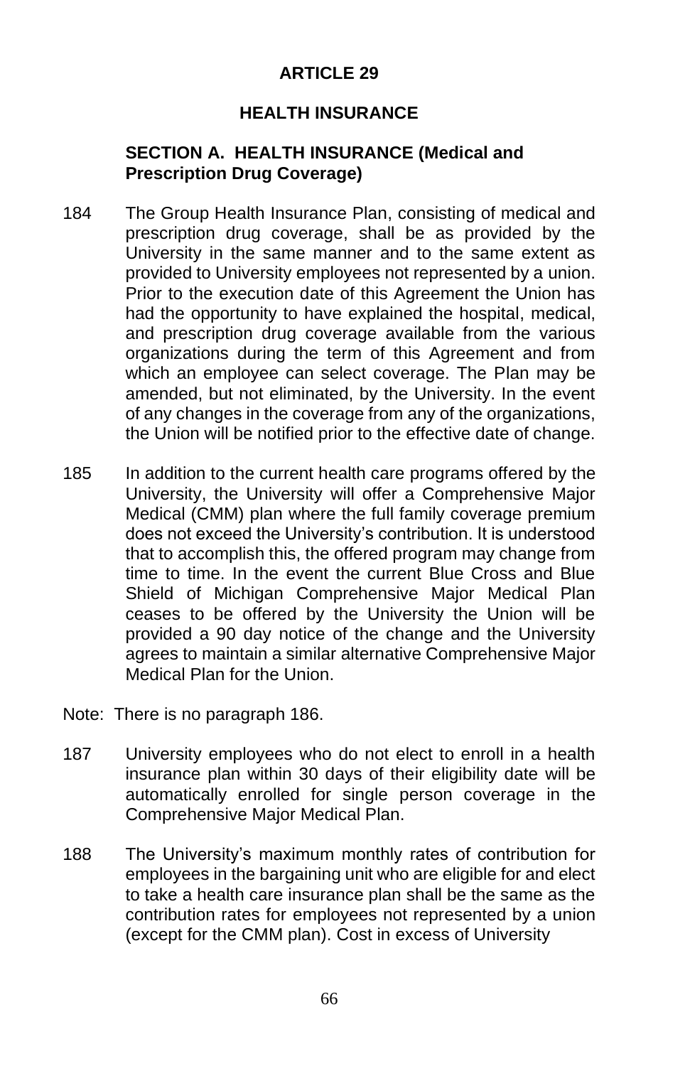# ARTICLE 29

## HEALTH INSURANCE

### SECTION A. HEALTH INSURANCE (Medical and Prescription Drug Coverage)

184 The Group Health Insurance Plan, consisting of medical and prescription drug coverage, shall be as provided by the University in the same manner and to the same extent as provided to University employees not represented by a union. Prior to the execution date of this Agreement the Union has had the opportunity to have explained the hospital, medical, and prescription drug coverage available from the various organizations during the term of this Agreement and from which an employee can select coverage. The Plan may be amended, but not eliminated, by the University. In the event of any changes in the coverage from any of the organizations, the Union will be notified prior to the effective date of change.

185 In addition to the current health care programs offered by the University, the University will offer a Comprehensive Major Medical (CMM) plan where the full family coverage premium does not exceed the University's contribution. It is understood that to accomplish this, the offered program may change from time to time. In the event the current Blue Cross and Blue Shield of Michigan Comprehensive Major Medical Plan ceases to be offered by the University the Union will be provided a 90 day notice of the change and the University agrees to maintain a similar alternative Comprehensive Major Medical Plan for the Union.

Note: There is no paragraph 186.

187 University employees who do not elect to enroll in a health insurance plan within 30 days of their eligibility date will be automatically enrolled for single person coverage in the Comprehensive Major Medical Plan.

188 The University's maximum monthly rates of contribution for employees in the bargaining unit who are eligible for and elect to take a health care insurance plan shall be the same as the contribution rates for employees not represented by a union (except for the CMM plan). Cost in excess of University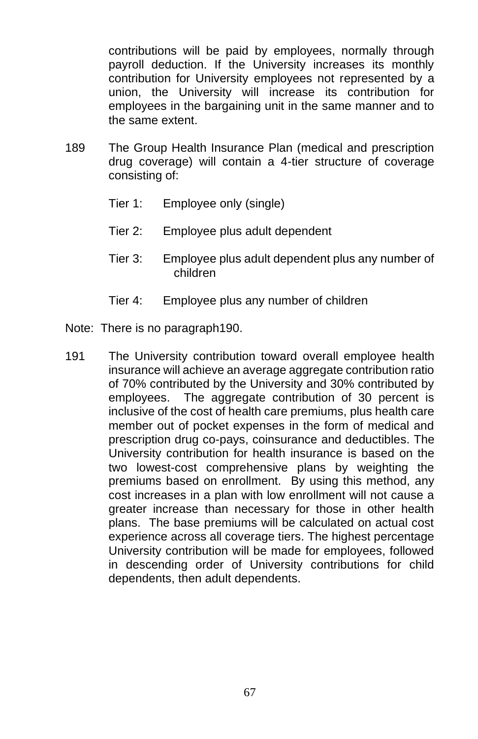contributions will be paid by employees, normally through payroll deduction. If the University increases its monthly contribution for University employees not represented by a union, the University will increase its contribution for employees in the bargaining unit in the same manner and to the same extent.

189 The Group Health Insurance Plan (medical and prescription drug coverage) will contain a 4-tier structure of coverage consisting of:

Tier 1: Employee only (single)

Tier 2: Employee plus adult dependent

Tier 3: Employee plus adult dependent plus any number of children

Tier 4: Employee plus any number of children

Note: There is no paragraph190.

191 The University contribution toward overall employee health insurance will achieve an average aggregate contribution ratio of 70% contributed by the University and 30% contributed by employees. The aggregate contribution of 30 percent is inclusive of the cost of health care premiums, plus health care member out of pocket expenses in the form of medical and prescription drug co-pays, coinsurance and deductibles. The University contribution for health insurance is based on the two lowest-cost comprehensive plans by weighting the premiums based on enrollment. By using this method, any cost increases in a plan with low enrollment will not cause a greater increase than necessary for those in other health plans. The base premiums will be calculated on actual cost experience across all coverage tiers. The highest percentage University contribution will be made for employees, followed in descending order of University contributions for child dependents, then adult dependents.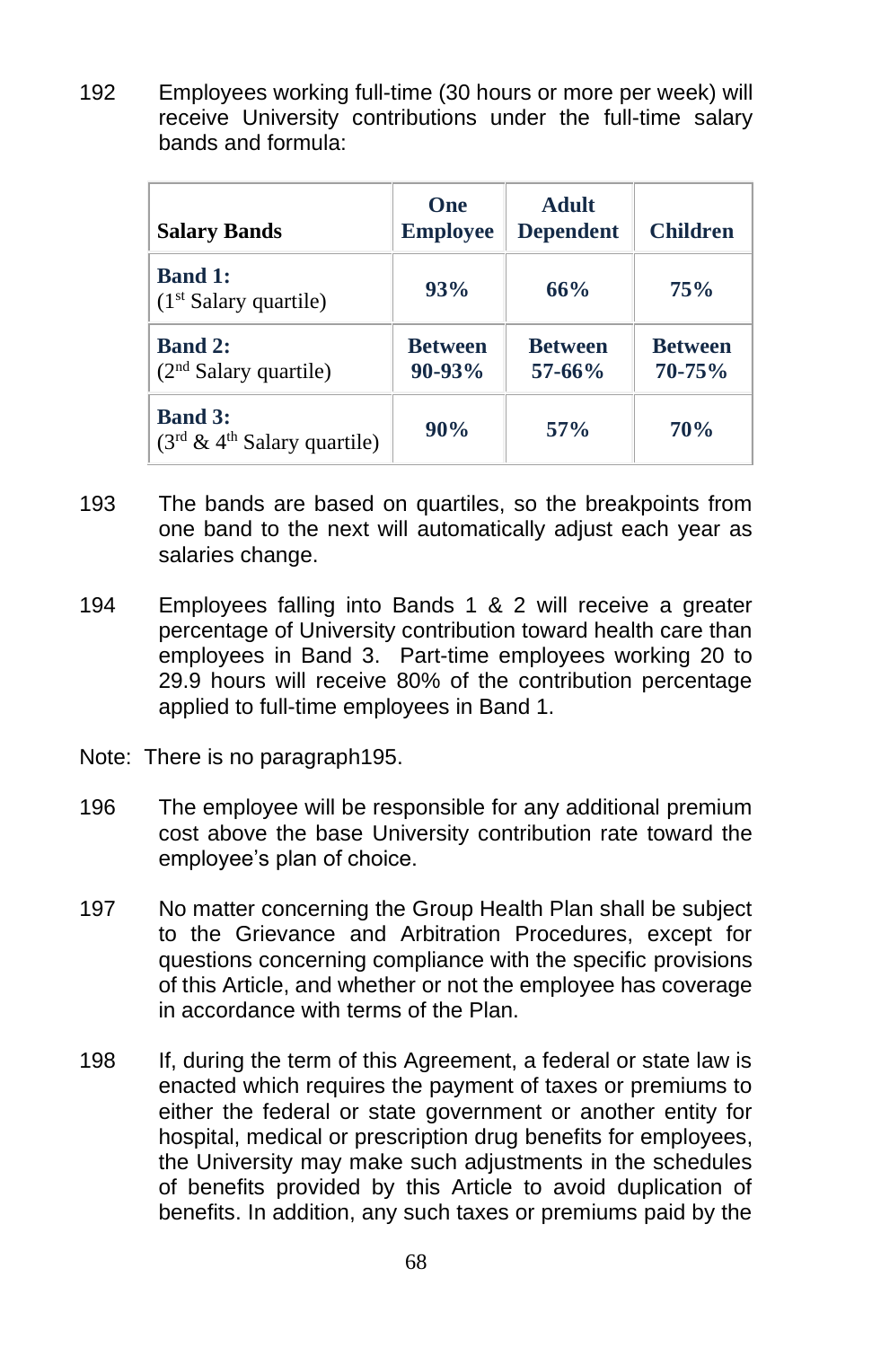192 Employees working full-time (30 hours or more per week) will receive University contributions under the full-time salary bands and formula:

| Salary Bands | One Employee | Adult Dependent | Children |
|---|---|---|---|
| **Band 1:** (1st Salary quartile) | **93%** | **66%** | **75%** |
| **Band 2:** (2nd Salary quartile) | **Between 90-93%** | **Between 57-66%** | **Between 70-75%** |
| **Band 3:** (3rd & 4th Salary quartile) | **90%** | **57%** | **70%** |

193 The bands are based on quartiles, so the breakpoints from one band to the next will automatically adjust each year as salaries change.

194 Employees falling into Bands 1 & 2 will receive a greater percentage of University contribution toward health care than employees in Band 3. Part-time employees working 20 to 29.9 hours will receive 80% of the contribution percentage applied to full-time employees in Band 1.

Note: There is no paragraph195.

196 The employee will be responsible for any additional premium cost above the base University contribution rate toward the employee's plan of choice.

197 No matter concerning the Group Health Plan shall be subject to the Grievance and Arbitration Procedures, except for questions concerning compliance with the specific provisions of this Article, and whether or not the employee has coverage in accordance with terms of the Plan.

198 If, during the term of this Agreement, a federal or state law is enacted which requires the payment of taxes or premiums to either the federal or state government or another entity for hospital, medical or prescription drug benefits for employees, the University may make such adjustments in the schedules of benefits provided by this Article to avoid duplication of benefits. In addition, any such taxes or premiums paid by the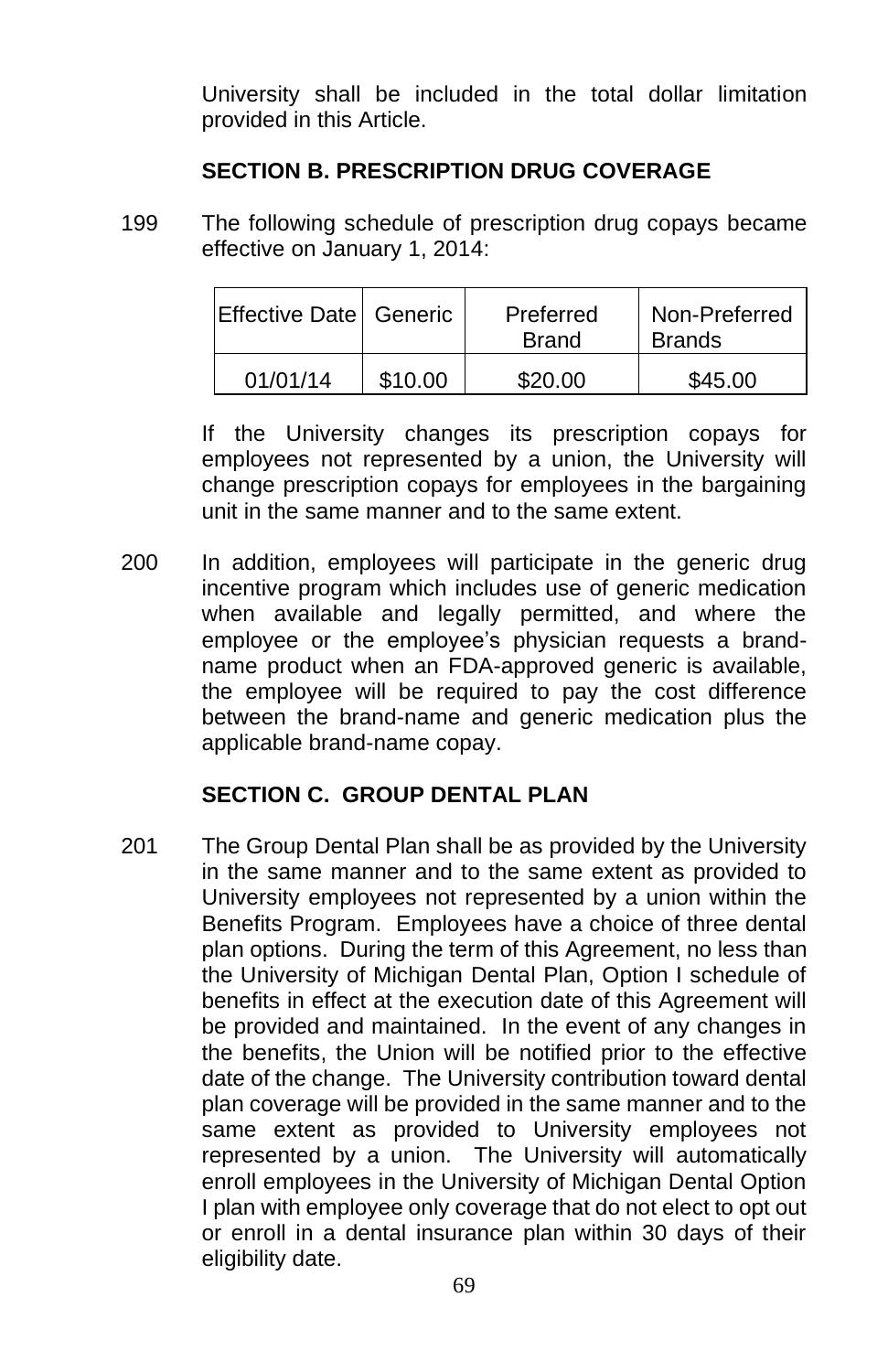University shall be included in the total dollar limitation provided in this Article.

## SECTION B. PRESCRIPTION DRUG COVERAGE

199 The following schedule of prescription drug copays became effective on January 1, 2014:

| Effective Date | Generic | Preferred Brand | Non-Preferred Brands |
|---|---|---|---|
| 01/01/14 | $10.00 | $20.00 | $45.00 |

If the University changes its prescription copays for employees not represented by a union, the University will change prescription copays for employees in the bargaining unit in the same manner and to the same extent.

200 In addition, employees will participate in the generic drug incentive program which includes use of generic medication when available and legally permitted, and where the employee or the employee's physician requests a brand-name product when an FDA-approved generic is available, the employee will be required to pay the cost difference between the brand-name and generic medication plus the applicable brand-name copay.

## SECTION C. GROUP DENTAL PLAN

201 The Group Dental Plan shall be as provided by the University in the same manner and to the same extent as provided to University employees not represented by a union within the Benefits Program. Employees have a choice of three dental plan options. During the term of this Agreement, no less than the University of Michigan Dental Plan, Option I schedule of benefits in effect at the execution date of this Agreement will be provided and maintained. In the event of any changes in the benefits, the Union will be notified prior to the effective date of the change. The University contribution toward dental plan coverage will be provided in the same manner and to the same extent as provided to University employees not represented by a union. The University will automatically enroll employees in the University of Michigan Dental Option I plan with employee only coverage that do not elect to opt out or enroll in a dental insurance plan within 30 days of their eligibility date.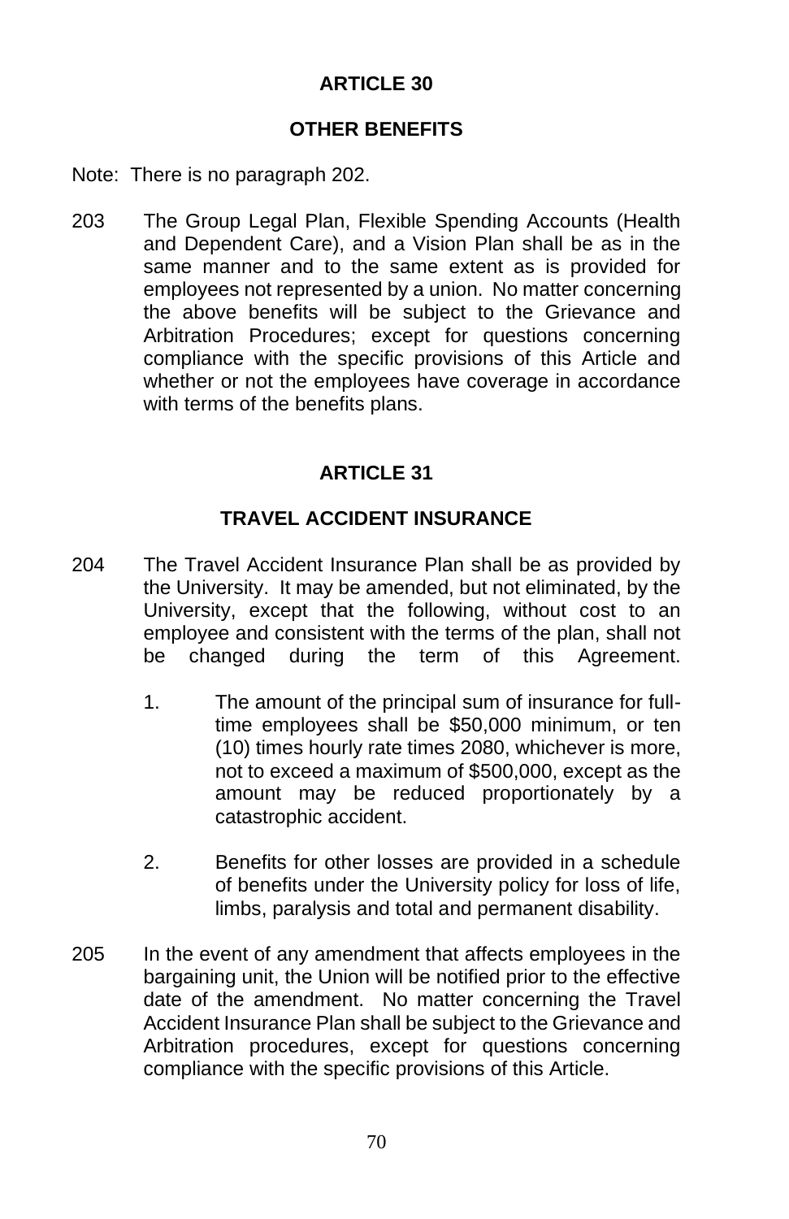## ARTICLE 30

## OTHER BENEFITS

Note: There is no paragraph 202.

203 The Group Legal Plan, Flexible Spending Accounts (Health and Dependent Care), and a Vision Plan shall be as in the same manner and to the same extent as is provided for employees not represented by a union. No matter concerning the above benefits will be subject to the Grievance and Arbitration Procedures; except for questions concerning compliance with the specific provisions of this Article and whether or not the employees have coverage in accordance with terms of the benefits plans.

## ARTICLE 31

## TRAVEL ACCIDENT INSURANCE

204 The Travel Accident Insurance Plan shall be as provided by the University. It may be amended, but not eliminated, by the University, except that the following, without cost to an employee and consistent with the terms of the plan, shall not be changed during the term of this Agreement.

1. The amount of the principal sum of insurance for full-time employees shall be $50,000 minimum, or ten (10) times hourly rate times 2080, whichever is more, not to exceed a maximum of $500,000, except as the amount may be reduced proportionately by a catastrophic accident.

2. Benefits for other losses are provided in a schedule of benefits under the University policy for loss of life, limbs, paralysis and total and permanent disability.

205 In the event of any amendment that affects employees in the bargaining unit, the Union will be notified prior to the effective date of the amendment. No matter concerning the Travel Accident Insurance Plan shall be subject to the Grievance and Arbitration procedures, except for questions concerning compliance with the specific provisions of this Article.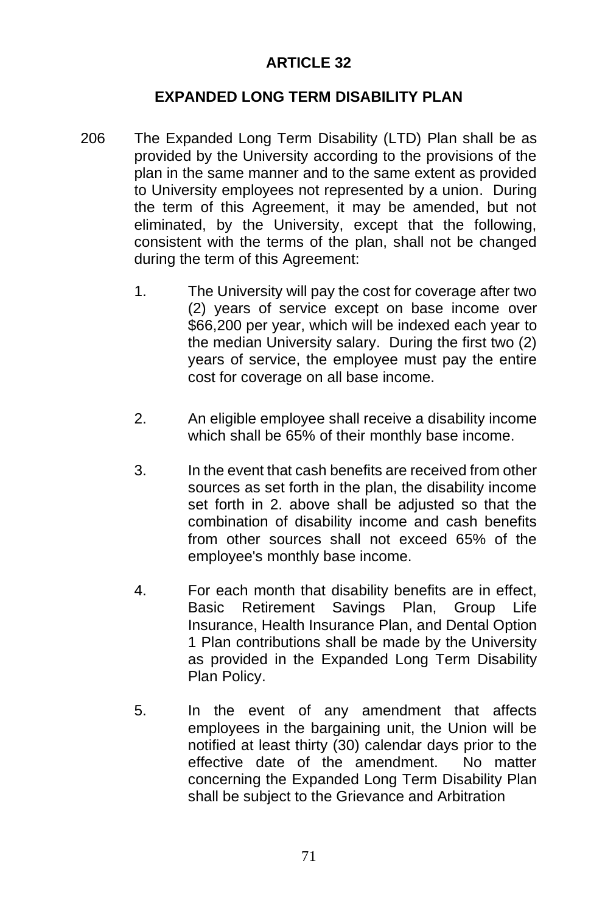# ARTICLE 32

## EXPANDED LONG TERM DISABILITY PLAN

206 The Expanded Long Term Disability (LTD) Plan shall be as provided by the University according to the provisions of the plan in the same manner and to the same extent as provided to University employees not represented by a union. During the term of this Agreement, it may be amended, but not eliminated, by the University, except that the following, consistent with the terms of the plan, shall not be changed during the term of this Agreement:

1. The University will pay the cost for coverage after two (2) years of service except on base income over $66,200 per year, which will be indexed each year to the median University salary. During the first two (2) years of service, the employee must pay the entire cost for coverage on all base income.

2. An eligible employee shall receive a disability income which shall be 65% of their monthly base income.

3. In the event that cash benefits are received from other sources as set forth in the plan, the disability income set forth in 2. above shall be adjusted so that the combination of disability income and cash benefits from other sources shall not exceed 65% of the employee's monthly base income.

4. For each month that disability benefits are in effect, Basic Retirement Savings Plan, Group Life Insurance, Health Insurance Plan, and Dental Option 1 Plan contributions shall be made by the University as provided in the Expanded Long Term Disability Plan Policy.

5. In the event of any amendment that affects employees in the bargaining unit, the Union will be notified at least thirty (30) calendar days prior to the effective date of the amendment. No matter concerning the Expanded Long Term Disability Plan shall be subject to the Grievance and Arbitration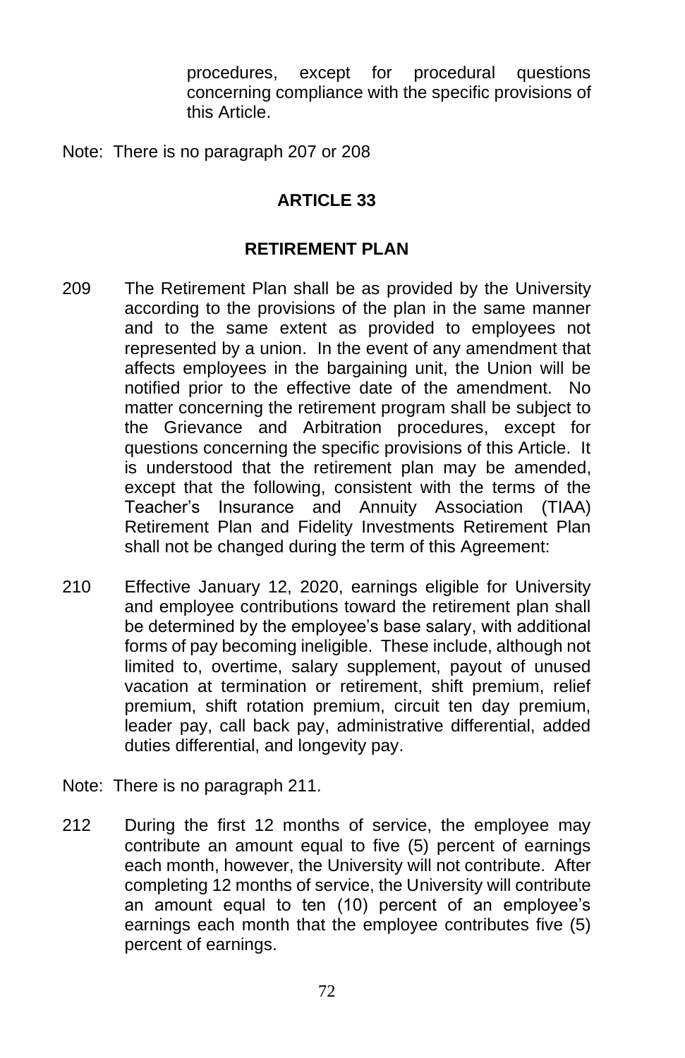procedures, except for procedural questions concerning compliance with the specific provisions of this Article.

Note: There is no paragraph 207 or 208

## ARTICLE 33

## RETIREMENT PLAN

209 The Retirement Plan shall be as provided by the University according to the provisions of the plan in the same manner and to the same extent as provided to employees not represented by a union. In the event of any amendment that affects employees in the bargaining unit, the Union will be notified prior to the effective date of the amendment. No matter concerning the retirement program shall be subject to the Grievance and Arbitration procedures, except for questions concerning the specific provisions of this Article. It is understood that the retirement plan may be amended, except that the following, consistent with the terms of the Teacher's Insurance and Annuity Association (TIAA) Retirement Plan and Fidelity Investments Retirement Plan shall not be changed during the term of this Agreement:

210 Effective January 12, 2020, earnings eligible for University and employee contributions toward the retirement plan shall be determined by the employee's base salary, with additional forms of pay becoming ineligible. These include, although not limited to, overtime, salary supplement, payout of unused vacation at termination or retirement, shift premium, relief premium, shift rotation premium, circuit ten day premium, leader pay, call back pay, administrative differential, added duties differential, and longevity pay.

Note: There is no paragraph 211.

212 During the first 12 months of service, the employee may contribute an amount equal to five (5) percent of earnings each month, however, the University will not contribute. After completing 12 months of service, the University will contribute an amount equal to ten (10) percent of an employee's earnings each month that the employee contributes five (5) percent of earnings.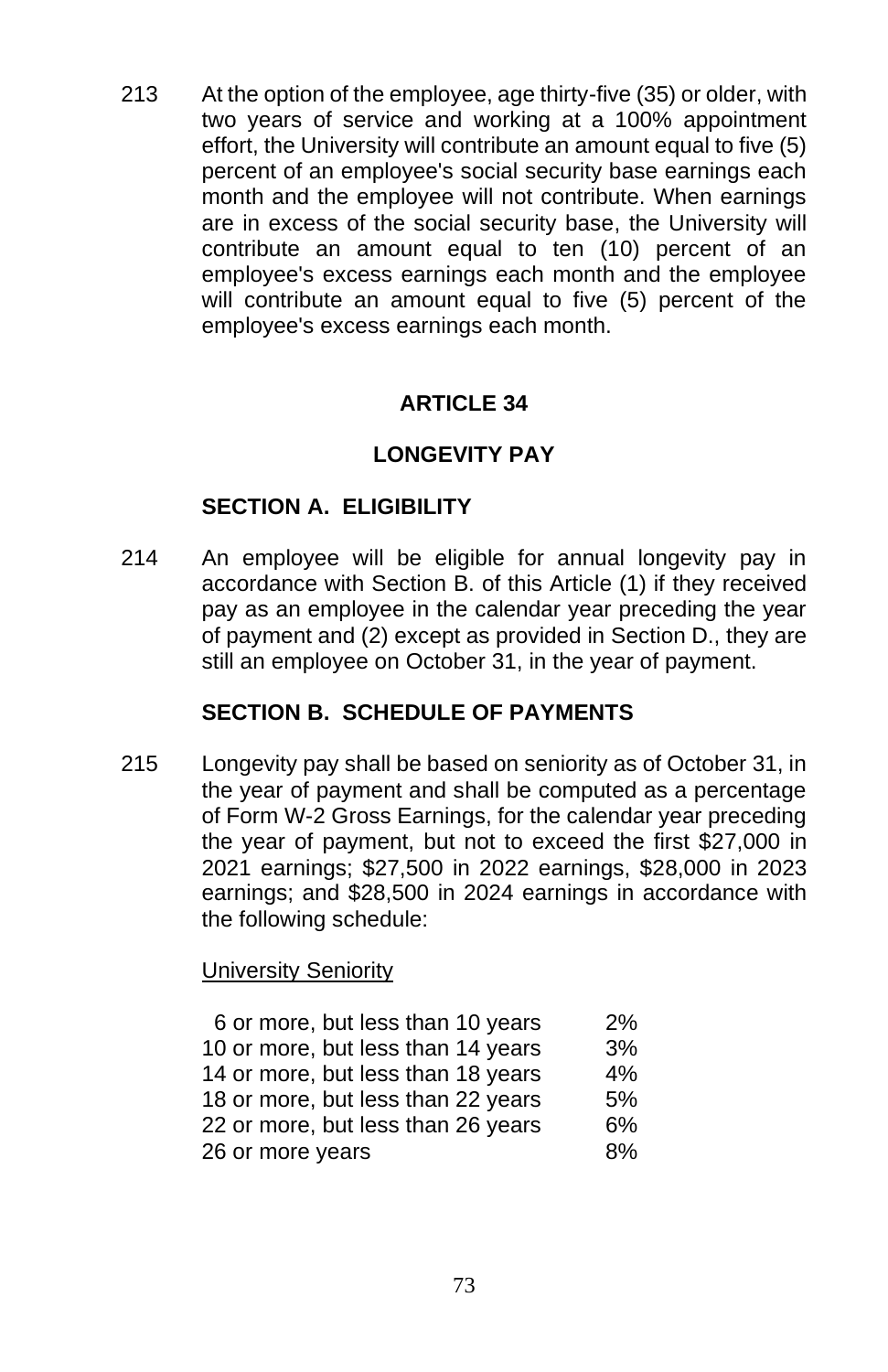213 At the option of the employee, age thirty-five (35) or older, with two years of service and working at a 100% appointment effort, the University will contribute an amount equal to five (5) percent of an employee's social security base earnings each month and the employee will not contribute. When earnings are in excess of the social security base, the University will contribute an amount equal to ten (10) percent of an employee's excess earnings each month and the employee will contribute an amount equal to five (5) percent of the employee's excess earnings each month.

## ARTICLE 34

## LONGEVITY PAY

### SECTION A. ELIGIBILITY

214 An employee will be eligible for annual longevity pay in accordance with Section B. of this Article (1) if they received pay as an employee in the calendar year preceding the year of payment and (2) except as provided in Section D., they are still an employee on October 31, in the year of payment.

### SECTION B. SCHEDULE OF PAYMENTS

215 Longevity pay shall be based on seniority as of October 31, in the year of payment and shall be computed as a percentage of Form W-2 Gross Earnings, for the calendar year preceding the year of payment, but not to exceed the first $27,000 in 2021 earnings; $27,500 in 2022 earnings, $28,000 in 2023 earnings; and $28,500 in 2024 earnings in accordance with the following schedule:

| University Seniority | |
|---|---|
| 6 or more, but less than 10 years | 2% |
| 10 or more, but less than 14 years | 3% |
| 14 or more, but less than 18 years | 4% |
| 18 or more, but less than 22 years | 5% |
| 22 or more, but less than 26 years | 6% |
| 26 or more years | 8% |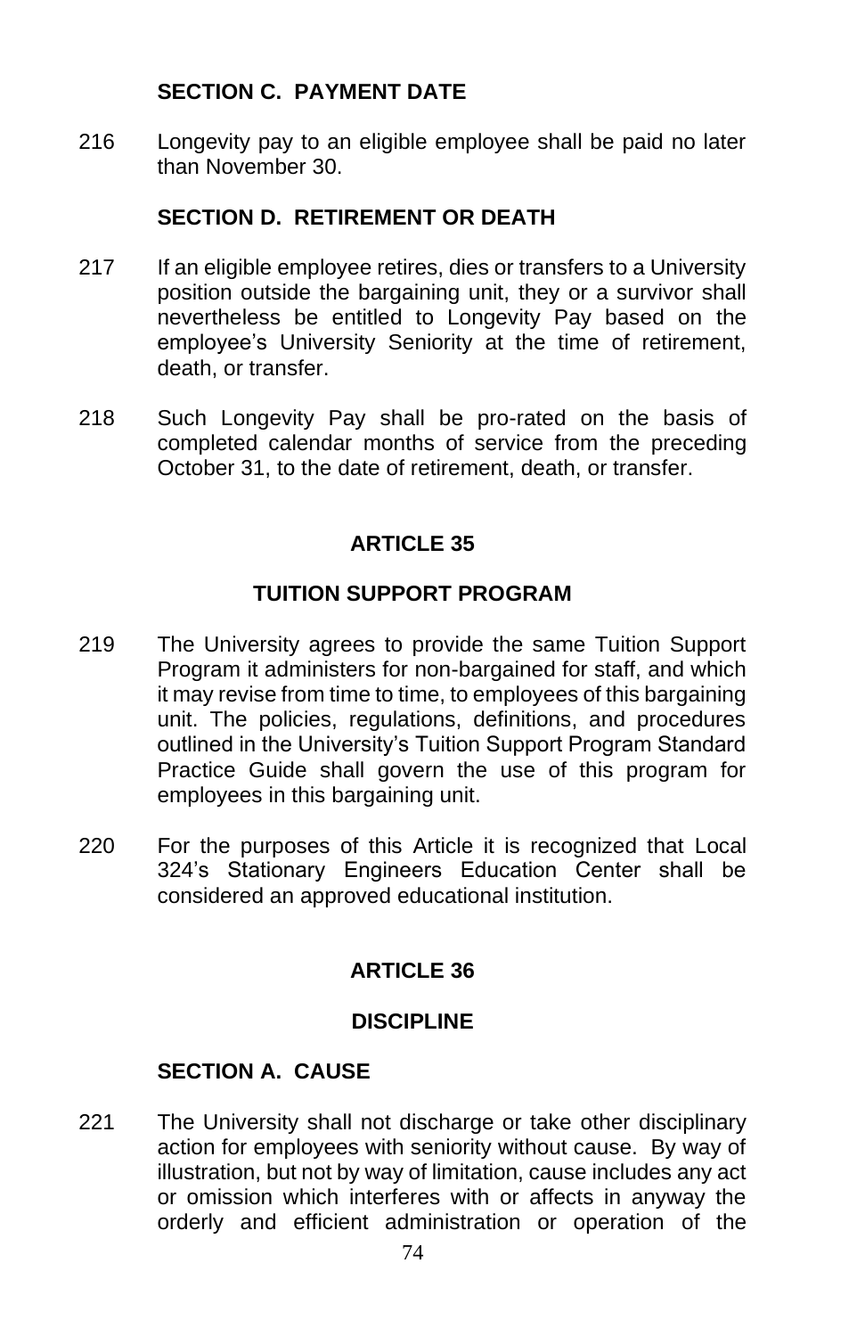### SECTION C. PAYMENT DATE

216 Longevity pay to an eligible employee shall be paid no later than November 30.

### SECTION D. RETIREMENT OR DEATH

217 If an eligible employee retires, dies or transfers to a University position outside the bargaining unit, they or a survivor shall nevertheless be entitled to Longevity Pay based on the employee's University Seniority at the time of retirement, death, or transfer.

218 Such Longevity Pay shall be pro-rated on the basis of completed calendar months of service from the preceding October 31, to the date of retirement, death, or transfer.

## ARTICLE 35

## TUITION SUPPORT PROGRAM

219 The University agrees to provide the same Tuition Support Program it administers for non-bargained for staff, and which it may revise from time to time, to employees of this bargaining unit. The policies, regulations, definitions, and procedures outlined in the University's Tuition Support Program Standard Practice Guide shall govern the use of this program for employees in this bargaining unit.

220 For the purposes of this Article it is recognized that Local 324's Stationary Engineers Education Center shall be considered an approved educational institution.

## ARTICLE 36

## DISCIPLINE

### SECTION A. CAUSE

221 The University shall not discharge or take other disciplinary action for employees with seniority without cause. By way of illustration, but not by way of limitation, cause includes any act or omission which interferes with or affects in anyway the orderly and efficient administration or operation of the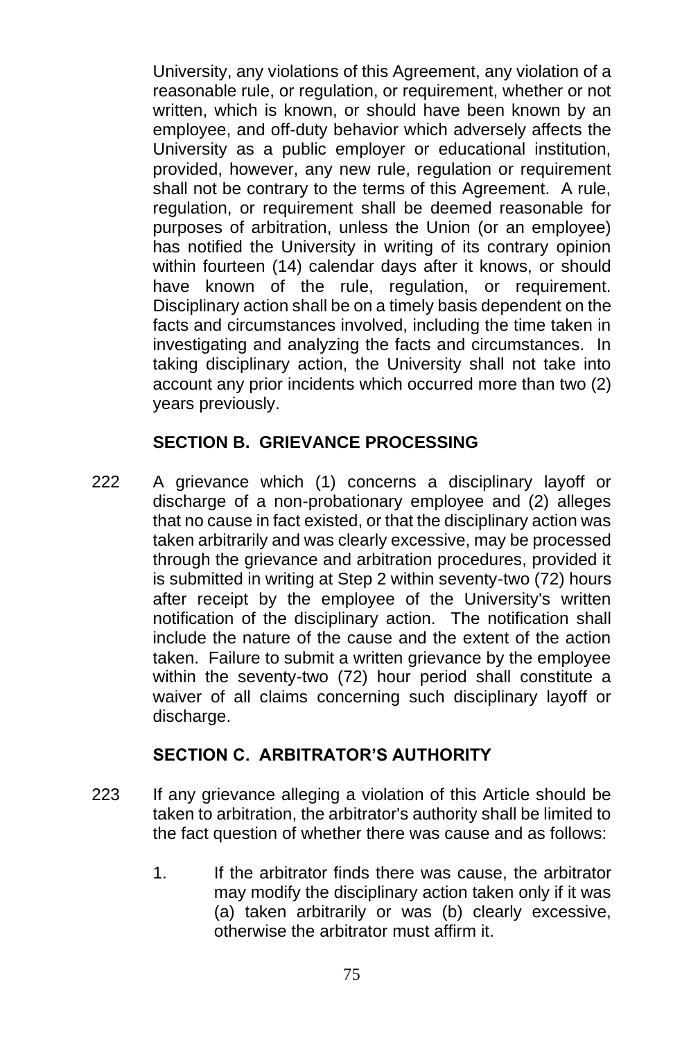University, any violations of this Agreement, any violation of a reasonable rule, or regulation, or requirement, whether or not written, which is known, or should have been known by an employee, and off-duty behavior which adversely affects the University as a public employer or educational institution, provided, however, any new rule, regulation or requirement shall not be contrary to the terms of this Agreement. A rule, regulation, or requirement shall be deemed reasonable for purposes of arbitration, unless the Union (or an employee) has notified the University in writing of its contrary opinion within fourteen (14) calendar days after it knows, or should have known of the rule, regulation, or requirement. Disciplinary action shall be on a timely basis dependent on the facts and circumstances involved, including the time taken in investigating and analyzing the facts and circumstances. In taking disciplinary action, the University shall not take into account any prior incidents which occurred more than two (2) years previously.

## SECTION B. GRIEVANCE PROCESSING

222 A grievance which (1) concerns a disciplinary layoff or discharge of a non-probationary employee and (2) alleges that no cause in fact existed, or that the disciplinary action was taken arbitrarily and was clearly excessive, may be processed through the grievance and arbitration procedures, provided it is submitted in writing at Step 2 within seventy-two (72) hours after receipt by the employee of the University's written notification of the disciplinary action. The notification shall include the nature of the cause and the extent of the action taken. Failure to submit a written grievance by the employee within the seventy-two (72) hour period shall constitute a waiver of all claims concerning such disciplinary layoff or discharge.

## SECTION C. ARBITRATOR'S AUTHORITY

223 If any grievance alleging a violation of this Article should be taken to arbitration, the arbitrator's authority shall be limited to the fact question of whether there was cause and as follows:

1. If the arbitrator finds there was cause, the arbitrator may modify the disciplinary action taken only if it was (a) taken arbitrarily or was (b) clearly excessive, otherwise the arbitrator must affirm it.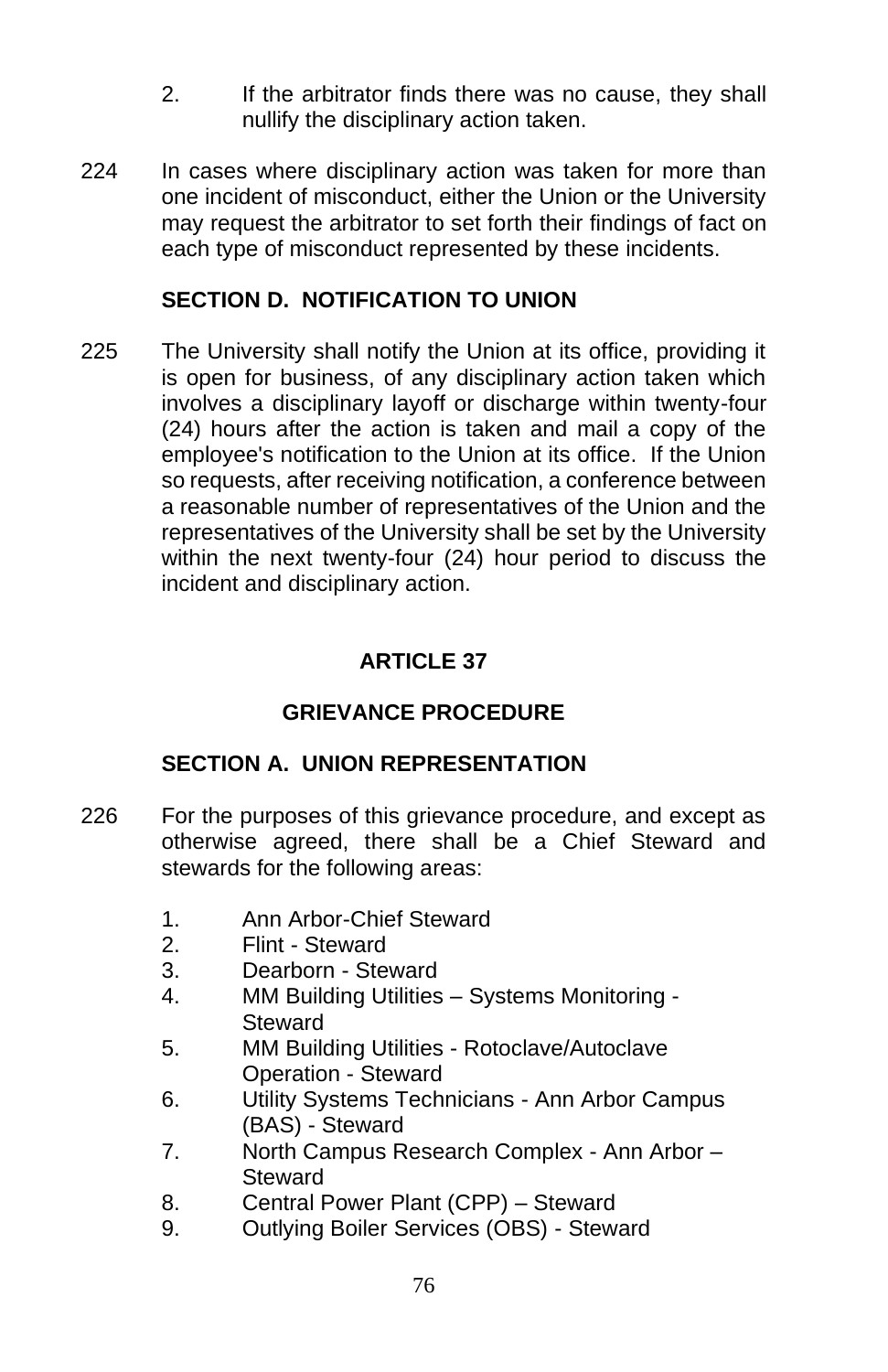2. If the arbitrator finds there was no cause, they shall nullify the disciplinary action taken.

224 In cases where disciplinary action was taken for more than one incident of misconduct, either the Union or the University may request the arbitrator to set forth their findings of fact on each type of misconduct represented by these incidents.

### SECTION D. NOTIFICATION TO UNION

225 The University shall notify the Union at its office, providing it is open for business, of any disciplinary action taken which involves a disciplinary layoff or discharge within twenty-four (24) hours after the action is taken and mail a copy of the employee's notification to the Union at its office. If the Union so requests, after receiving notification, a conference between a reasonable number of representatives of the Union and the representatives of the University shall be set by the University within the next twenty-four (24) hour period to discuss the incident and disciplinary action.

## ARTICLE 37

## GRIEVANCE PROCEDURE

### SECTION A. UNION REPRESENTATION

226 For the purposes of this grievance procedure, and except as otherwise agreed, there shall be a Chief Steward and stewards for the following areas:

1. Ann Arbor-Chief Steward
2. Flint - Steward
3. Dearborn - Steward
4. MM Building Utilities – Systems Monitoring - Steward
5. MM Building Utilities - Rotoclave/Autoclave Operation - Steward
6. Utility Systems Technicians - Ann Arbor Campus (BAS) - Steward
7. North Campus Research Complex - Ann Arbor – Steward
8. Central Power Plant (CPP) – Steward
9. Outlying Boiler Services (OBS) - Steward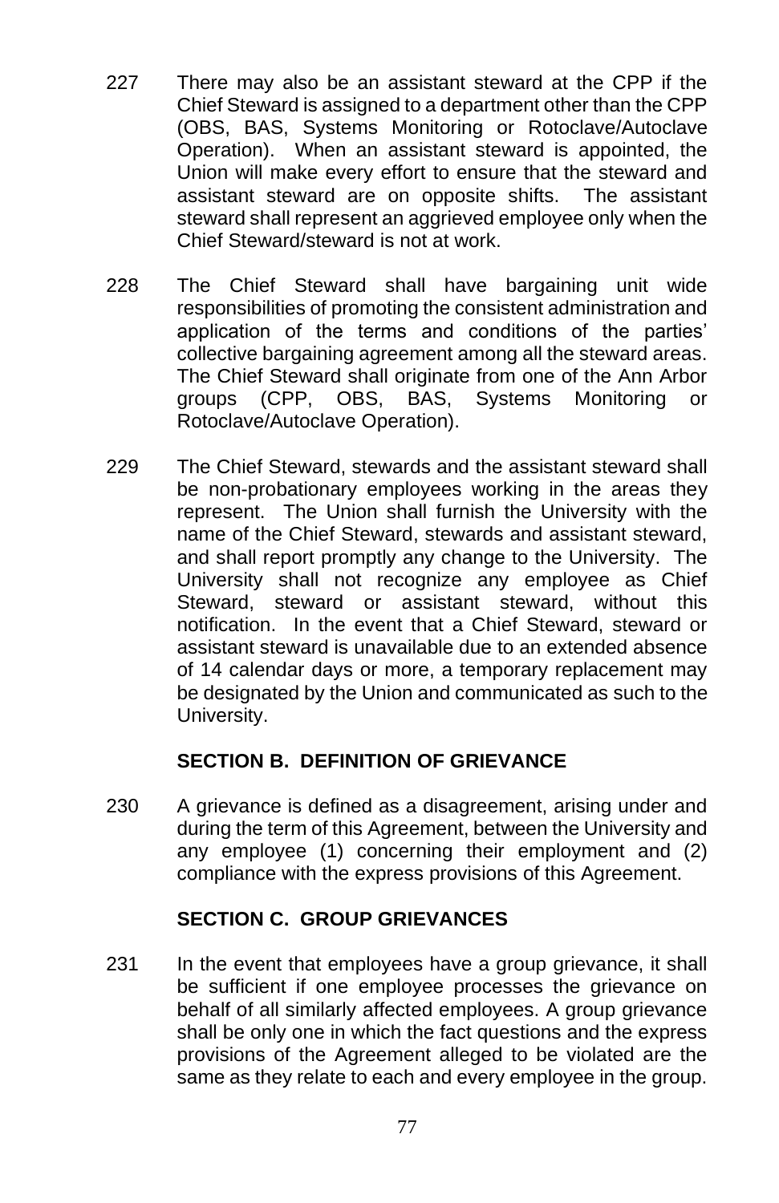227 There may also be an assistant steward at the CPP if the Chief Steward is assigned to a department other than the CPP (OBS, BAS, Systems Monitoring or Rotoclave/Autoclave Operation). When an assistant steward is appointed, the Union will make every effort to ensure that the steward and assistant steward are on opposite shifts. The assistant steward shall represent an aggrieved employee only when the Chief Steward/steward is not at work.

228 The Chief Steward shall have bargaining unit wide responsibilities of promoting the consistent administration and application of the terms and conditions of the parties' collective bargaining agreement among all the steward areas. The Chief Steward shall originate from one of the Ann Arbor groups (CPP, OBS, BAS, Systems Monitoring or Rotoclave/Autoclave Operation).

229 The Chief Steward, stewards and the assistant steward shall be non-probationary employees working in the areas they represent. The Union shall furnish the University with the name of the Chief Steward, stewards and assistant steward, and shall report promptly any change to the University. The University shall not recognize any employee as Chief Steward, steward or assistant steward, without this notification. In the event that a Chief Steward, steward or assistant steward is unavailable due to an extended absence of 14 calendar days or more, a temporary replacement may be designated by the Union and communicated as such to the University.

## SECTION B. DEFINITION OF GRIEVANCE

230 A grievance is defined as a disagreement, arising under and during the term of this Agreement, between the University and any employee (1) concerning their employment and (2) compliance with the express provisions of this Agreement.

## SECTION C. GROUP GRIEVANCES

231 In the event that employees have a group grievance, it shall be sufficient if one employee processes the grievance on behalf of all similarly affected employees. A group grievance shall be only one in which the fact questions and the express provisions of the Agreement alleged to be violated are the same as they relate to each and every employee in the group.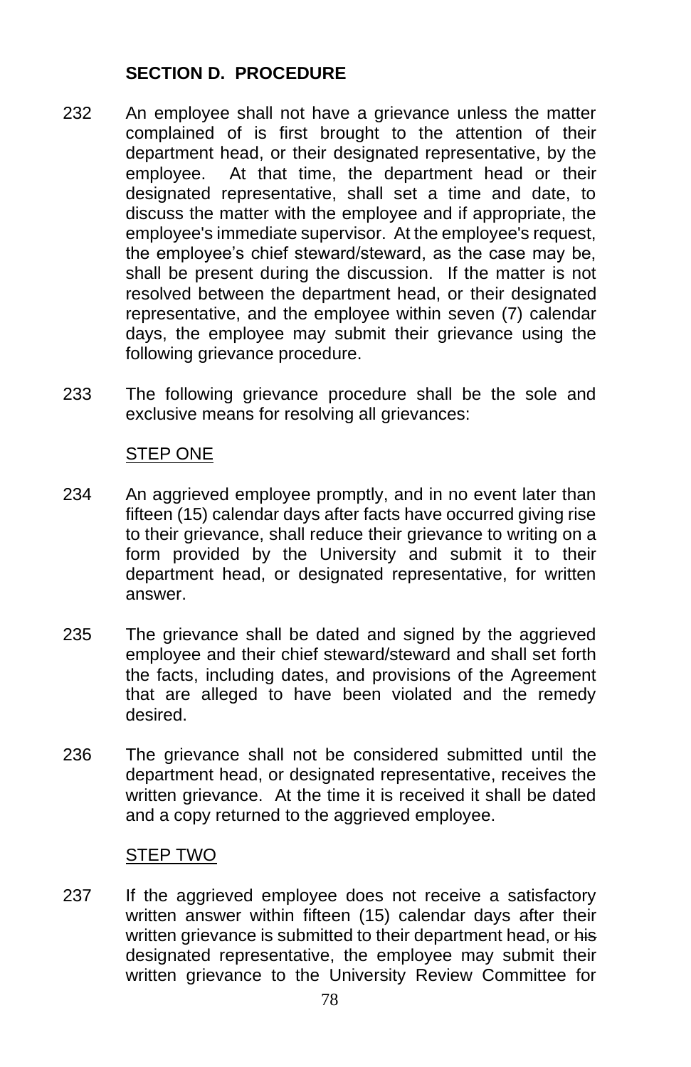## SECTION D. PROCEDURE

232 An employee shall not have a grievance unless the matter complained of is first brought to the attention of their department head, or their designated representative, by the employee. At that time, the department head or their designated representative, shall set a time and date, to discuss the matter with the employee and if appropriate, the employee's immediate supervisor. At the employee's request, the employee's chief steward/steward, as the case may be, shall be present during the discussion. If the matter is not resolved between the department head, or their designated representative, and the employee within seven (7) calendar days, the employee may submit their grievance using the following grievance procedure.

233 The following grievance procedure shall be the sole and exclusive means for resolving all grievances:

STEP ONE

234 An aggrieved employee promptly, and in no event later than fifteen (15) calendar days after facts have occurred giving rise to their grievance, shall reduce their grievance to writing on a form provided by the University and submit it to their department head, or designated representative, for written answer.

235 The grievance shall be dated and signed by the aggrieved employee and their chief steward/steward and shall set forth the facts, including dates, and provisions of the Agreement that are alleged to have been violated and the remedy desired.

236 The grievance shall not be considered submitted until the department head, or designated representative, receives the written grievance. At the time it is received it shall be dated and a copy returned to the aggrieved employee.

STEP TWO

237 If the aggrieved employee does not receive a satisfactory written answer within fifteen (15) calendar days after their written grievance is submitted to their department head, or ~~his~~ designated representative, the employee may submit their written grievance to the University Review Committee for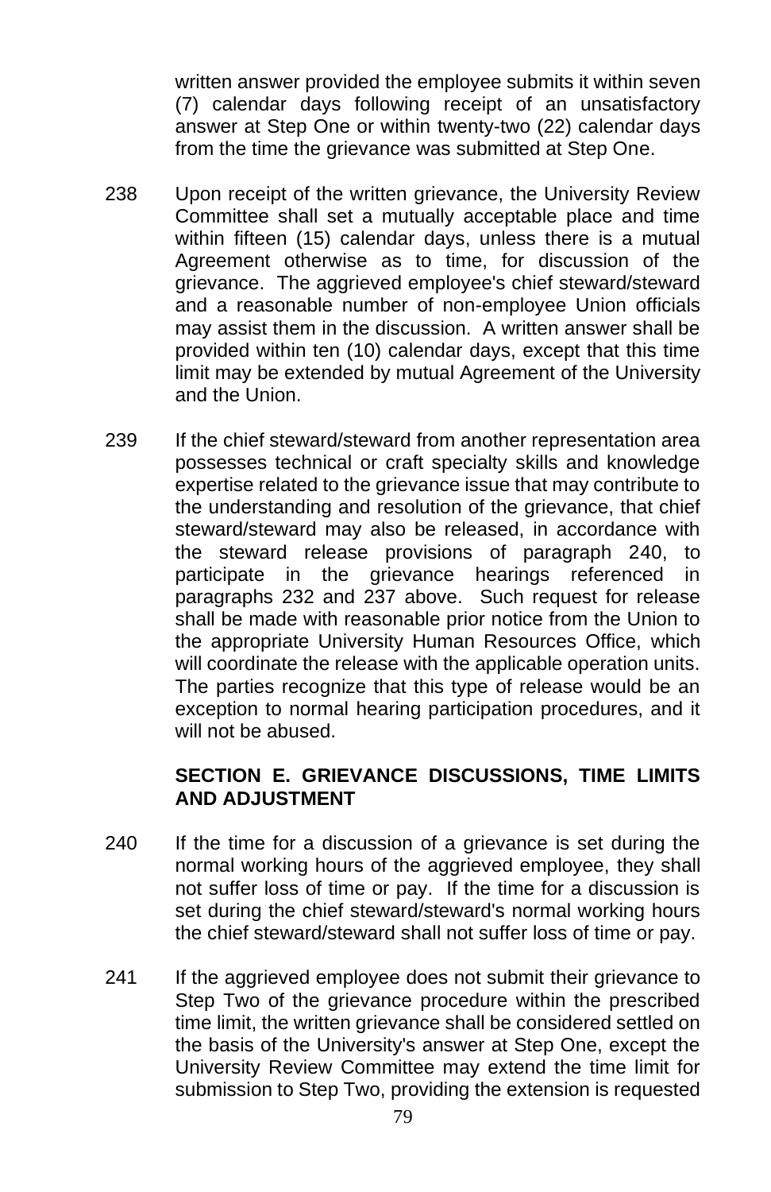written answer provided the employee submits it within seven (7) calendar days following receipt of an unsatisfactory answer at Step One or within twenty-two (22) calendar days from the time the grievance was submitted at Step One.

238 Upon receipt of the written grievance, the University Review Committee shall set a mutually acceptable place and time within fifteen (15) calendar days, unless there is a mutual Agreement otherwise as to time, for discussion of the grievance. The aggrieved employee's chief steward/steward and a reasonable number of non-employee Union officials may assist them in the discussion. A written answer shall be provided within ten (10) calendar days, except that this time limit may be extended by mutual Agreement of the University and the Union.

239 If the chief steward/steward from another representation area possesses technical or craft specialty skills and knowledge expertise related to the grievance issue that may contribute to the understanding and resolution of the grievance, that chief steward/steward may also be released, in accordance with the steward release provisions of paragraph 240, to participate in the grievance hearings referenced in paragraphs 232 and 237 above. Such request for release shall be made with reasonable prior notice from the Union to the appropriate University Human Resources Office, which will coordinate the release with the applicable operation units. The parties recognize that this type of release would be an exception to normal hearing participation procedures, and it will not be abused.

## SECTION E. GRIEVANCE DISCUSSIONS, TIME LIMITS AND ADJUSTMENT

240 If the time for a discussion of a grievance is set during the normal working hours of the aggrieved employee, they shall not suffer loss of time or pay. If the time for a discussion is set during the chief steward/steward's normal working hours the chief steward/steward shall not suffer loss of time or pay.

241 If the aggrieved employee does not submit their grievance to Step Two of the grievance procedure within the prescribed time limit, the written grievance shall be considered settled on the basis of the University's answer at Step One, except the University Review Committee may extend the time limit for submission to Step Two, providing the extension is requested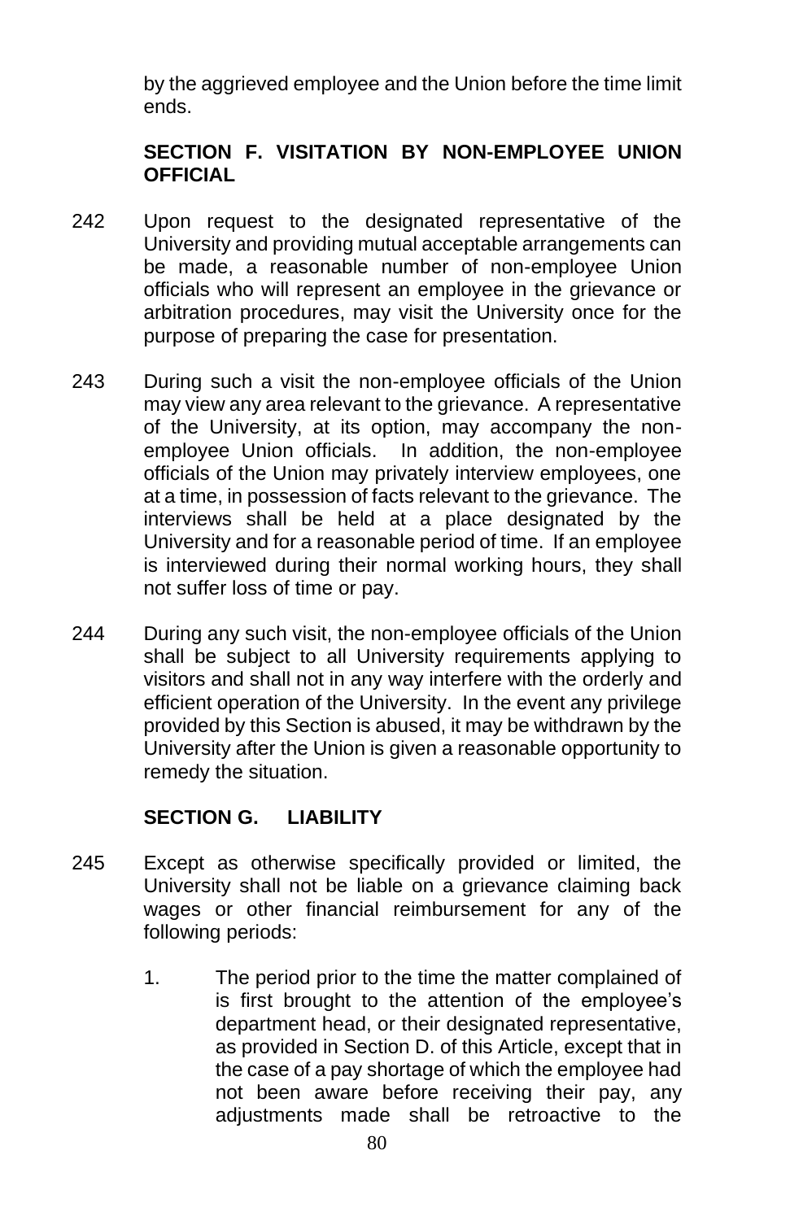by the aggrieved employee and the Union before the time limit ends.

### SECTION F. VISITATION BY NON-EMPLOYEE UNION OFFICIAL

242 Upon request to the designated representative of the University and providing mutual acceptable arrangements can be made, a reasonable number of non-employee Union officials who will represent an employee in the grievance or arbitration procedures, may visit the University once for the purpose of preparing the case for presentation.

243 During such a visit the non-employee officials of the Union may view any area relevant to the grievance. A representative of the University, at its option, may accompany the non-employee Union officials. In addition, the non-employee officials of the Union may privately interview employees, one at a time, in possession of facts relevant to the grievance. The interviews shall be held at a place designated by the University and for a reasonable period of time. If an employee is interviewed during their normal working hours, they shall not suffer loss of time or pay.

244 During any such visit, the non-employee officials of the Union shall be subject to all University requirements applying to visitors and shall not in any way interfere with the orderly and efficient operation of the University. In the event any privilege provided by this Section is abused, it may be withdrawn by the University after the Union is given a reasonable opportunity to remedy the situation.

### SECTION G. LIABILITY

245 Except as otherwise specifically provided or limited, the University shall not be liable on a grievance claiming back wages or other financial reimbursement for any of the following periods:

1. The period prior to the time the matter complained of is first brought to the attention of the employee's department head, or their designated representative, as provided in Section D. of this Article, except that in the case of a pay shortage of which the employee had not been aware before receiving their pay, any adjustments made shall be retroactive to the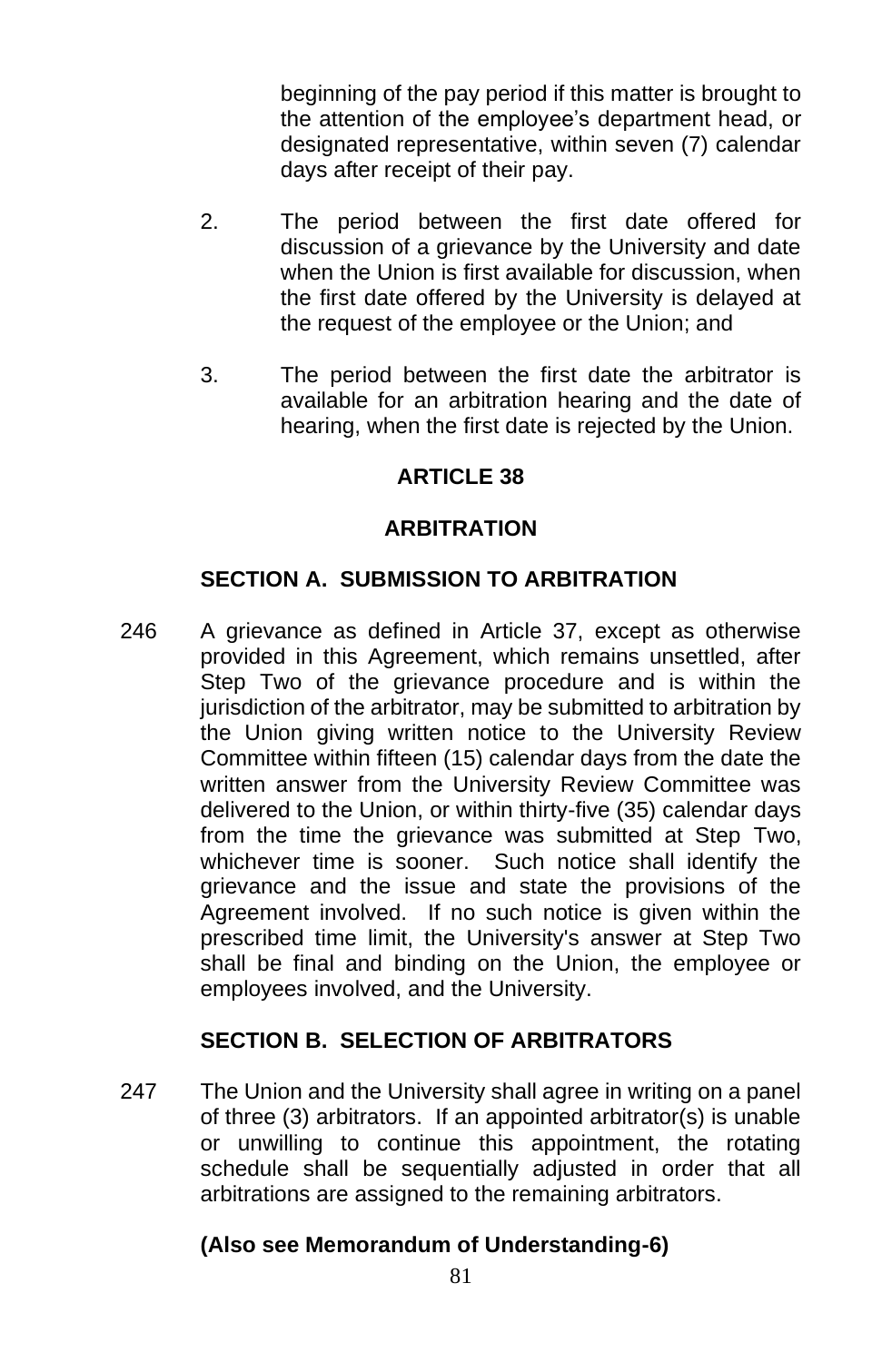beginning of the pay period if this matter is brought to the attention of the employee's department head, or designated representative, within seven (7) calendar days after receipt of their pay.

2. The period between the first date offered for discussion of a grievance by the University and date when the Union is first available for discussion, when the first date offered by the University is delayed at the request of the employee or the Union; and

3. The period between the first date the arbitrator is available for an arbitration hearing and the date of hearing, when the first date is rejected by the Union.

## ARTICLE 38

## ARBITRATION

### SECTION A. SUBMISSION TO ARBITRATION

246 A grievance as defined in Article 37, except as otherwise provided in this Agreement, which remains unsettled, after Step Two of the grievance procedure and is within the jurisdiction of the arbitrator, may be submitted to arbitration by the Union giving written notice to the University Review Committee within fifteen (15) calendar days from the date the written answer from the University Review Committee was delivered to the Union, or within thirty-five (35) calendar days from the time the grievance was submitted at Step Two, whichever time is sooner. Such notice shall identify the grievance and the issue and state the provisions of the Agreement involved. If no such notice is given within the prescribed time limit, the University's answer at Step Two shall be final and binding on the Union, the employee or employees involved, and the University.

### SECTION B. SELECTION OF ARBITRATORS

247 The Union and the University shall agree in writing on a panel of three (3) arbitrators. If an appointed arbitrator(s) is unable or unwilling to continue this appointment, the rotating schedule shall be sequentially adjusted in order that all arbitrations are assigned to the remaining arbitrators.

**(Also see Memorandum of Understanding-6)**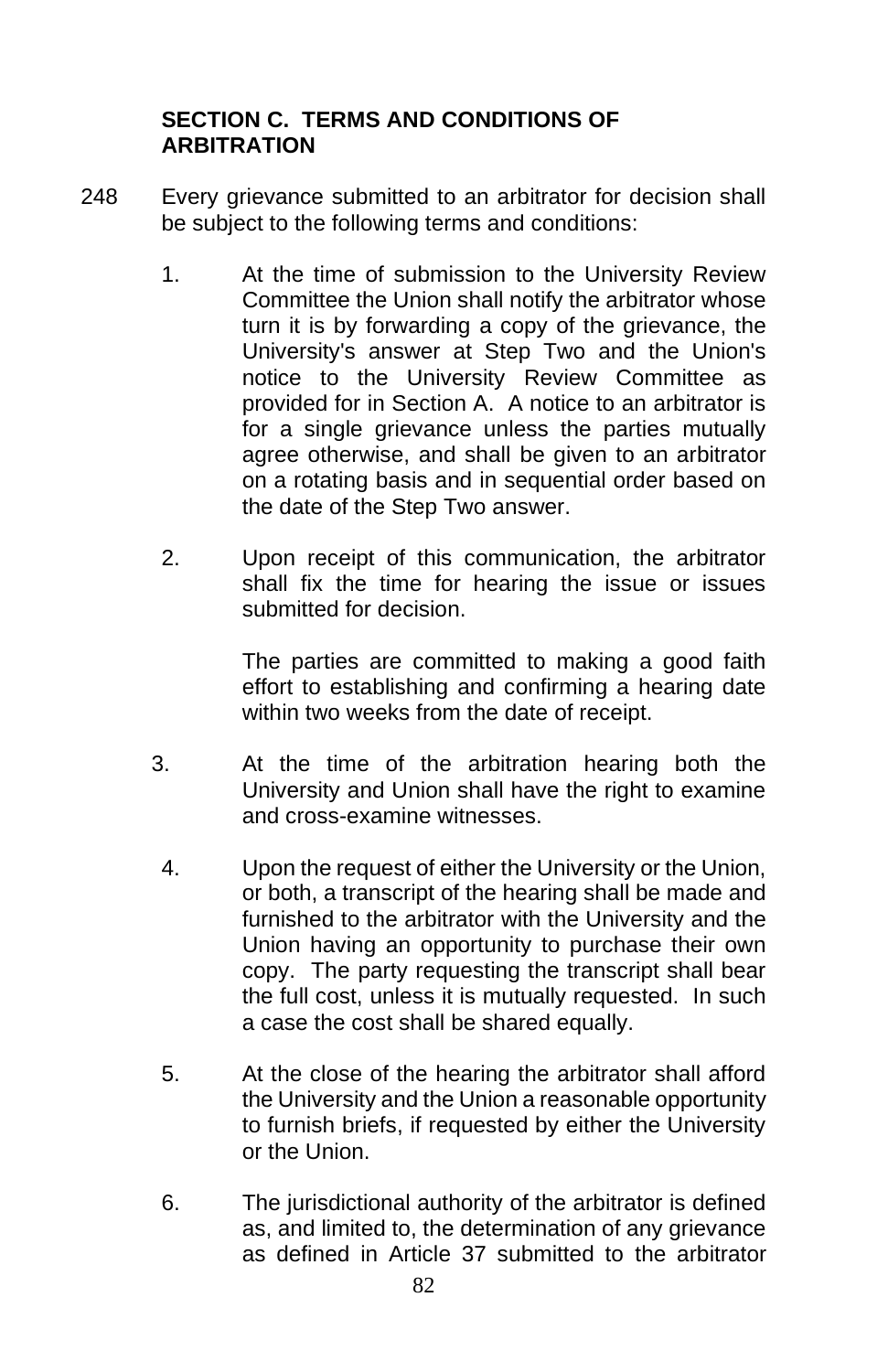### SECTION C. TERMS AND CONDITIONS OF ARBITRATION

248 Every grievance submitted to an arbitrator for decision shall be subject to the following terms and conditions:

1. At the time of submission to the University Review Committee the Union shall notify the arbitrator whose turn it is by forwarding a copy of the grievance, the University's answer at Step Two and the Union's notice to the University Review Committee as provided for in Section A. A notice to an arbitrator is for a single grievance unless the parties mutually agree otherwise, and shall be given to an arbitrator on a rotating basis and in sequential order based on the date of the Step Two answer.

2. Upon receipt of this communication, the arbitrator shall fix the time for hearing the issue or issues submitted for decision.

   The parties are committed to making a good faith effort to establishing and confirming a hearing date within two weeks from the date of receipt.

3. At the time of the arbitration hearing both the University and Union shall have the right to examine and cross-examine witnesses.

4. Upon the request of either the University or the Union, or both, a transcript of the hearing shall be made and furnished to the arbitrator with the University and the Union having an opportunity to purchase their own copy. The party requesting the transcript shall bear the full cost, unless it is mutually requested. In such a case the cost shall be shared equally.

5. At the close of the hearing the arbitrator shall afford the University and the Union a reasonable opportunity to furnish briefs, if requested by either the University or the Union.

6. The jurisdictional authority of the arbitrator is defined as, and limited to, the determination of any grievance as defined in Article 37 submitted to the arbitrator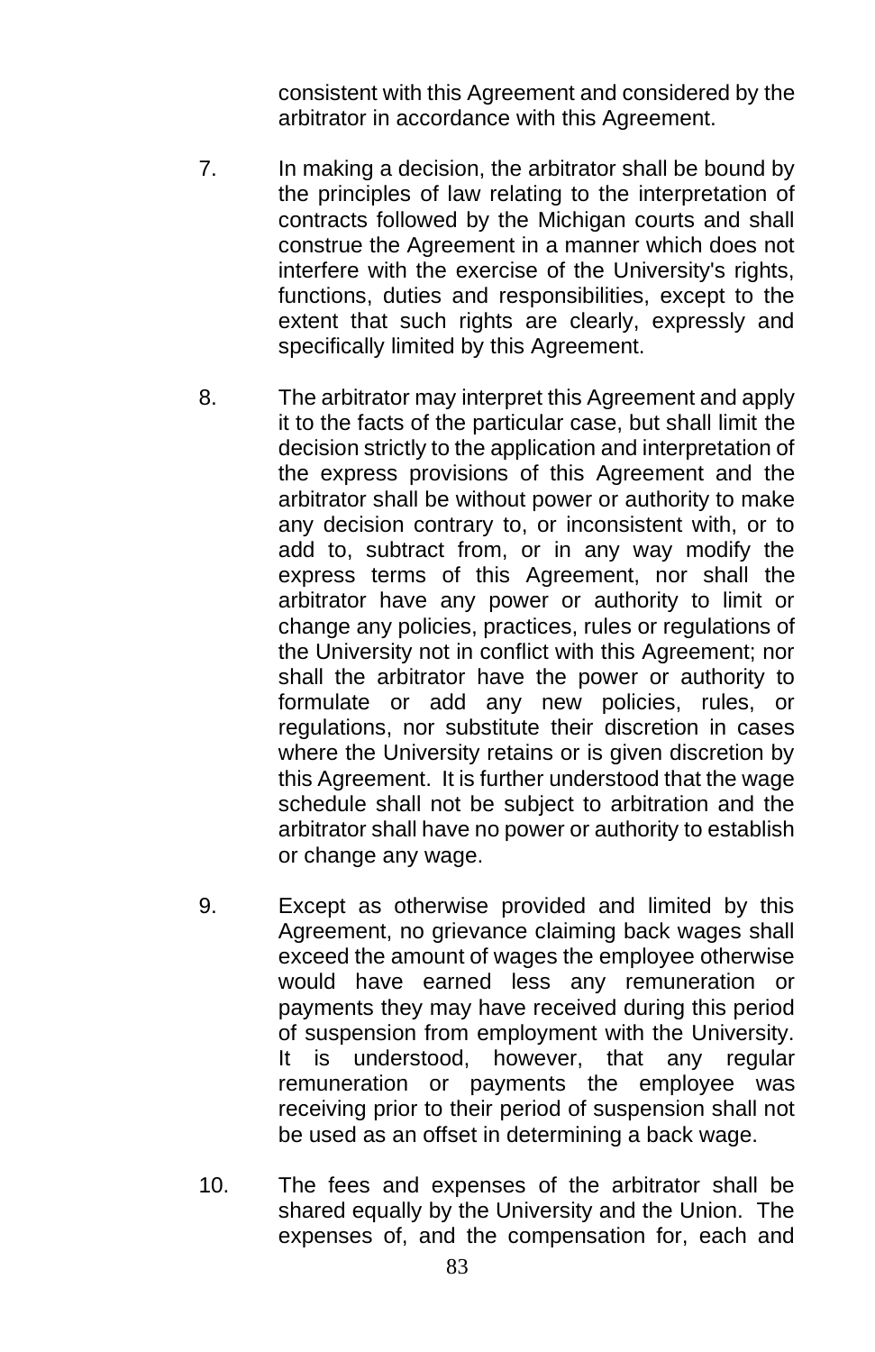consistent with this Agreement and considered by the arbitrator in accordance with this Agreement.

7. In making a decision, the arbitrator shall be bound by the principles of law relating to the interpretation of contracts followed by the Michigan courts and shall construe the Agreement in a manner which does not interfere with the exercise of the University's rights, functions, duties and responsibilities, except to the extent that such rights are clearly, expressly and specifically limited by this Agreement.

8. The arbitrator may interpret this Agreement and apply it to the facts of the particular case, but shall limit the decision strictly to the application and interpretation of the express provisions of this Agreement and the arbitrator shall be without power or authority to make any decision contrary to, or inconsistent with, or to add to, subtract from, or in any way modify the express terms of this Agreement, nor shall the arbitrator have any power or authority to limit or change any policies, practices, rules or regulations of the University not in conflict with this Agreement; nor shall the arbitrator have the power or authority to formulate or add any new policies, rules, or regulations, nor substitute their discretion in cases where the University retains or is given discretion by this Agreement. It is further understood that the wage schedule shall not be subject to arbitration and the arbitrator shall have no power or authority to establish or change any wage.

9. Except as otherwise provided and limited by this Agreement, no grievance claiming back wages shall exceed the amount of wages the employee otherwise would have earned less any remuneration or payments they may have received during this period of suspension from employment with the University. It is understood, however, that any regular remuneration or payments the employee was receiving prior to their period of suspension shall not be used as an offset in determining a back wage.

10. The fees and expenses of the arbitrator shall be shared equally by the University and the Union. The expenses of, and the compensation for, each and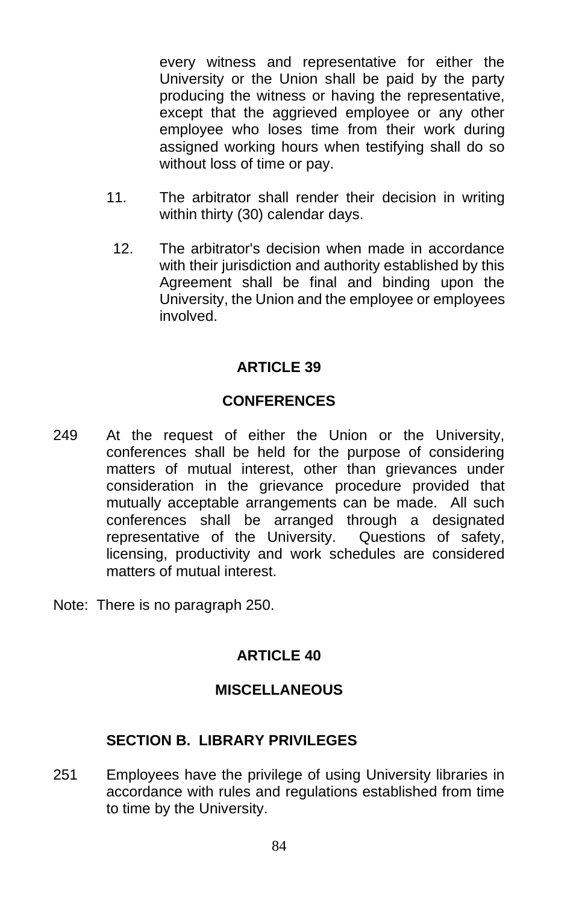every witness and representative for either the University or the Union shall be paid by the party producing the witness or having the representative, except that the aggrieved employee or any other employee who loses time from their work during assigned working hours when testifying shall do so without loss of time or pay.

11. The arbitrator shall render their decision in writing within thirty (30) calendar days.

12. The arbitrator's decision when made in accordance with their jurisdiction and authority established by this Agreement shall be final and binding upon the University, the Union and the employee or employees involved.

## ARTICLE 39

## CONFERENCES

249 At the request of either the Union or the University, conferences shall be held for the purpose of considering matters of mutual interest, other than grievances under consideration in the grievance procedure provided that mutually acceptable arrangements can be made. All such conferences shall be arranged through a designated representative of the University. Questions of safety, licensing, productivity and work schedules are considered matters of mutual interest.

Note: There is no paragraph 250.

## ARTICLE 40

## MISCELLANEOUS

### SECTION B. LIBRARY PRIVILEGES

251 Employees have the privilege of using University libraries in accordance with rules and regulations established from time to time by the University.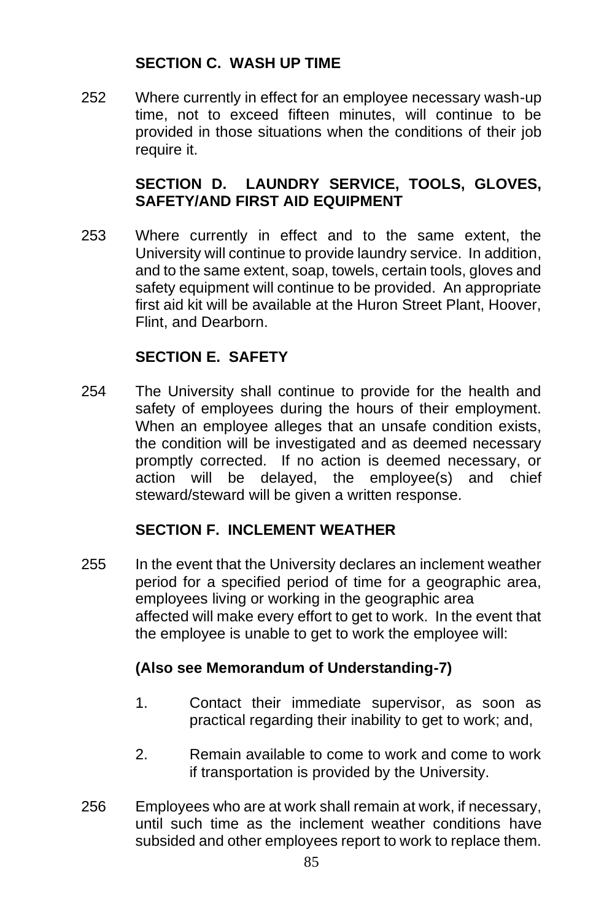### SECTION C. WASH UP TIME

252 Where currently in effect for an employee necessary wash-up time, not to exceed fifteen minutes, will continue to be provided in those situations when the conditions of their job require it.

### SECTION D. LAUNDRY SERVICE, TOOLS, GLOVES, SAFETY/AND FIRST AID EQUIPMENT

253 Where currently in effect and to the same extent, the University will continue to provide laundry service. In addition, and to the same extent, soap, towels, certain tools, gloves and safety equipment will continue to be provided. An appropriate first aid kit will be available at the Huron Street Plant, Hoover, Flint, and Dearborn.

### SECTION E. SAFETY

254 The University shall continue to provide for the health and safety of employees during the hours of their employment. When an employee alleges that an unsafe condition exists, the condition will be investigated and as deemed necessary promptly corrected. If no action is deemed necessary, or action will be delayed, the employee(s) and chief steward/steward will be given a written response.

### SECTION F. INCLEMENT WEATHER

255 In the event that the University declares an inclement weather period for a specified period of time for a geographic area, employees living or working in the geographic area affected will make every effort to get to work. In the event that the employee is unable to get to work the employee will:

**(Also see Memorandum of Understanding-7)**

1. Contact their immediate supervisor, as soon as practical regarding their inability to get to work; and,

2. Remain available to come to work and come to work if transportation is provided by the University.

256 Employees who are at work shall remain at work, if necessary, until such time as the inclement weather conditions have subsided and other employees report to work to replace them.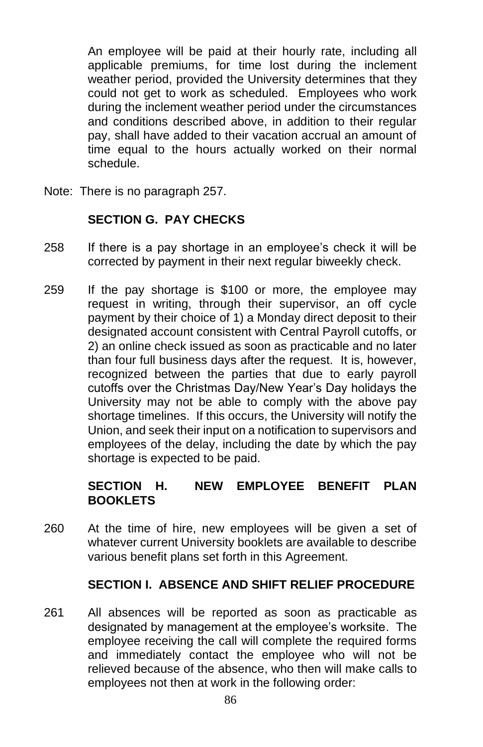An employee will be paid at their hourly rate, including all applicable premiums, for time lost during the inclement weather period, provided the University determines that they could not get to work as scheduled. Employees who work during the inclement weather period under the circumstances and conditions described above, in addition to their regular pay, shall have added to their vacation accrual an amount of time equal to the hours actually worked on their normal schedule.

Note: There is no paragraph 257.

### SECTION G. PAY CHECKS

258 If there is a pay shortage in an employee's check it will be corrected by payment in their next regular biweekly check.

259 If the pay shortage is $100 or more, the employee may request in writing, through their supervisor, an off cycle payment by their choice of 1) a Monday direct deposit to their designated account consistent with Central Payroll cutoffs, or 2) an online check issued as soon as practicable and no later than four full business days after the request. It is, however, recognized between the parties that due to early payroll cutoffs over the Christmas Day/New Year's Day holidays the University may not be able to comply with the above pay shortage timelines. If this occurs, the University will notify the Union, and seek their input on a notification to supervisors and employees of the delay, including the date by which the pay shortage is expected to be paid.

### SECTION H. NEW EMPLOYEE BENEFIT PLAN BOOKLETS

260 At the time of hire, new employees will be given a set of whatever current University booklets are available to describe various benefit plans set forth in this Agreement.

### SECTION I. ABSENCE AND SHIFT RELIEF PROCEDURE

261 All absences will be reported as soon as practicable as designated by management at the employee's worksite. The employee receiving the call will complete the required forms and immediately contact the employee who will not be relieved because of the absence, who then will make calls to employees not then at work in the following order: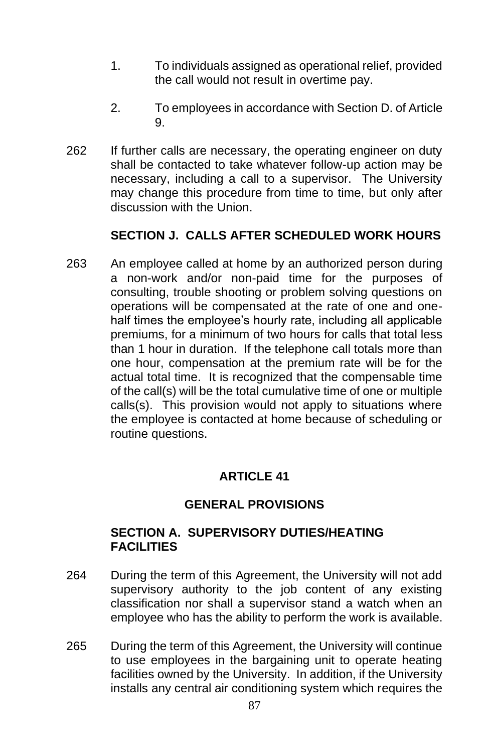1. To individuals assigned as operational relief, provided the call would not result in overtime pay.

2. To employees in accordance with Section D. of Article 9.

262 If further calls are necessary, the operating engineer on duty shall be contacted to take whatever follow-up action may be necessary, including a call to a supervisor. The University may change this procedure from time to time, but only after discussion with the Union.

### SECTION J. CALLS AFTER SCHEDULED WORK HOURS

263 An employee called at home by an authorized person during a non-work and/or non-paid time for the purposes of consulting, trouble shooting or problem solving questions on operations will be compensated at the rate of one and one-half times the employee's hourly rate, including all applicable premiums, for a minimum of two hours for calls that total less than 1 hour in duration. If the telephone call totals more than one hour, compensation at the premium rate will be for the actual total time. It is recognized that the compensable time of the call(s) will be the total cumulative time of one or multiple calls(s). This provision would not apply to situations where the employee is contacted at home because of scheduling or routine questions.

## ARTICLE 41

## GENERAL PROVISIONS

### SECTION A. SUPERVISORY DUTIES/HEATING FACILITIES

264 During the term of this Agreement, the University will not add supervisory authority to the job content of any existing classification nor shall a supervisor stand a watch when an employee who has the ability to perform the work is available.

265 During the term of this Agreement, the University will continue to use employees in the bargaining unit to operate heating facilities owned by the University. In addition, if the University installs any central air conditioning system which requires the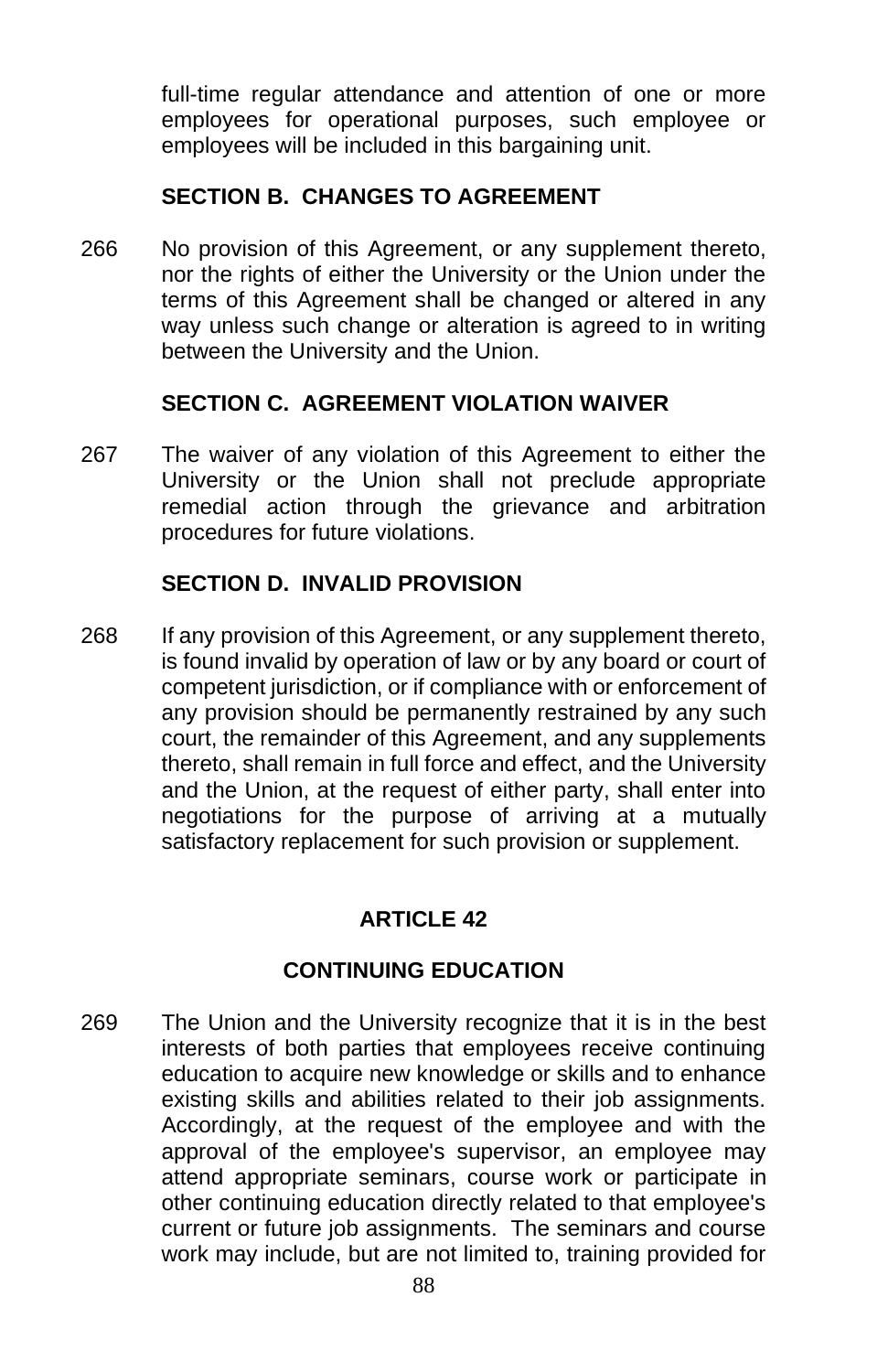full-time regular attendance and attention of one or more employees for operational purposes, such employee or employees will be included in this bargaining unit.

### SECTION B. CHANGES TO AGREEMENT

266 No provision of this Agreement, or any supplement thereto, nor the rights of either the University or the Union under the terms of this Agreement shall be changed or altered in any way unless such change or alteration is agreed to in writing between the University and the Union.

### SECTION C. AGREEMENT VIOLATION WAIVER

267 The waiver of any violation of this Agreement to either the University or the Union shall not preclude appropriate remedial action through the grievance and arbitration procedures for future violations.

### SECTION D. INVALID PROVISION

268 If any provision of this Agreement, or any supplement thereto, is found invalid by operation of law or by any board or court of competent jurisdiction, or if compliance with or enforcement of any provision should be permanently restrained by any such court, the remainder of this Agreement, and any supplements thereto, shall remain in full force and effect, and the University and the Union, at the request of either party, shall enter into negotiations for the purpose of arriving at a mutually satisfactory replacement for such provision or supplement.

## ARTICLE 42

## CONTINUING EDUCATION

269 The Union and the University recognize that it is in the best interests of both parties that employees receive continuing education to acquire new knowledge or skills and to enhance existing skills and abilities related to their job assignments. Accordingly, at the request of the employee and with the approval of the employee's supervisor, an employee may attend appropriate seminars, course work or participate in other continuing education directly related to that employee's current or future job assignments. The seminars and course work may include, but are not limited to, training provided for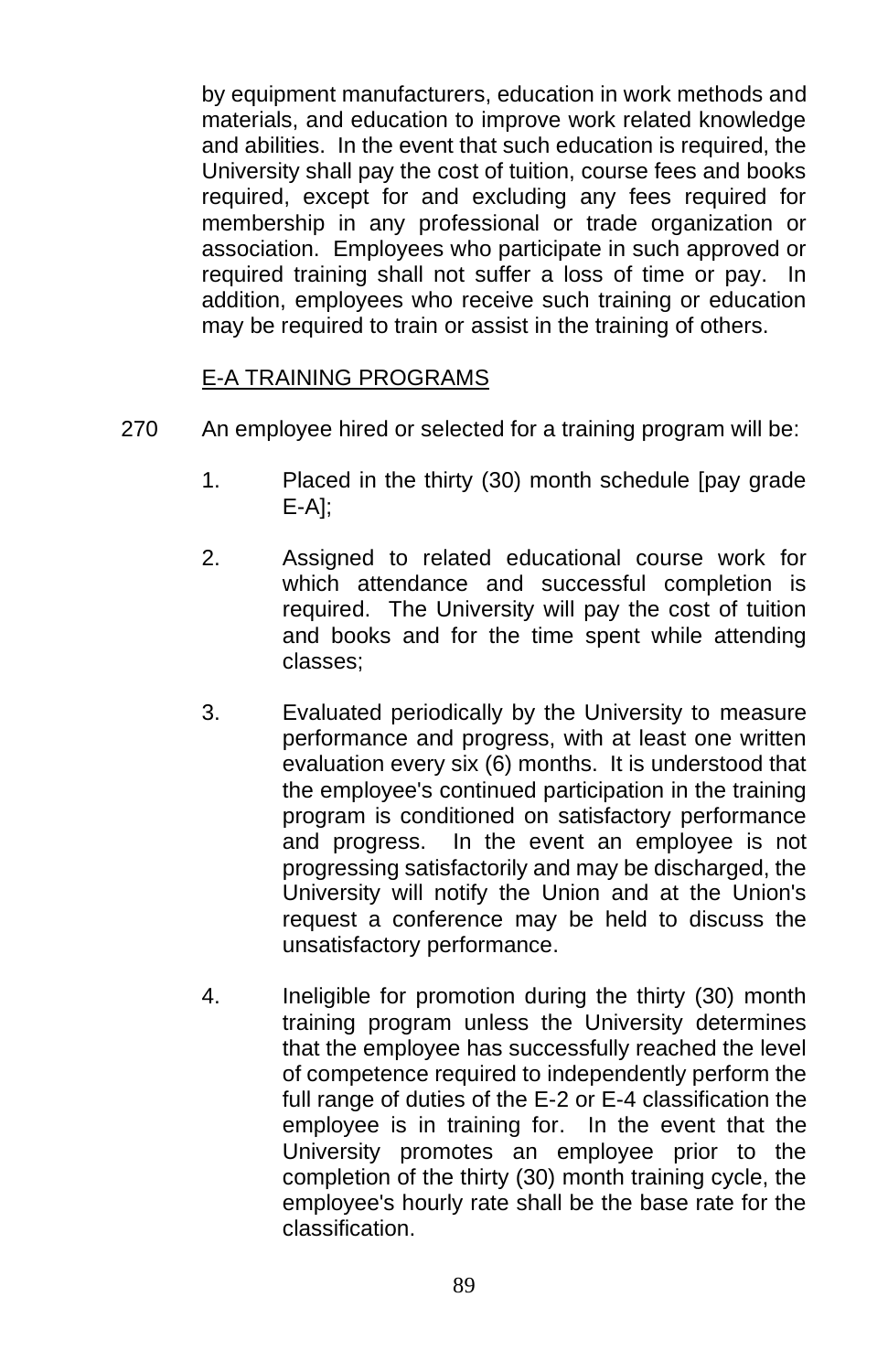by equipment manufacturers, education in work methods and materials, and education to improve work related knowledge and abilities. In the event that such education is required, the University shall pay the cost of tuition, course fees and books required, except for and excluding any fees required for membership in any professional or trade organization or association. Employees who participate in such approved or required training shall not suffer a loss of time or pay. In addition, employees who receive such training or education may be required to train or assist in the training of others.

E-A TRAINING PROGRAMS

270 An employee hired or selected for a training program will be:

1. Placed in the thirty (30) month schedule [pay grade E-A];

2. Assigned to related educational course work for which attendance and successful completion is required. The University will pay the cost of tuition and books and for the time spent while attending classes;

3. Evaluated periodically by the University to measure performance and progress, with at least one written evaluation every six (6) months. It is understood that the employee's continued participation in the training program is conditioned on satisfactory performance and progress. In the event an employee is not progressing satisfactorily and may be discharged, the University will notify the Union and at the Union's request a conference may be held to discuss the unsatisfactory performance.

4. Ineligible for promotion during the thirty (30) month training program unless the University determines that the employee has successfully reached the level of competence required to independently perform the full range of duties of the E-2 or E-4 classification the employee is in training for. In the event that the University promotes an employee prior to the completion of the thirty (30) month training cycle, the employee's hourly rate shall be the base rate for the classification.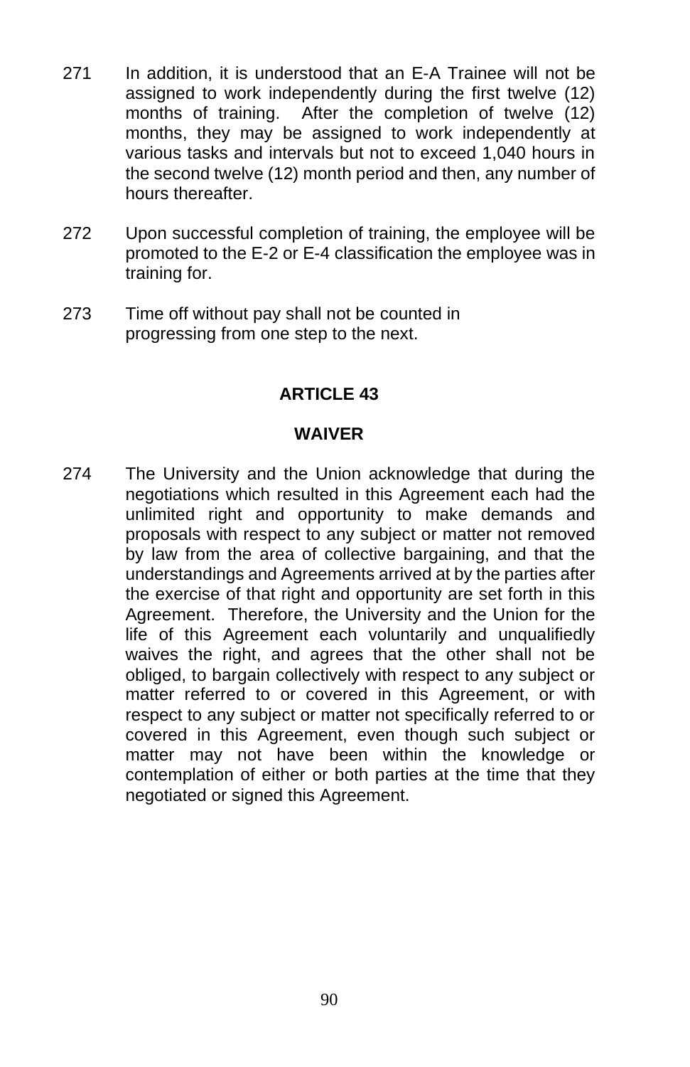271 In addition, it is understood that an E-A Trainee will not be assigned to work independently during the first twelve (12) months of training. After the completion of twelve (12) months, they may be assigned to work independently at various tasks and intervals but not to exceed 1,040 hours in the second twelve (12) month period and then, any number of hours thereafter.

272 Upon successful completion of training, the employee will be promoted to the E-2 or E-4 classification the employee was in training for.

273 Time off without pay shall not be counted in progressing from one step to the next.

## ARTICLE 43

## WAIVER

274 The University and the Union acknowledge that during the negotiations which resulted in this Agreement each had the unlimited right and opportunity to make demands and proposals with respect to any subject or matter not removed by law from the area of collective bargaining, and that the understandings and Agreements arrived at by the parties after the exercise of that right and opportunity are set forth in this Agreement. Therefore, the University and the Union for the life of this Agreement each voluntarily and unqualifiedly waives the right, and agrees that the other shall not be obliged, to bargain collectively with respect to any subject or matter referred to or covered in this Agreement, or with respect to any subject or matter not specifically referred to or covered in this Agreement, even though such subject or matter may not have been within the knowledge or contemplation of either or both parties at the time that they negotiated or signed this Agreement.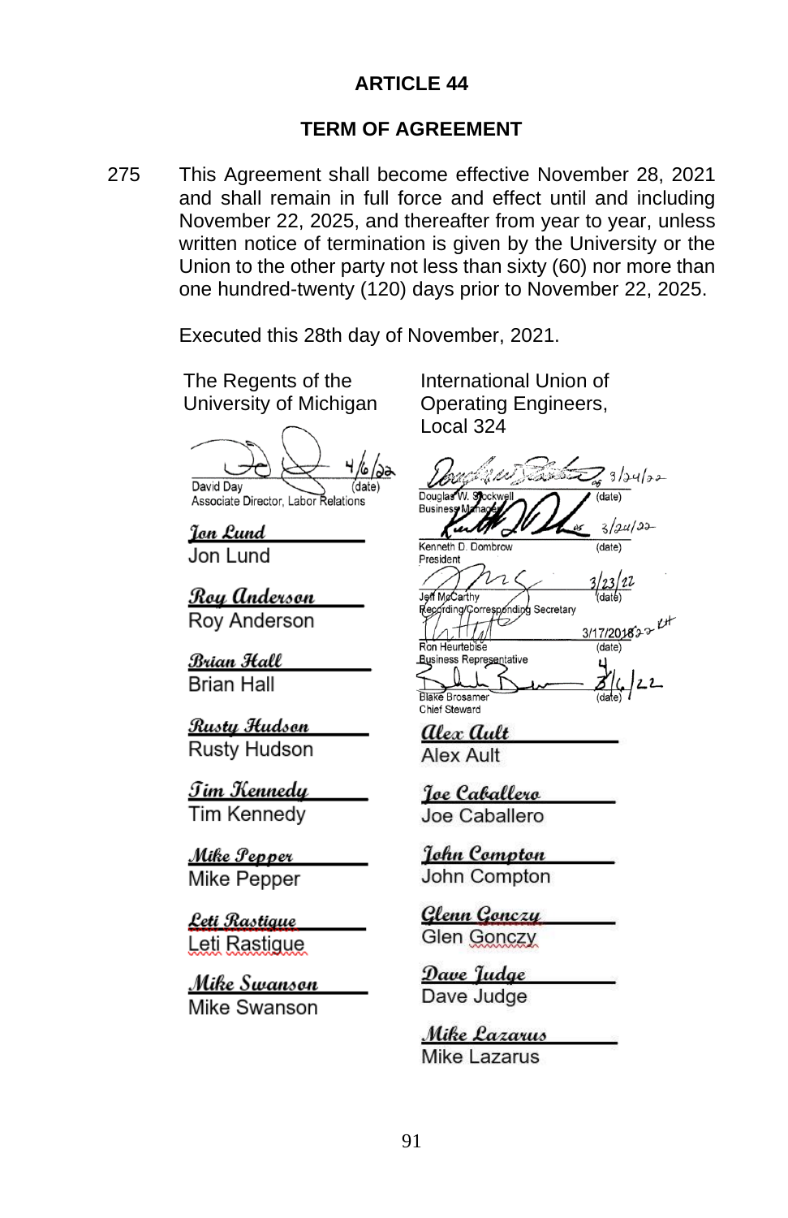# ARTICLE 44

## TERM OF AGREEMENT

275 This Agreement shall become effective November 28, 2021 and shall remain in full force and effect until and including November 22, 2025, and thereafter from year to year, unless written notice of termination is given by the University or the Union to the other party not less than sixty (60) nor more than one hundred-twenty (120) days prior to November 22, 2025.

Executed this 28th day of November, 2021.

The Regents of the University of Michigan

4/6/22
David Day (date)
Associate Director, Labor Relations

*Jon Lund*
Jon Lund

*Roy Anderson*
Roy Anderson

*Brian Hall*
Brian Hall

*Rusty Hudson*
Rusty Hudson

*Tim Kennedy*
Tim Kennedy

*Mike Pepper*
Mike Pepper

*Leti Rastique*
Leti Rastigue

*Mike Swanson*
Mike Swanson

International Union of Operating Engineers, Local 324

3/24/22
Douglas W. Stockwell (date)
Business Manager

3/24/22
Kenneth D. Dombrow (date)
President

3/23/22
Jeff McCarthy (date)
Recording/Corresponding Secretary

3/17/2018 22 KH
Ron Heurtebise (date)
Business Representative

4/6/22
Blake Brosamer (date)
Chief Steward

*Alex Ault*
Alex Ault

*Joe Caballero*
Joe Caballero

*John Compton*
John Compton

*Glenn Gonczy*
Glen Gonczy

*Dave Judge*
Dave Judge

*Mike Lazarus*
Mike Lazarus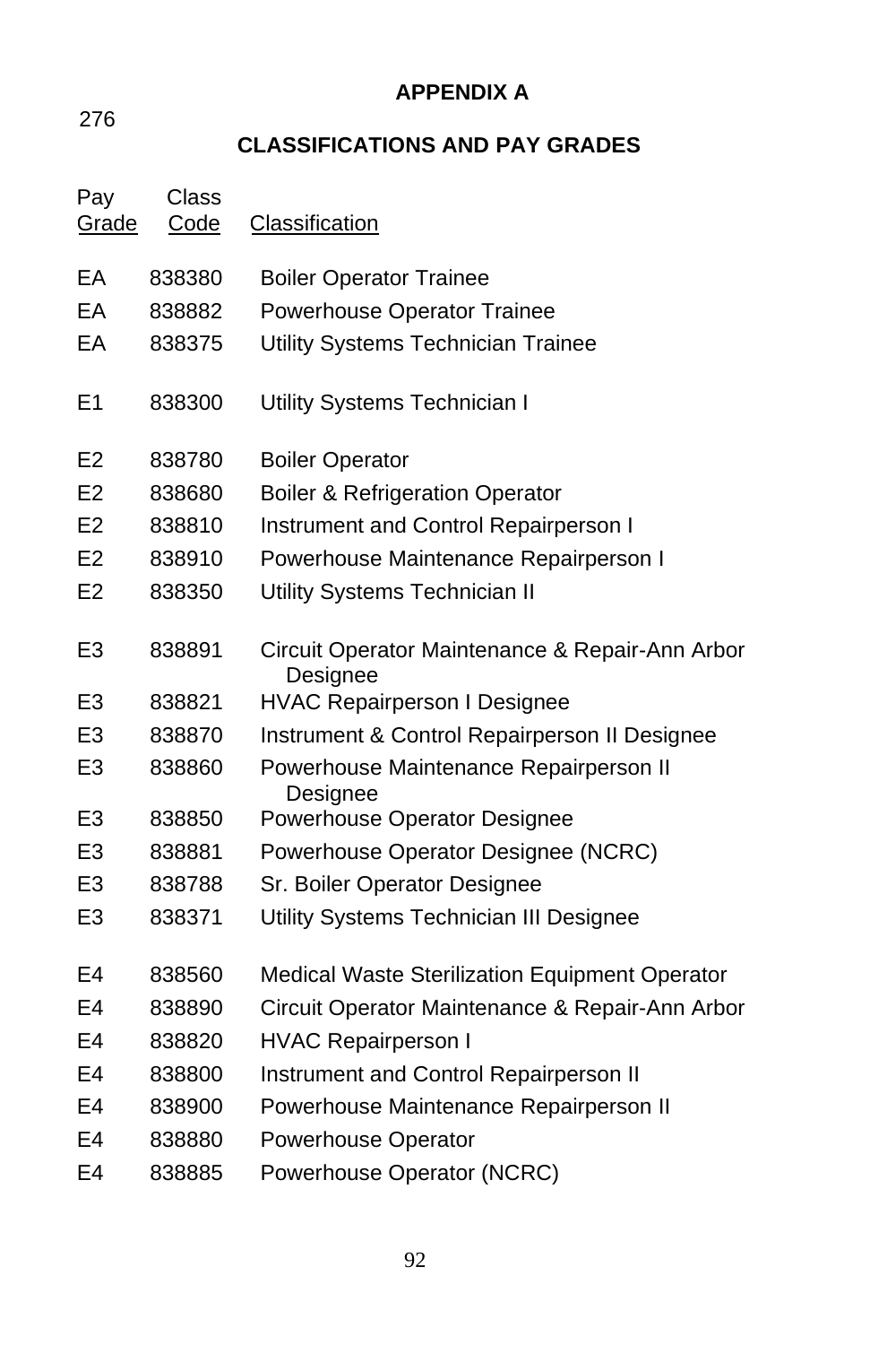## APPENDIX A

276

## CLASSIFICATIONS AND PAY GRADES

| Pay Grade | Class Code | Classification |
|---|---|---|
| EA | 838380 | Boiler Operator Trainee |
| EA | 838882 | Powerhouse Operator Trainee |
| EA | 838375 | Utility Systems Technician Trainee |
| E1 | 838300 | Utility Systems Technician I |
| E2 | 838780 | Boiler Operator |
| E2 | 838680 | Boiler & Refrigeration Operator |
| E2 | 838810 | Instrument and Control Repairperson I |
| E2 | 838910 | Powerhouse Maintenance Repairperson I |
| E2 | 838350 | Utility Systems Technician II |
| E3 | 838891 | Circuit Operator Maintenance & Repair-Ann Arbor Designee |
| E3 | 838821 | HVAC Repairperson I Designee |
| E3 | 838870 | Instrument & Control Repairperson II Designee |
| E3 | 838860 | Powerhouse Maintenance Repairperson II Designee |
| E3 | 838850 | Powerhouse Operator Designee |
| E3 | 838881 | Powerhouse Operator Designee (NCRC) |
| E3 | 838788 | Sr. Boiler Operator Designee |
| E3 | 838371 | Utility Systems Technician III Designee |
| E4 | 838560 | Medical Waste Sterilization Equipment Operator |
| E4 | 838890 | Circuit Operator Maintenance & Repair-Ann Arbor |
| E4 | 838820 | HVAC Repairperson I |
| E4 | 838800 | Instrument and Control Repairperson II |
| E4 | 838900 | Powerhouse Maintenance Repairperson II |
| E4 | 838880 | Powerhouse Operator |
| E4 | 838885 | Powerhouse Operator (NCRC) |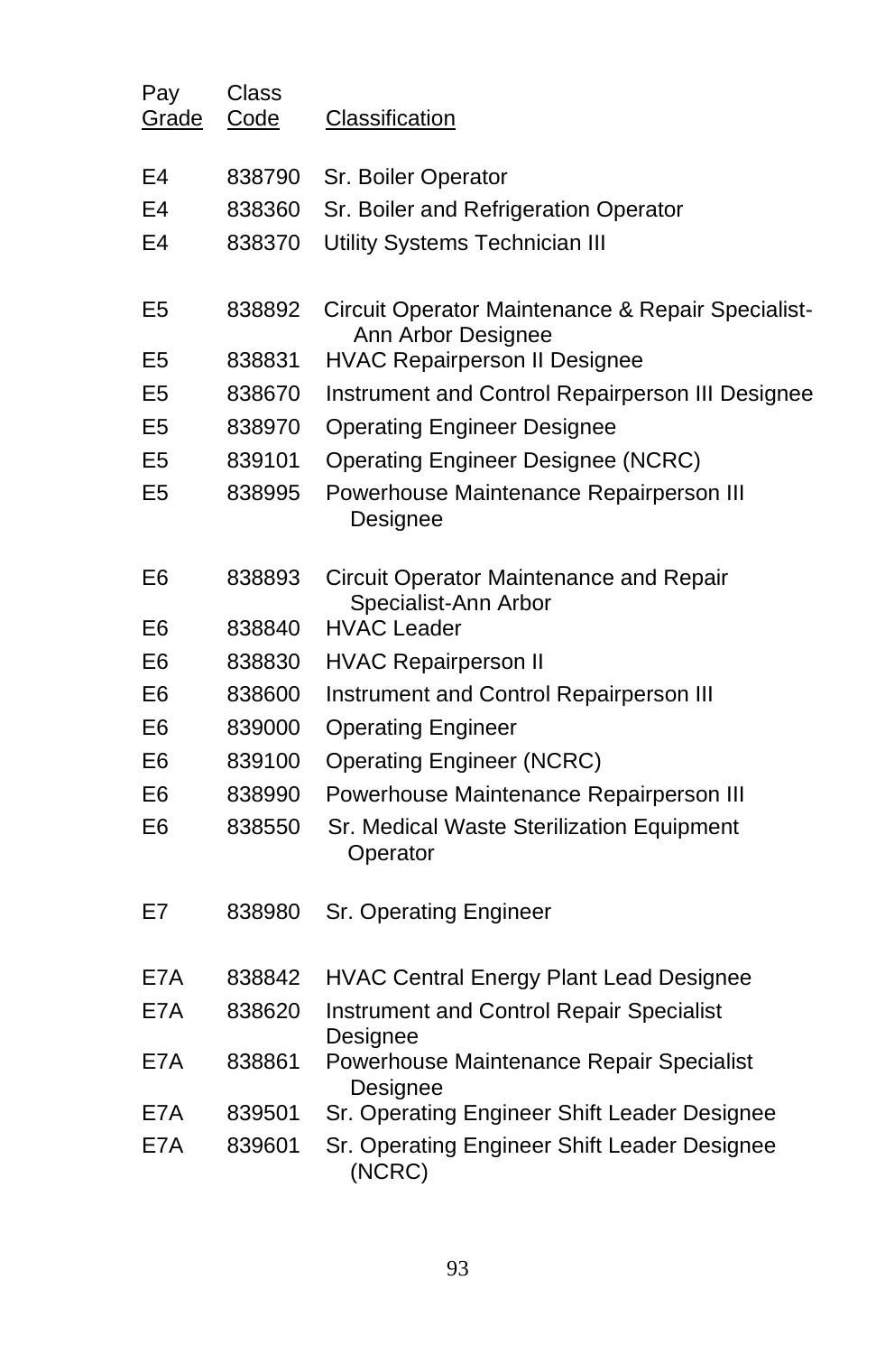| Pay Grade | Class Code | Classification |
|---|---|---|
| E4 | 838790 | Sr. Boiler Operator |
| E4 | 838360 | Sr. Boiler and Refrigeration Operator |
| E4 | 838370 | Utility Systems Technician III |
| E5 | 838892 | Circuit Operator Maintenance & Repair Specialist-Ann Arbor Designee |
| E5 | 838831 | HVAC Repairperson II Designee |
| E5 | 838670 | Instrument and Control Repairperson III Designee |
| E5 | 838970 | Operating Engineer Designee |
| E5 | 839101 | Operating Engineer Designee (NCRC) |
| E5 | 838995 | Powerhouse Maintenance Repairperson III Designee |
| E6 | 838893 | Circuit Operator Maintenance and Repair Specialist-Ann Arbor |
| E6 | 838840 | HVAC Leader |
| E6 | 838830 | HVAC Repairperson II |
| E6 | 838600 | Instrument and Control Repairperson III |
| E6 | 839000 | Operating Engineer |
| E6 | 839100 | Operating Engineer (NCRC) |
| E6 | 838990 | Powerhouse Maintenance Repairperson III |
| E6 | 838550 | Sr. Medical Waste Sterilization Equipment Operator |
| E7 | 838980 | Sr. Operating Engineer |
| E7A | 838842 | HVAC Central Energy Plant Lead Designee |
| E7A | 838620 | Instrument and Control Repair Specialist Designee |
| E7A | 838861 | Powerhouse Maintenance Repair Specialist Designee |
| E7A | 839501 | Sr. Operating Engineer Shift Leader Designee |
| E7A | 839601 | Sr. Operating Engineer Shift Leader Designee (NCRC) |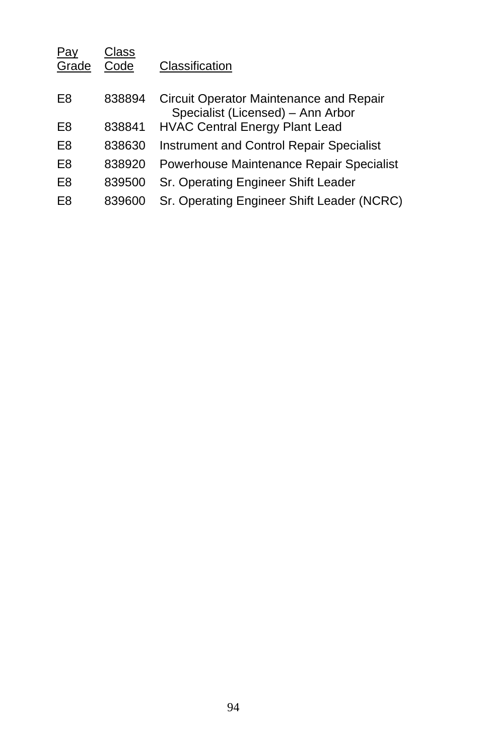| Pay Grade | Class Code | Classification |
|---|---|---|
| E8 | 838894 | Circuit Operator Maintenance and Repair Specialist (Licensed) – Ann Arbor |
| E8 | 838841 | HVAC Central Energy Plant Lead |
| E8 | 838630 | Instrument and Control Repair Specialist |
| E8 | 838920 | Powerhouse Maintenance Repair Specialist |
| E8 | 839500 | Sr. Operating Engineer Shift Leader |
| E8 | 839600 | Sr. Operating Engineer Shift Leader (NCRC) |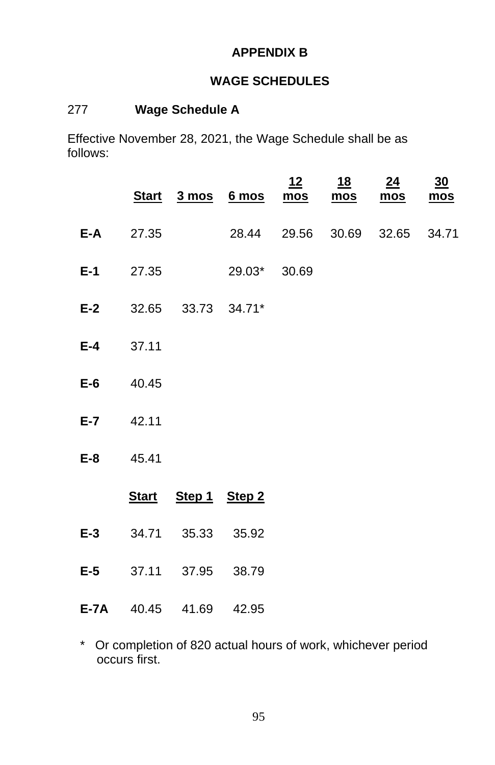## APPENDIX B

## WAGE SCHEDULES

277 **Wage Schedule A**

Effective November 28, 2021, the Wage Schedule shall be as follows:

| | Start | 3 mos | 6 mos | 12 mos | 18 mos | 24 mos | 30 mos |
|---|---|---|---|---|---|---|---|
| **E-A** | 27.35 | | 28.44 | 29.56 | 30.69 | 32.65 | 34.71 |
| **E-1** | 27.35 | | 29.03* | 30.69 | | | |
| **E-2** | 32.65 | 33.73 | 34.71* | | | | |
| **E-4** | 37.11 | | | | | | |
| **E-6** | 40.45 | | | | | | |
| **E-7** | 42.11 | | | | | | |
| **E-8** | 45.41 | | | | | | |

| | Start | Step 1 | Step 2 |
|---|---|---|---|
| **E-3** | 34.71 | 35.33 | 35.92 |
| **E-5** | 37.11 | 37.95 | 38.79 |
| **E-7A** | 40.45 | 41.69 | 42.95 |

\* Or completion of 820 actual hours of work, whichever period occurs first.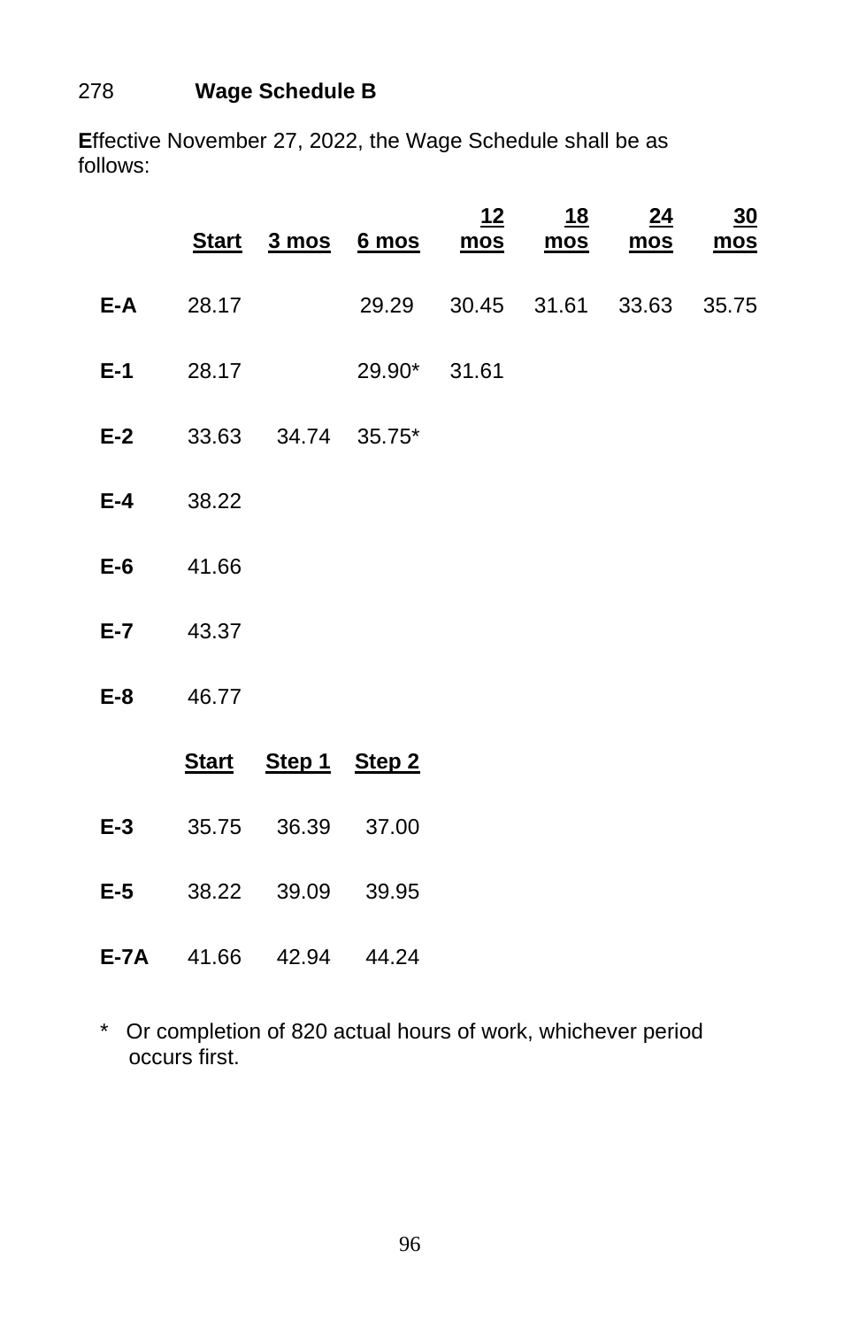278 **Wage Schedule B**

**E**ffective November 27, 2022, the Wage Schedule shall be as follows:

| | Start | 3 mos | 6 mos | 12 mos | 18 mos | 24 mos | 30 mos |
|---|---|---|---|---|---|---|---|
| **E-A** | 28.17 | | 29.29 | 30.45 | 31.61 | 33.63 | 35.75 |
| **E-1** | 28.17 | | 29.90* | 31.61 | | | |
| **E-2** | 33.63 | 34.74 | 35.75* | | | | |
| **E-4** | 38.22 | | | | | | |
| **E-6** | 41.66 | | | | | | |
| **E-7** | 43.37 | | | | | | |
| **E-8** | 46.77 | | | | | | |

| | Start | Step 1 | Step 2 |
|---|---|---|---|
| **E-3** | 35.75 | 36.39 | 37.00 |
| **E-5** | 38.22 | 39.09 | 39.95 |
| **E-7A** | 41.66 | 42.94 | 44.24 |

\* Or completion of 820 actual hours of work, whichever period occurs first.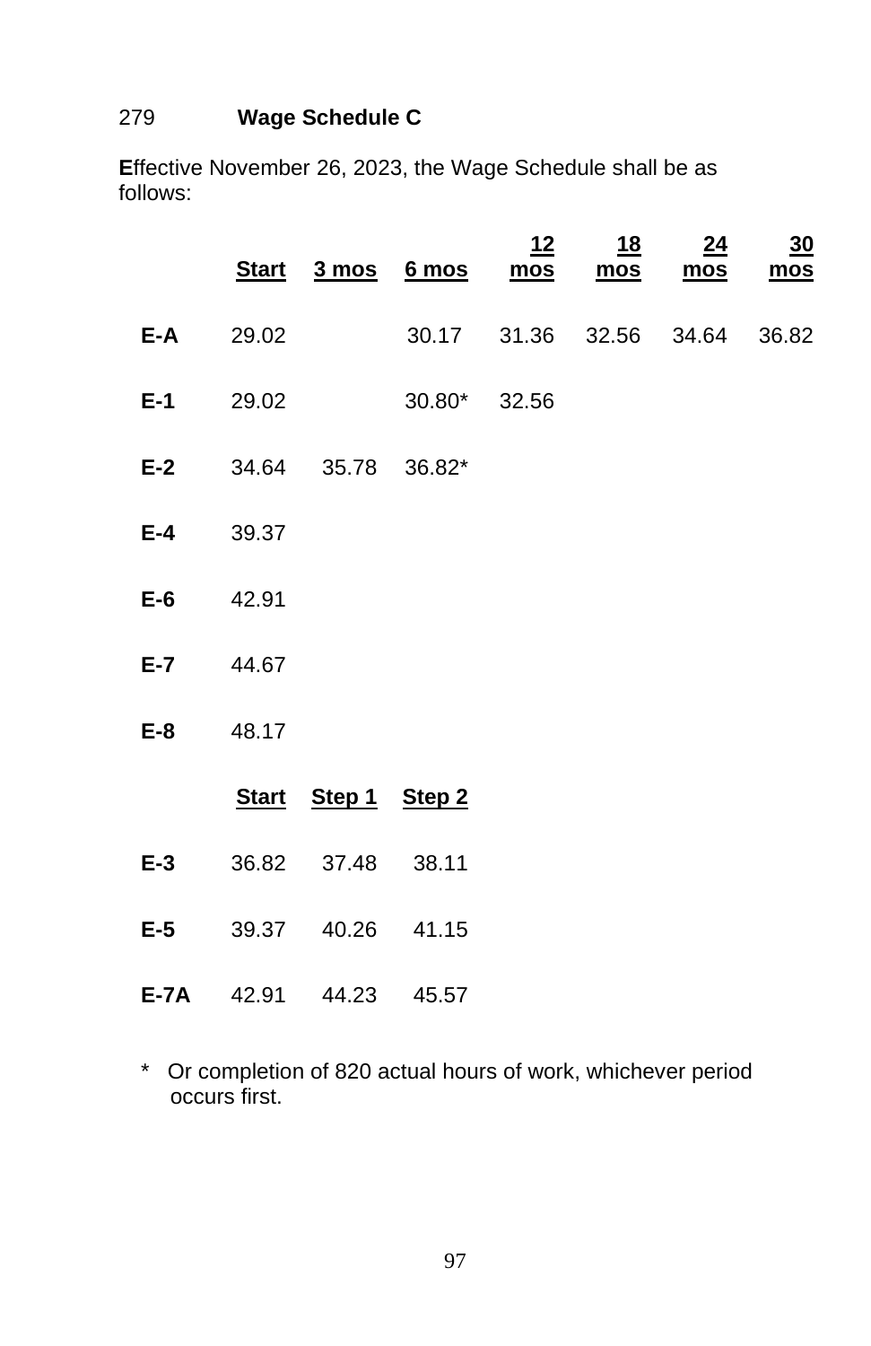279 **Wage Schedule C**

**E**ffective November 26, 2023, the Wage Schedule shall be as follows:

| | Start | 3 mos | 6 mos | 12 mos | 18 mos | 24 mos | 30 mos |
|---|---|---|---|---|---|---|---|
| **E-A** | 29.02 | | 30.17 | 31.36 | 32.56 | 34.64 | 36.82 |
| **E-1** | 29.02 | | 30.80* | 32.56 | | | |
| **E-2** | 34.64 | 35.78 | 36.82* | | | | |
| **E-4** | 39.37 | | | | | | |
| **E-6** | 42.91 | | | | | | |
| **E-7** | 44.67 | | | | | | |
| **E-8** | 48.17 | | | | | | |

| | Start | Step 1 | Step 2 |
|---|---|---|---|
| **E-3** | 36.82 | 37.48 | 38.11 |
| **E-5** | 39.37 | 40.26 | 41.15 |
| **E-7A** | 42.91 | 44.23 | 45.57 |

\* Or completion of 820 actual hours of work, whichever period occurs first.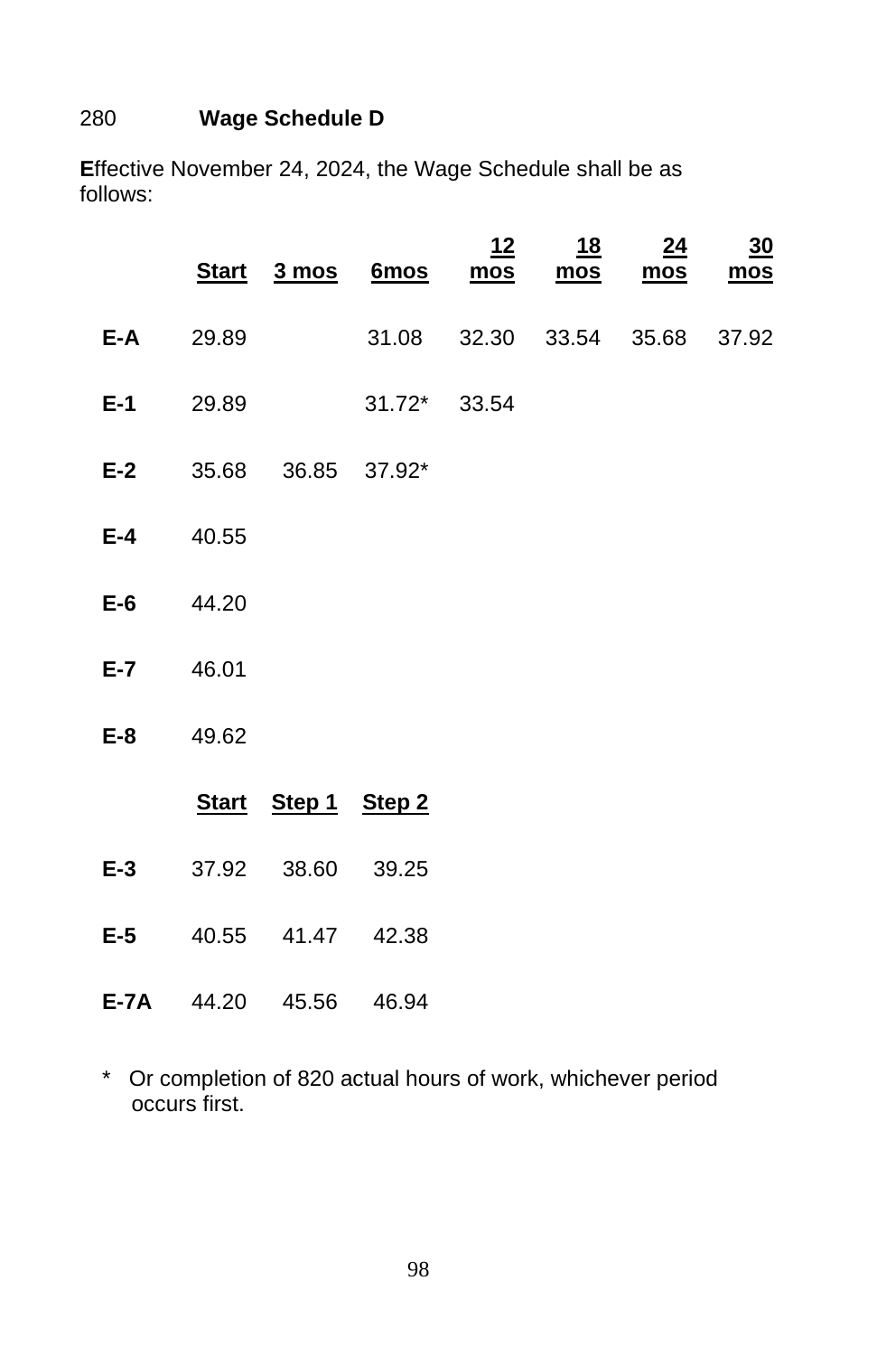280 **Wage Schedule D**

**E**ffective November 24, 2024, the Wage Schedule shall be as follows:

| | Start | 3 mos | 6mos | 12 mos | 18 mos | 24 mos | 30 mos |
|---|---|---|---|---|---|---|---|
| **E-A** | 29.89 | | 31.08 | 32.30 | 33.54 | 35.68 | 37.92 |
| **E-1** | 29.89 | | 31.72* | 33.54 | | | |
| **E-2** | 35.68 | 36.85 | 37.92* | | | | |
| **E-4** | 40.55 | | | | | | |
| **E-6** | 44.20 | | | | | | |
| **E-7** | 46.01 | | | | | | |
| **E-8** | 49.62 | | | | | | |

| | Start | Step 1 | Step 2 |
|---|---|---|---|
| **E-3** | 37.92 | 38.60 | 39.25 |
| **E-5** | 40.55 | 41.47 | 42.38 |
| **E-7A** | 44.20 | 45.56 | 46.94 |

\* Or completion of 820 actual hours of work, whichever period occurs first.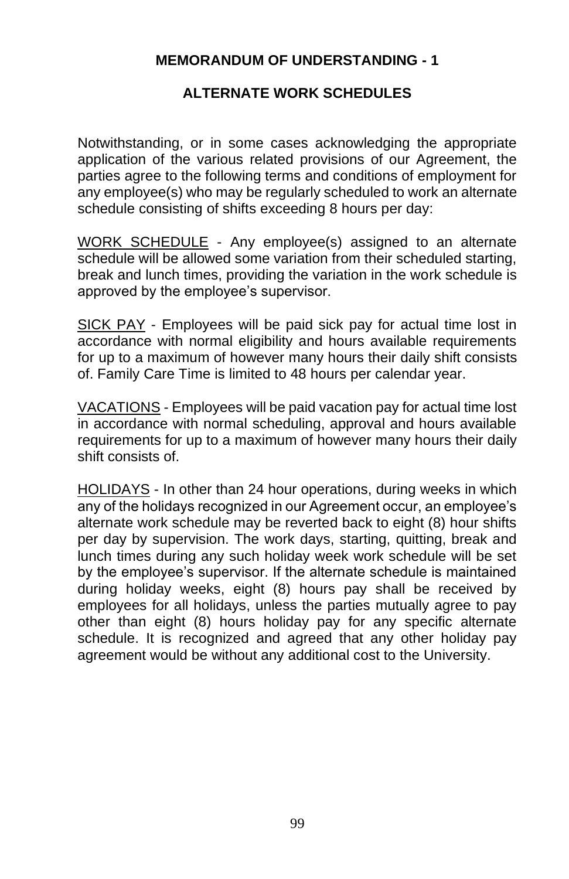## MEMORANDUM OF UNDERSTANDING - 1

## ALTERNATE WORK SCHEDULES

Notwithstanding, or in some cases acknowledging the appropriate application of the various related provisions of our Agreement, the parties agree to the following terms and conditions of employment for any employee(s) who may be regularly scheduled to work an alternate schedule consisting of shifts exceeding 8 hours per day:

<u>WORK SCHEDULE</u> - Any employee(s) assigned to an alternate schedule will be allowed some variation from their scheduled starting, break and lunch times, providing the variation in the work schedule is approved by the employee's supervisor.

<u>SICK PAY</u> - Employees will be paid sick pay for actual time lost in accordance with normal eligibility and hours available requirements for up to a maximum of however many hours their daily shift consists of. Family Care Time is limited to 48 hours per calendar year.

<u>VACATIONS</u> - Employees will be paid vacation pay for actual time lost in accordance with normal scheduling, approval and hours available requirements for up to a maximum of however many hours their daily shift consists of.

<u>HOLIDAYS</u> - In other than 24 hour operations, during weeks in which any of the holidays recognized in our Agreement occur, an employee's alternate work schedule may be reverted back to eight (8) hour shifts per day by supervision. The work days, starting, quitting, break and lunch times during any such holiday week work schedule will be set by the employee's supervisor. If the alternate schedule is maintained during holiday weeks, eight (8) hours pay shall be received by employees for all holidays, unless the parties mutually agree to pay other than eight (8) hours holiday pay for any specific alternate schedule. It is recognized and agreed that any other holiday pay agreement would be without any additional cost to the University.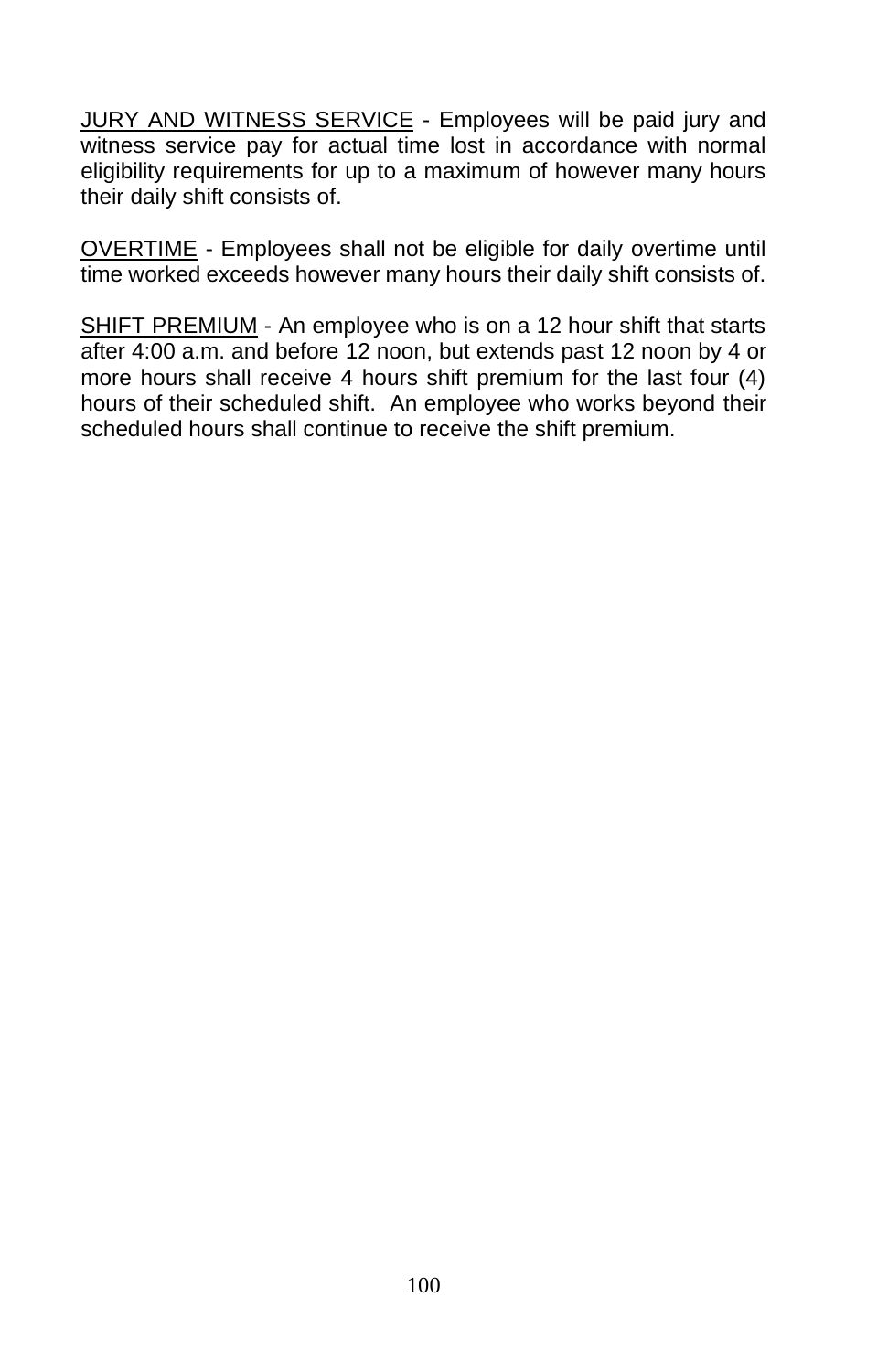<u>JURY AND WITNESS SERVICE</u> - Employees will be paid jury and witness service pay for actual time lost in accordance with normal eligibility requirements for up to a maximum of however many hours their daily shift consists of.

<u>OVERTIME</u> - Employees shall not be eligible for daily overtime until time worked exceeds however many hours their daily shift consists of.

<u>SHIFT PREMIUM</u> - An employee who is on a 12 hour shift that starts after 4:00 a.m. and before 12 noon, but extends past 12 noon by 4 or more hours shall receive 4 hours shift premium for the last four (4) hours of their scheduled shift. An employee who works beyond their scheduled hours shall continue to receive the shift premium.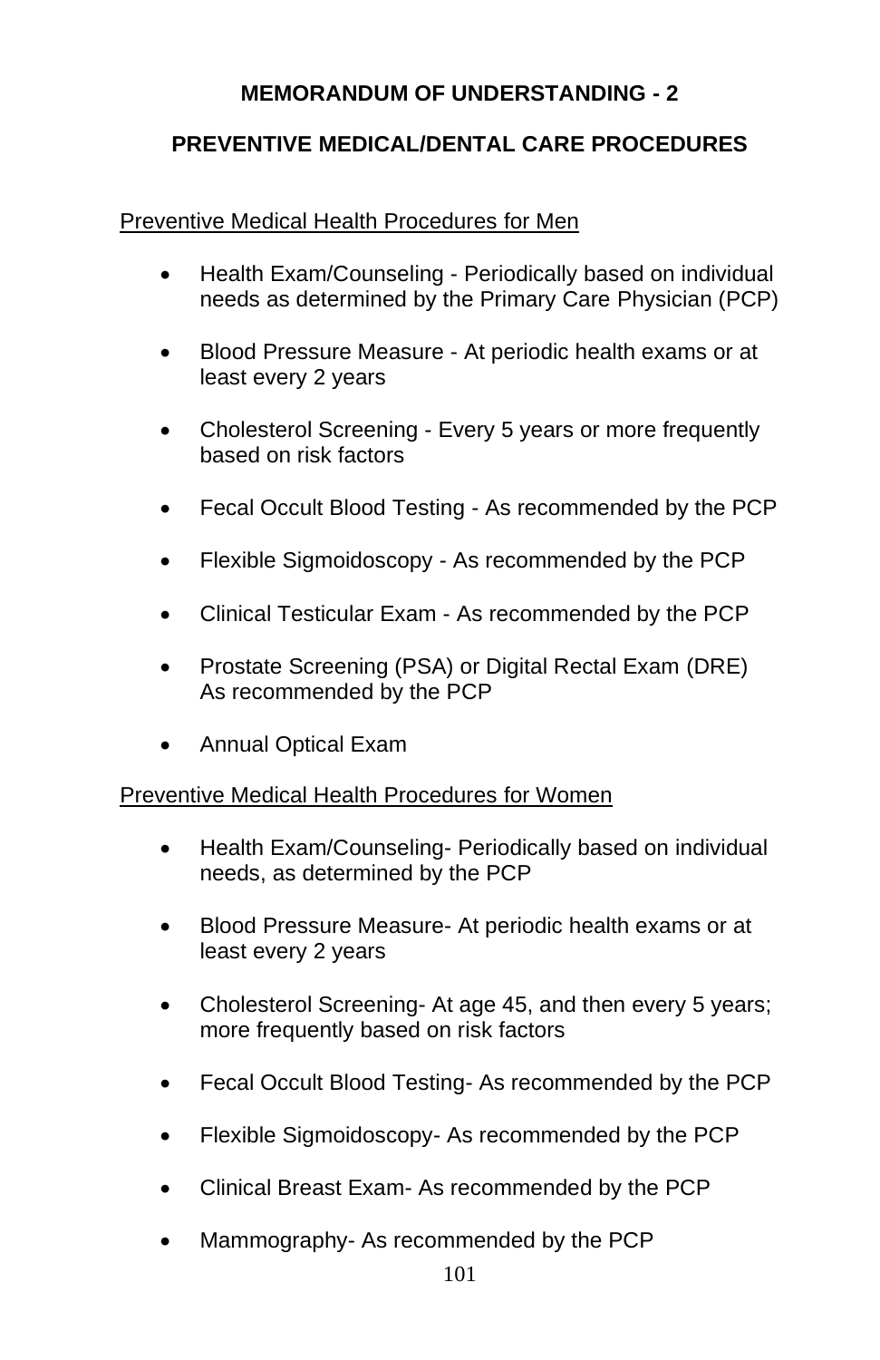## MEMORANDUM OF UNDERSTANDING - 2

## PREVENTIVE MEDICAL/DENTAL CARE PROCEDURES

<u>Preventive Medical Health Procedures for Men</u>

- Health Exam/Counseling - Periodically based on individual needs as determined by the Primary Care Physician (PCP)
- Blood Pressure Measure - At periodic health exams or at least every 2 years
- Cholesterol Screening - Every 5 years or more frequently based on risk factors
- Fecal Occult Blood Testing - As recommended by the PCP
- Flexible Sigmoidoscopy - As recommended by the PCP
- Clinical Testicular Exam - As recommended by the PCP
- Prostate Screening (PSA) or Digital Rectal Exam (DRE) As recommended by the PCP
- Annual Optical Exam

<u>Preventive Medical Health Procedures for Women</u>

- Health Exam/Counseling- Periodically based on individual needs, as determined by the PCP
- Blood Pressure Measure- At periodic health exams or at least every 2 years
- Cholesterol Screening- At age 45, and then every 5 years; more frequently based on risk factors
- Fecal Occult Blood Testing- As recommended by the PCP
- Flexible Sigmoidoscopy- As recommended by the PCP
- Clinical Breast Exam- As recommended by the PCP
- Mammography- As recommended by the PCP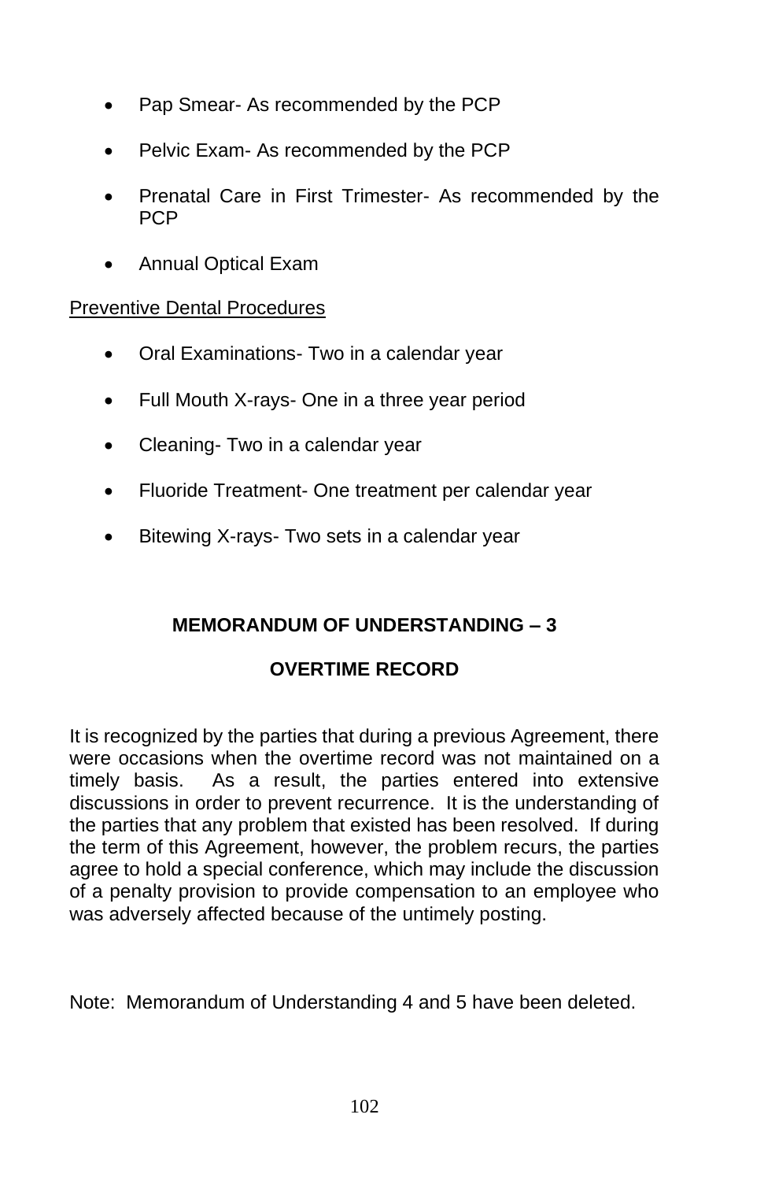- Pap Smear- As recommended by the PCP
- Pelvic Exam- As recommended by the PCP
- Prenatal Care in First Trimester- As recommended by the PCP
- Annual Optical Exam

Preventive Dental Procedures

- Oral Examinations- Two in a calendar year
- Full Mouth X-rays- One in a three year period
- Cleaning- Two in a calendar year
- Fluoride Treatment- One treatment per calendar year
- Bitewing X-rays- Two sets in a calendar year

## MEMORANDUM OF UNDERSTANDING – 3

## OVERTIME RECORD

It is recognized by the parties that during a previous Agreement, there were occasions when the overtime record was not maintained on a timely basis. As a result, the parties entered into extensive discussions in order to prevent recurrence. It is the understanding of the parties that any problem that existed has been resolved. If during the term of this Agreement, however, the problem recurs, the parties agree to hold a special conference, which may include the discussion of a penalty provision to provide compensation to an employee who was adversely affected because of the untimely posting.

Note: Memorandum of Understanding 4 and 5 have been deleted.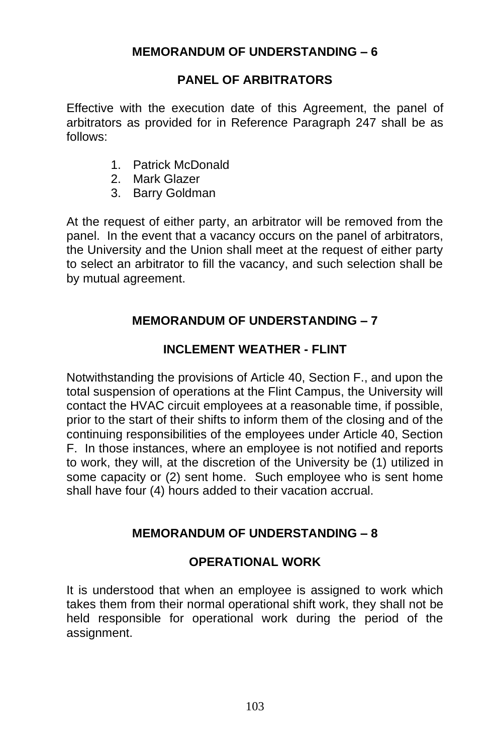## MEMORANDUM OF UNDERSTANDING – 6

### PANEL OF ARBITRATORS

Effective with the execution date of this Agreement, the panel of arbitrators as provided for in Reference Paragraph 247 shall be as follows:

1. Patrick McDonald
2. Mark Glazer
3. Barry Goldman

At the request of either party, an arbitrator will be removed from the panel. In the event that a vacancy occurs on the panel of arbitrators, the University and the Union shall meet at the request of either party to select an arbitrator to fill the vacancy, and such selection shall be by mutual agreement.

## MEMORANDUM OF UNDERSTANDING – 7

### INCLEMENT WEATHER - FLINT

Notwithstanding the provisions of Article 40, Section F., and upon the total suspension of operations at the Flint Campus, the University will contact the HVAC circuit employees at a reasonable time, if possible, prior to the start of their shifts to inform them of the closing and of the continuing responsibilities of the employees under Article 40, Section F. In those instances, where an employee is not notified and reports to work, they will, at the discretion of the University be (1) utilized in some capacity or (2) sent home. Such employee who is sent home shall have four (4) hours added to their vacation accrual.

## MEMORANDUM OF UNDERSTANDING – 8

### OPERATIONAL WORK

It is understood that when an employee is assigned to work which takes them from their normal operational shift work, they shall not be held responsible for operational work during the period of the assignment.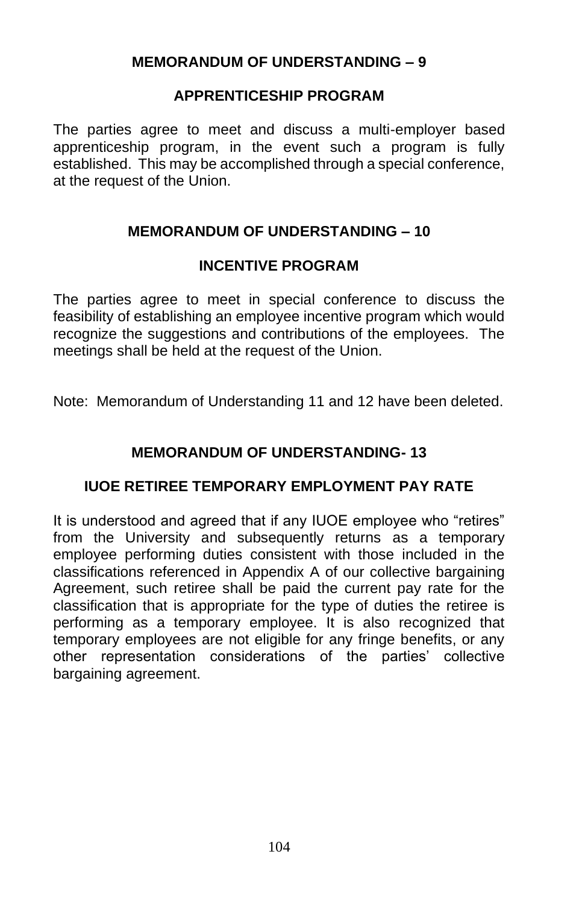## MEMORANDUM OF UNDERSTANDING – 9

### APPRENTICESHIP PROGRAM

The parties agree to meet and discuss a multi-employer based apprenticeship program, in the event such a program is fully established. This may be accomplished through a special conference, at the request of the Union.

## MEMORANDUM OF UNDERSTANDING – 10

### INCENTIVE PROGRAM

The parties agree to meet in special conference to discuss the feasibility of establishing an employee incentive program which would recognize the suggestions and contributions of the employees. The meetings shall be held at the request of the Union.

Note: Memorandum of Understanding 11 and 12 have been deleted.

## MEMORANDUM OF UNDERSTANDING- 13

### IUOE RETIREE TEMPORARY EMPLOYMENT PAY RATE

It is understood and agreed that if any IUOE employee who "retires" from the University and subsequently returns as a temporary employee performing duties consistent with those included in the classifications referenced in Appendix A of our collective bargaining Agreement, such retiree shall be paid the current pay rate for the classification that is appropriate for the type of duties the retiree is performing as a temporary employee. It is also recognized that temporary employees are not eligible for any fringe benefits, or any other representation considerations of the parties' collective bargaining agreement.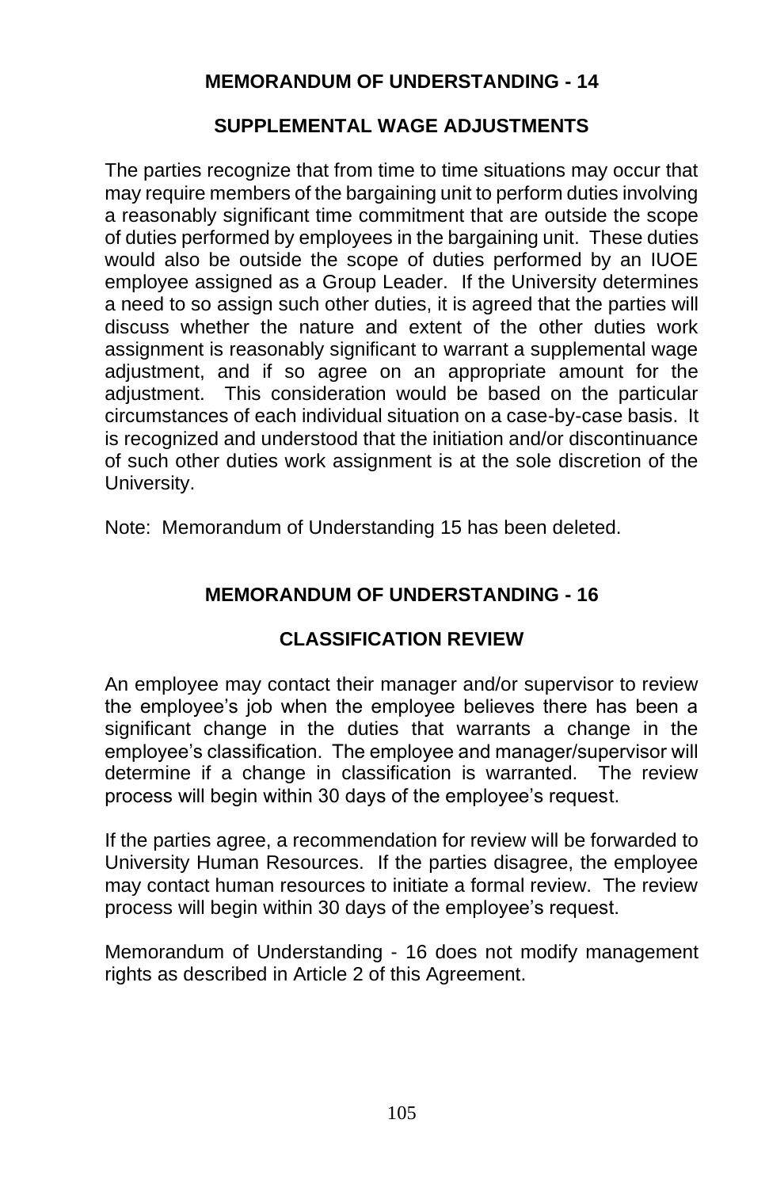## MEMORANDUM OF UNDERSTANDING - 14

### SUPPLEMENTAL WAGE ADJUSTMENTS

The parties recognize that from time to time situations may occur that may require members of the bargaining unit to perform duties involving a reasonably significant time commitment that are outside the scope of duties performed by employees in the bargaining unit. These duties would also be outside the scope of duties performed by an IUOE employee assigned as a Group Leader. If the University determines a need to so assign such other duties, it is agreed that the parties will discuss whether the nature and extent of the other duties work assignment is reasonably significant to warrant a supplemental wage adjustment, and if so agree on an appropriate amount for the adjustment. This consideration would be based on the particular circumstances of each individual situation on a case-by-case basis. It is recognized and understood that the initiation and/or discontinuance of such other duties work assignment is at the sole discretion of the University.

Note: Memorandum of Understanding 15 has been deleted.

## MEMORANDUM OF UNDERSTANDING - 16

### CLASSIFICATION REVIEW

An employee may contact their manager and/or supervisor to review the employee's job when the employee believes there has been a significant change in the duties that warrants a change in the employee's classification. The employee and manager/supervisor will determine if a change in classification is warranted. The review process will begin within 30 days of the employee's request.

If the parties agree, a recommendation for review will be forwarded to University Human Resources. If the parties disagree, the employee may contact human resources to initiate a formal review. The review process will begin within 30 days of the employee's request.

Memorandum of Understanding - 16 does not modify management rights as described in Article 2 of this Agreement.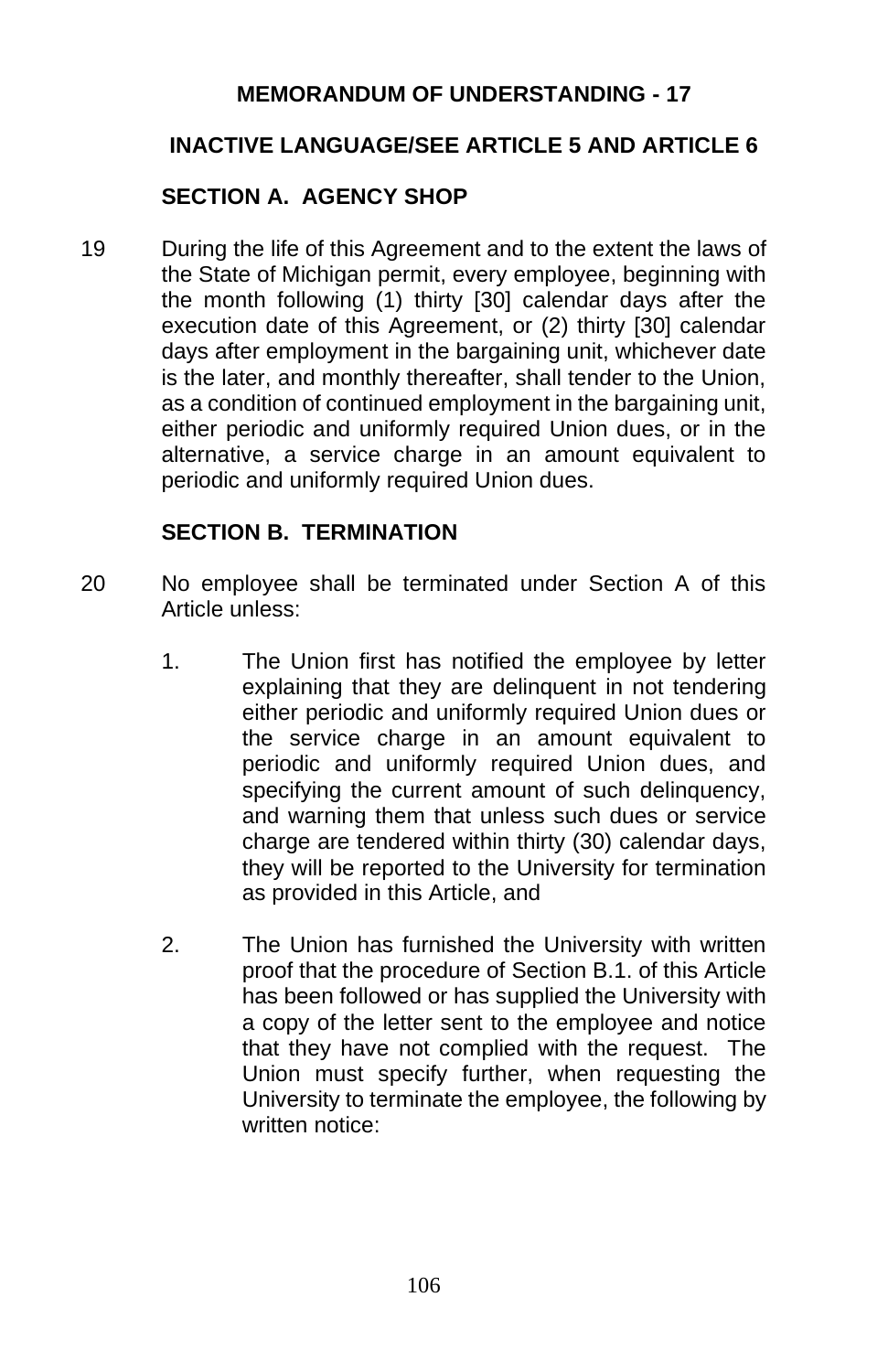## MEMORANDUM OF UNDERSTANDING - 17

## INACTIVE LANGUAGE/SEE ARTICLE 5 AND ARTICLE 6

### SECTION A. AGENCY SHOP

19 During the life of this Agreement and to the extent the laws of the State of Michigan permit, every employee, beginning with the month following (1) thirty [30] calendar days after the execution date of this Agreement, or (2) thirty [30] calendar days after employment in the bargaining unit, whichever date is the later, and monthly thereafter, shall tender to the Union, as a condition of continued employment in the bargaining unit, either periodic and uniformly required Union dues, or in the alternative, a service charge in an amount equivalent to periodic and uniformly required Union dues.

### SECTION B. TERMINATION

20 No employee shall be terminated under Section A of this Article unless:

1. The Union first has notified the employee by letter explaining that they are delinquent in not tendering either periodic and uniformly required Union dues or the service charge in an amount equivalent to periodic and uniformly required Union dues, and specifying the current amount of such delinquency, and warning them that unless such dues or service charge are tendered within thirty (30) calendar days, they will be reported to the University for termination as provided in this Article, and

2. The Union has furnished the University with written proof that the procedure of Section B.1. of this Article has been followed or has supplied the University with a copy of the letter sent to the employee and notice that they have not complied with the request. The Union must specify further, when requesting the University to terminate the employee, the following by written notice: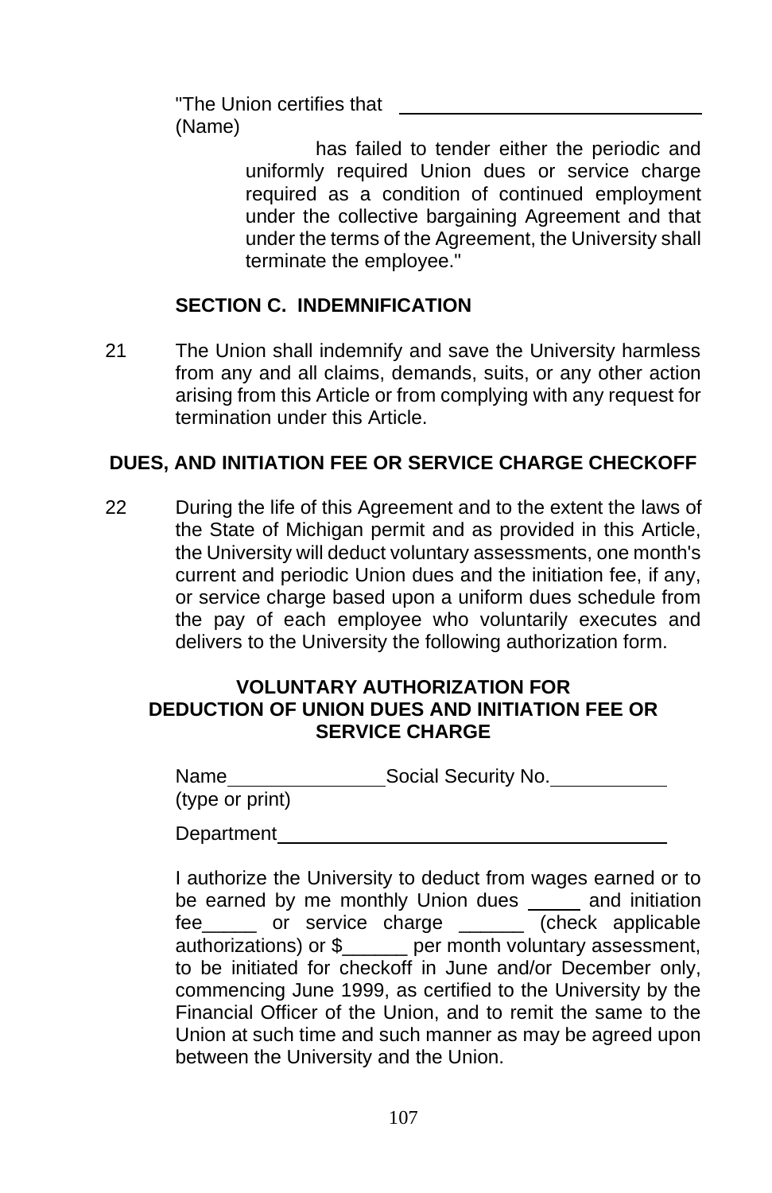"The Union certifies that ____________________________
(Name)

has failed to tender either the periodic and uniformly required Union dues or service charge required as a condition of continued employment under the collective bargaining Agreement and that under the terms of the Agreement, the University shall terminate the employee."

### SECTION C. INDEMNIFICATION

21 The Union shall indemnify and save the University harmless from any and all claims, demands, suits, or any other action arising from this Article or from complying with any request for termination under this Article.

## DUES, AND INITIATION FEE OR SERVICE CHARGE CHECKOFF

22 During the life of this Agreement and to the extent the laws of the State of Michigan permit and as provided in this Article, the University will deduct voluntary assessments, one month's current and periodic Union dues and the initiation fee, if any, or service charge based upon a uniform dues schedule from the pay of each employee who voluntarily executes and delivers to the University the following authorization form.

**VOLUNTARY AUTHORIZATION FOR DEDUCTION OF UNION DUES AND INITIATION FEE OR SERVICE CHARGE**

Name ______________ Social Security No. ___________
(type or print)

Department ____________________________________

I authorize the University to deduct from wages earned or to be earned by me monthly Union dues _____ and initiation fee_____ or service charge ______ (check applicable authorizations) or $______ per month voluntary assessment, to be initiated for checkoff in June and/or December only, commencing June 1999, as certified to the University by the Financial Officer of the Union, and to remit the same to the Union at such time and such manner as may be agreed upon between the University and the Union.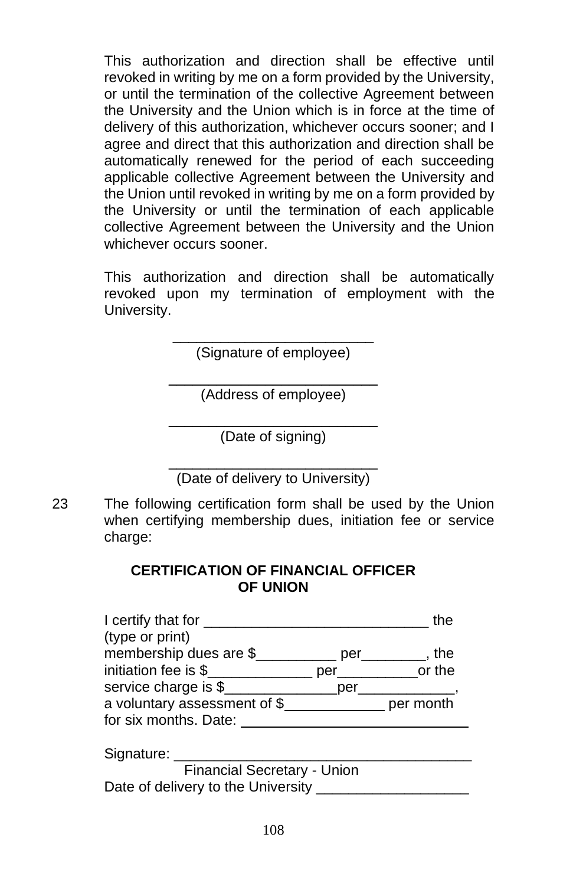This authorization and direction shall be effective until revoked in writing by me on a form provided by the University, or until the termination of the collective Agreement between the University and the Union which is in force at the time of delivery of this authorization, whichever occurs sooner; and I agree and direct that this authorization and direction shall be automatically renewed for the period of each succeeding applicable collective Agreement between the University and the Union until revoked in writing by me on a form provided by the University or until the termination of each applicable collective Agreement between the University and the Union whichever occurs sooner.

This authorization and direction shall be automatically revoked upon my termination of employment with the University.

\_\_\_\_\_\_\_\_\_\_\_\_\_\_\_\_\_\_\_\_\_\_\_\_\_\_\_
(Signature of employee)

\_\_\_\_\_\_\_\_\_\_\_\_\_\_\_\_\_\_\_\_\_\_\_\_\_\_\_
(Address of employee)

\_\_\_\_\_\_\_\_\_\_\_\_\_\_\_\_\_\_\_\_\_\_\_\_\_\_\_
(Date of signing)

\_\_\_\_\_\_\_\_\_\_\_\_\_\_\_\_\_\_\_\_\_\_\_\_\_\_\_
(Date of delivery to University)

23 The following certification form shall be used by the Union when certifying membership dues, initiation fee or service charge:

**CERTIFICATION OF FINANCIAL OFFICER OF UNION**

I certify that for \_\_\_\_\_\_\_\_\_\_\_\_\_\_\_\_\_\_\_\_\_\_\_\_\_\_\_\_\_\_ the
(type or print)
membership dues are $\_\_\_\_\_\_\_\_\_\_ per\_\_\_\_\_\_\_\_, the initiation fee is $\_\_\_\_\_\_\_\_\_\_\_\_\_ per\_\_\_\_\_\_\_\_\_\_or the service charge is $\_\_\_\_\_\_\_\_\_\_\_\_\_\_per\_\_\_\_\_\_\_\_\_\_\_\_, a voluntary assessment of $\_\_\_\_\_\_\_\_\_\_\_\_\_ per month for six months. Date: \_\_\_\_\_\_\_\_\_\_\_\_\_\_\_\_\_\_\_\_\_\_\_\_\_\_\_\_\_\_

Signature: \_\_\_\_\_\_\_\_\_\_\_\_\_\_\_\_\_\_\_\_\_\_\_\_\_\_\_\_\_\_\_\_\_\_\_\_\_\_\_
Financial Secretary - Union
Date of delivery to the University \_\_\_\_\_\_\_\_\_\_\_\_\_\_\_\_\_\_\_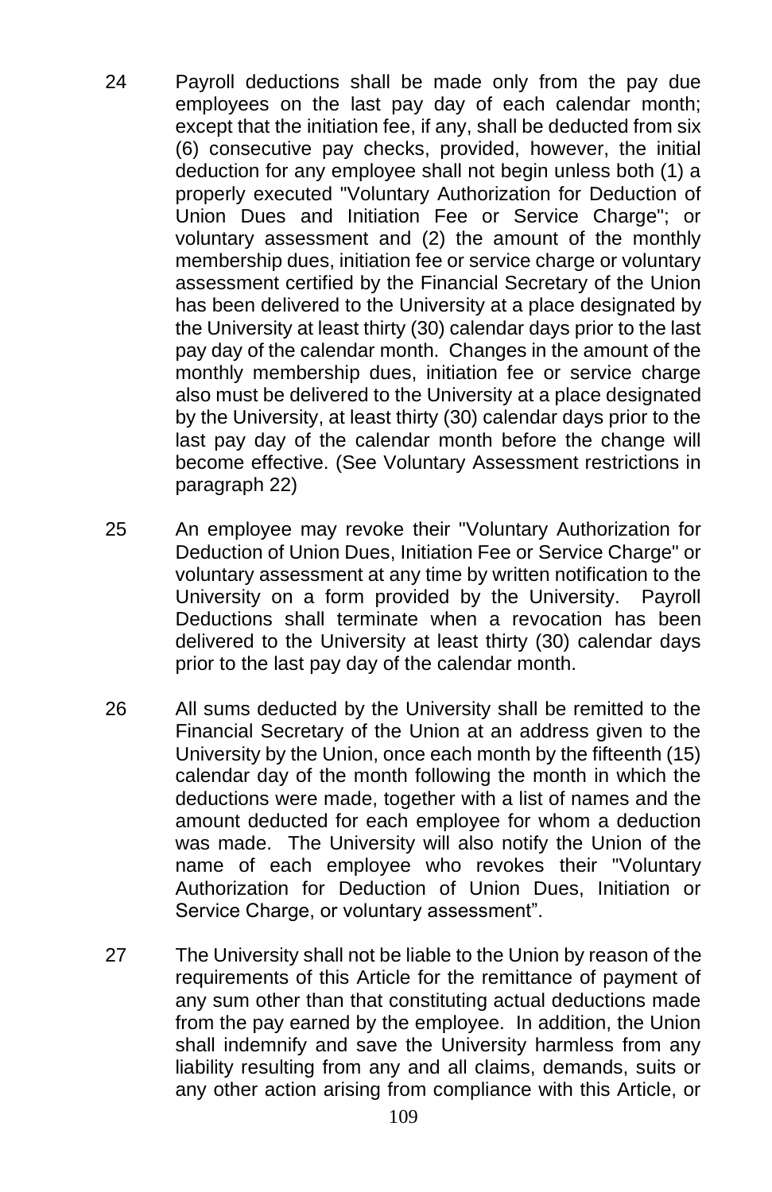24 Payroll deductions shall be made only from the pay due employees on the last pay day of each calendar month; except that the initiation fee, if any, shall be deducted from six (6) consecutive pay checks, provided, however, the initial deduction for any employee shall not begin unless both (1) a properly executed "Voluntary Authorization for Deduction of Union Dues and Initiation Fee or Service Charge"; or voluntary assessment and (2) the amount of the monthly membership dues, initiation fee or service charge or voluntary assessment certified by the Financial Secretary of the Union has been delivered to the University at a place designated by the University at least thirty (30) calendar days prior to the last pay day of the calendar month. Changes in the amount of the monthly membership dues, initiation fee or service charge also must be delivered to the University at a place designated by the University, at least thirty (30) calendar days prior to the last pay day of the calendar month before the change will become effective. (See Voluntary Assessment restrictions in paragraph 22)

25 An employee may revoke their "Voluntary Authorization for Deduction of Union Dues, Initiation Fee or Service Charge" or voluntary assessment at any time by written notification to the University on a form provided by the University. Payroll Deductions shall terminate when a revocation has been delivered to the University at least thirty (30) calendar days prior to the last pay day of the calendar month.

26 All sums deducted by the University shall be remitted to the Financial Secretary of the Union at an address given to the University by the Union, once each month by the fifteenth (15) calendar day of the month following the month in which the deductions were made, together with a list of names and the amount deducted for each employee for whom a deduction was made. The University will also notify the Union of the name of each employee who revokes their "Voluntary Authorization for Deduction of Union Dues, Initiation or Service Charge, or voluntary assessment".

27 The University shall not be liable to the Union by reason of the requirements of this Article for the remittance of payment of any sum other than that constituting actual deductions made from the pay earned by the employee. In addition, the Union shall indemnify and save the University harmless from any liability resulting from any and all claims, demands, suits or any other action arising from compliance with this Article, or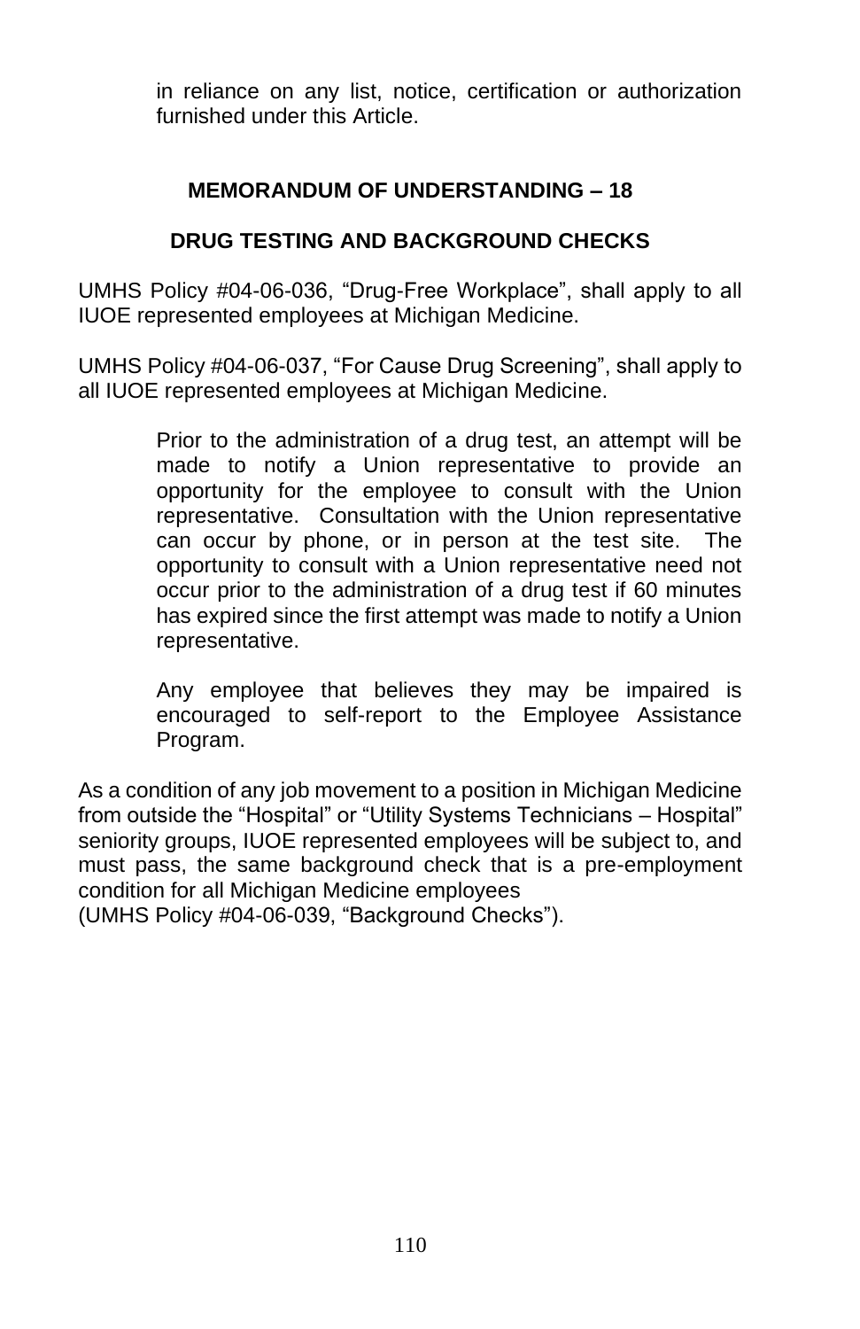in reliance on any list, notice, certification or authorization furnished under this Article.

## MEMORANDUM OF UNDERSTANDING – 18

## DRUG TESTING AND BACKGROUND CHECKS

UMHS Policy #04-06-036, "Drug-Free Workplace", shall apply to all IUOE represented employees at Michigan Medicine.

UMHS Policy #04-06-037, "For Cause Drug Screening", shall apply to all IUOE represented employees at Michigan Medicine.

> Prior to the administration of a drug test, an attempt will be made to notify a Union representative to provide an opportunity for the employee to consult with the Union representative. Consultation with the Union representative can occur by phone, or in person at the test site. The opportunity to consult with a Union representative need not occur prior to the administration of a drug test if 60 minutes has expired since the first attempt was made to notify a Union representative.
>
> Any employee that believes they may be impaired is encouraged to self-report to the Employee Assistance Program.

As a condition of any job movement to a position in Michigan Medicine from outside the "Hospital" or "Utility Systems Technicians – Hospital" seniority groups, IUOE represented employees will be subject to, and must pass, the same background check that is a pre-employment condition for all Michigan Medicine employees
(UMHS Policy #04-06-039, "Background Checks").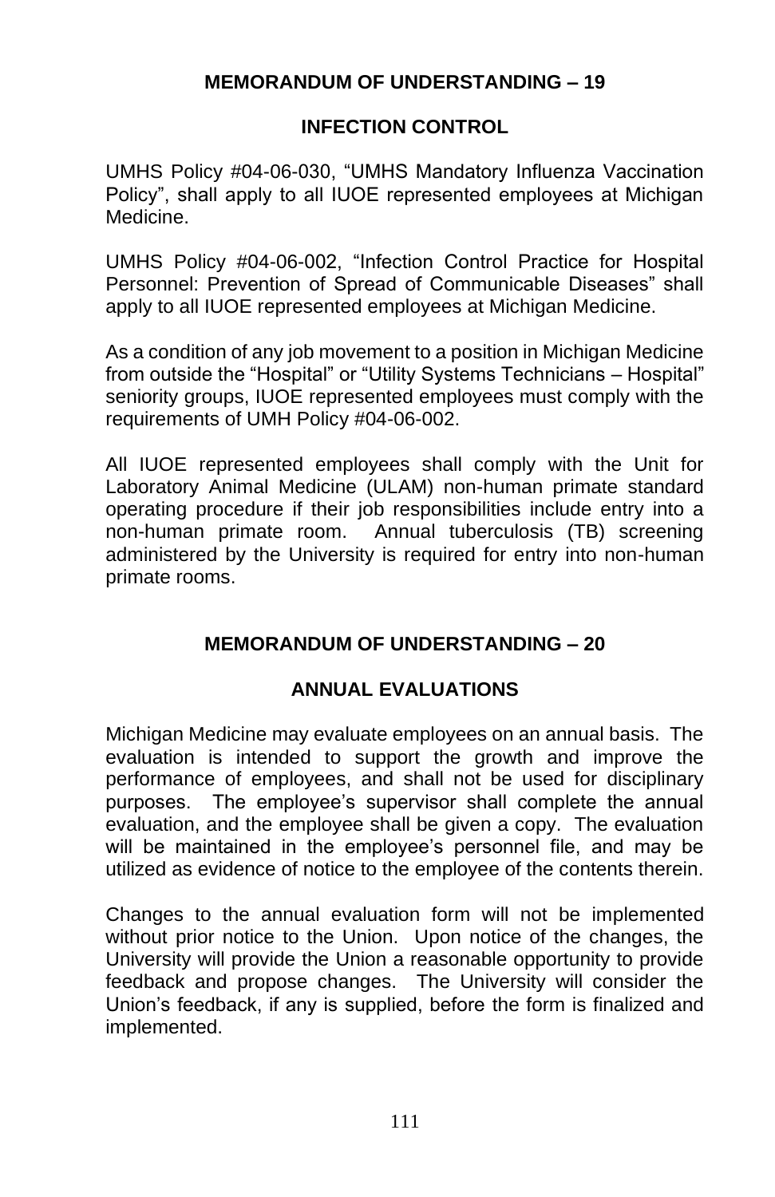## MEMORANDUM OF UNDERSTANDING – 19

### INFECTION CONTROL

UMHS Policy #04-06-030, "UMHS Mandatory Influenza Vaccination Policy", shall apply to all IUOE represented employees at Michigan Medicine.

UMHS Policy #04-06-002, "Infection Control Practice for Hospital Personnel: Prevention of Spread of Communicable Diseases" shall apply to all IUOE represented employees at Michigan Medicine.

As a condition of any job movement to a position in Michigan Medicine from outside the "Hospital" or "Utility Systems Technicians – Hospital" seniority groups, IUOE represented employees must comply with the requirements of UMH Policy #04-06-002.

All IUOE represented employees shall comply with the Unit for Laboratory Animal Medicine (ULAM) non-human primate standard operating procedure if their job responsibilities include entry into a non-human primate room. Annual tuberculosis (TB) screening administered by the University is required for entry into non-human primate rooms.

## MEMORANDUM OF UNDERSTANDING – 20

### ANNUAL EVALUATIONS

Michigan Medicine may evaluate employees on an annual basis. The evaluation is intended to support the growth and improve the performance of employees, and shall not be used for disciplinary purposes. The employee's supervisor shall complete the annual evaluation, and the employee shall be given a copy. The evaluation will be maintained in the employee's personnel file, and may be utilized as evidence of notice to the employee of the contents therein.

Changes to the annual evaluation form will not be implemented without prior notice to the Union. Upon notice of the changes, the University will provide the Union a reasonable opportunity to provide feedback and propose changes. The University will consider the Union's feedback, if any is supplied, before the form is finalized and implemented.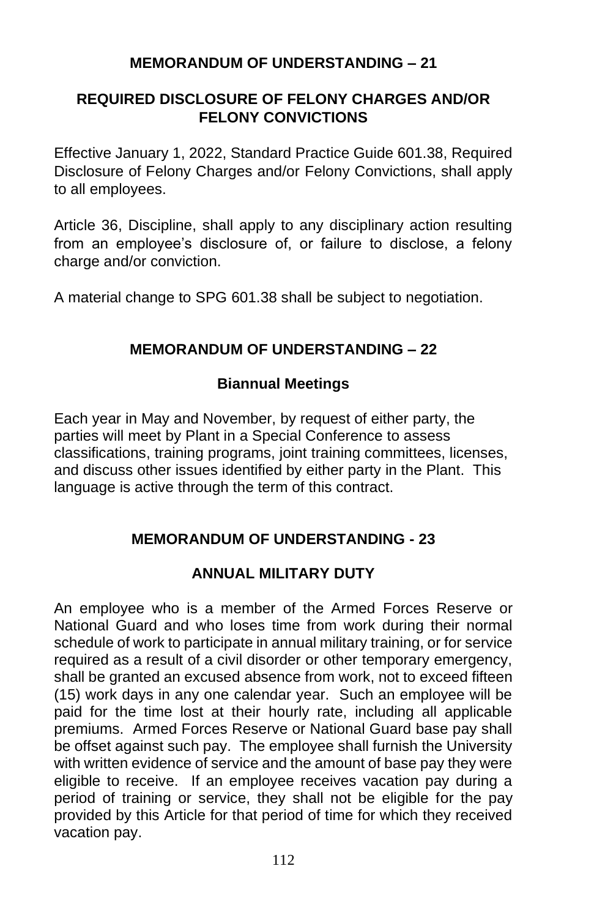## MEMORANDUM OF UNDERSTANDING – 21

## REQUIRED DISCLOSURE OF FELONY CHARGES AND/OR FELONY CONVICTIONS

Effective January 1, 2022, Standard Practice Guide 601.38, Required Disclosure of Felony Charges and/or Felony Convictions, shall apply to all employees.

Article 36, Discipline, shall apply to any disciplinary action resulting from an employee's disclosure of, or failure to disclose, a felony charge and/or conviction.

A material change to SPG 601.38 shall be subject to negotiation.

## MEMORANDUM OF UNDERSTANDING – 22

## Biannual Meetings

Each year in May and November, by request of either party, the parties will meet by Plant in a Special Conference to assess classifications, training programs, joint training committees, licenses, and discuss other issues identified by either party in the Plant. This language is active through the term of this contract.

## MEMORANDUM OF UNDERSTANDING - 23

## ANNUAL MILITARY DUTY

An employee who is a member of the Armed Forces Reserve or National Guard and who loses time from work during their normal schedule of work to participate in annual military training, or for service required as a result of a civil disorder or other temporary emergency, shall be granted an excused absence from work, not to exceed fifteen (15) work days in any one calendar year. Such an employee will be paid for the time lost at their hourly rate, including all applicable premiums. Armed Forces Reserve or National Guard base pay shall be offset against such pay. The employee shall furnish the University with written evidence of service and the amount of base pay they were eligible to receive. If an employee receives vacation pay during a period of training or service, they shall not be eligible for the pay provided by this Article for that period of time for which they received vacation pay.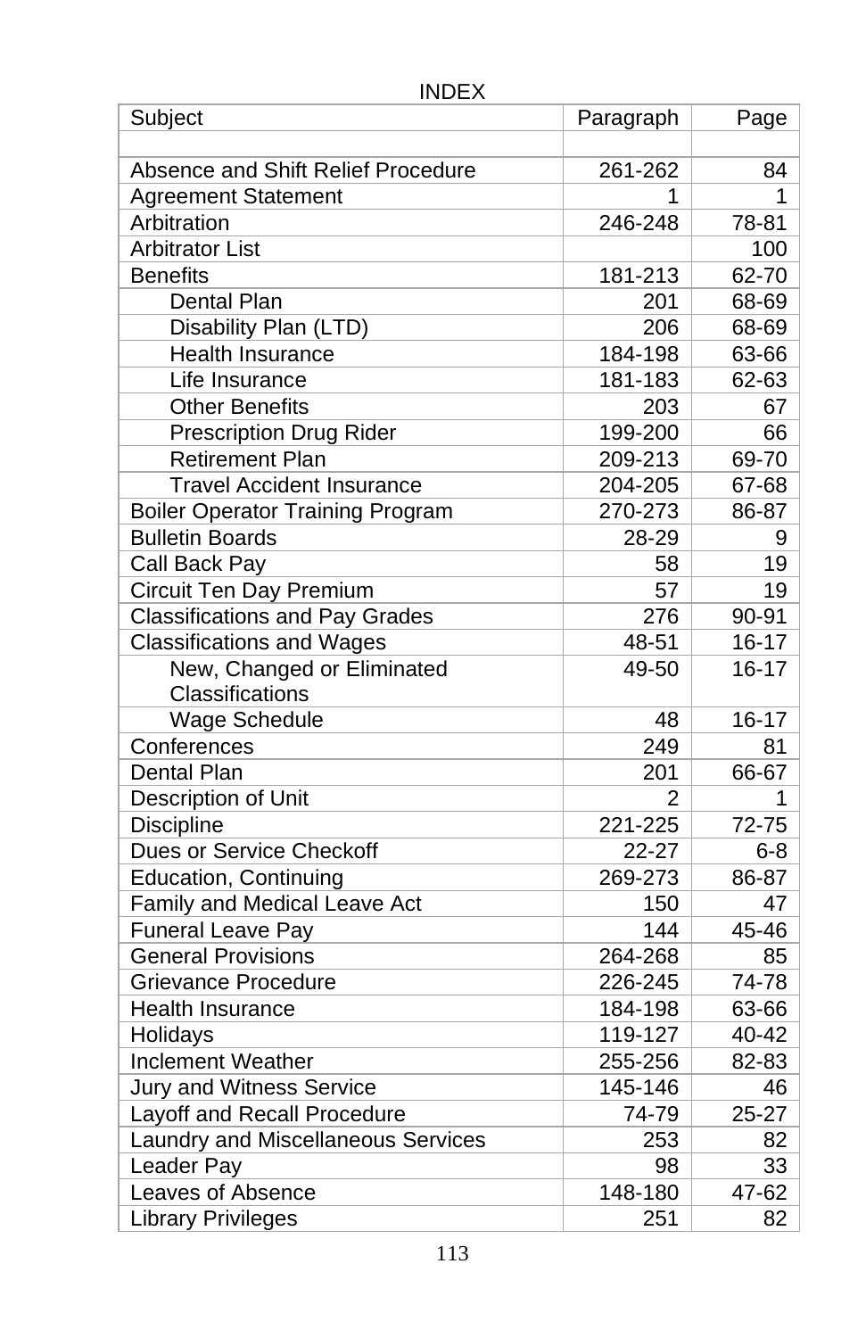# INDEX

| Subject | Paragraph | Page |
|---|---|---|
| | | |
| Absence and Shift Relief Procedure | 261-262 | 84 |
| Agreement Statement | 1 | 1 |
| Arbitration | 246-248 | 78-81 |
| Arbitrator List | | 100 |
| Benefits | 181-213 | 62-70 |
| Dental Plan | 201 | 68-69 |
| Disability Plan (LTD) | 206 | 68-69 |
| Health Insurance | 184-198 | 63-66 |
| Life Insurance | 181-183 | 62-63 |
| Other Benefits | 203 | 67 |
| Prescription Drug Rider | 199-200 | 66 |
| Retirement Plan | 209-213 | 69-70 |
| Travel Accident Insurance | 204-205 | 67-68 |
| Boiler Operator Training Program | 270-273 | 86-87 |
| Bulletin Boards | 28-29 | 9 |
| Call Back Pay | 58 | 19 |
| Circuit Ten Day Premium | 57 | 19 |
| Classifications and Pay Grades | 276 | 90-91 |
| Classifications and Wages | 48-51 | 16-17 |
| New, Changed or Eliminated Classifications | 49-50 | 16-17 |
| Wage Schedule | 48 | 16-17 |
| Conferences | 249 | 81 |
| Dental Plan | 201 | 66-67 |
| Description of Unit | 2 | 1 |
| Discipline | 221-225 | 72-75 |
| Dues or Service Checkoff | 22-27 | 6-8 |
| Education, Continuing | 269-273 | 86-87 |
| Family and Medical Leave Act | 150 | 47 |
| Funeral Leave Pay | 144 | 45-46 |
| General Provisions | 264-268 | 85 |
| Grievance Procedure | 226-245 | 74-78 |
| Health Insurance | 184-198 | 63-66 |
| Holidays | 119-127 | 40-42 |
| Inclement Weather | 255-256 | 82-83 |
| Jury and Witness Service | 145-146 | 46 |
| Layoff and Recall Procedure | 74-79 | 25-27 |
| Laundry and Miscellaneous Services | 253 | 82 |
| Leader Pay | 98 | 33 |
| Leaves of Absence | 148-180 | 47-62 |
| Library Privileges | 251 | 82 |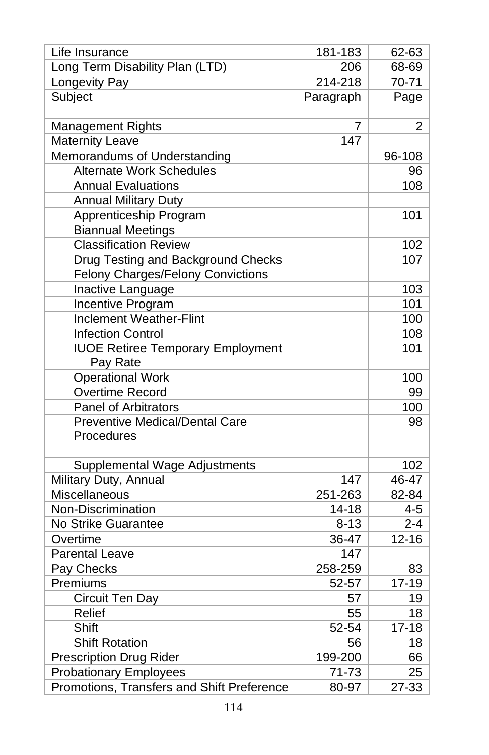| Life Insurance | 181-183 | 62-63 |
|---|---|---|
| Long Term Disability Plan (LTD) | 206 | 68-69 |
| Longevity Pay | 214-218 | 70-71 |
| Subject | Paragraph | Page |
| | | |
| Management Rights | 7 | 2 |
| Maternity Leave | 147 | |
| Memorandums of Understanding | | 96-108 |
| Alternate Work Schedules | | 96 |
| Annual Evaluations | | 108 |
| Annual Military Duty | | |
| Apprenticeship Program | | 101 |
| Biannual Meetings | | |
| Classification Review | | 102 |
| Drug Testing and Background Checks | | 107 |
| Felony Charges/Felony Convictions | | |
| Inactive Language | | 103 |
| Incentive Program | | 101 |
| Inclement Weather-Flint | | 100 |
| Infection Control | | 108 |
| IUOE Retiree Temporary Employment Pay Rate | | 101 |
| Operational Work | | 100 |
| Overtime Record | | 99 |
| Panel of Arbitrators | | 100 |
| Preventive Medical/Dental Care Procedures | | 98 |
| Supplemental Wage Adjustments | | 102 |
| Military Duty, Annual | 147 | 46-47 |
| Miscellaneous | 251-263 | 82-84 |
| Non-Discrimination | 14-18 | 4-5 |
| No Strike Guarantee | 8-13 | 2-4 |
| Overtime | 36-47 | 12-16 |
| Parental Leave | 147 | |
| Pay Checks | 258-259 | 83 |
| Premiums | 52-57 | 17-19 |
| Circuit Ten Day | 57 | 19 |
| Relief | 55 | 18 |
| Shift | 52-54 | 17-18 |
| Shift Rotation | 56 | 18 |
| Prescription Drug Rider | 199-200 | 66 |
| Probationary Employees | 71-73 | 25 |
| Promotions, Transfers and Shift Preference | 80-97 | 27-33 |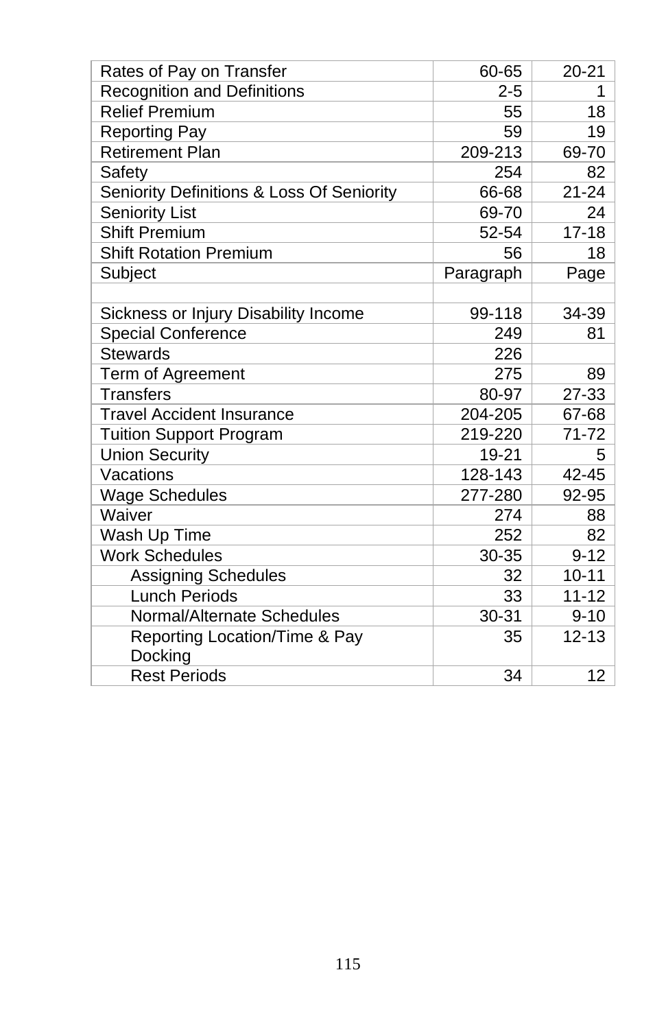| | | |
|---|---|---|
| Rates of Pay on Transfer | 60-65 | 20-21 |
| Recognition and Definitions | 2-5 | 1 |
| Relief Premium | 55 | 18 |
| Reporting Pay | 59 | 19 |
| Retirement Plan | 209-213 | 69-70 |
| Safety | 254 | 82 |
| Seniority Definitions & Loss Of Seniority | 66-68 | 21-24 |
| Seniority List | 69-70 | 24 |
| Shift Premium | 52-54 | 17-18 |
| Shift Rotation Premium | 56 | 18 |
| Subject | Paragraph | Page |
| | | |
| Sickness or Injury Disability Income | 99-118 | 34-39 |
| Special Conference | 249 | 81 |
| Stewards | 226 | |
| Term of Agreement | 275 | 89 |
| Transfers | 80-97 | 27-33 |
| Travel Accident Insurance | 204-205 | 67-68 |
| Tuition Support Program | 219-220 | 71-72 |
| Union Security | 19-21 | 5 |
| Vacations | 128-143 | 42-45 |
| Wage Schedules | 277-280 | 92-95 |
| Waiver | 274 | 88 |
| Wash Up Time | 252 | 82 |
| Work Schedules | 30-35 | 9-12 |
| Assigning Schedules | 32 | 10-11 |
| Lunch Periods | 33 | 11-12 |
| Normal/Alternate Schedules | 30-31 | 9-10 |
| Reporting Location/Time & Pay Docking | 35 | 12-13 |
| Rest Periods | 34 | 12 |